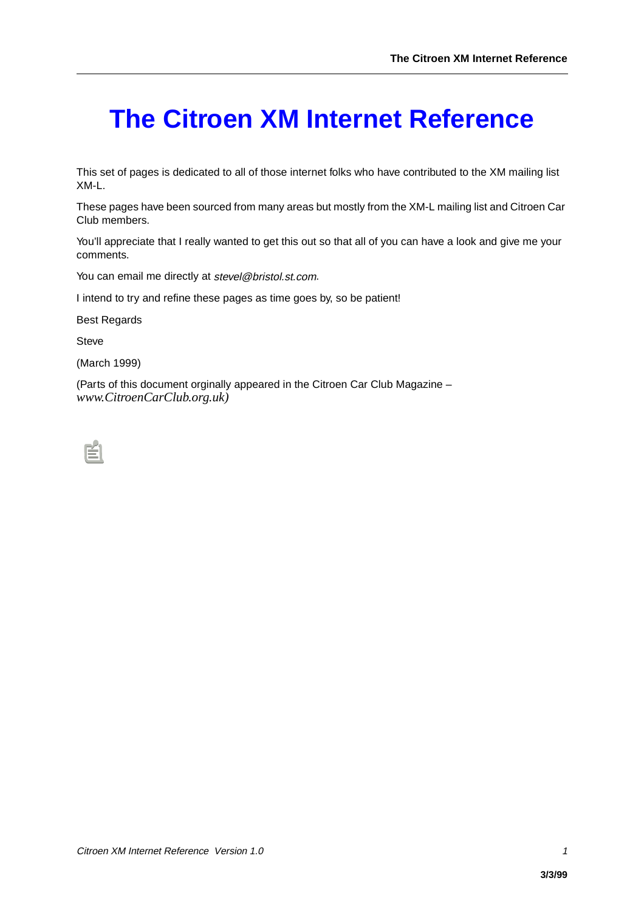# The Citroen XM Internet Reference

This set of pages is dedicated to all of those internet folks who have contributed to the XM mailing list XM-L.

These pages have been sourced from many areas but mostly from the XM-L mailing list and Citroen Car Club members.

You'll appreciate that I really wanted to get this out so that all of you can have a look and give me your comments.

You can email me directly at *stevel@bristol.st.com*.

I intend to try and refine these pages as time goes by, so be patient!

Best Regards

Steve

(March 1999)

(Parts of this document orginally appeared in the Citroen Car Club Magazine – *www.CitroenCarClub.org.uk)*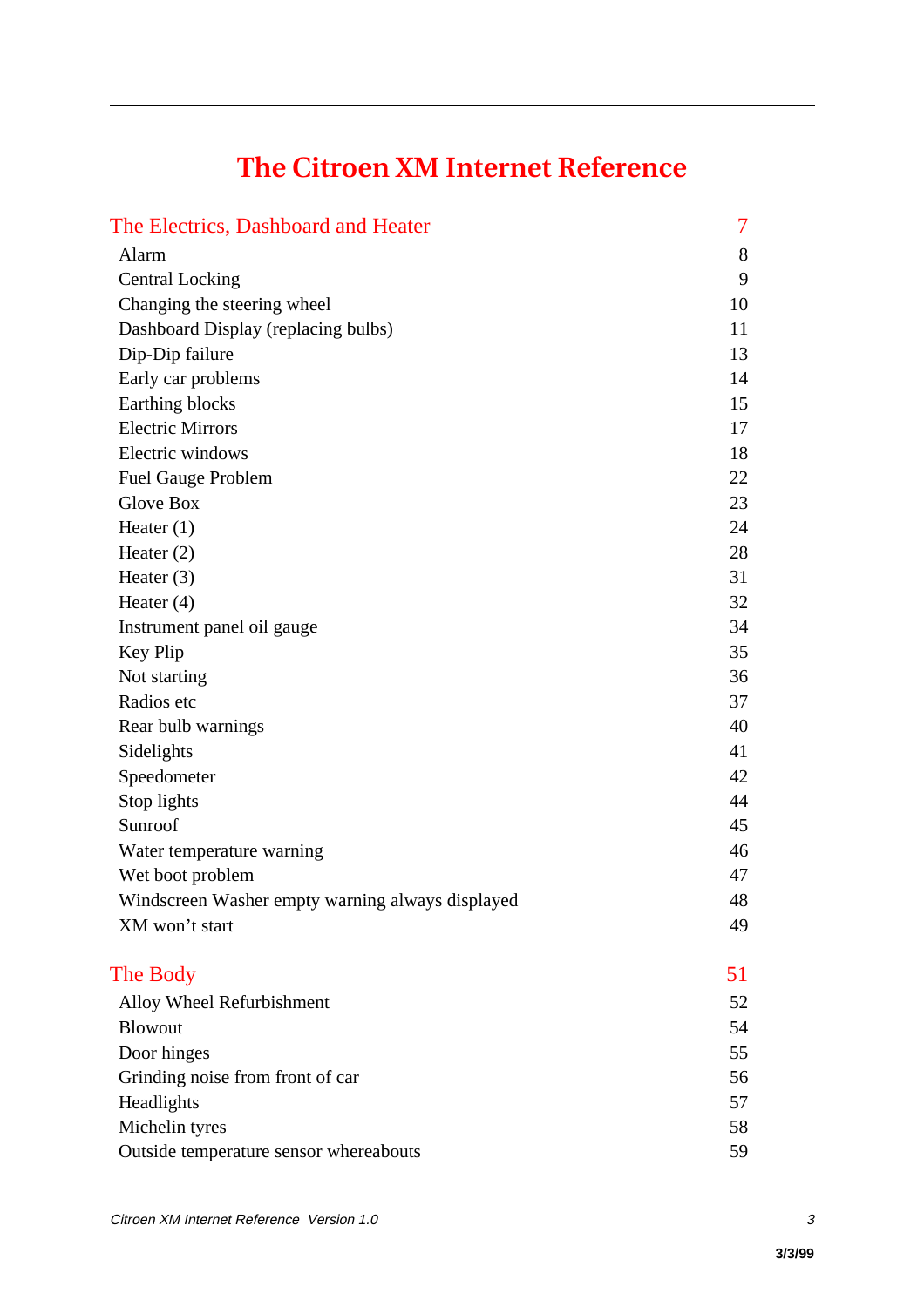# The Citroen XM Internet Reference

| | |
|---|---|
| **The Electrics, Dashboard and Heater** | **7** |
| Alarm | 8 |
| Central Locking | 9 |
| Changing the steering wheel | 10 |
| Dashboard Display (replacing bulbs) | 11 |
| Dip-Dip failure | 13 |
| Early car problems | 14 |
| Earthing blocks | 15 |
| Electric Mirrors | 17 |
| Electric windows | 18 |
| Fuel Gauge Problem | 22 |
| Glove Box | 23 |
| Heater (1) | 24 |
| Heater (2) | 28 |
| Heater (3) | 31 |
| Heater (4) | 32 |
| Instrument panel oil gauge | 34 |
| Key Plip | 35 |
| Not starting | 36 |
| Radios etc | 37 |
| Rear bulb warnings | 40 |
| Sidelights | 41 |
| Speedometer | 42 |
| Stop lights | 44 |
| Sunroof | 45 |
| Water temperature warning | 46 |
| Wet boot problem | 47 |
| Windscreen Washer empty warning always displayed | 48 |
| XM won't start | 49 |
| **The Body** | **51** |
| Alloy Wheel Refurbishment | 52 |
| Blowout | 54 |
| Door hinges | 55 |
| Grinding noise from front of car | 56 |
| Headlights | 57 |
| Michelin tyres | 58 |
| Outside temperature sensor whereabouts | 59 |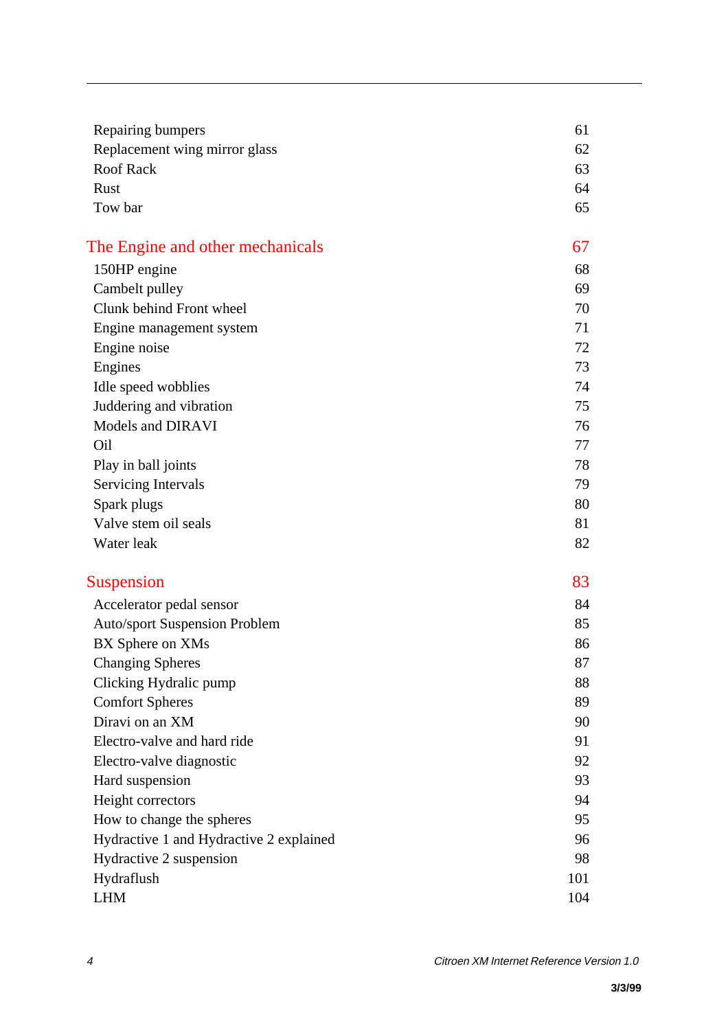| | |
|---|---|
| Repairing bumpers | 61 |
| Replacement wing mirror glass | 62 |
| Roof Rack | 63 |
| Rust | 64 |
| Tow bar | 65 |

## The Engine and other mechanicals — 67

| | |
|---|---|
| 150HP engine | 68 |
| Cambelt pulley | 69 |
| Clunk behind Front wheel | 70 |
| Engine management system | 71 |
| Engine noise | 72 |
| Engines | 73 |
| Idle speed wobblies | 74 |
| Juddering and vibration | 75 |
| Models and DIRAVI | 76 |
| Oil | 77 |
| Play in ball joints | 78 |
| Servicing Intervals | 79 |
| Spark plugs | 80 |
| Valve stem oil seals | 81 |
| Water leak | 82 |

## Suspension — 83

| | |
|---|---|
| Accelerator pedal sensor | 84 |
| Auto/sport Suspension Problem | 85 |
| BX Sphere on XMs | 86 |
| Changing Spheres | 87 |
| Clicking Hydralic pump | 88 |
| Comfort Spheres | 89 |
| Diravi on an XM | 90 |
| Electro-valve and hard ride | 91 |
| Electro-valve diagnostic | 92 |
| Hard suspension | 93 |
| Height correctors | 94 |
| How to change the spheres | 95 |
| Hydractive 1 and Hydractive 2 explained | 96 |
| Hydractive 2 suspension | 98 |
| Hydraflush | 101 |
| LHM | 104 |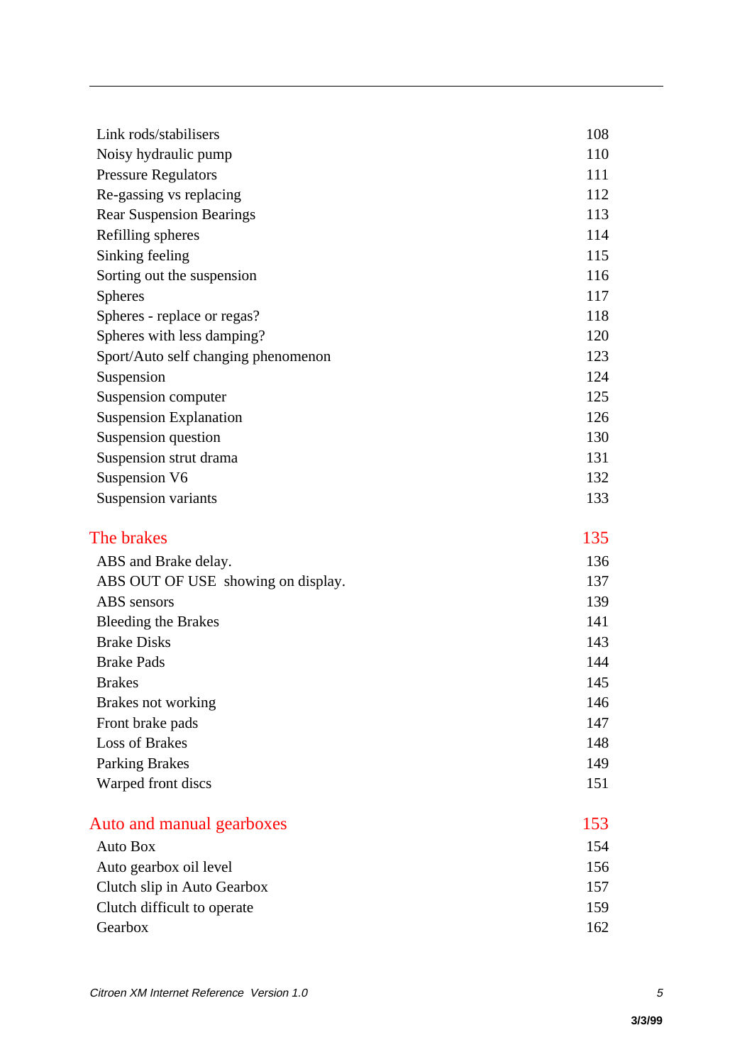| | |
|---|---|
| Link rods/stabilisers | 108 |
| Noisy hydraulic pump | 110 |
| Pressure Regulators | 111 |
| Re-gassing vs replacing | 112 |
| Rear Suspension Bearings | 113 |
| Refilling spheres | 114 |
| Sinking feeling | 115 |
| Sorting out the suspension | 116 |
| Spheres | 117 |
| Spheres - replace or regas? | 118 |
| Spheres with less damping? | 120 |
| Sport/Auto self changing phenomenon | 123 |
| Suspension | 124 |
| Suspension computer | 125 |
| Suspension Explanation | 126 |
| Suspension question | 130 |
| Suspension strut drama | 131 |
| Suspension V6 | 132 |
| Suspension variants | 133 |

## The brakes 135

| | |
|---|---|
| ABS and Brake delay. | 136 |
| ABS OUT OF USE showing on display. | 137 |
| ABS sensors | 139 |
| Bleeding the Brakes | 141 |
| Brake Disks | 143 |
| Brake Pads | 144 |
| Brakes | 145 |
| Brakes not working | 146 |
| Front brake pads | 147 |
| Loss of Brakes | 148 |
| Parking Brakes | 149 |
| Warped front discs | 151 |

## Auto and manual gearboxes 153

| | |
|---|---|
| Auto Box | 154 |
| Auto gearbox oil level | 156 |
| Clutch slip in Auto Gearbox | 157 |
| Clutch difficult to operate | 159 |
| Gearbox | 162 |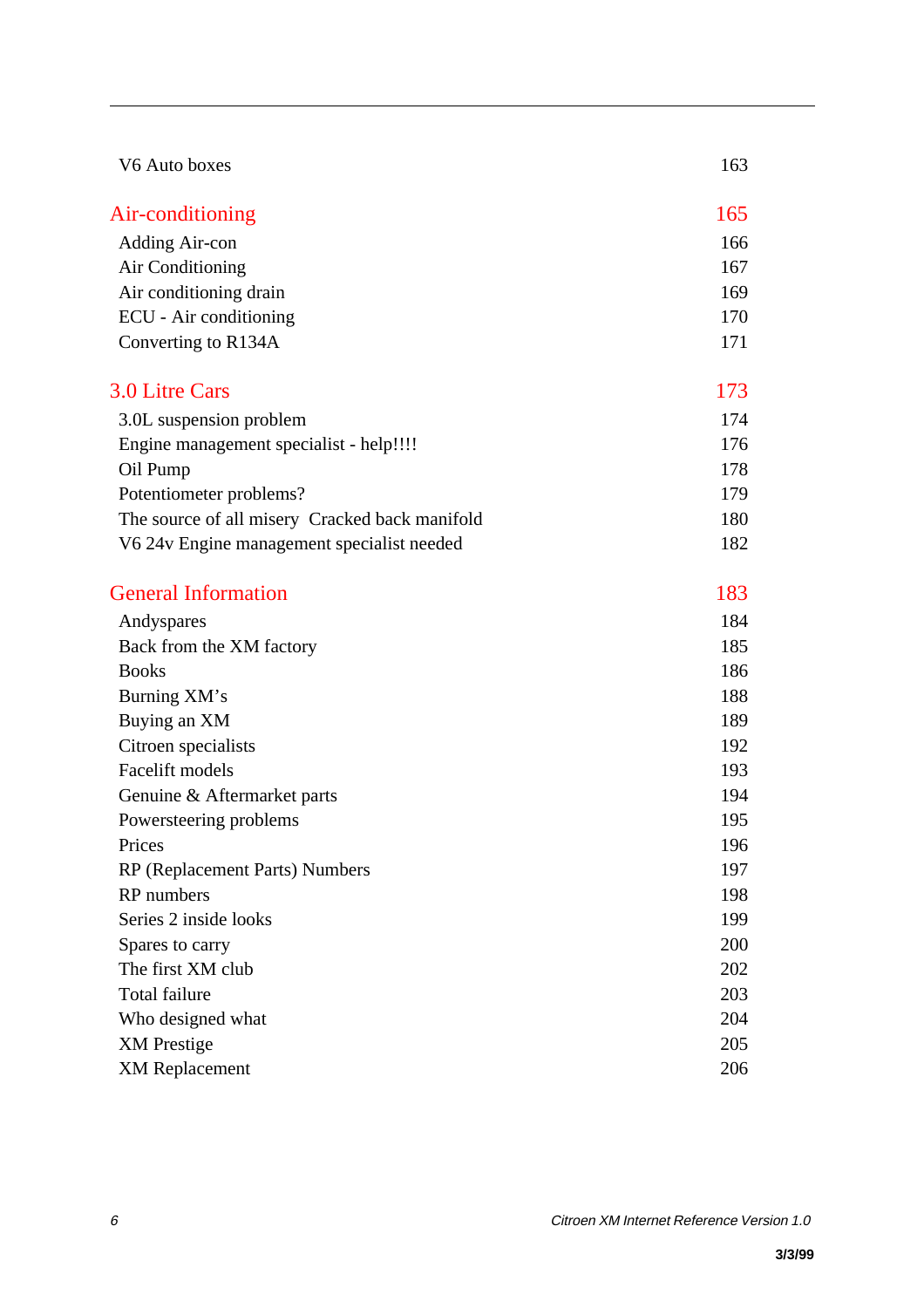V6 Auto boxes 163

## Air-conditioning 165

Adding Air-con 166
Air Conditioning 167
Air conditioning drain 169
ECU - Air conditioning 170
Converting to R134A 171

## 3.0 Litre Cars 173

3.0L suspension problem 174
Engine management specialist - help!!!! 176
Oil Pump 178
Potentiometer problems? 179
The source of all misery  Cracked back manifold 180
V6 24v Engine management specialist needed 182

## General Information 183

Andyspares 184
Back from the XM factory 185
Books 186
Burning XM's 188
Buying an XM 189
Citroen specialists 192
Facelift models 193
Genuine & Aftermarket parts 194
Powersteering problems 195
Prices 196
RP (Replacement Parts) Numbers 197
RP numbers 198
Series 2 inside looks 199
Spares to carry 200
The first XM club 202
Total failure 203
Who designed what 204
XM Prestige 205
XM Replacement 206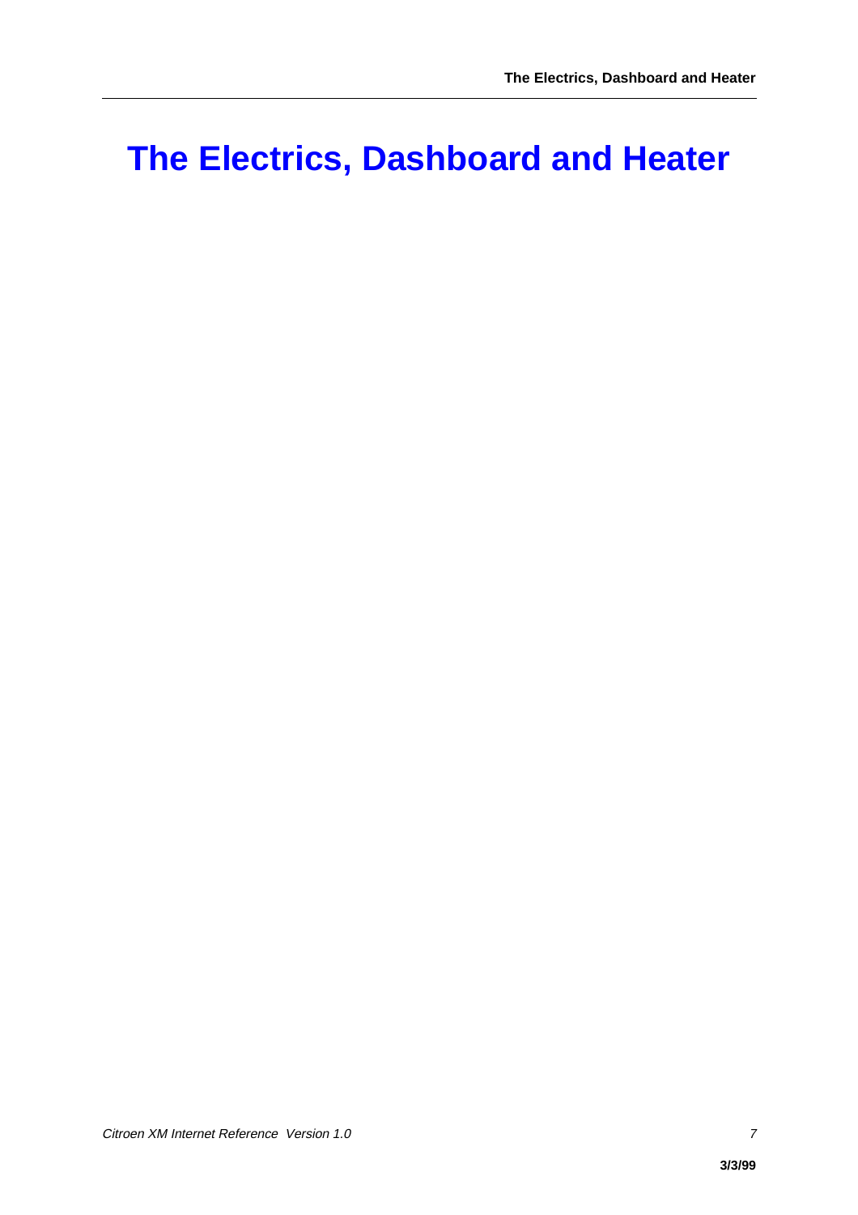# The Electrics, Dashboard and Heater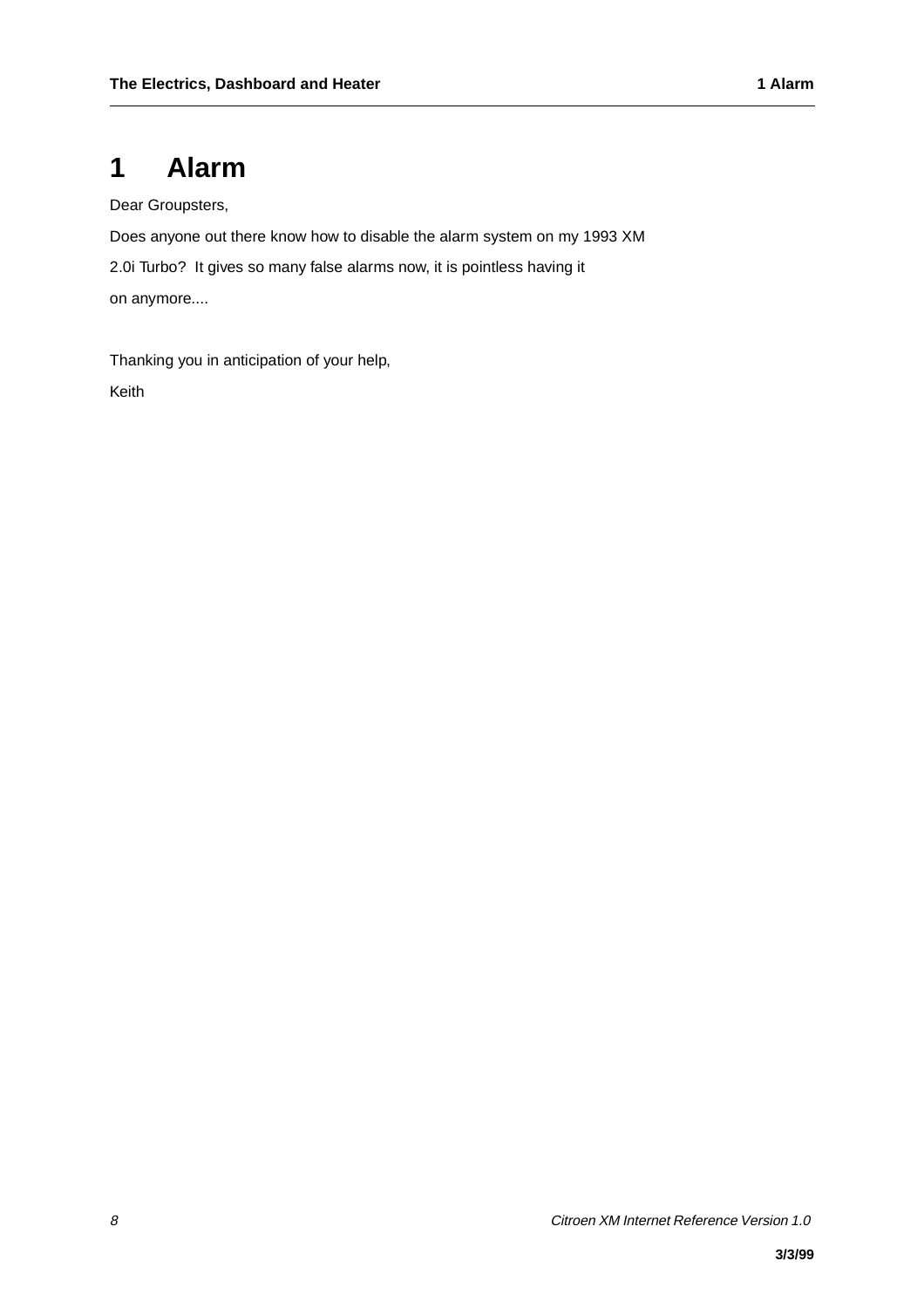# 1 Alarm

Dear Groupsters,

Does anyone out there know how to disable the alarm system on my 1993 XM 2.0i Turbo? It gives so many false alarms now, it is pointless having it on anymore....

Thanking you in anticipation of your help,

Keith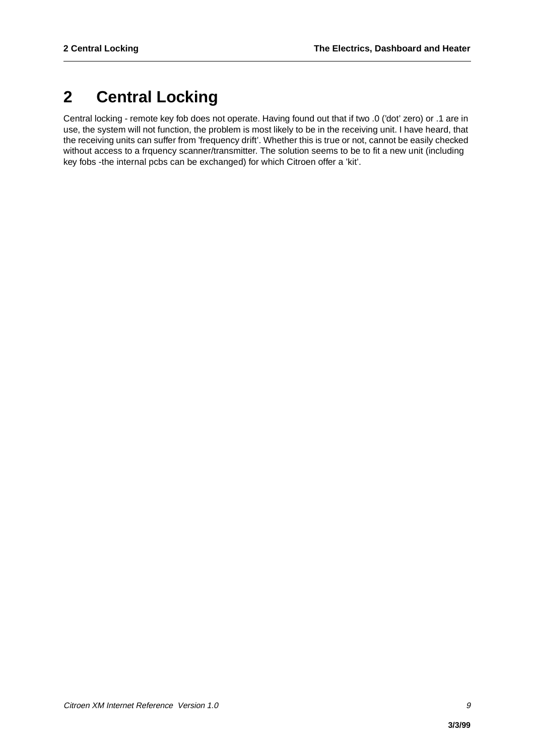# 2 Central Locking

Central locking - remote key fob does not operate. Having found out that if two .0 ('dot' zero) or .1 are in use, the system will not function, the problem is most likely to be in the receiving unit. I have heard, that the receiving units can suffer from 'frequency drift'. Whether this is true or not, cannot be easily checked without access to a frquency scanner/transmitter. The solution seems to be to fit a new unit (including key fobs -the internal pcbs can be exchanged) for which Citroen offer a 'kit'.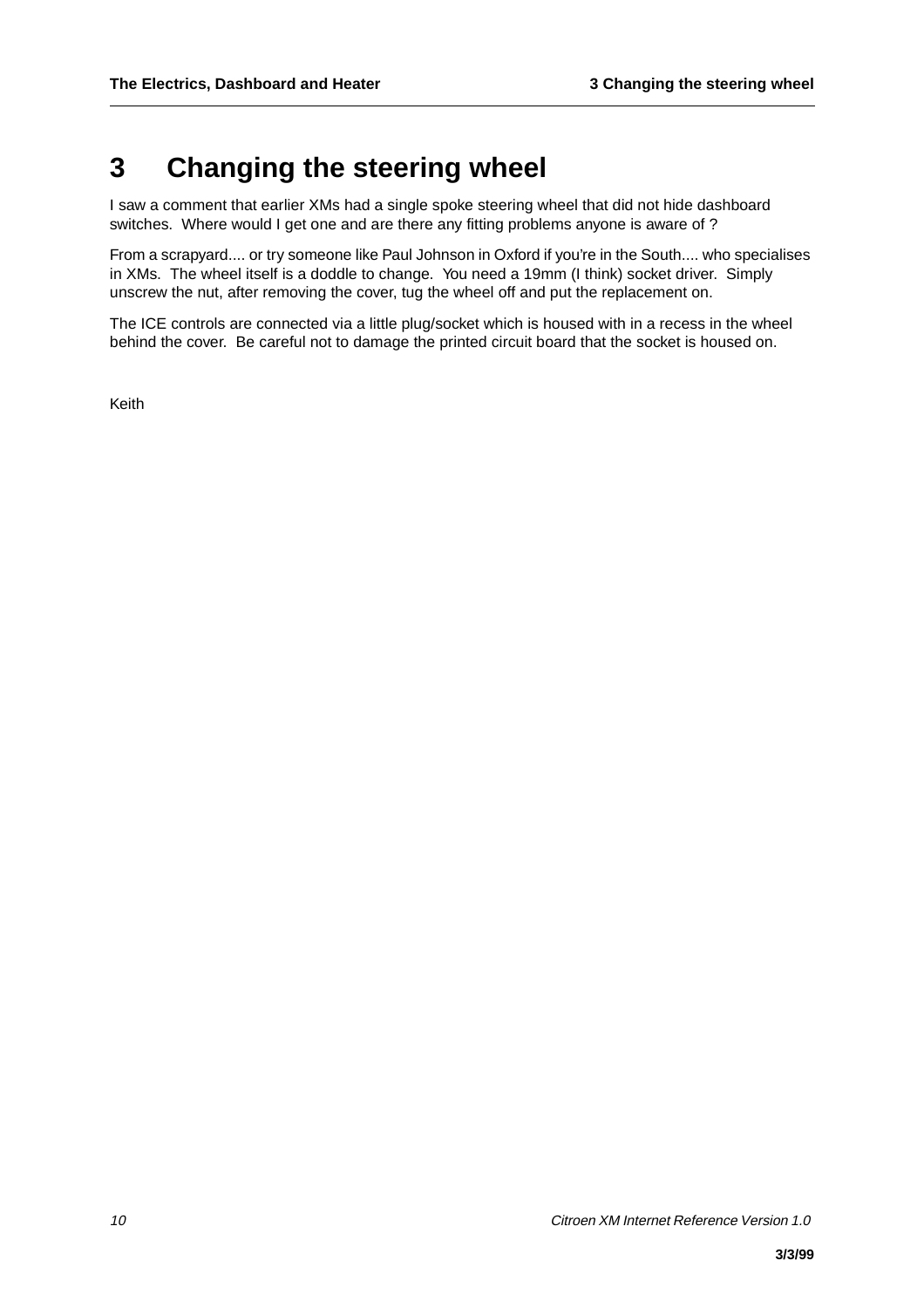# 3 Changing the steering wheel

I saw a comment that earlier XMs had a single spoke steering wheel that did not hide dashboard switches. Where would I get one and are there any fitting problems anyone is aware of ?

From a scrapyard.... or try someone like Paul Johnson in Oxford if you're in the South.... who specialises in XMs. The wheel itself is a doddle to change. You need a 19mm (I think) socket driver. Simply unscrew the nut, after removing the cover, tug the wheel off and put the replacement on.

The ICE controls are connected via a little plug/socket which is housed with in a recess in the wheel behind the cover. Be careful not to damage the printed circuit board that the socket is housed on.

Keith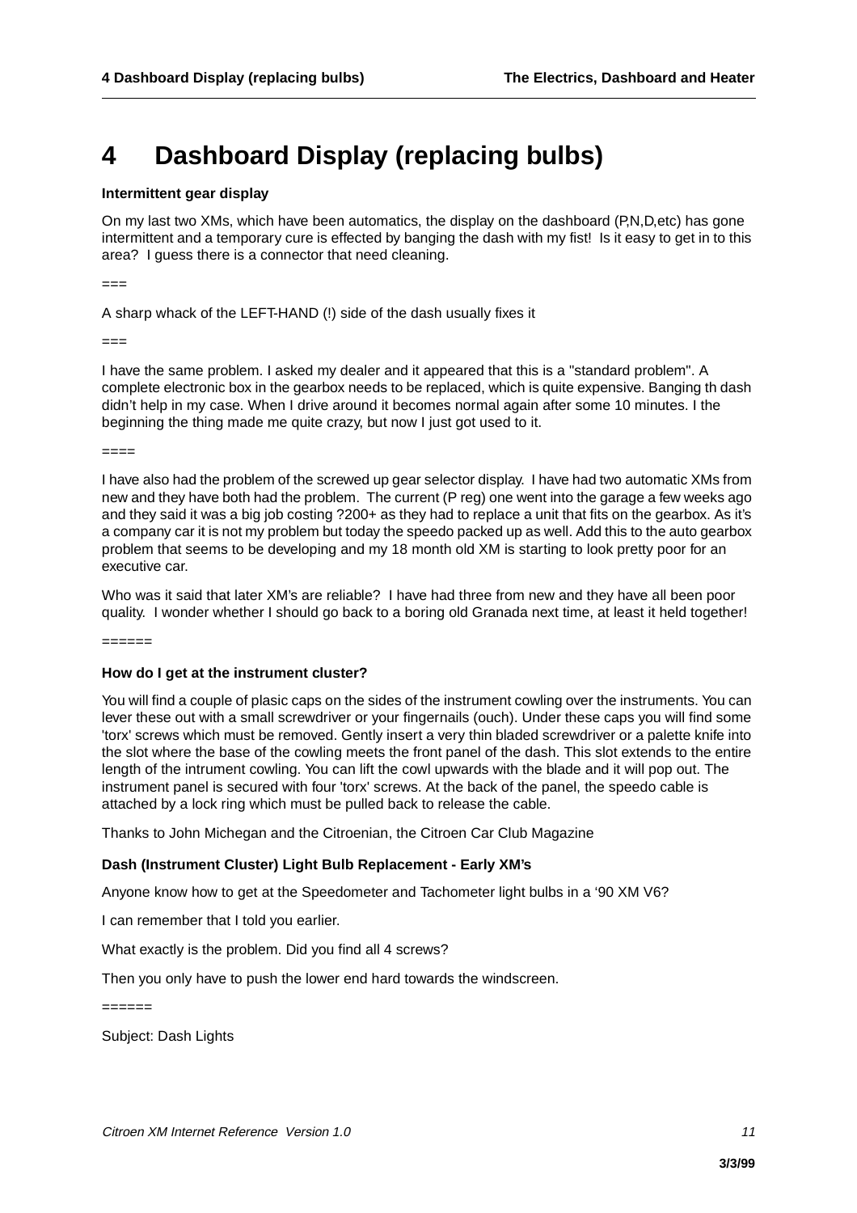# 4 Dashboard Display (replacing bulbs)

**Intermittent gear display**

On my last two XMs, which have been automatics, the display on the dashboard (P,N,D,etc) has gone intermittent and a temporary cure is effected by banging the dash with my fist! Is it easy to get in to this area? I guess there is a connector that need cleaning.

===

A sharp whack of the LEFT-HAND (!) side of the dash usually fixes it

===

I have the same problem. I asked my dealer and it appeared that this is a "standard problem". A complete electronic box in the gearbox needs to be replaced, which is quite expensive. Banging th dash didn't help in my case. When I drive around it becomes normal again after some 10 minutes. I the beginning the thing made me quite crazy, but now I just got used to it.

====

I have also had the problem of the screwed up gear selector display. I have had two automatic XMs from new and they have both had the problem. The current (P reg) one went into the garage a few weeks ago and they said it was a big job costing ?200+ as they had to replace a unit that fits on the gearbox. As it's a company car it is not my problem but today the speedo packed up as well. Add this to the auto gearbox problem that seems to be developing and my 18 month old XM is starting to look pretty poor for an executive car.

Who was it said that later XM's are reliable? I have had three from new and they have all been poor quality. I wonder whether I should go back to a boring old Granada next time, at least it held together!

======

**How do I get at the instrument cluster?**

You will find a couple of plasic caps on the sides of the instrument cowling over the instruments. You can lever these out with a small screwdriver or your fingernails (ouch). Under these caps you will find some 'torx' screws which must be removed. Gently insert a very thin bladed screwdriver or a palette knife into the slot where the base of the cowling meets the front panel of the dash. This slot extends to the entire length of the intrument cowling. You can lift the cowl upwards with the blade and it will pop out. The instrument panel is secured with four 'torx' screws. At the back of the panel, the speedo cable is attached by a lock ring which must be pulled back to release the cable.

Thanks to John Michegan and the Citroenian, the Citroen Car Club Magazine

**Dash (Instrument Cluster) Light Bulb Replacement - Early XM's**

Anyone know how to get at the Speedometer and Tachometer light bulbs in a '90 XM V6?

I can remember that I told you earlier.

What exactly is the problem. Did you find all 4 screws?

Then you only have to push the lower end hard towards the windscreen.

======

Subject: Dash Lights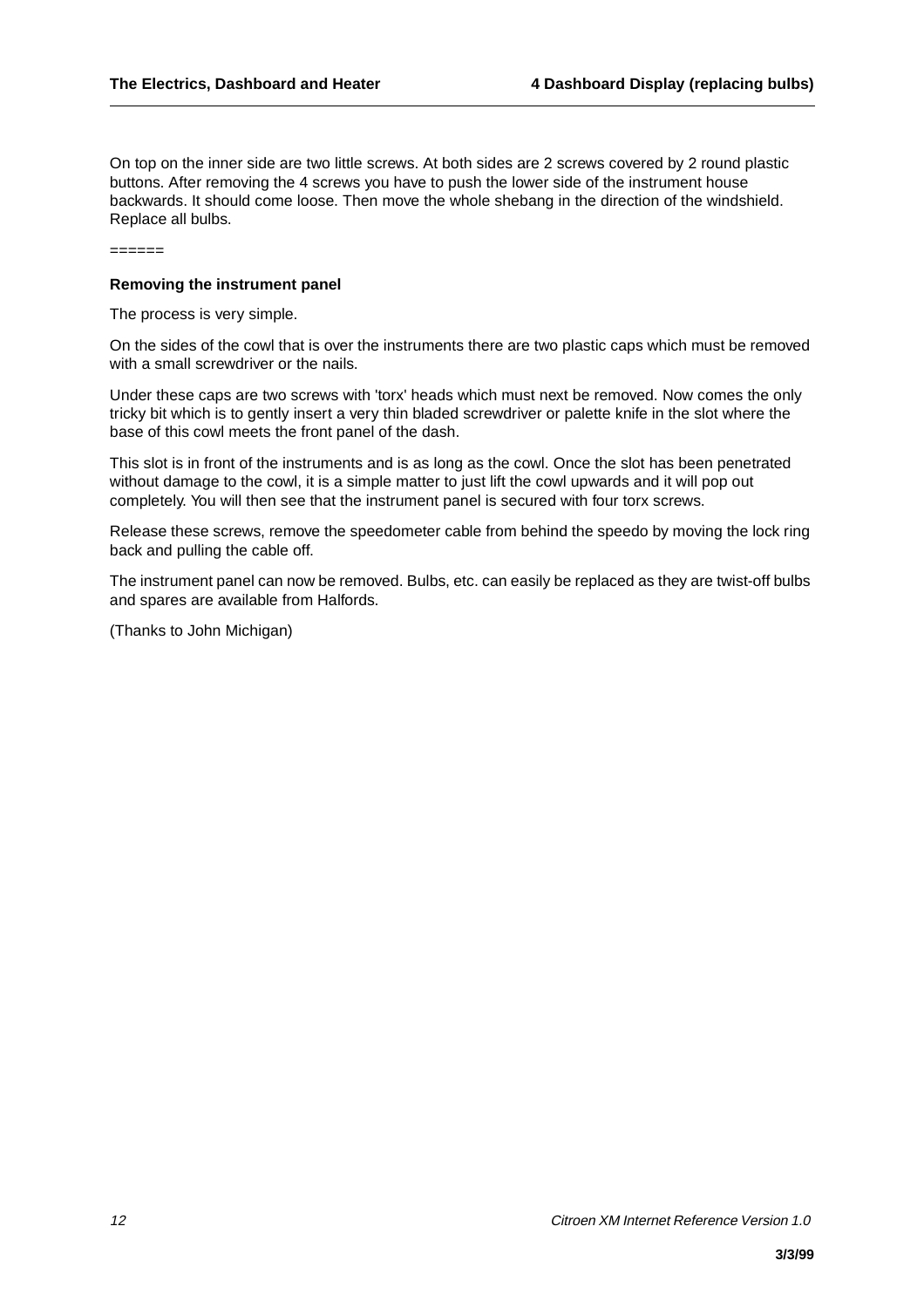On top on the inner side are two little screws. At both sides are 2 screws covered by 2 round plastic buttons. After removing the 4 screws you have to push the lower side of the instrument house backwards. It should come loose. Then move the whole shebang in the direction of the windshield. Replace all bulbs.

======

**Removing the instrument panel**

The process is very simple.

On the sides of the cowl that is over the instruments there are two plastic caps which must be removed with a small screwdriver or the nails.

Under these caps are two screws with 'torx' heads which must next be removed. Now comes the only tricky bit which is to gently insert a very thin bladed screwdriver or palette knife in the slot where the base of this cowl meets the front panel of the dash.

This slot is in front of the instruments and is as long as the cowl. Once the slot has been penetrated without damage to the cowl, it is a simple matter to just lift the cowl upwards and it will pop out completely. You will then see that the instrument panel is secured with four torx screws.

Release these screws, remove the speedometer cable from behind the speedo by moving the lock ring back and pulling the cable off.

The instrument panel can now be removed. Bulbs, etc. can easily be replaced as they are twist-off bulbs and spares are available from Halfords.

(Thanks to John Michigan)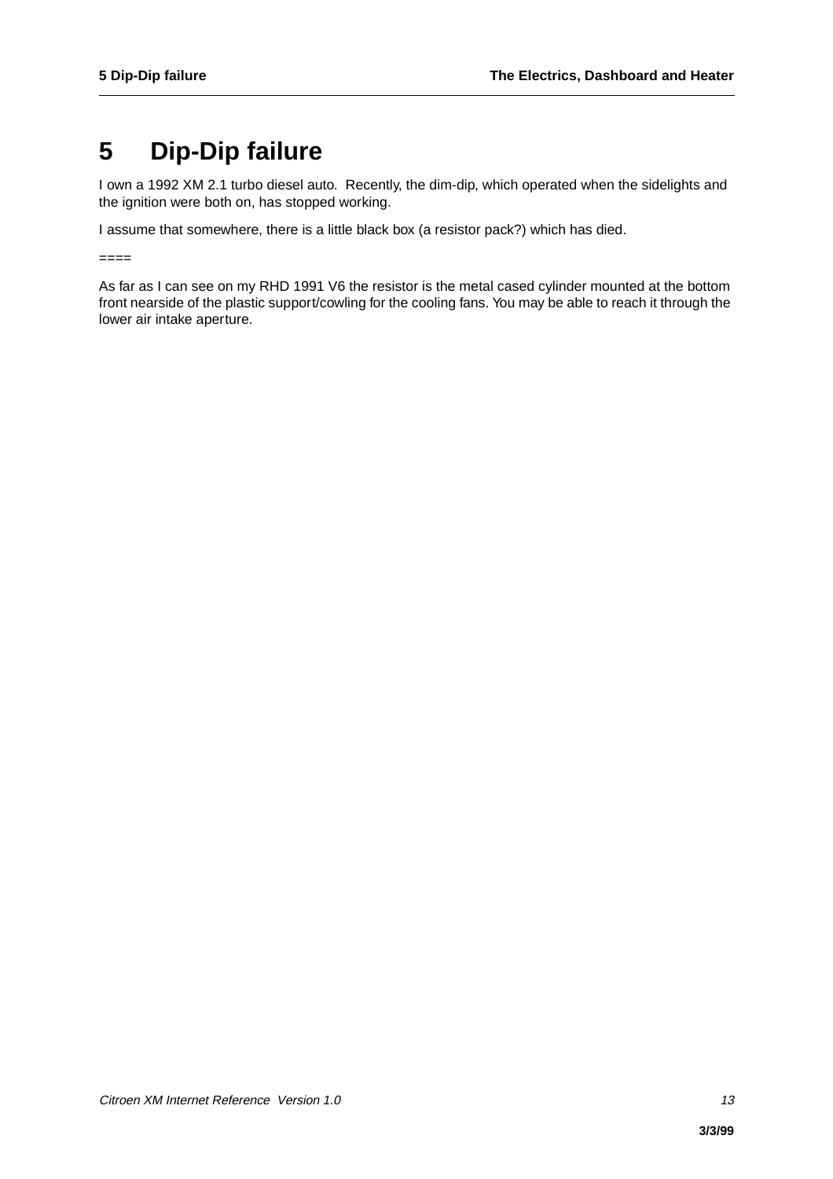# 5 Dip-Dip failure

I own a 1992 XM 2.1 turbo diesel auto. Recently, the dim-dip, which operated when the sidelights and the ignition were both on, has stopped working.

I assume that somewhere, there is a little black box (a resistor pack?) which has died.

====

As far as I can see on my RHD 1991 V6 the resistor is the metal cased cylinder mounted at the bottom front nearside of the plastic support/cowling for the cooling fans. You may be able to reach it through the lower air intake aperture.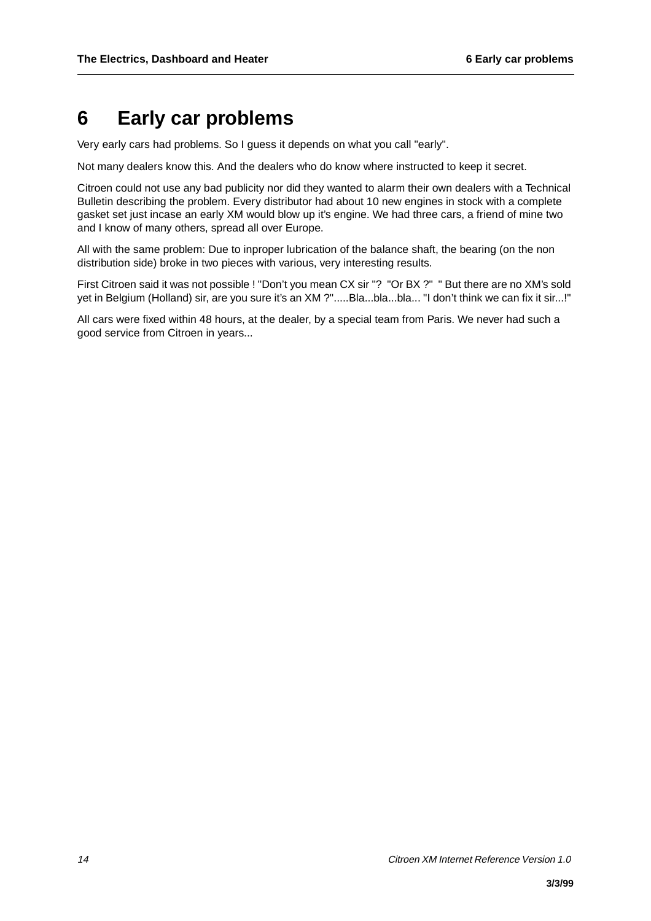# 6 Early car problems

Very early cars had problems. So I guess it depends on what you call "early".

Not many dealers know this. And the dealers who do know where instructed to keep it secret.

Citroen could not use any bad publicity nor did they wanted to alarm their own dealers with a Technical Bulletin describing the problem. Every distributor had about 10 new engines in stock with a complete gasket set just incase an early XM would blow up it's engine. We had three cars, a friend of mine two and I know of many others, spread all over Europe.

All with the same problem: Due to inproper lubrication of the balance shaft, the bearing (on the non distribution side) broke in two pieces with various, very interesting results.

First Citroen said it was not possible ! "Don't you mean CX sir "? "Or BX ?" " But there are no XM's sold yet in Belgium (Holland) sir, are you sure it's an XM ?".....Bla...bla...bla... "I don't think we can fix it sir...!"

All cars were fixed within 48 hours, at the dealer, by a special team from Paris. We never had such a good service from Citroen in years...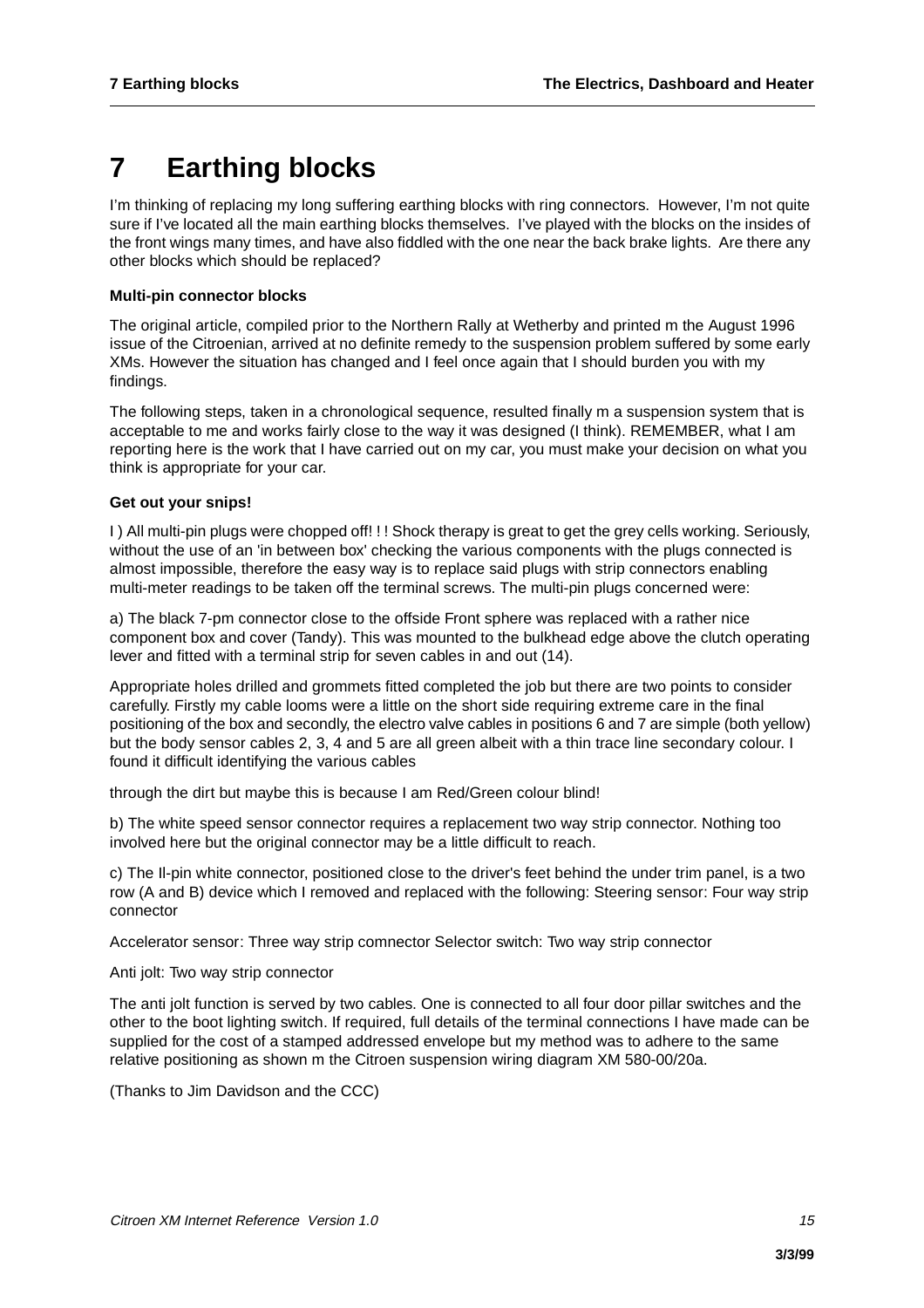# 7 Earthing blocks

I'm thinking of replacing my long suffering earthing blocks with ring connectors. However, I'm not quite sure if I've located all the main earthing blocks themselves. I've played with the blocks on the insides of the front wings many times, and have also fiddled with the one near the back brake lights. Are there any other blocks which should be replaced?

**Multi-pin connector blocks**

The original article, compiled prior to the Northern Rally at Wetherby and printed m the August 1996 issue of the Citroenian, arrived at no definite remedy to the suspension problem suffered by some early XMs. However the situation has changed and I feel once again that I should burden you with my findings.

The following steps, taken in a chronological sequence, resulted finally m a suspension system that is acceptable to me and works fairly close to the way it was designed (I think). REMEMBER, what I am reporting here is the work that I have carried out on my car, you must make your decision on what you think is appropriate for your car.

**Get out your snips!**

I ) All multi-pin plugs were chopped off! ! ! Shock therapy is great to get the grey cells working. Seriously, without the use of an 'in between box' checking the various components with the plugs connected is almost impossible, therefore the easy way is to replace said plugs with strip connectors enabling multi-meter readings to be taken off the terminal screws. The multi-pin plugs concerned were:

a) The black 7-pm connector close to the offside Front sphere was replaced with a rather nice component box and cover (Tandy). This was mounted to the bulkhead edge above the clutch operating lever and fitted with a terminal strip for seven cables in and out (14).

Appropriate holes drilled and grommets fitted completed the job but there are two points to consider carefully. Firstly my cable looms were a little on the short side requiring extreme care in the final positioning of the box and secondly, the electro valve cables in positions 6 and 7 are simple (both yellow) but the body sensor cables 2, 3, 4 and 5 are all green albeit with a thin trace line secondary colour. I found it difficult identifying the various cables

through the dirt but maybe this is because I am Red/Green colour blind!

b) The white speed sensor connector requires a replacement two way strip connector. Nothing too involved here but the original connector may be a little difficult to reach.

c) The Il-pin white connector, positioned close to the driver's feet behind the under trim panel, is a two row (A and B) device which I removed and replaced with the following: Steering sensor: Four way strip connector

Accelerator sensor: Three way strip comnector Selector switch: Two way strip connector

Anti jolt: Two way strip connector

The anti jolt function is served by two cables. One is connected to all four door pillar switches and the other to the boot lighting switch. If required, full details of the terminal connections I have made can be supplied for the cost of a stamped addressed envelope but my method was to adhere to the same relative positioning as shown m the Citroen suspension wiring diagram XM 580-00/20a.

(Thanks to Jim Davidson and the CCC)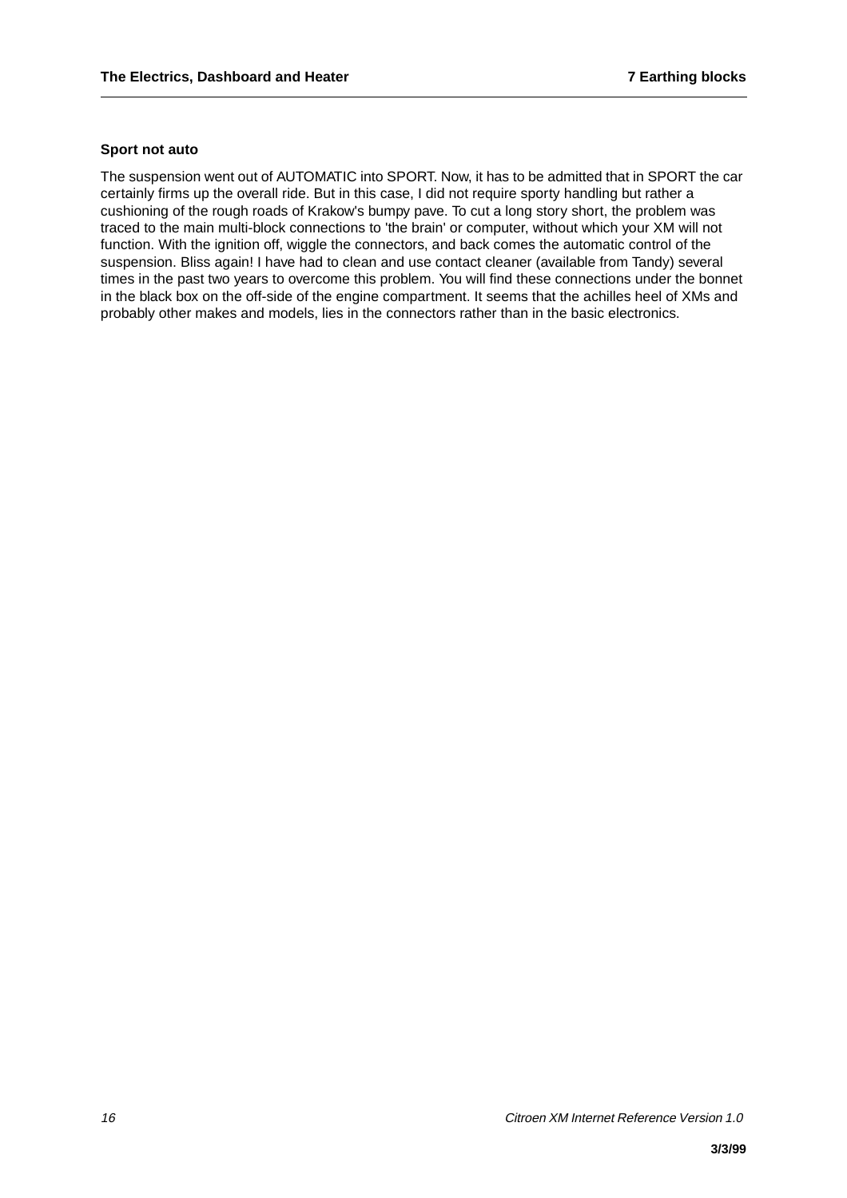### Sport not auto

The suspension went out of AUTOMATIC into SPORT. Now, it has to be admitted that in SPORT the car certainly firms up the overall ride. But in this case, I did not require sporty handling but rather a cushioning of the rough roads of Krakow's bumpy pave. To cut a long story short, the problem was traced to the main multi-block connections to 'the brain' or computer, without which your XM will not function. With the ignition off, wiggle the connectors, and back comes the automatic control of the suspension. Bliss again! I have had to clean and use contact cleaner (available from Tandy) several times in the past two years to overcome this problem. You will find these connections under the bonnet in the black box on the off-side of the engine compartment. It seems that the achilles heel of XMs and probably other makes and models, lies in the connectors rather than in the basic electronics.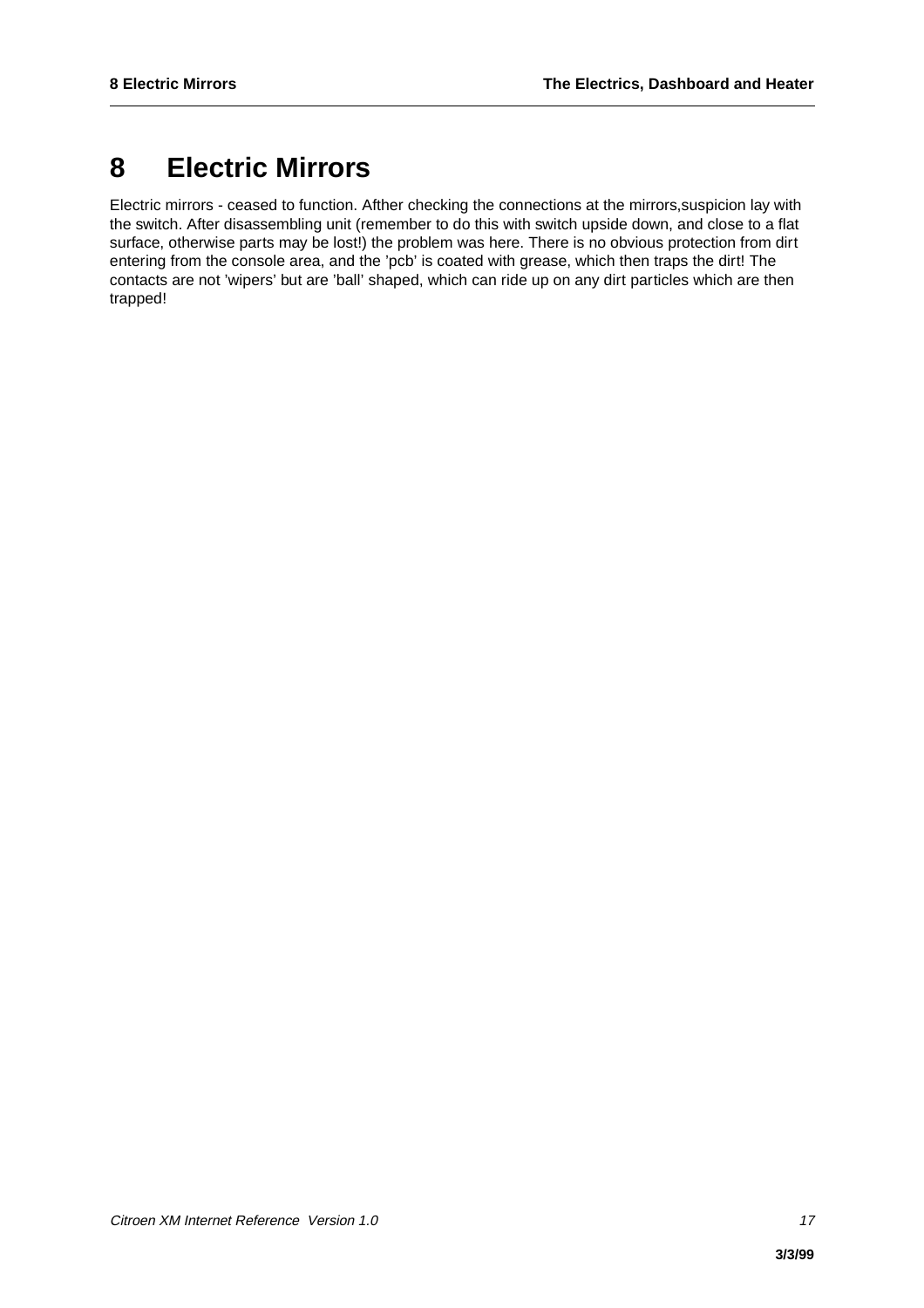# 8 Electric Mirrors

Electric mirrors - ceased to function. Afther checking the connections at the mirrors,suspicion lay with the switch. After disassembling unit (remember to do this with switch upside down, and close to a flat surface, otherwise parts may be lost!) the problem was here. There is no obvious protection from dirt entering from the console area, and the 'pcb' is coated with grease, which then traps the dirt! The contacts are not 'wipers' but are 'ball' shaped, which can ride up on any dirt particles which are then trapped!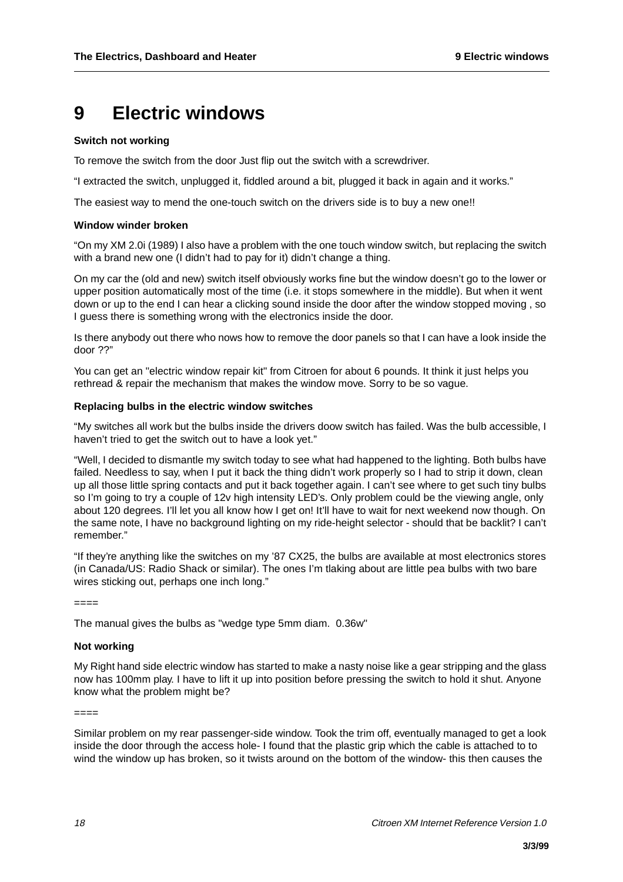# 9 Electric windows

### Switch not working

To remove the switch from the door Just flip out the switch with a screwdriver.

“I extracted the switch, unplugged it, fiddled around a bit, plugged it back in again and it works.”

The easiest way to mend the one-touch switch on the drivers side is to buy a new one!!

### Window winder broken

“On my XM 2.0i (1989) I also have a problem with the one touch window switch, but replacing the switch with a brand new one (I didn’t had to pay for it) didn’t change a thing.

On my car the (old and new) switch itself obviously works fine but the window doesn’t go to the lower or upper position automatically most of the time (i.e. it stops somewhere in the middle). But when it went down or up to the end I can hear a clicking sound inside the door after the window stopped moving , so I guess there is something wrong with the electronics inside the door.

Is there anybody out there who nows how to remove the door panels so that I can have a look inside the door ??”

You can get an "electric window repair kit" from Citroen for about 6 pounds. It think it just helps you rethread & repair the mechanism that makes the window move. Sorry to be so vague.

### Replacing bulbs in the electric window switches

“My switches all work but the bulbs inside the drivers doow switch has failed. Was the bulb accessible, I haven’t tried to get the switch out to have a look yet.”

“Well, I decided to dismantle my switch today to see what had happened to the lighting. Both bulbs have failed. Needless to say, when I put it back the thing didn’t work properly so I had to strip it down, clean up all those little spring contacts and put it back together again. I can’t see where to get such tiny bulbs so I’m going to try a couple of 12v high intensity LED’s. Only problem could be the viewing angle, only about 120 degrees. I’ll let you all know how I get on! It’ll have to wait for next weekend now though. On the same note, I have no background lighting on my ride-height selector - should that be backlit? I can’t remember.”

“If they’re anything like the switches on my ’87 CX25, the bulbs are available at most electronics stores (in Canada/US: Radio Shack or similar). The ones I’m tlaking about are little pea bulbs with two bare wires sticking out, perhaps one inch long.”

====

The manual gives the bulbs as "wedge type 5mm diam. 0.36w"

### Not working

My Right hand side electric window has started to make a nasty noise like a gear stripping and the glass now has 100mm play. I have to lift it up into position before pressing the switch to hold it shut. Anyone know what the problem might be?

====

Similar problem on my rear passenger-side window. Took the trim off, eventually managed to get a look inside the door through the access hole- I found that the plastic grip which the cable is attached to to wind the window up has broken, so it twists around on the bottom of the window- this then causes the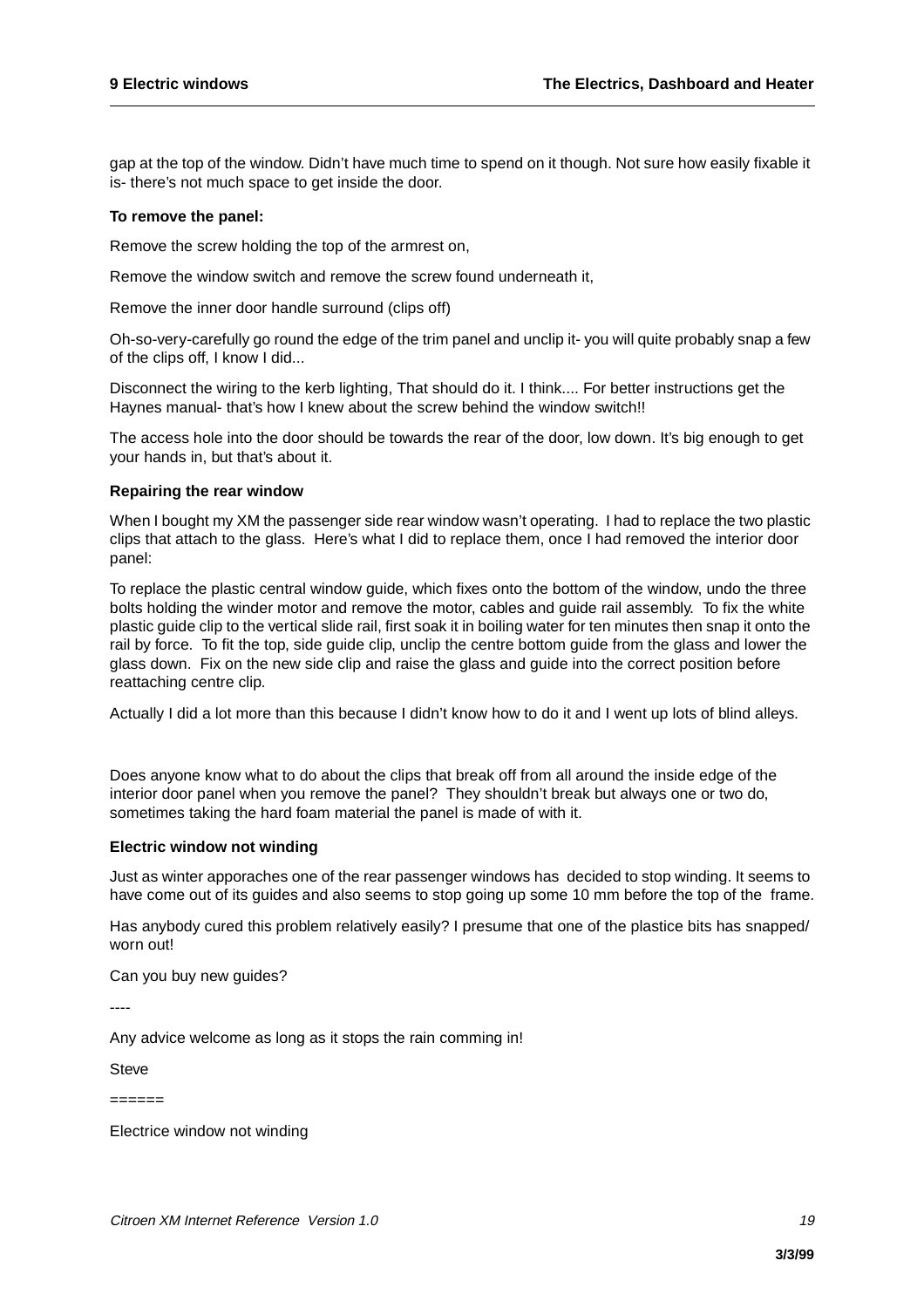gap at the top of the window. Didn't have much time to spend on it though. Not sure how easily fixable it is- there's not much space to get inside the door.

**To remove the panel:**

Remove the screw holding the top of the armrest on,

Remove the window switch and remove the screw found underneath it,

Remove the inner door handle surround (clips off)

Oh-so-very-carefully go round the edge of the trim panel and unclip it- you will quite probably snap a few of the clips off, I know I did...

Disconnect the wiring to the kerb lighting, That should do it. I think.... For better instructions get the Haynes manual- that's how I knew about the screw behind the window switch!!

The access hole into the door should be towards the rear of the door, low down. It's big enough to get your hands in, but that's about it.

**Repairing the rear window**

When I bought my XM the passenger side rear window wasn't operating. I had to replace the two plastic clips that attach to the glass. Here's what I did to replace them, once I had removed the interior door panel:

To replace the plastic central window guide, which fixes onto the bottom of the window, undo the three bolts holding the winder motor and remove the motor, cables and guide rail assembly. To fix the white plastic guide clip to the vertical slide rail, first soak it in boiling water for ten minutes then snap it onto the rail by force. To fit the top, side guide clip, unclip the centre bottom guide from the glass and lower the glass down. Fix on the new side clip and raise the glass and guide into the correct position before reattaching centre clip.

Actually I did a lot more than this because I didn't know how to do it and I went up lots of blind alleys.

Does anyone know what to do about the clips that break off from all around the inside edge of the interior door panel when you remove the panel? They shouldn't break but always one or two do, sometimes taking the hard foam material the panel is made of with it.

**Electric window not winding**

Just as winter apporaches one of the rear passenger windows has decided to stop winding. It seems to have come out of its guides and also seems to stop going up some 10 mm before the top of the frame.

Has anybody cured this problem relatively easily? I presume that one of the plastice bits has snapped/ worn out!

Can you buy new guides?

----

Any advice welcome as long as it stops the rain comming in!

Steve

======

Electrice window not winding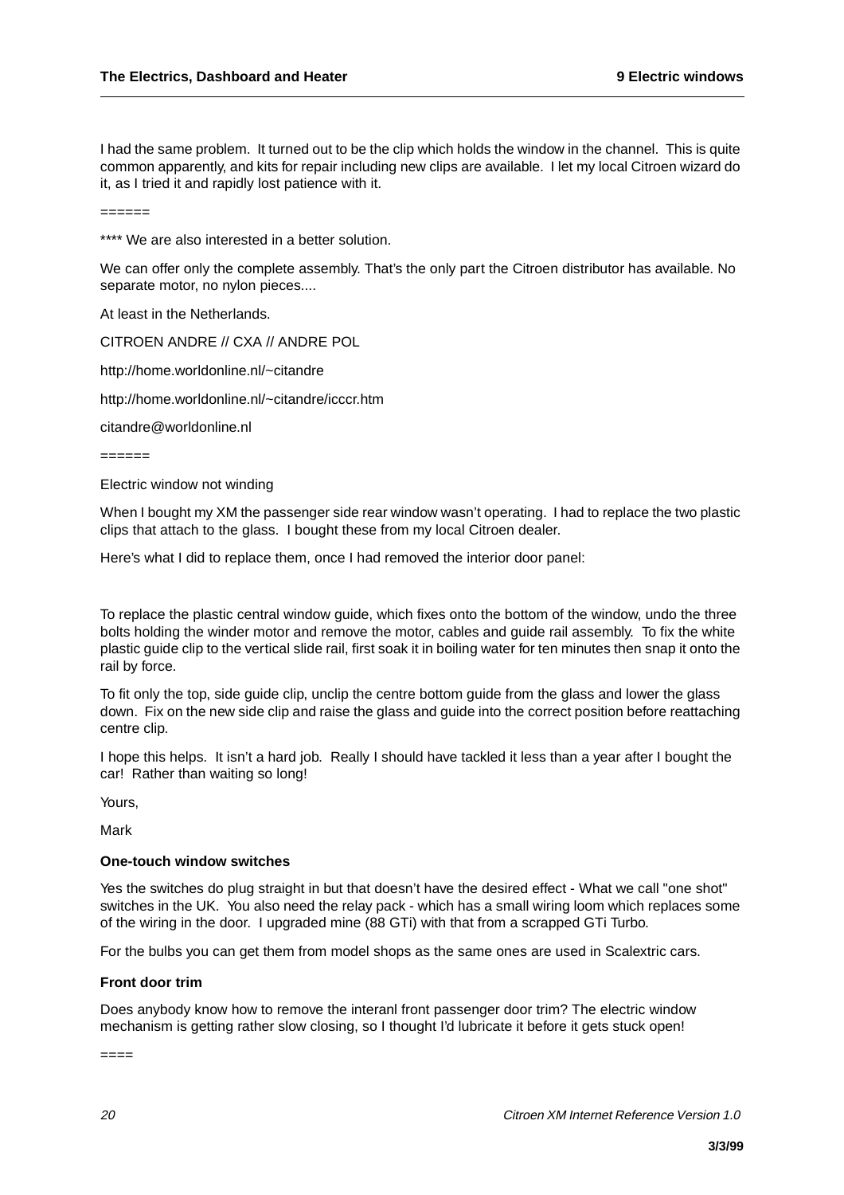I had the same problem. It turned out to be the clip which holds the window in the channel. This is quite common apparently, and kits for repair including new clips are available. I let my local Citroen wizard do it, as I tried it and rapidly lost patience with it.

======

**** We are also interested in a better solution.

We can offer only the complete assembly. That's the only part the Citroen distributor has available. No separate motor, no nylon pieces....

At least in the Netherlands.

CITROEN ANDRE // CXA // ANDRE POL

http://home.worldonline.nl/~citandre

http://home.worldonline.nl/~citandre/icccr.htm

citandre@worldonline.nl

======

Electric window not winding

When I bought my XM the passenger side rear window wasn't operating. I had to replace the two plastic clips that attach to the glass. I bought these from my local Citroen dealer.

Here's what I did to replace them, once I had removed the interior door panel:

To replace the plastic central window guide, which fixes onto the bottom of the window, undo the three bolts holding the winder motor and remove the motor, cables and guide rail assembly. To fix the white plastic guide clip to the vertical slide rail, first soak it in boiling water for ten minutes then snap it onto the rail by force.

To fit only the top, side guide clip, unclip the centre bottom guide from the glass and lower the glass down. Fix on the new side clip and raise the glass and guide into the correct position before reattaching centre clip.

I hope this helps. It isn't a hard job. Really I should have tackled it less than a year after I bought the car! Rather than waiting so long!

Yours,

Mark

**One-touch window switches**

Yes the switches do plug straight in but that doesn't have the desired effect - What we call "one shot" switches in the UK. You also need the relay pack - which has a small wiring loom which replaces some of the wiring in the door. I upgraded mine (88 GTi) with that from a scrapped GTi Turbo.

For the bulbs you can get them from model shops as the same ones are used in Scalextric cars.

**Front door trim**

Does anybody know how to remove the interanl front passenger door trim? The electric window mechanism is getting rather slow closing, so I thought I'd lubricate it before it gets stuck open!

====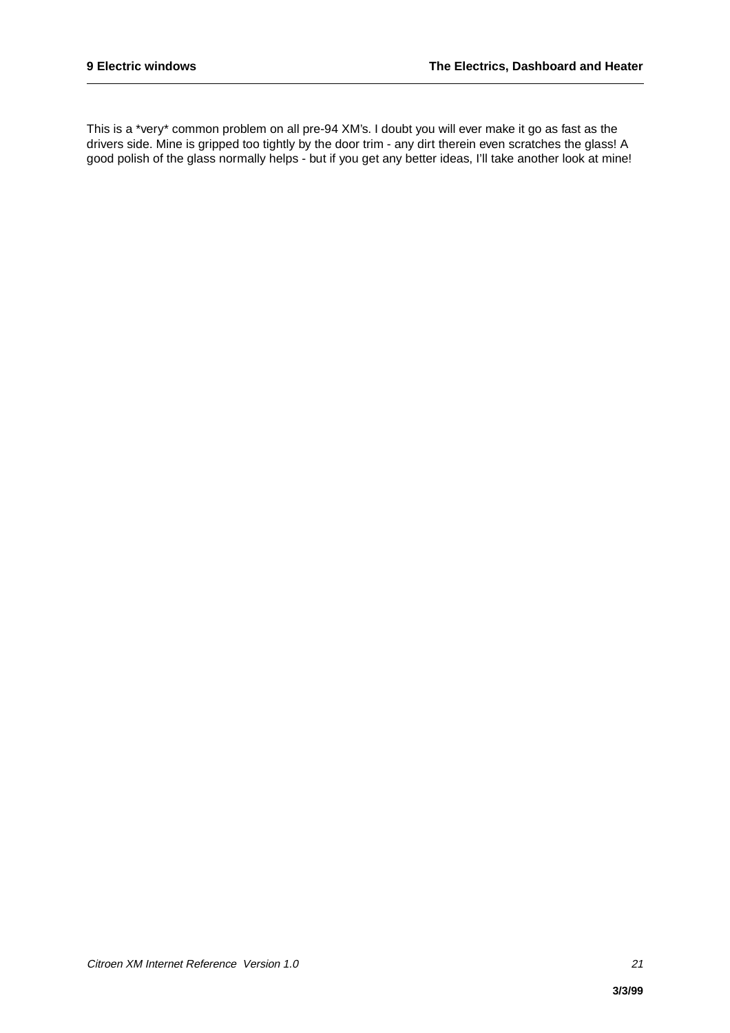This is a *very* common problem on all pre-94 XM's. I doubt you will ever make it go as fast as the drivers side. Mine is gripped too tightly by the door trim - any dirt therein even scratches the glass! A good polish of the glass normally helps - but if you get any better ideas, I'll take another look at mine!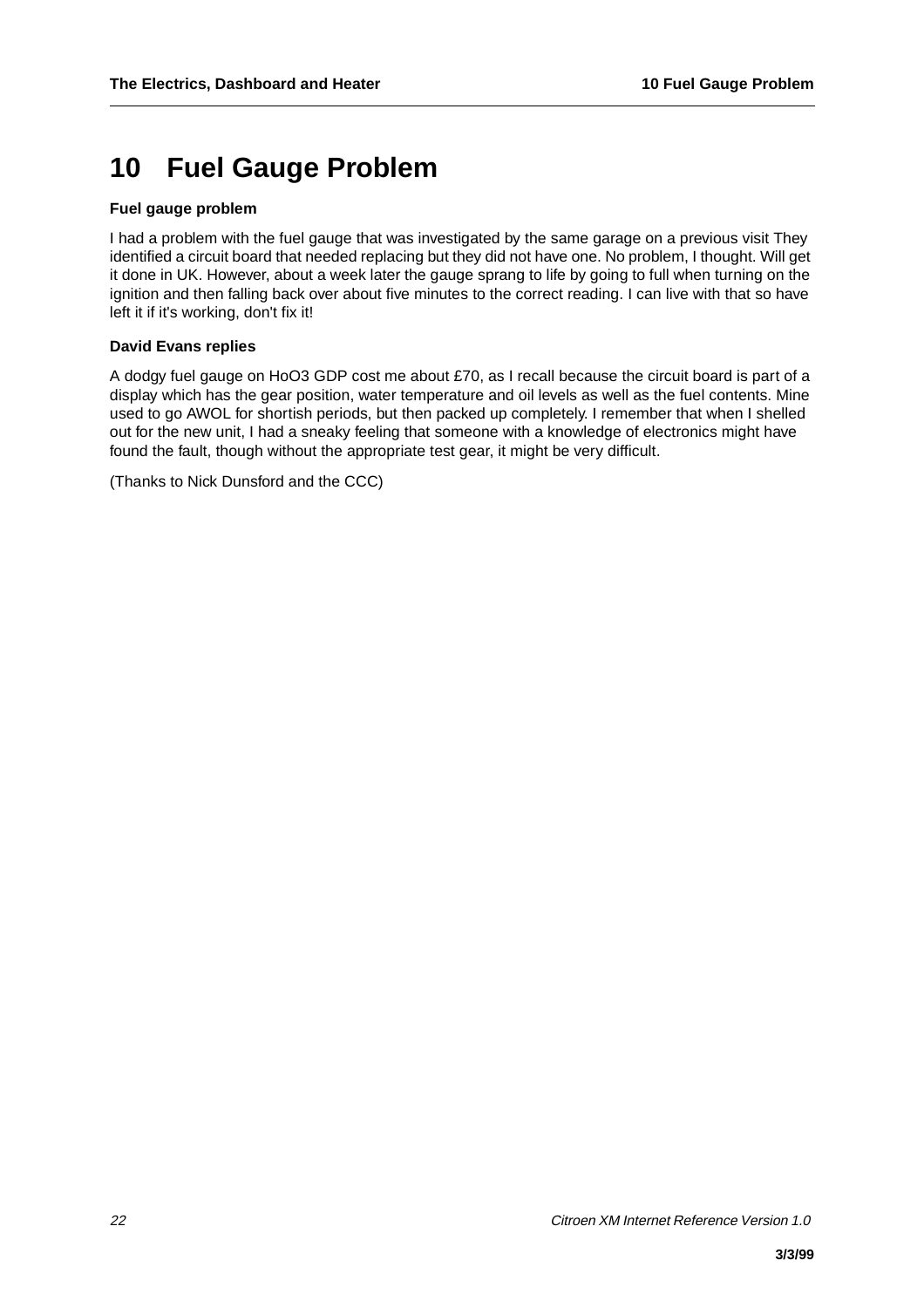# 10 Fuel Gauge Problem

**Fuel gauge problem**

I had a problem with the fuel gauge that was investigated by the same garage on a previous visit They identified a circuit board that needed replacing but they did not have one. No problem, I thought. Will get it done in UK. However, about a week later the gauge sprang to life by going to full when turning on the ignition and then falling back over about five minutes to the correct reading. I can live with that so have left it if it's working, don't fix it!

**David Evans replies**

A dodgy fuel gauge on HoO3 GDP cost me about £70, as I recall because the circuit board is part of a display which has the gear position, water temperature and oil levels as well as the fuel contents. Mine used to go AWOL for shortish periods, but then packed up completely. I remember that when I shelled out for the new unit, I had a sneaky feeling that someone with a knowledge of electronics might have found the fault, though without the appropriate test gear, it might be very difficult.

(Thanks to Nick Dunsford and the CCC)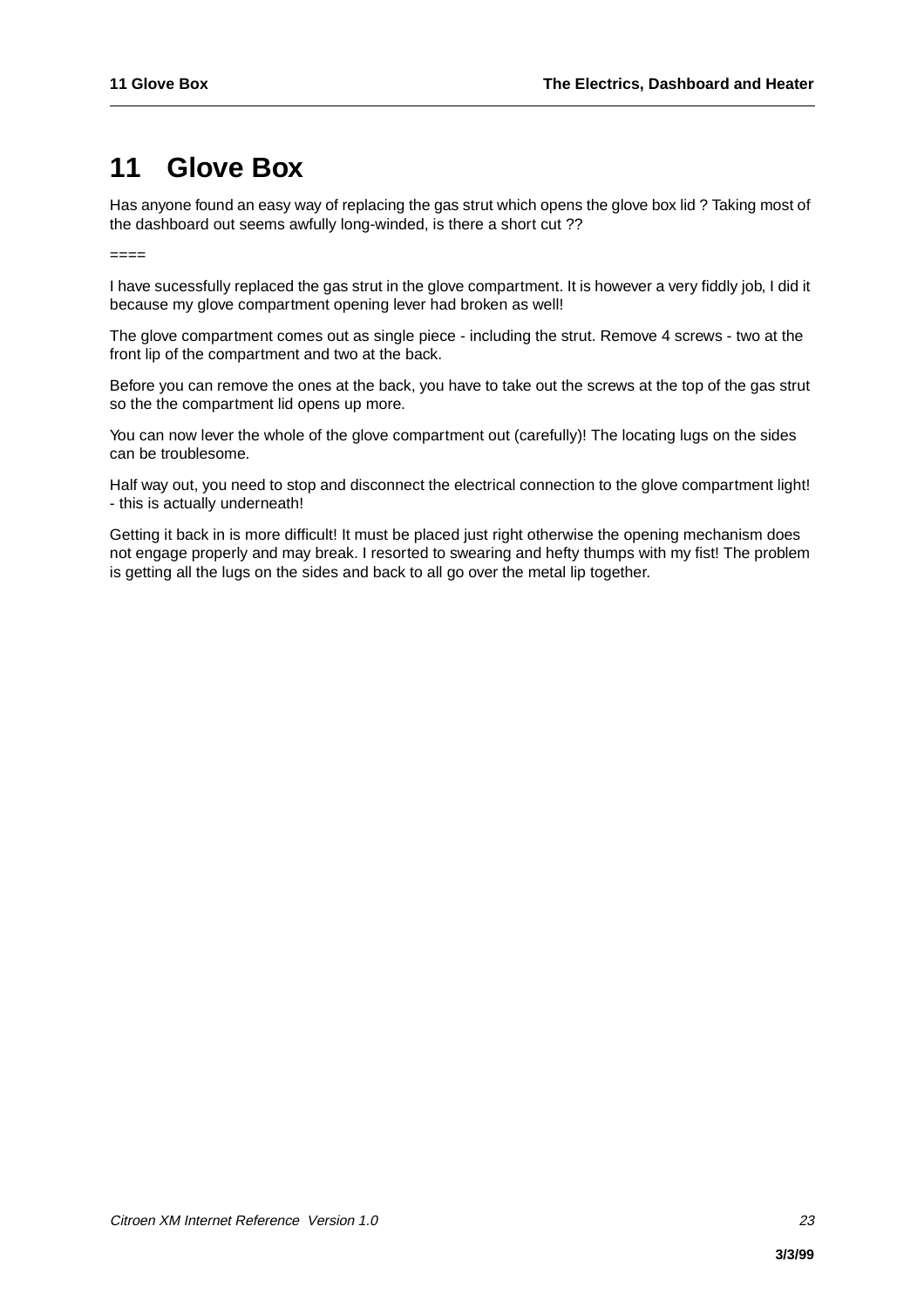# 11 Glove Box

Has anyone found an easy way of replacing the gas strut which opens the glove box lid ? Taking most of the dashboard out seems awfully long-winded, is there a short cut ??

====

I have sucessfully replaced the gas strut in the glove compartment. It is however a very fiddly job, I did it because my glove compartment opening lever had broken as well!

The glove compartment comes out as single piece - including the strut. Remove 4 screws - two at the front lip of the compartment and two at the back.

Before you can remove the ones at the back, you have to take out the screws at the top of the gas strut so the the compartment lid opens up more.

You can now lever the whole of the glove compartment out (carefully)! The locating lugs on the sides can be troublesome.

Half way out, you need to stop and disconnect the electrical connection to the glove compartment light! - this is actually underneath!

Getting it back in is more difficult! It must be placed just right otherwise the opening mechanism does not engage properly and may break. I resorted to swearing and hefty thumps with my fist! The problem is getting all the lugs on the sides and back to all go over the metal lip together.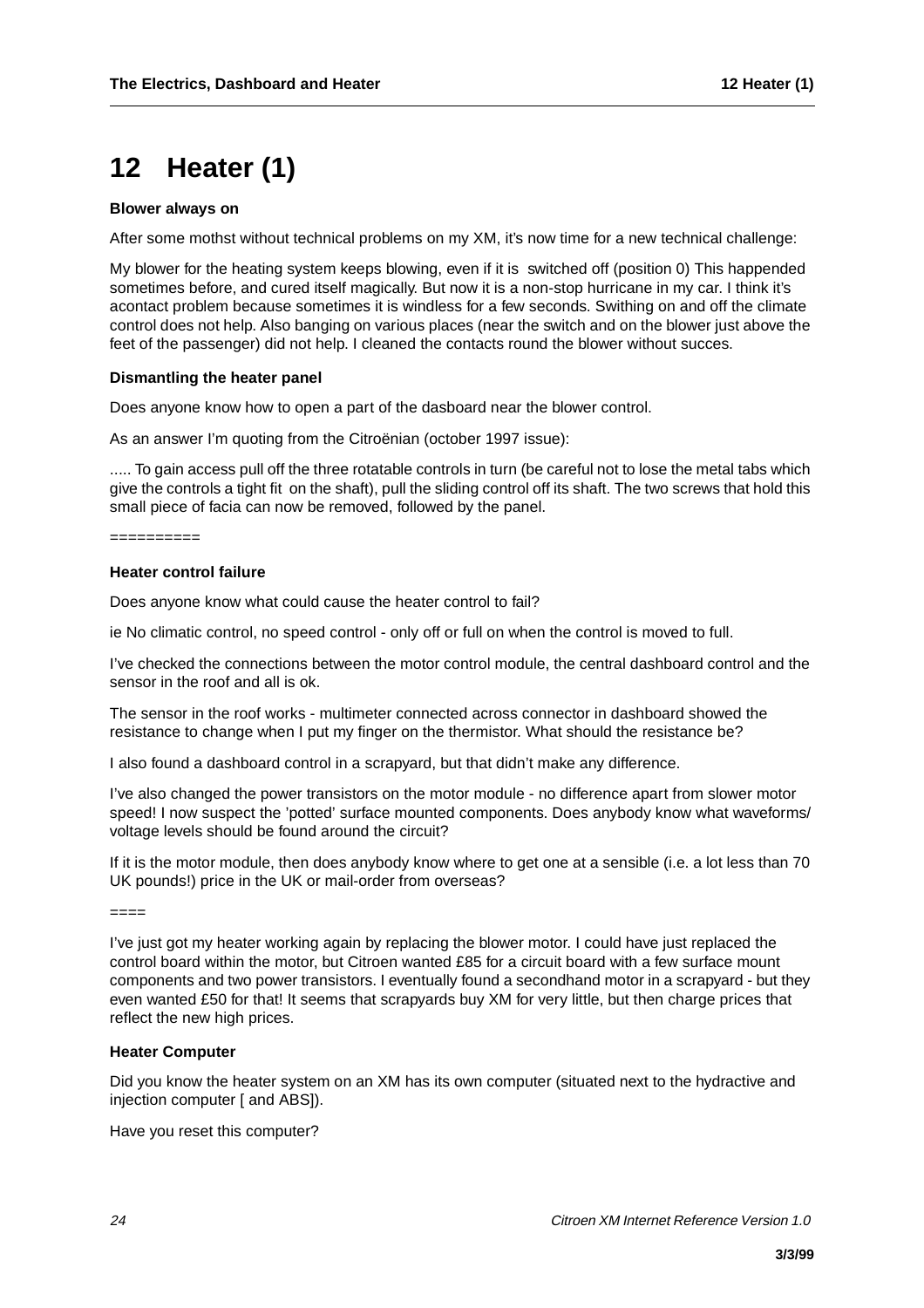# 12 Heater (1)

**Blower always on**

After some mothst without technical problems on my XM, it's now time for a new technical challenge:

My blower for the heating system keeps blowing, even if it is switched off (position 0) This happended sometimes before, and cured itself magically. But now it is a non-stop hurricane in my car. I think it's acontact problem because sometimes it is windless for a few seconds. Swithing on and off the climate control does not help. Also banging on various places (near the switch and on the blower just above the feet of the passenger) did not help. I cleaned the contacts round the blower without succes.

**Dismantling the heater panel**

Does anyone know how to open a part of the dasboard near the blower control.

As an answer I'm quoting from the Citroënian (october 1997 issue):

..... To gain access pull off the three rotatable controls in turn (be careful not to lose the metal tabs which give the controls a tight fit on the shaft), pull the sliding control off its shaft. The two screws that hold this small piece of facia can now be removed, followed by the panel.

==========

**Heater control failure**

Does anyone know what could cause the heater control to fail?

ie No climatic control, no speed control - only off or full on when the control is moved to full.

I've checked the connections between the motor control module, the central dashboard control and the sensor in the roof and all is ok.

The sensor in the roof works - multimeter connected across connector in dashboard showed the resistance to change when I put my finger on the thermistor. What should the resistance be?

I also found a dashboard control in a scrapyard, but that didn't make any difference.

I've also changed the power transistors on the motor module - no difference apart from slower motor speed! I now suspect the 'potted' surface mounted components. Does anybody know what waveforms/ voltage levels should be found around the circuit?

If it is the motor module, then does anybody know where to get one at a sensible (i.e. a lot less than 70 UK pounds!) price in the UK or mail-order from overseas?

====

I've just got my heater working again by replacing the blower motor. I could have just replaced the control board within the motor, but Citroen wanted £85 for a circuit board with a few surface mount components and two power transistors. I eventually found a secondhand motor in a scrapyard - but they even wanted £50 for that! It seems that scrapyards buy XM for very little, but then charge prices that reflect the new high prices.

**Heater Computer**

Did you know the heater system on an XM has its own computer (situated next to the hydractive and injection computer [ and ABS]).

Have you reset this computer?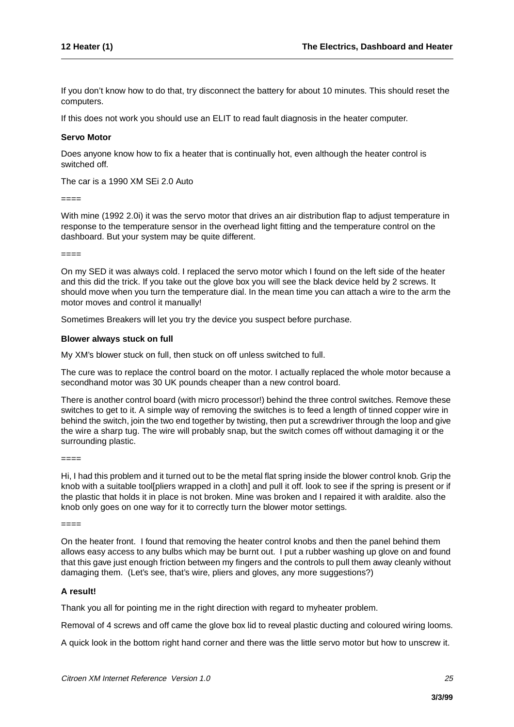If you don't know how to do that, try disconnect the battery for about 10 minutes. This should reset the computers.

If this does not work you should use an ELIT to read fault diagnosis in the heater computer.

**Servo Motor**

Does anyone know how to fix a heater that is continually hot, even although the heater control is switched off.

The car is a 1990 XM SEi 2.0 Auto

====

With mine (1992 2.0i) it was the servo motor that drives an air distribution flap to adjust temperature in response to the temperature sensor in the overhead light fitting and the temperature control on the dashboard. But your system may be quite different.

====

On my SED it was always cold. I replaced the servo motor which I found on the left side of the heater and this did the trick. If you take out the glove box you will see the black device held by 2 screws. It should move when you turn the temperature dial. In the mean time you can attach a wire to the arm the motor moves and control it manually!

Sometimes Breakers will let you try the device you suspect before purchase.

**Blower always stuck on full**

My XM's blower stuck on full, then stuck on off unless switched to full.

The cure was to replace the control board on the motor. I actually replaced the whole motor because a secondhand motor was 30 UK pounds cheaper than a new control board.

There is another control board (with micro processor!) behind the three control switches. Remove these switches to get to it. A simple way of removing the switches is to feed a length of tinned copper wire in behind the switch, join the two end together by twisting, then put a screwdriver through the loop and give the wire a sharp tug. The wire will probably snap, but the switch comes off without damaging it or the surrounding plastic.

====

Hi, I had this problem and it turned out to be the metal flat spring inside the blower control knob. Grip the knob with a suitable tool[pliers wrapped in a cloth] and pull it off. look to see if the spring is present or if the plastic that holds it in place is not broken. Mine was broken and I repaired it with araldite. also the knob only goes on one way for it to correctly turn the blower motor settings.

====

On the heater front. I found that removing the heater control knobs and then the panel behind them allows easy access to any bulbs which may be burnt out. I put a rubber washing up glove on and found that this gave just enough friction between my fingers and the controls to pull them away cleanly without damaging them. (Let's see, that's wire, pliers and gloves, any more suggestions?)

**A result!**

Thank you all for pointing me in the right direction with regard to myheater problem.

Removal of 4 screws and off came the glove box lid to reveal plastic ducting and coloured wiring looms.

A quick look in the bottom right hand corner and there was the little servo motor but how to unscrew it.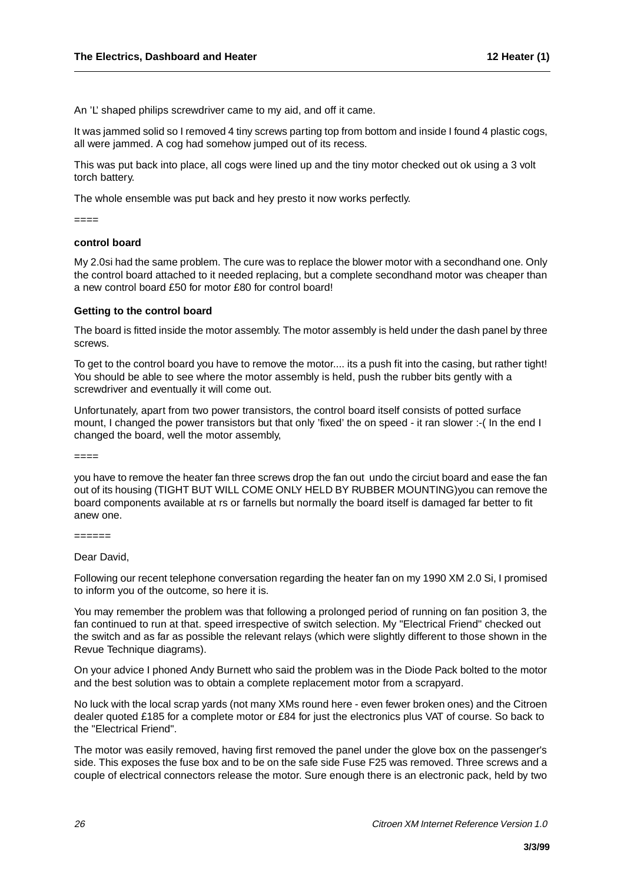An 'L' shaped philips screwdriver came to my aid, and off it came.

It was jammed solid so I removed 4 tiny screws parting top from bottom and inside I found 4 plastic cogs, all were jammed. A cog had somehow jumped out of its recess.

This was put back into place, all cogs were lined up and the tiny motor checked out ok using a 3 volt torch battery.

The whole ensemble was put back and hey presto it now works perfectly.

====

**control board**

My 2.0si had the same problem. The cure was to replace the blower motor with a secondhand one. Only the control board attached to it needed replacing, but a complete secondhand motor was cheaper than a new control board £50 for motor £80 for control board!

**Getting to the control board**

The board is fitted inside the motor assembly. The motor assembly is held under the dash panel by three screws.

To get to the control board you have to remove the motor.... its a push fit into the casing, but rather tight! You should be able to see where the motor assembly is held, push the rubber bits gently with a screwdriver and eventually it will come out.

Unfortunately, apart from two power transistors, the control board itself consists of potted surface mount, I changed the power transistors but that only 'fixed' the on speed - it ran slower :-( In the end I changed the board, well the motor assembly,

====

you have to remove the heater fan three screws drop the fan out undo the circiut board and ease the fan out of its housing (TIGHT BUT WILL COME ONLY HELD BY RUBBER MOUNTING)you can remove the board components available at rs or farnells but normally the board itself is damaged far better to fit anew one.

======

Dear David,

Following our recent telephone conversation regarding the heater fan on my 1990 XM 2.0 Si, I promised to inform you of the outcome, so here it is.

You may remember the problem was that following a prolonged period of running on fan position 3, the fan continued to run at that. speed irrespective of switch selection. My "Electrical Friend" checked out the switch and as far as possible the relevant relays (which were slightly different to those shown in the Revue Technique diagrams).

On your advice I phoned Andy Burnett who said the problem was in the Diode Pack bolted to the motor and the best solution was to obtain a complete replacement motor from a scrapyard.

No luck with the local scrap yards (not many XMs round here - even fewer broken ones) and the Citroen dealer quoted £185 for a complete motor or £84 for just the electronics plus VAT of course. So back to the "Electrical Friend".

The motor was easily removed, having first removed the panel under the glove box on the passenger's side. This exposes the fuse box and to be on the safe side Fuse F25 was removed. Three screws and a couple of electrical connectors release the motor. Sure enough there is an electronic pack, held by two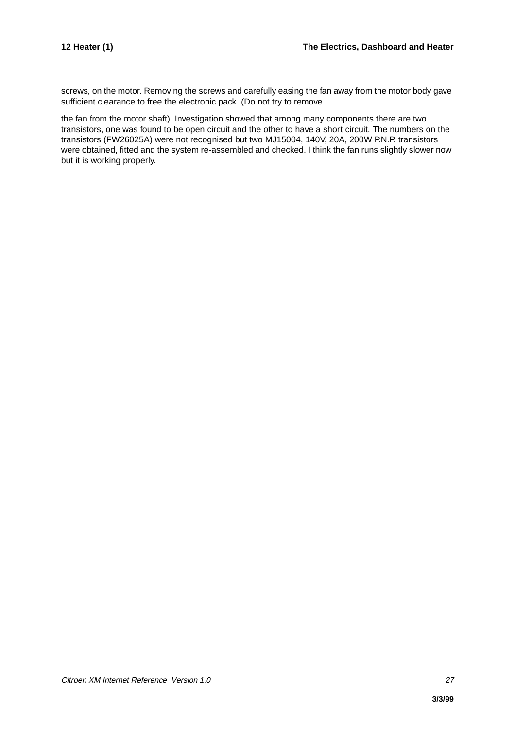screws, on the motor. Removing the screws and carefully easing the fan away from the motor body gave sufficient clearance to free the electronic pack. (Do not try to remove

the fan from the motor shaft). Investigation showed that among many components there are two transistors, one was found to be open circuit and the other to have a short circuit. The numbers on the transistors (FW26025A) were not recognised but two MJ15004, 140V, 20A, 200W P.N.P. transistors were obtained, fitted and the system re-assembled and checked. I think the fan runs slightly slower now but it is working properly.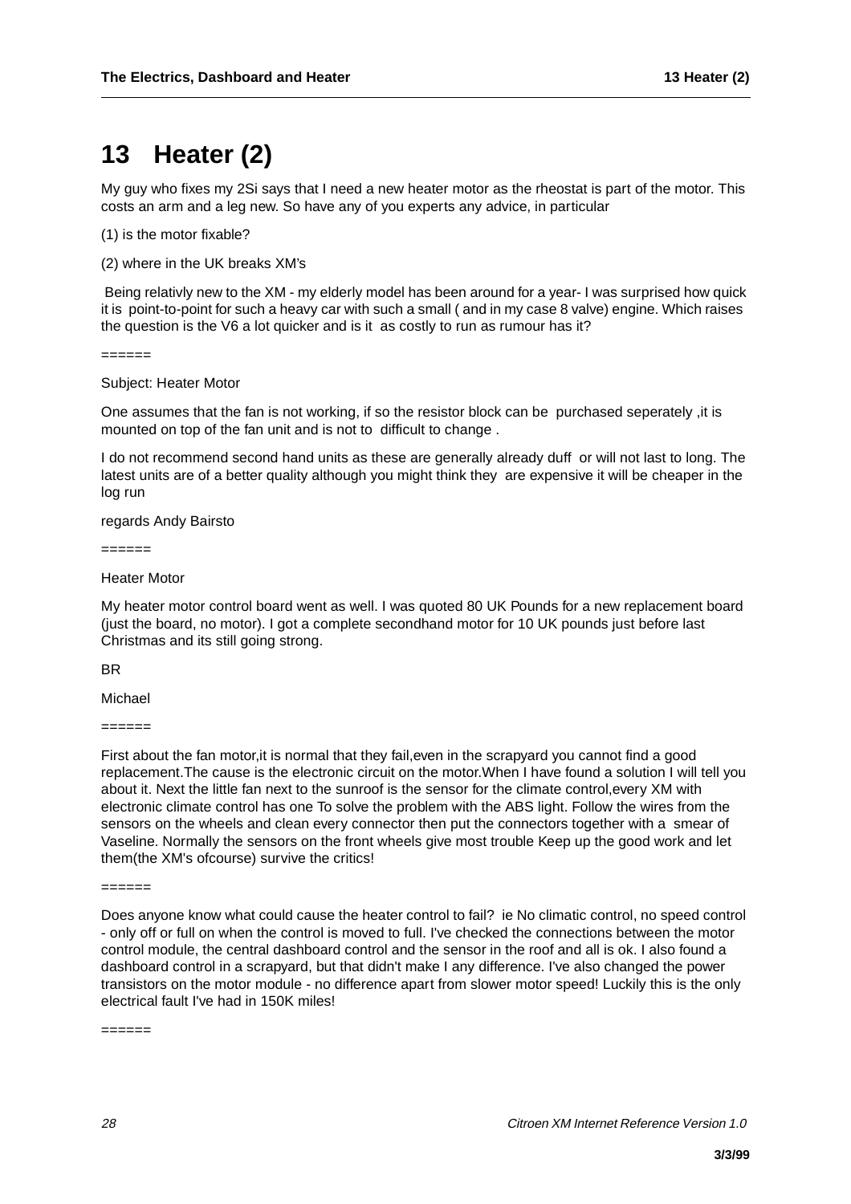# 13 Heater (2)

My guy who fixes my 2Si says that I need a new heater motor as the rheostat is part of the motor. This costs an arm and a leg new. So have any of you experts any advice, in particular

(1) is the motor fixable?

(2) where in the UK breaks XM's

Being relativly new to the XM - my elderly model has been around for a year- I was surprised how quick it is point-to-point for such a heavy car with such a small ( and in my case 8 valve) engine. Which raises the question is the V6 a lot quicker and is it as costly to run as rumour has it?

======

Subject: Heater Motor

One assumes that the fan is not working, if so the resistor block can be purchased seperately ,it is mounted on top of the fan unit and is not to difficult to change .

I do not recommend second hand units as these are generally already duff or will not last to long. The latest units are of a better quality although you might think they are expensive it will be cheaper in the log run

regards Andy Bairsto

======

Heater Motor

My heater motor control board went as well. I was quoted 80 UK Pounds for a new replacement board (just the board, no motor). I got a complete secondhand motor for 10 UK pounds just before last Christmas and its still going strong.

BR

Michael

======

First about the fan motor,it is normal that they fail,even in the scrapyard you cannot find a good replacement.The cause is the electronic circuit on the motor.When I have found a solution I will tell you about it. Next the little fan next to the sunroof is the sensor for the climate control,every XM with electronic climate control has one To solve the problem with the ABS light. Follow the wires from the sensors on the wheels and clean every connector then put the connectors together with a smear of Vaseline. Normally the sensors on the front wheels give most trouble Keep up the good work and let them(the XM's ofcourse) survive the critics!

======

Does anyone know what could cause the heater control to fail? ie No climatic control, no speed control - only off or full on when the control is moved to full. I've checked the connections between the motor control module, the central dashboard control and the sensor in the roof and all is ok. I also found a dashboard control in a scrapyard, but that didn't make I any difference. I've also changed the power transistors on the motor module - no difference apart from slower motor speed! Luckily this is the only electrical fault I've had in 150K miles!

======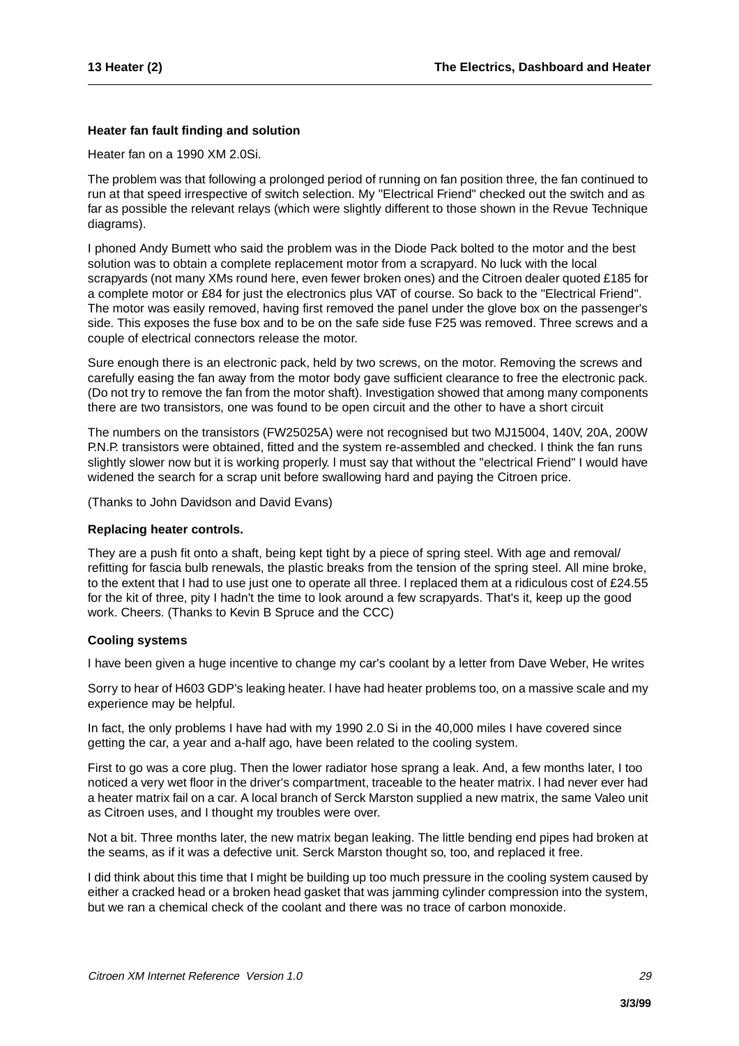### Heater fan fault finding and solution

Heater fan on a 1990 XM 2.0Si.

The problem was that following a prolonged period of running on fan position three, the fan continued to run at that speed irrespective of switch selection. My "Electrical Friend" checked out the switch and as far as possible the relevant relays (which were slightly different to those shown in the Revue Technique diagrams).

I phoned Andy Bumett who said the problem was in the Diode Pack bolted to the motor and the best solution was to obtain a complete replacement motor from a scrapyard. No luck with the local scrapyards (not many XMs round here, even fewer broken ones) and the Citroen dealer quoted £185 for a complete motor or £84 for just the electronics plus VAT of course. So back to the "Electrical Friend". The motor was easily removed, having first removed the panel under the glove box on the passenger's side. This exposes the fuse box and to be on the safe side fuse F25 was removed. Three screws and a couple of electrical connectors release the motor.

Sure enough there is an electronic pack, held by two screws, on the motor. Removing the screws and carefully easing the fan away from the motor body gave sufficient clearance to free the electronic pack. (Do not try to remove the fan from the motor shaft). Investigation showed that among many components there are two transistors, one was found to be open circuit and the other to have a short circuit

The numbers on the transistors (FW25025A) were not recognised but two MJ15004, 140V, 20A, 200W P.N.P. transistors were obtained, fitted and the system re-assembled and checked. I think the fan runs slightly slower now but it is working properly. I must say that without the "electrical Friend" I would have widened the search for a scrap unit before swallowing hard and paying the Citroen price.

(Thanks to John Davidson and David Evans)

### Replacing heater controls.

They are a push fit onto a shaft, being kept tight by a piece of spring steel. With age and removal/ refitting for fascia bulb renewals, the plastic breaks from the tension of the spring steel. All mine broke, to the extent that I had to use just one to operate all three. I replaced them at a ridiculous cost of £24.55 for the kit of three, pity I hadn't the time to look around a few scrapyards. That's it, keep up the good work. Cheers. (Thanks to Kevin B Spruce and the CCC)

### Cooling systems

I have been given a huge incentive to change my car's coolant by a letter from Dave Weber, He writes

Sorry to hear of H603 GDP's leaking heater. I have had heater problems too, on a massive scale and my experience may be helpful.

In fact, the only problems I have had with my 1990 2.0 Si in the 40,000 miles I have covered since getting the car, a year and a-half ago, have been related to the cooling system.

First to go was a core plug. Then the lower radiator hose sprang a leak. And, a few months later, I too noticed a very wet floor in the driver's compartment, traceable to the heater matrix. I had never ever had a heater matrix fail on a car. A local branch of Serck Marston supplied a new matrix, the same Valeo unit as Citroen uses, and I thought my troubles were over.

Not a bit. Three months later, the new matrix began leaking. The little bending end pipes had broken at the seams, as if it was a defective unit. Serck Marston thought so, too, and replaced it free.

I did think about this time that I might be building up too much pressure in the cooling system caused by either a cracked head or a broken head gasket that was jamming cylinder compression into the system, but we ran a chemical check of the coolant and there was no trace of carbon monoxide.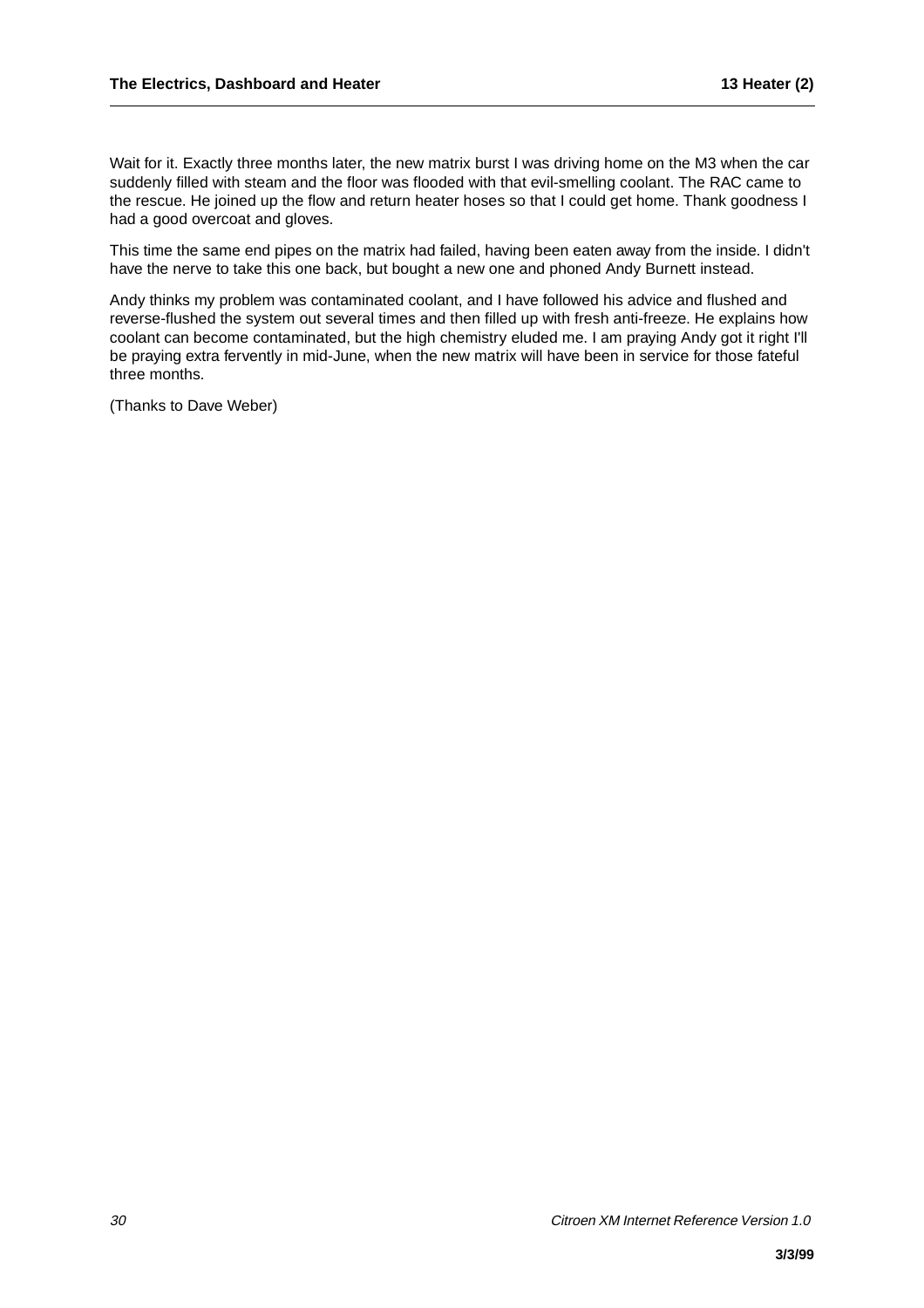Wait for it. Exactly three months later, the new matrix burst I was driving home on the M3 when the car suddenly filled with steam and the floor was flooded with that evil-smelling coolant. The RAC came to the rescue. He joined up the flow and return heater hoses so that I could get home. Thank goodness I had a good overcoat and gloves.

This time the same end pipes on the matrix had failed, having been eaten away from the inside. I didn't have the nerve to take this one back, but bought a new one and phoned Andy Burnett instead.

Andy thinks my problem was contaminated coolant, and I have followed his advice and flushed and reverse-flushed the system out several times and then filled up with fresh anti-freeze. He explains how coolant can become contaminated, but the high chemistry eluded me. I am praying Andy got it right I'll be praying extra fervently in mid-June, when the new matrix will have been in service for those fateful three months.

(Thanks to Dave Weber)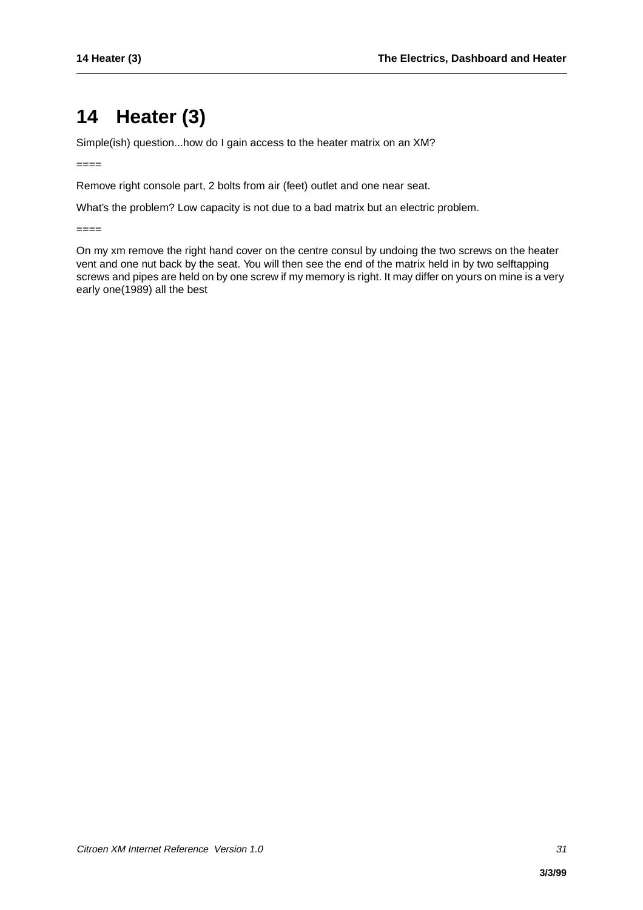# 14 Heater (3)

Simple(ish) question...how do I gain access to the heater matrix on an XM?

====

Remove right console part, 2 bolts from air (feet) outlet and one near seat.

What's the problem? Low capacity is not due to a bad matrix but an electric problem.

====

On my xm remove the right hand cover on the centre consul by undoing the two screws on the heater vent and one nut back by the seat. You will then see the end of the matrix held in by two selftapping screws and pipes are held on by one screw if my memory is right. It may differ on yours on mine is a very early one(1989) all the best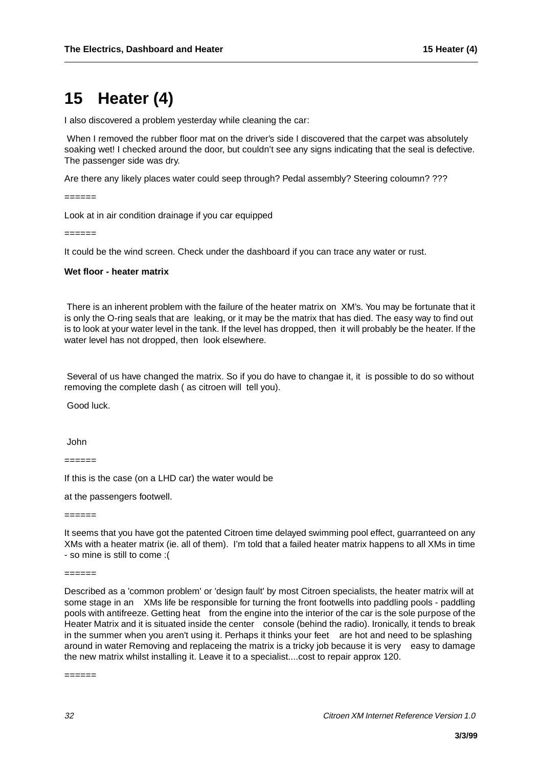# 15 Heater (4)

I also discovered a problem yesterday while cleaning the car:

When I removed the rubber floor mat on the driver's side I discovered that the carpet was absolutely soaking wet! I checked around the door, but couldn't see any signs indicating that the seal is defective. The passenger side was dry.

Are there any likely places water could seep through? Pedal assembly? Steering coloumn? ???

======

Look at in air condition drainage if you car equipped

======

It could be the wind screen. Check under the dashboard if you can trace any water or rust.

**Wet floor - heater matrix**

There is an inherent problem with the failure of the heater matrix on XM's. You may be fortunate that it is only the O-ring seals that are leaking, or it may be the matrix that has died. The easy way to find out is to look at your water level in the tank. If the level has dropped, then it will probably be the heater. If the water level has not dropped, then look elsewhere.

Several of us have changed the matrix. So if you do have to changae it, it is possible to do so without removing the complete dash ( as citroen will tell you).

Good luck.

John

======

If this is the case (on a LHD car) the water would be

at the passengers footwell.

======

It seems that you have got the patented Citroen time delayed swimming pool effect, guarranteed on any XMs with a heater matrix (ie. all of them). I'm told that a failed heater matrix happens to all XMs in time - so mine is still to come :(

======

Described as a 'common problem' or 'design fault' by most Citroen specialists, the heater matrix will at some stage in an XMs life be responsible for turning the front footwells into paddling pools - paddling pools with antifreeze. Getting heat from the engine into the interior of the car is the sole purpose of the Heater Matrix and it is situated inside the center console (behind the radio). Ironically, it tends to break in the summer when you aren't using it. Perhaps it thinks your feet are hot and need to be splashing around in water Removing and replaceing the matrix is a tricky job because it is very easy to damage the new matrix whilst installing it. Leave it to a specialist....cost to repair approx 120.

======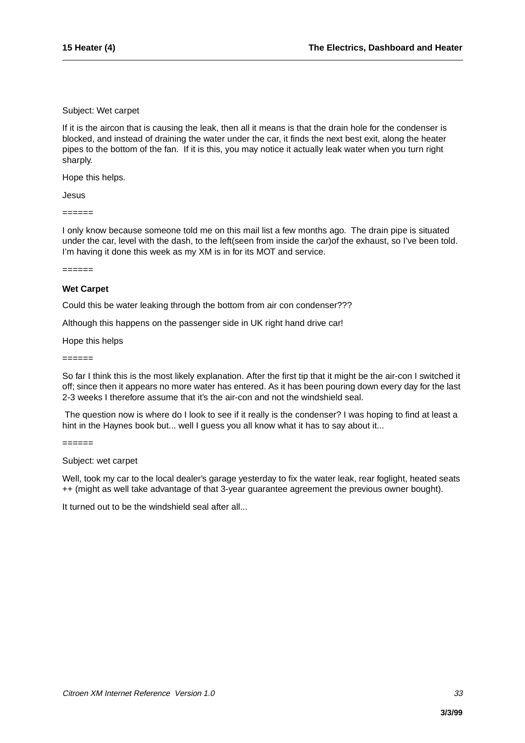Subject: Wet carpet

If it is the aircon that is causing the leak, then all it means is that the drain hole for the condenser is blocked, and instead of draining the water under the car, it finds the next best exit, along the heater pipes to the bottom of the fan.  If it is this, you may notice it actually leak water when you turn right sharply.

Hope this helps.

Jesus

======

I only know because someone told me on this mail list a few months ago.  The drain pipe is situated under the car, level with the dash, to the left(seen from inside the car)of the exhaust, so I've been told.  I'm having it done this week as my XM is in for its MOT and service.

======

**Wet Carpet**

Could this be water leaking through the bottom from air con condenser???

Although this happens on the passenger side in UK right hand drive car!

Hope this helps

======

So far I think this is the most likely explanation. After the first tip that it might be the air-con I switched it off; since then it appears no more water has entered. As it has been pouring down every day for the last 2-3 weeks I therefore assume that it's the air-con and not the windshield seal.

The question now is where do I look to see if it really is the condenser? I was hoping to find at least a hint in the Haynes book but... well I guess you all know what it has to say about it...

======

Subject: wet carpet

Well, took my car to the local dealer's garage yesterday to fix the water leak, rear foglight, heated seats ++ (might as well take advantage of that 3-year guarantee agreement the previous owner bought).

It turned out to be the windshield seal after all...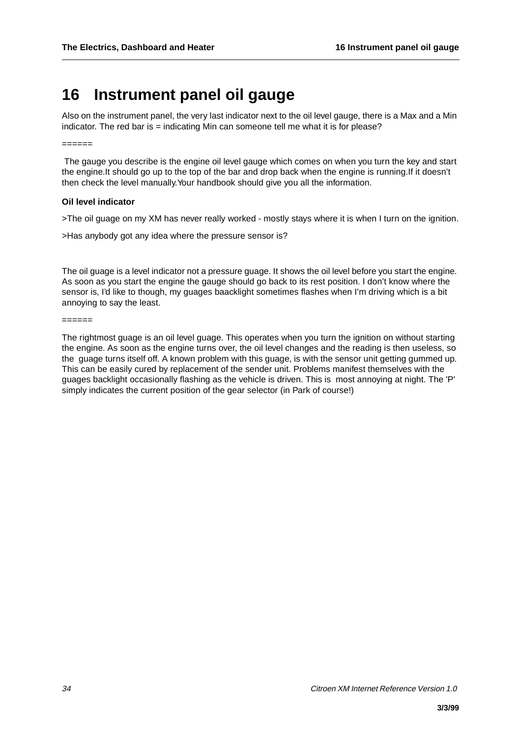# 16 Instrument panel oil gauge

Also on the instrument panel, the very last indicator next to the oil level gauge, there is a Max and a Min indicator. The red bar is = indicating Min can someone tell me what it is for please?

======

The gauge you describe is the engine oil level gauge which comes on when you turn the key and start the engine.It should go up to the top of the bar and drop back when the engine is running.If it doesn't then check the level manually.Your handbook should give you all the information.

**Oil level indicator**

>The oil guage on my XM has never really worked - mostly stays where it is when I turn on the ignition.

>Has anybody got any idea where the pressure sensor is?

The oil guage is a level indicator not a pressure guage. It shows the oil level before you start the engine. As soon as you start the engine the gauge should go back to its rest position. I don't know where the sensor is, I'd like to though, my guages baacklight sometimes flashes when I'm driving which is a bit annoying to say the least.

======

The rightmost guage is an oil level guage. This operates when you turn the ignition on without starting the engine. As soon as the engine turns over, the oil level changes and the reading is then useless, so the guage turns itself off. A known problem with this guage, is with the sensor unit getting gummed up. This can be easily cured by replacement of the sender unit. Problems manifest themselves with the guages backlight occasionally flashing as the vehicle is driven. This is most annoying at night. The 'P' simply indicates the current position of the gear selector (in Park of course!)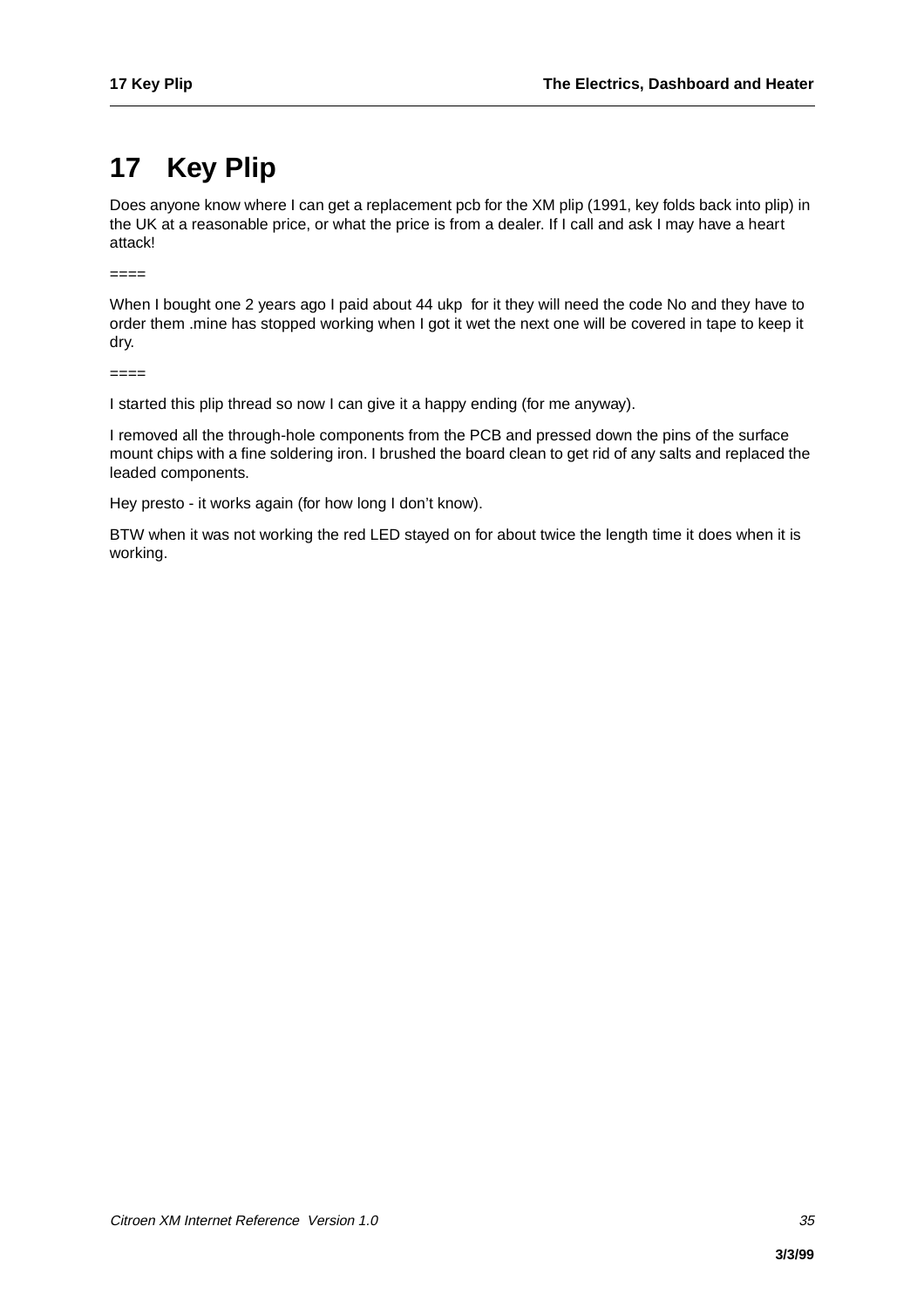# 17 Key Plip

Does anyone know where I can get a replacement pcb for the XM plip (1991, key folds back into plip) in the UK at a reasonable price, or what the price is from a dealer. If I call and ask I may have a heart attack!

====

When I bought one 2 years ago I paid about 44 ukp  for it they will need the code No and they have to order them .mine has stopped working when I got it wet the next one will be covered in tape to keep it dry.

====

I started this plip thread so now I can give it a happy ending (for me anyway).

I removed all the through-hole components from the PCB and pressed down the pins of the surface mount chips with a fine soldering iron. I brushed the board clean to get rid of any salts and replaced the leaded components.

Hey presto - it works again (for how long I don't know).

BTW when it was not working the red LED stayed on for about twice the length time it does when it is working.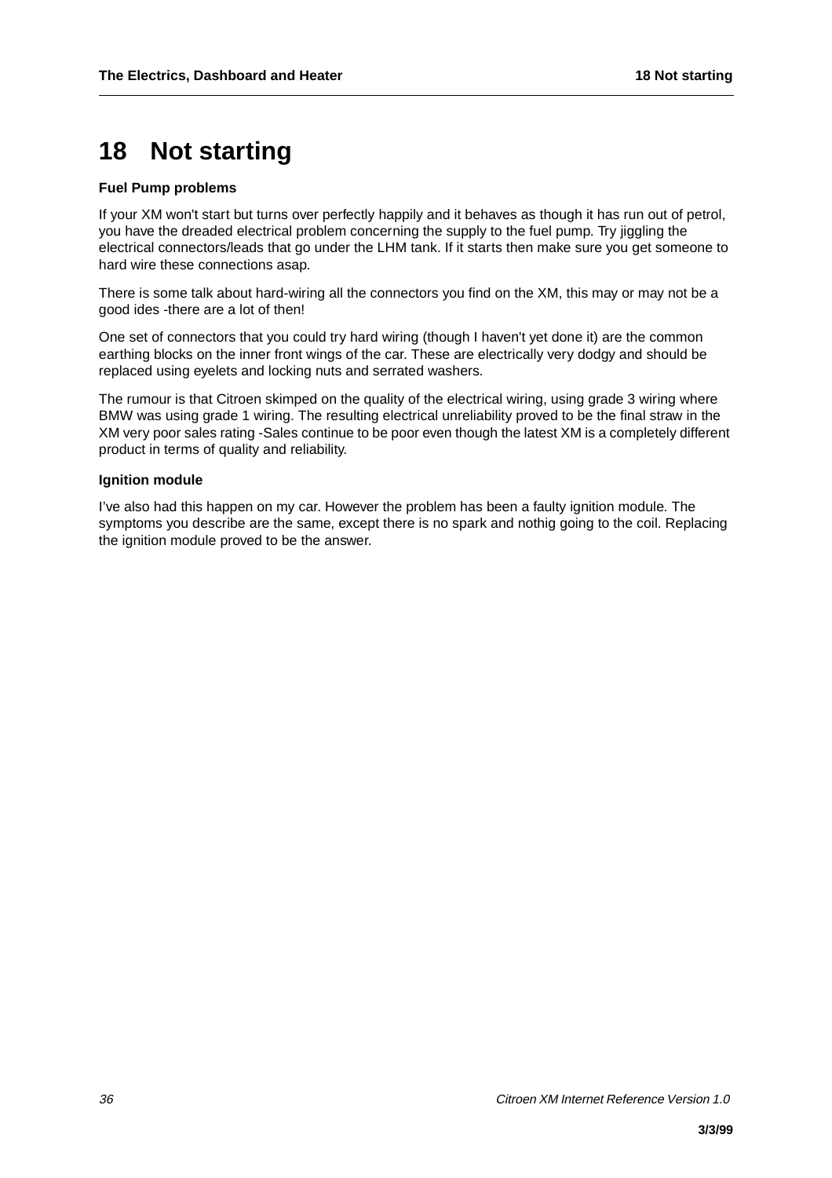# 18 Not starting

**Fuel Pump problems**

If your XM won't start but turns over perfectly happily and it behaves as though it has run out of petrol, you have the dreaded electrical problem concerning the supply to the fuel pump. Try jiggling the electrical connectors/leads that go under the LHM tank. If it starts then make sure you get someone to hard wire these connections asap.

There is some talk about hard-wiring all the connectors you find on the XM, this may or may not be a good ides -there are a lot of then!

One set of connectors that you could try hard wiring (though I haven't yet done it) are the common earthing blocks on the inner front wings of the car. These are electrically very dodgy and should be replaced using eyelets and locking nuts and serrated washers.

The rumour is that Citroen skimped on the quality of the electrical wiring, using grade 3 wiring where BMW was using grade 1 wiring. The resulting electrical unreliability proved to be the final straw in the XM very poor sales rating -Sales continue to be poor even though the latest XM is a completely different product in terms of quality and reliability.

**Ignition module**

I've also had this happen on my car. However the problem has been a faulty ignition module. The symptoms you describe are the same, except there is no spark and nothig going to the coil. Replacing the ignition module proved to be the answer.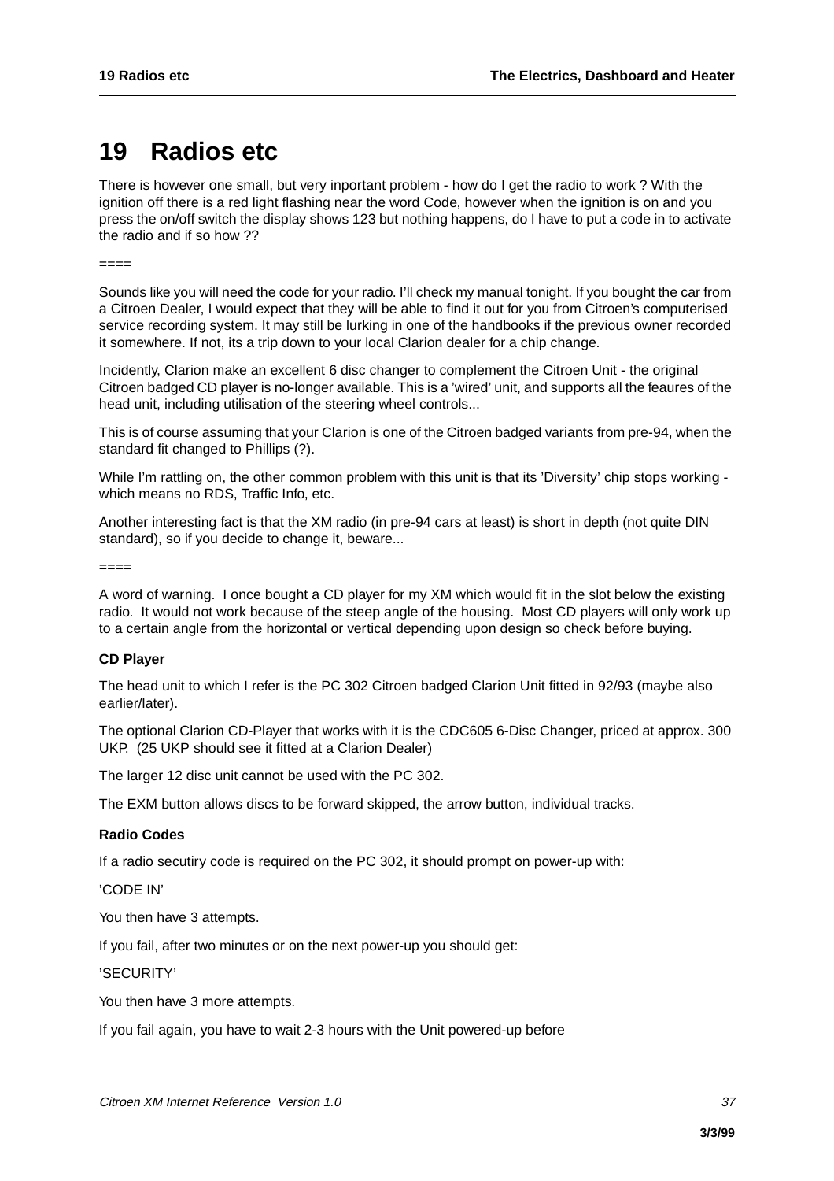# 19 Radios etc

There is however one small, but very inportant problem - how do I get the radio to work ? With the ignition off there is a red light flashing near the word Code, however when the ignition is on and you press the on/off switch the display shows 123 but nothing happens, do I have to put a code in to activate the radio and if so how ??

====

Sounds like you will need the code for your radio. I'll check my manual tonight. If you bought the car from a Citroen Dealer, I would expect that they will be able to find it out for you from Citroen's computerised service recording system. It may still be lurking in one of the handbooks if the previous owner recorded it somewhere. If not, its a trip down to your local Clarion dealer for a chip change.

Incidently, Clarion make an excellent 6 disc changer to complement the Citroen Unit - the original Citroen badged CD player is no-longer available. This is a 'wired' unit, and supports all the feaures of the head unit, including utilisation of the steering wheel controls...

This is of course assuming that your Clarion is one of the Citroen badged variants from pre-94, when the standard fit changed to Phillips (?).

While I'm rattling on, the other common problem with this unit is that its 'Diversity' chip stops working - which means no RDS, Traffic Info, etc.

Another interesting fact is that the XM radio (in pre-94 cars at least) is short in depth (not quite DIN standard), so if you decide to change it, beware...

====

A word of warning. I once bought a CD player for my XM which would fit in the slot below the existing radio. It would not work because of the steep angle of the housing. Most CD players will only work up to a certain angle from the horizontal or vertical depending upon design so check before buying.

**CD Player**

The head unit to which I refer is the PC 302 Citroen badged Clarion Unit fitted in 92/93 (maybe also earlier/later).

The optional Clarion CD-Player that works with it is the CDC605 6-Disc Changer, priced at approx. 300 UKP. (25 UKP should see it fitted at a Clarion Dealer)

The larger 12 disc unit cannot be used with the PC 302.

The EXM button allows discs to be forward skipped, the arrow button, individual tracks.

**Radio Codes**

If a radio secutiry code is required on the PC 302, it should prompt on power-up with:

'CODE IN'

You then have 3 attempts.

If you fail, after two minutes or on the next power-up you should get:

'SECURITY'

You then have 3 more attempts.

If you fail again, you have to wait 2-3 hours with the Unit powered-up before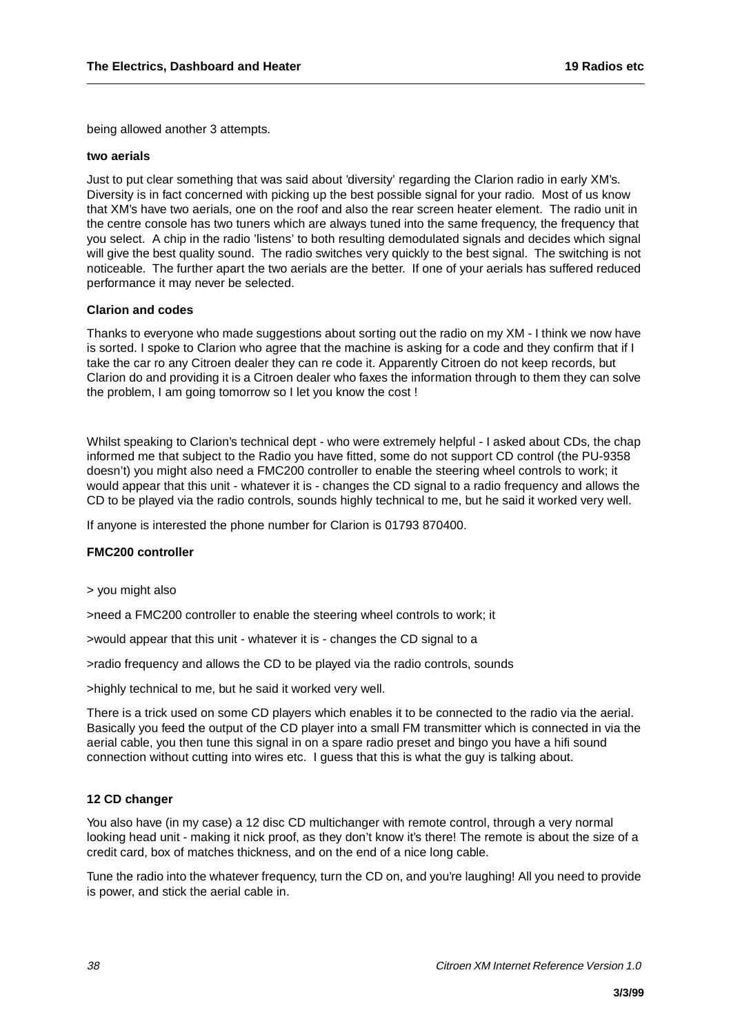being allowed another 3 attempts.

### two aerials

Just to put clear something that was said about 'diversity' regarding the Clarion radio in early XM's. Diversity is in fact concerned with picking up the best possible signal for your radio. Most of us know that XM's have two aerials, one on the roof and also the rear screen heater element. The radio unit in the centre console has two tuners which are always tuned into the same frequency, the frequency that you select. A chip in the radio 'listens' to both resulting demodulated signals and decides which signal will give the best quality sound. The radio switches very quickly to the best signal. The switching is not noticeable. The further apart the two aerials are the better. If one of your aerials has suffered reduced performance it may never be selected.

### Clarion and codes

Thanks to everyone who made suggestions about sorting out the radio on my XM - I think we now have is sorted. I spoke to Clarion who agree that the machine is asking for a code and they confirm that if I take the car ro any Citroen dealer they can re code it. Apparently Citroen do not keep records, but Clarion do and providing it is a Citroen dealer who faxes the information through to them they can solve the problem, I am going tomorrow so I let you know the cost !

Whilst speaking to Clarion's technical dept - who were extremely helpful - I asked about CDs, the chap informed me that subject to the Radio you have fitted, some do not support CD control (the PU-9358 doesn't) you might also need a FMC200 controller to enable the steering wheel controls to work; it would appear that this unit - whatever it is - changes the CD signal to a radio frequency and allows the CD to be played via the radio controls, sounds highly technical to me, but he said it worked very well.

If anyone is interested the phone number for Clarion is 01793 870400.

### FMC200 controller

> you might also

>need a FMC200 controller to enable the steering wheel controls to work; it

>would appear that this unit - whatever it is - changes the CD signal to a

>radio frequency and allows the CD to be played via the radio controls, sounds

>highly technical to me, but he said it worked very well.

There is a trick used on some CD players which enables it to be connected to the radio via the aerial. Basically you feed the output of the CD player into a small FM transmitter which is connected in via the aerial cable, you then tune this signal in on a spare radio preset and bingo you have a hifi sound connection without cutting into wires etc. I guess that this is what the guy is talking about.

### 12 CD changer

You also have (in my case) a 12 disc CD multichanger with remote control, through a very normal looking head unit - making it nick proof, as they don't know it's there! The remote is about the size of a credit card, box of matches thickness, and on the end of a nice long cable.

Tune the radio into the whatever frequency, turn the CD on, and you're laughing! All you need to provide is power, and stick the aerial cable in.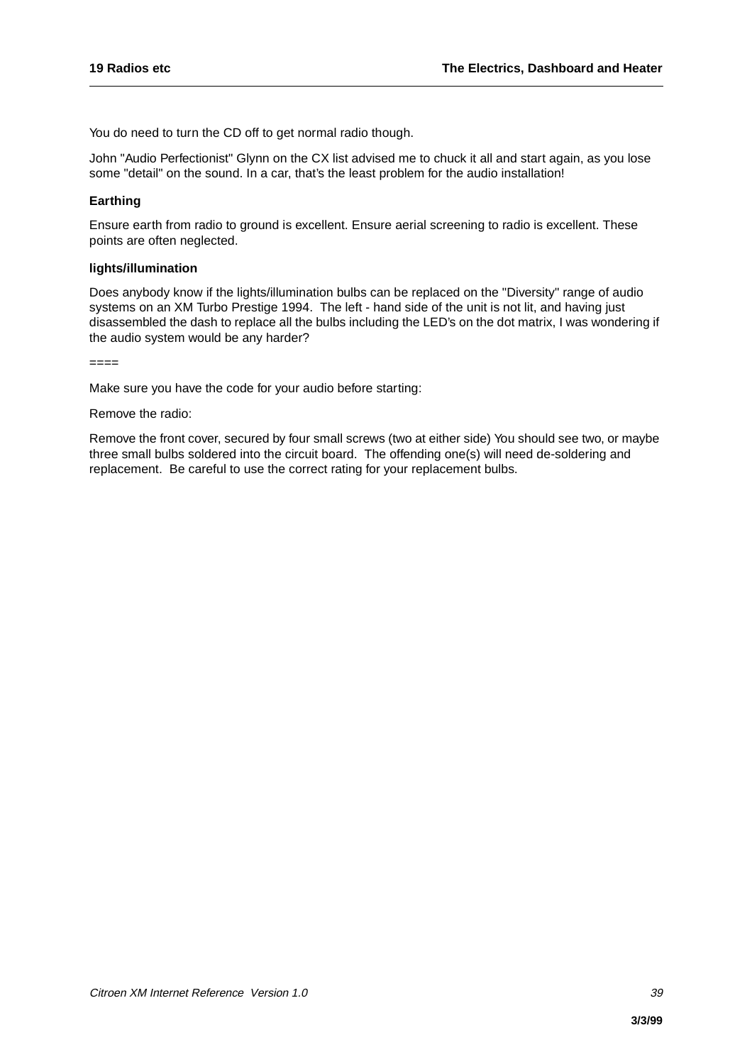You do need to turn the CD off to get normal radio though.

John "Audio Perfectionist" Glynn on the CX list advised me to chuck it all and start again, as you lose some "detail" on the sound. In a car, that's the least problem for the audio installation!

**Earthing**

Ensure earth from radio to ground is excellent. Ensure aerial screening to radio is excellent. These points are often neglected.

**lights/illumination**

Does anybody know if the lights/illumination bulbs can be replaced on the "Diversity" range of audio systems on an XM Turbo Prestige 1994. The left - hand side of the unit is not lit, and having just disassembled the dash to replace all the bulbs including the LED's on the dot matrix, I was wondering if the audio system would be any harder?

====

Make sure you have the code for your audio before starting:

Remove the radio:

Remove the front cover, secured by four small screws (two at either side) You should see two, or maybe three small bulbs soldered into the circuit board. The offending one(s) will need de-soldering and replacement. Be careful to use the correct rating for your replacement bulbs.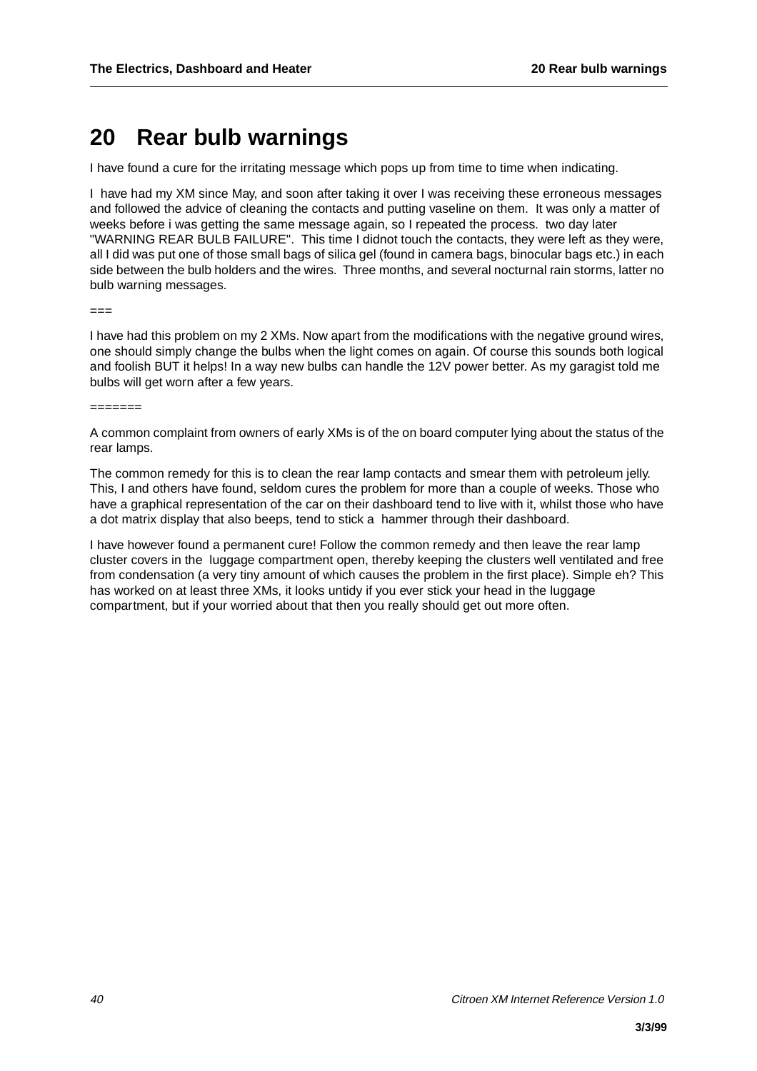# 20 Rear bulb warnings

I have found a cure for the irritating message which pops up from time to time when indicating.

I have had my XM since May, and soon after taking it over I was receiving these erroneous messages and followed the advice of cleaning the contacts and putting vaseline on them. It was only a matter of weeks before i was getting the same message again, so I repeated the process. two day later "WARNING REAR BULB FAILURE". This time I didnot touch the contacts, they were left as they were, all I did was put one of those small bags of silica gel (found in camera bags, binocular bags etc.) in each side between the bulb holders and the wires. Three months, and several nocturnal rain storms, latter no bulb warning messages.

===

I have had this problem on my 2 XMs. Now apart from the modifications with the negative ground wires, one should simply change the bulbs when the light comes on again. Of course this sounds both logical and foolish BUT it helps! In a way new bulbs can handle the 12V power better. As my garagist told me bulbs will get worn after a few years.

=======

A common complaint from owners of early XMs is of the on board computer lying about the status of the rear lamps.

The common remedy for this is to clean the rear lamp contacts and smear them with petroleum jelly. This, I and others have found, seldom cures the problem for more than a couple of weeks. Those who have a graphical representation of the car on their dashboard tend to live with it, whilst those who have a dot matrix display that also beeps, tend to stick a hammer through their dashboard.

I have however found a permanent cure! Follow the common remedy and then leave the rear lamp cluster covers in the luggage compartment open, thereby keeping the clusters well ventilated and free from condensation (a very tiny amount of which causes the problem in the first place). Simple eh? This has worked on at least three XMs, it looks untidy if you ever stick your head in the luggage compartment, but if your worried about that then you really should get out more often.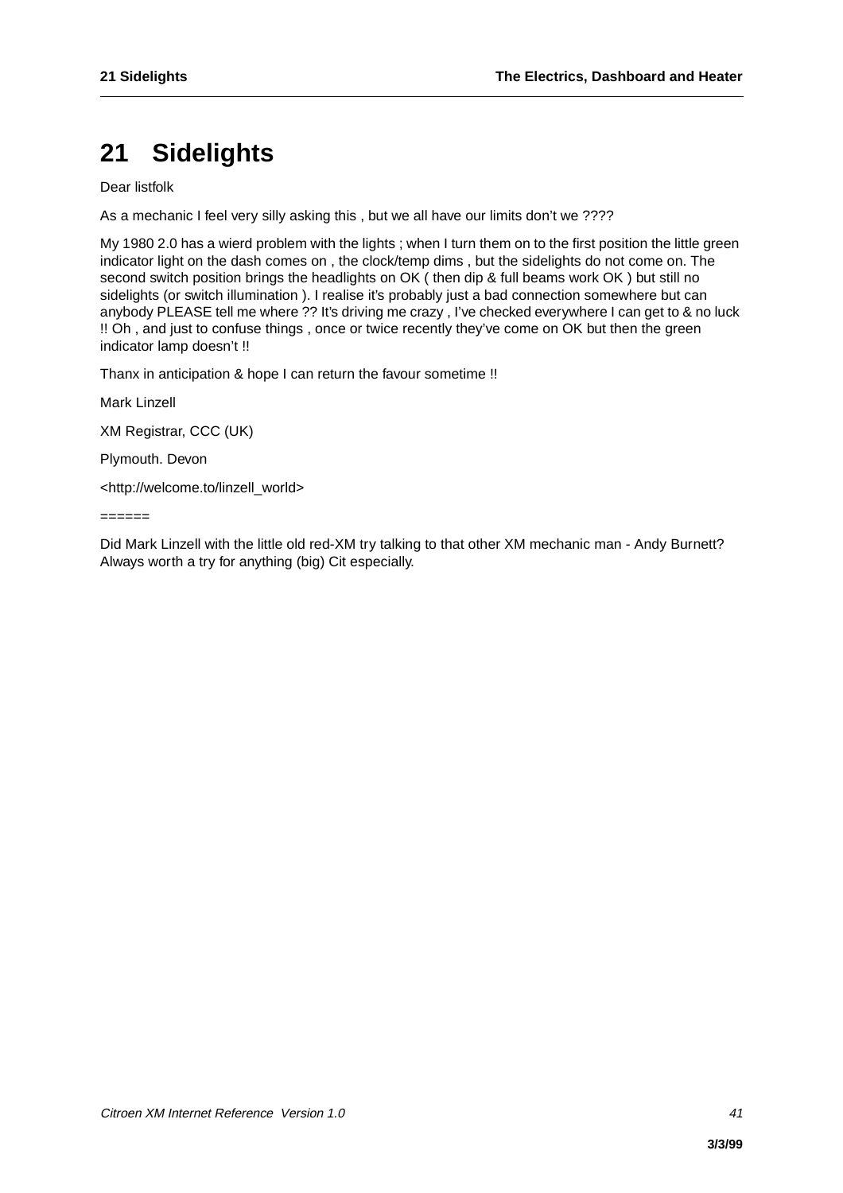# 21 Sidelights

Dear listfolk

As a mechanic I feel very silly asking this , but we all have our limits don't we ????

My 1980 2.0 has a wierd problem with the lights ; when I turn them on to the first position the little green indicator light on the dash comes on , the clock/temp dims , but the sidelights do not come on. The second switch position brings the headlights on OK ( then dip & full beams work OK ) but still no sidelights (or switch illumination ). I realise it's probably just a bad connection somewhere but can anybody PLEASE tell me where ?? It's driving me crazy , I've checked everywhere I can get to & no luck !! Oh , and just to confuse things , once or twice recently they've come on OK but then the green indicator lamp doesn't !!

Thanx in anticipation & hope I can return the favour sometime !!

Mark Linzell

XM Registrar, CCC (UK)

Plymouth. Devon

<http://welcome.to/linzell_world>

======

Did Mark Linzell with the little old red-XM try talking to that other XM mechanic man - Andy Burnett? Always worth a try for anything (big) Cit especially.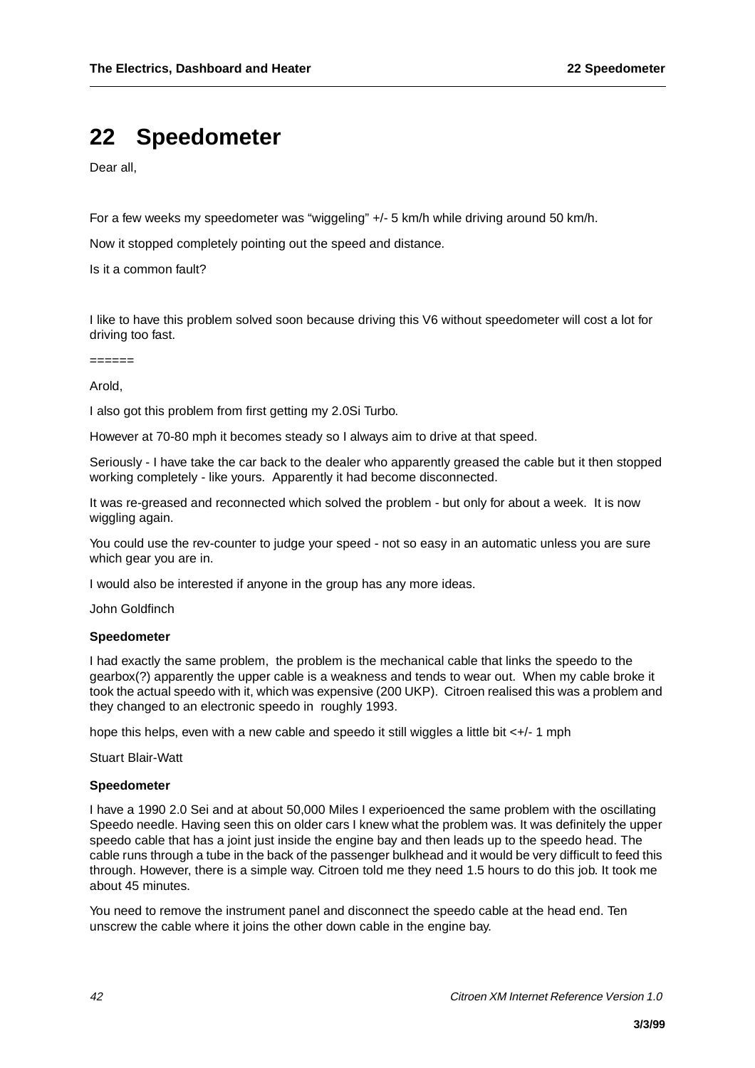# 22 Speedometer

Dear all,

For a few weeks my speedometer was “wiggeling” +/- 5 km/h while driving around 50 km/h.

Now it stopped completely pointing out the speed and distance.

Is it a common fault?

I like to have this problem solved soon because driving this V6 without speedometer will cost a lot for driving too fast.

======

Arold,

I also got this problem from first getting my 2.0Si Turbo.

However at 70-80 mph it becomes steady so I always aim to drive at that speed.

Seriously - I have take the car back to the dealer who apparently greased the cable but it then stopped working completely - like yours. Apparently it had become disconnected.

It was re-greased and reconnected which solved the problem - but only for about a week. It is now wiggling again.

You could use the rev-counter to judge your speed - not so easy in an automatic unless you are sure which gear you are in.

I would also be interested if anyone in the group has any more ideas.

John Goldfinch

**Speedometer**

I had exactly the same problem, the problem is the mechanical cable that links the speedo to the gearbox(?) apparently the upper cable is a weakness and tends to wear out. When my cable broke it took the actual speedo with it, which was expensive (200 UKP). Citroen realised this was a problem and they changed to an electronic speedo in roughly 1993.

hope this helps, even with a new cable and speedo it still wiggles a little bit <+/- 1 mph

Stuart Blair-Watt

**Speedometer**

I have a 1990 2.0 Sei and at about 50,000 Miles I experioenced the same problem with the oscillating Speedo needle. Having seen this on older cars I knew what the problem was. It was definitely the upper speedo cable that has a joint just inside the engine bay and then leads up to the speedo head. The cable runs through a tube in the back of the passenger bulkhead and it would be very difficult to feed this through. However, there is a simple way. Citroen told me they need 1.5 hours to do this job. It took me about 45 minutes.

You need to remove the instrument panel and disconnect the speedo cable at the head end. Ten unscrew the cable where it joins the other down cable in the engine bay.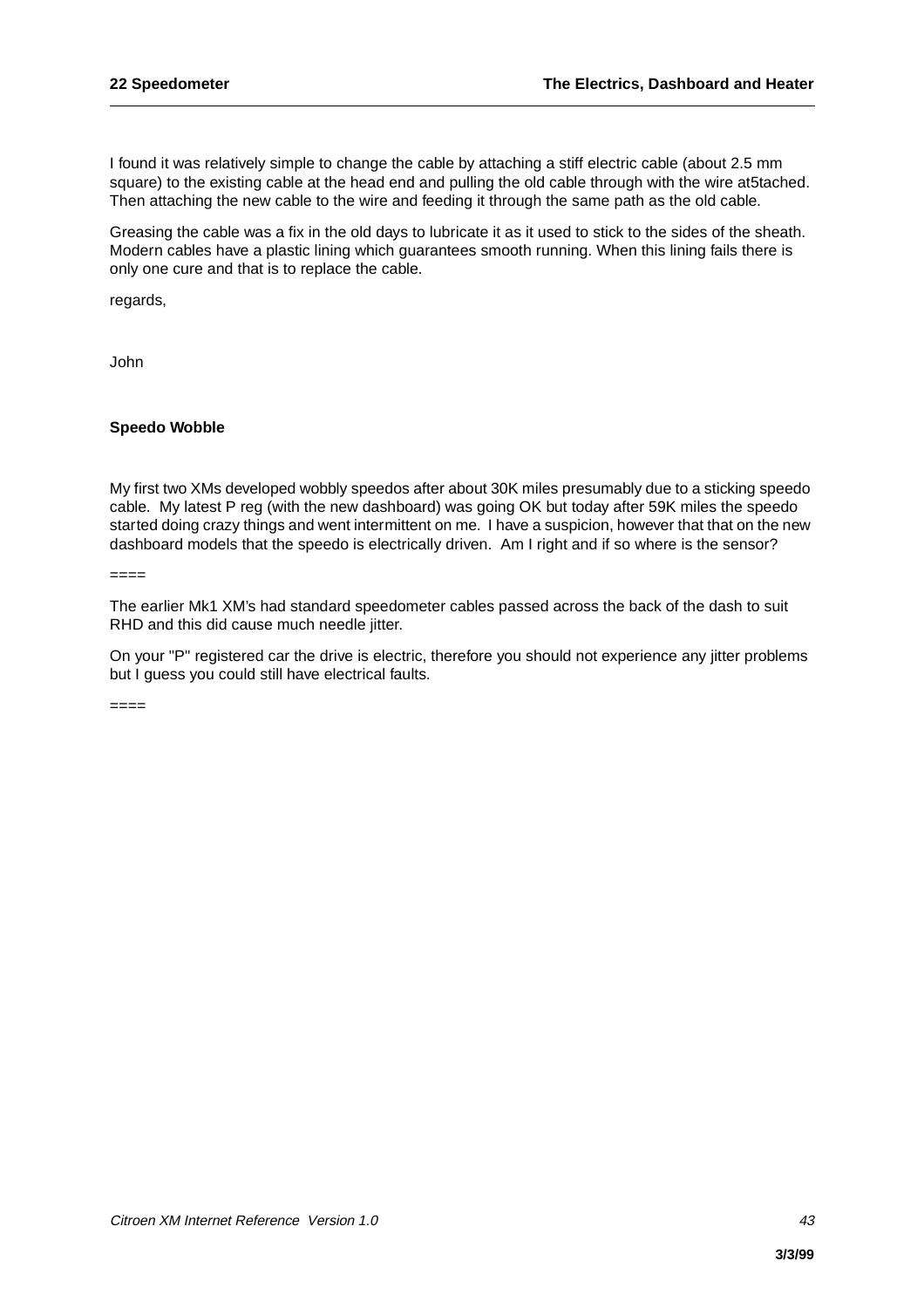I found it was relatively simple to change the cable by attaching a stiff electric cable (about 2.5 mm square) to the existing cable at the head end and pulling the old cable through with the wire at5tached. Then attaching the new cable to the wire and feeding it through the same path as the old cable.

Greasing the cable was a fix in the old days to lubricate it as it used to stick to the sides of the sheath. Modern cables have a plastic lining which guarantees smooth running. When this lining fails there is only one cure and that is to replace the cable.

regards,

John

**Speedo Wobble**

My first two XMs developed wobbly speedos after about 30K miles presumably due to a sticking speedo cable. My latest P reg (with the new dashboard) was going OK but today after 59K miles the speedo started doing crazy things and went intermittent on me. I have a suspicion, however that that on the new dashboard models that the speedo is electrically driven. Am I right and if so where is the sensor?

====

The earlier Mk1 XM's had standard speedometer cables passed across the back of the dash to suit RHD and this did cause much needle jitter.

On your "P" registered car the drive is electric, therefore you should not experience any jitter problems but I guess you could still have electrical faults.

====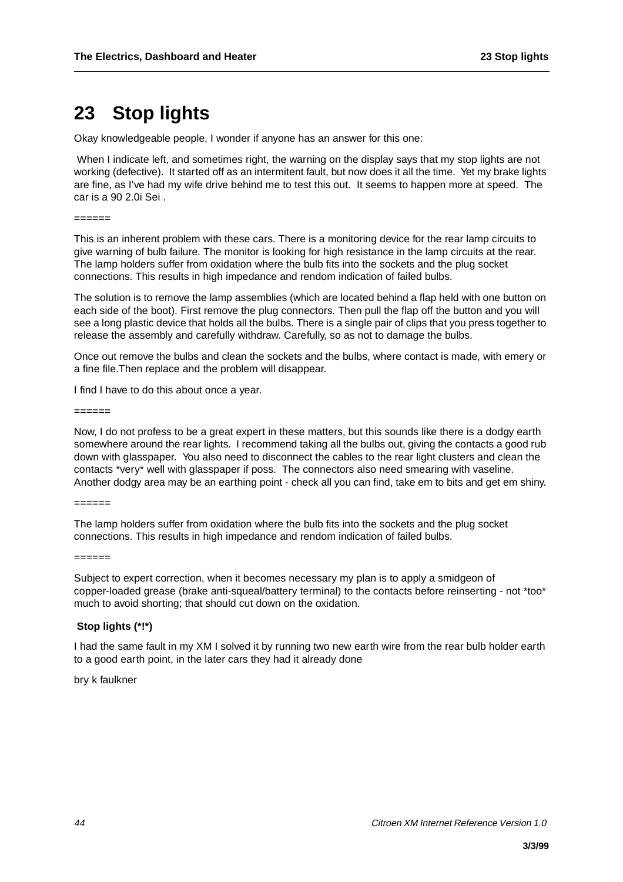# 23 Stop lights

Okay knowledgeable people, I wonder if anyone has an answer for this one:

When I indicate left, and sometimes right, the warning on the display says that my stop lights are not working (defective). It started off as an intermitent fault, but now does it all the time. Yet my brake lights are fine, as I've had my wife drive behind me to test this out. It seems to happen more at speed. The car is a 90 2.0i Sei .

======

This is an inherent problem with these cars. There is a monitoring device for the rear lamp circuits to give warning of bulb failure. The monitor is looking for high resistance in the lamp circuits at the rear. The lamp holders suffer from oxidation where the bulb fits into the sockets and the plug socket connections. This results in high impedance and rendom indication of failed bulbs.

The solution is to remove the lamp assemblies (which are located behind a flap held with one button on each side of the boot). First remove the plug connectors. Then pull the flap off the button and you will see a long plastic device that holds all the bulbs. There is a single pair of clips that you press together to release the assembly and carefully withdraw. Carefully, so as not to damage the bulbs.

Once out remove the bulbs and clean the sockets and the bulbs, where contact is made, with emery or a fine file.Then replace and the problem will disappear.

I find I have to do this about once a year.

======

Now, I do not profess to be a great expert in these matters, but this sounds like there is a dodgy earth somewhere around the rear lights. I recommend taking all the bulbs out, giving the contacts a good rub down with glasspaper. You also need to disconnect the cables to the rear light clusters and clean the contacts *very* well with glasspaper if poss. The connectors also need smearing with vaseline. Another dodgy area may be an earthing point - check all you can find, take em to bits and get em shiny.

======

The lamp holders suffer from oxidation where the bulb fits into the sockets and the plug socket connections. This results in high impedance and rendom indication of failed bulbs.

======

Subject to expert correction, when it becomes necessary my plan is to apply a smidgeon of copper-loaded grease (brake anti-squeal/battery terminal) to the contacts before reinserting - not *too* much to avoid shorting; that should cut down on the oxidation.

**Stop lights (*!*)**

I had the same fault in my XM I solved it by running two new earth wire from the rear bulb holder earth to a good earth point, in the later cars they had it already done

bry k faulkner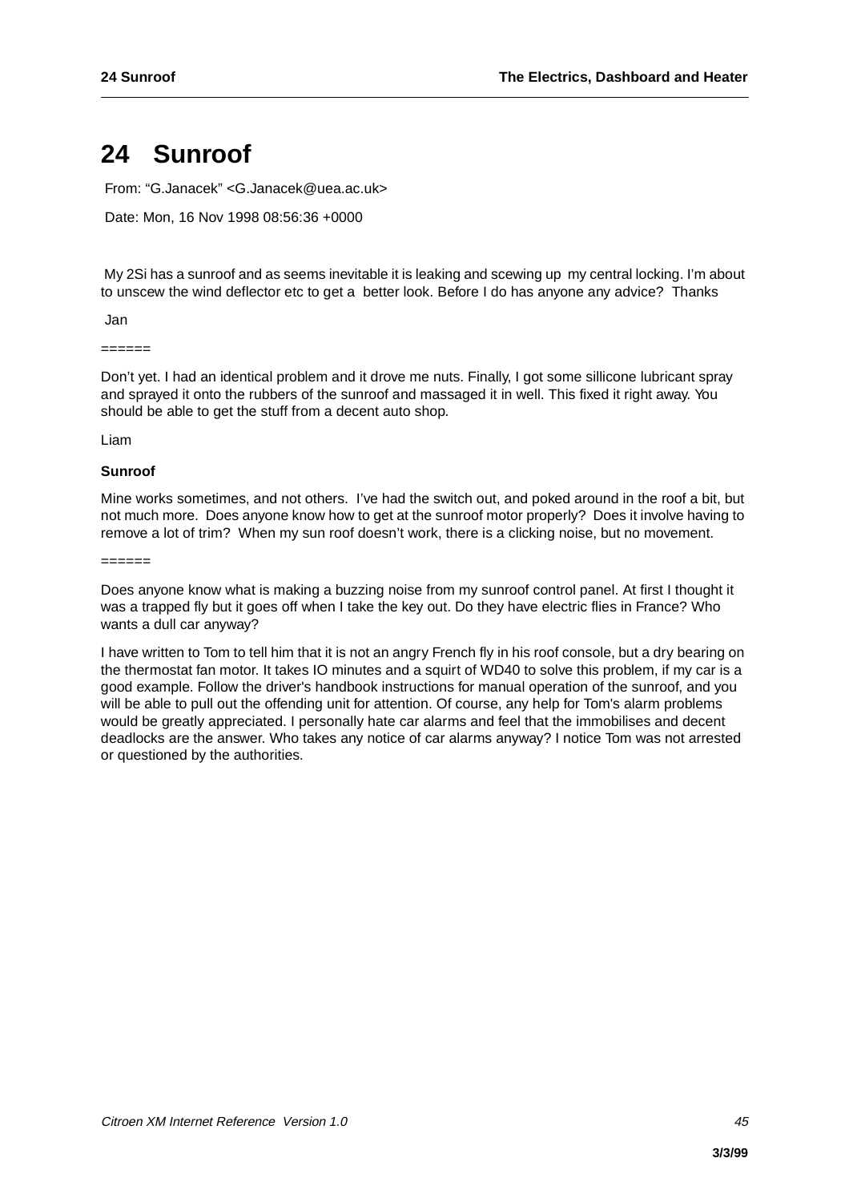# 24 Sunroof

From: "G.Janacek" <G.Janacek@uea.ac.uk>

Date: Mon, 16 Nov 1998 08:56:36 +0000

My 2Si has a sunroof and as seems inevitable it is leaking and scewing up my central locking. I'm about to unscew the wind deflector etc to get a better look. Before I do has anyone any advice? Thanks

Jan

======

Don't yet. I had an identical problem and it drove me nuts. Finally, I got some sillicone lubricant spray and sprayed it onto the rubbers of the sunroof and massaged it in well. This fixed it right away. You should be able to get the stuff from a decent auto shop.

Liam

**Sunroof**

Mine works sometimes, and not others. I've had the switch out, and poked around in the roof a bit, but not much more. Does anyone know how to get at the sunroof motor properly? Does it involve having to remove a lot of trim? When my sun roof doesn't work, there is a clicking noise, but no movement.

======

Does anyone know what is making a buzzing noise from my sunroof control panel. At first I thought it was a trapped fly but it goes off when I take the key out. Do they have electric flies in France? Who wants a dull car anyway?

I have written to Tom to tell him that it is not an angry French fly in his roof console, but a dry bearing on the thermostat fan motor. It takes IO minutes and a squirt of WD40 to solve this problem, if my car is a good example. Follow the driver's handbook instructions for manual operation of the sunroof, and you will be able to pull out the offending unit for attention. Of course, any help for Tom's alarm problems would be greatly appreciated. I personally hate car alarms and feel that the immobilises and decent deadlocks are the answer. Who takes any notice of car alarms anyway? I notice Tom was not arrested or questioned by the authorities.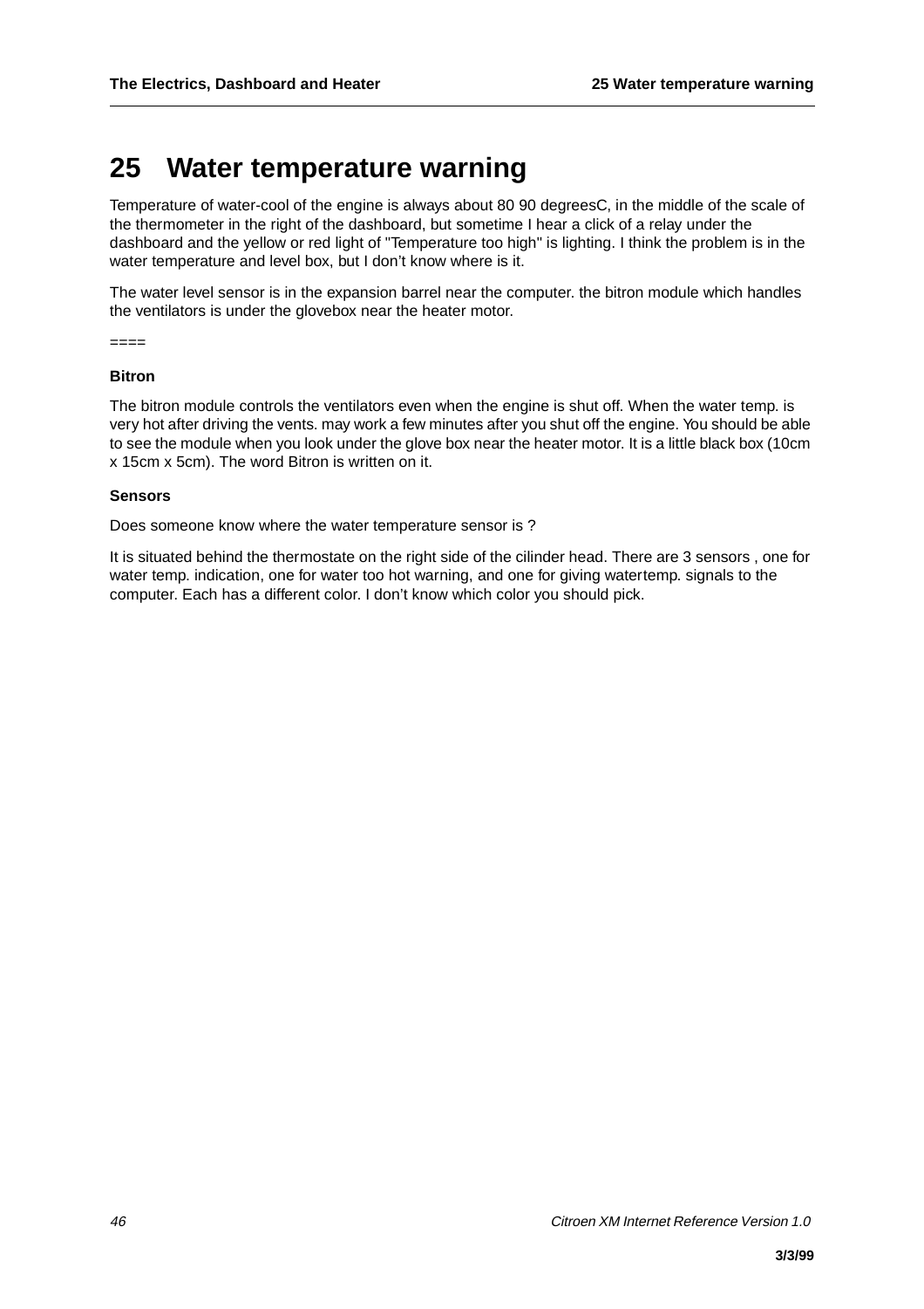# 25 Water temperature warning

Temperature of water-cool of the engine is always about 80 90 degreesC, in the middle of the scale of the thermometer in the right of the dashboard, but sometime I hear a click of a relay under the dashboard and the yellow or red light of "Temperature too high" is lighting. I think the problem is in the water temperature and level box, but I don't know where is it.

The water level sensor is in the expansion barrel near the computer. the bitron module which handles the ventilators is under the glovebox near the heater motor.

====

### Bitron

The bitron module controls the ventilators even when the engine is shut off. When the water temp. is very hot after driving the vents. may work a few minutes after you shut off the engine. You should be able to see the module when you look under the glove box near the heater motor. It is a little black box (10cm x 15cm x 5cm). The word Bitron is written on it.

### Sensors

Does someone know where the water temperature sensor is ?

It is situated behind the thermostate on the right side of the cilinder head. There are 3 sensors , one for water temp. indication, one for water too hot warning, and one for giving watertemp. signals to the computer. Each has a different color. I don't know which color you should pick.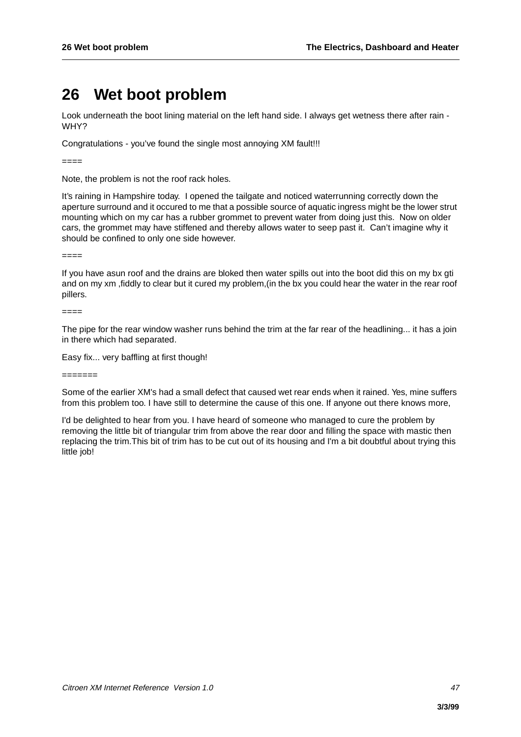# 26 Wet boot problem

Look underneath the boot lining material on the left hand side. I always get wetness there after rain - WHY?

Congratulations - you've found the single most annoying XM fault!!!

====

Note, the problem is not the roof rack holes.

It's raining in Hampshire today. I opened the tailgate and noticed waterrunning correctly down the aperture surround and it occured to me that a possible source of aquatic ingress might be the lower strut mounting which on my car has a rubber grommet to prevent water from doing just this. Now on older cars, the grommet may have stiffened and thereby allows water to seep past it. Can't imagine why it should be confined to only one side however.

====

If you have asun roof and the drains are bloked then water spills out into the boot did this on my bx gti and on my xm ,fiddly to clear but it cured my problem,(in the bx you could hear the water in the rear roof pillers.

====

The pipe for the rear window washer runs behind the trim at the far rear of the headlining... it has a join in there which had separated.

Easy fix... very baffling at first though!

=======

Some of the earlier XM's had a small defect that caused wet rear ends when it rained. Yes, mine suffers from this problem too. I have still to determine the cause of this one. If anyone out there knows more,

I'd be delighted to hear from you. I have heard of someone who managed to cure the problem by removing the little bit of triangular trim from above the rear door and filling the space with mastic then replacing the trim.This bit of trim has to be cut out of its housing and I'm a bit doubtful about trying this little job!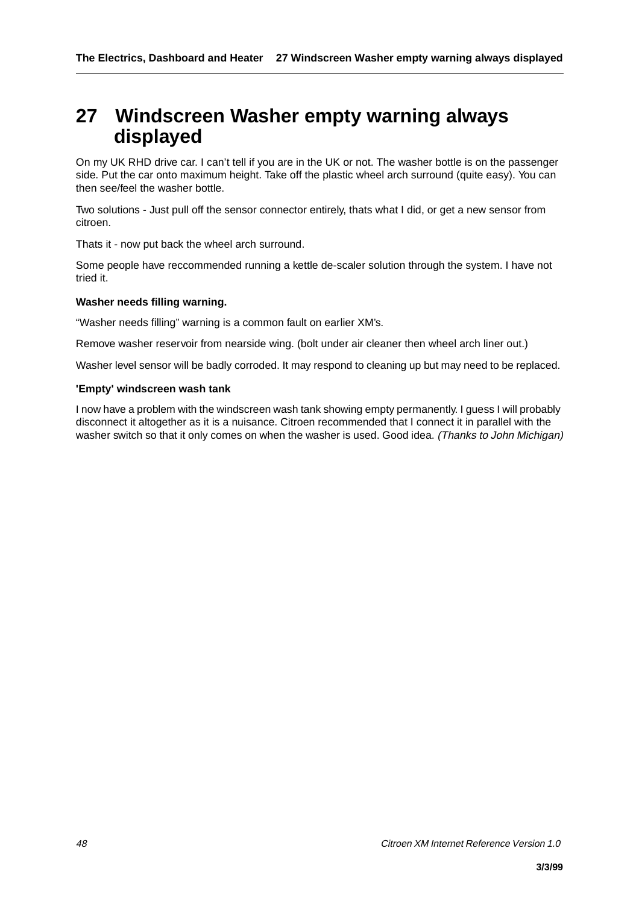# 27 Windscreen Washer empty warning always displayed

On my UK RHD drive car. I can't tell if you are in the UK or not. The washer bottle is on the passenger side. Put the car onto maximum height. Take off the plastic wheel arch surround (quite easy). You can then see/feel the washer bottle.

Two solutions - Just pull off the sensor connector entirely, thats what I did, or get a new sensor from citroen.

Thats it - now put back the wheel arch surround.

Some people have reccommended running a kettle de-scaler solution through the system. I have not tried it.

**Washer needs filling warning.**

"Washer needs filling" warning is a common fault on earlier XM's.

Remove washer reservoir from nearside wing. (bolt under air cleaner then wheel arch liner out.)

Washer level sensor will be badly corroded. It may respond to cleaning up but may need to be replaced.

**'Empty' windscreen wash tank**

I now have a problem with the windscreen wash tank showing empty permanently. I guess I will probably disconnect it altogether as it is a nuisance. Citroen recommended that I connect it in parallel with the washer switch so that it only comes on when the washer is used. Good idea. *(Thanks to John Michigan)*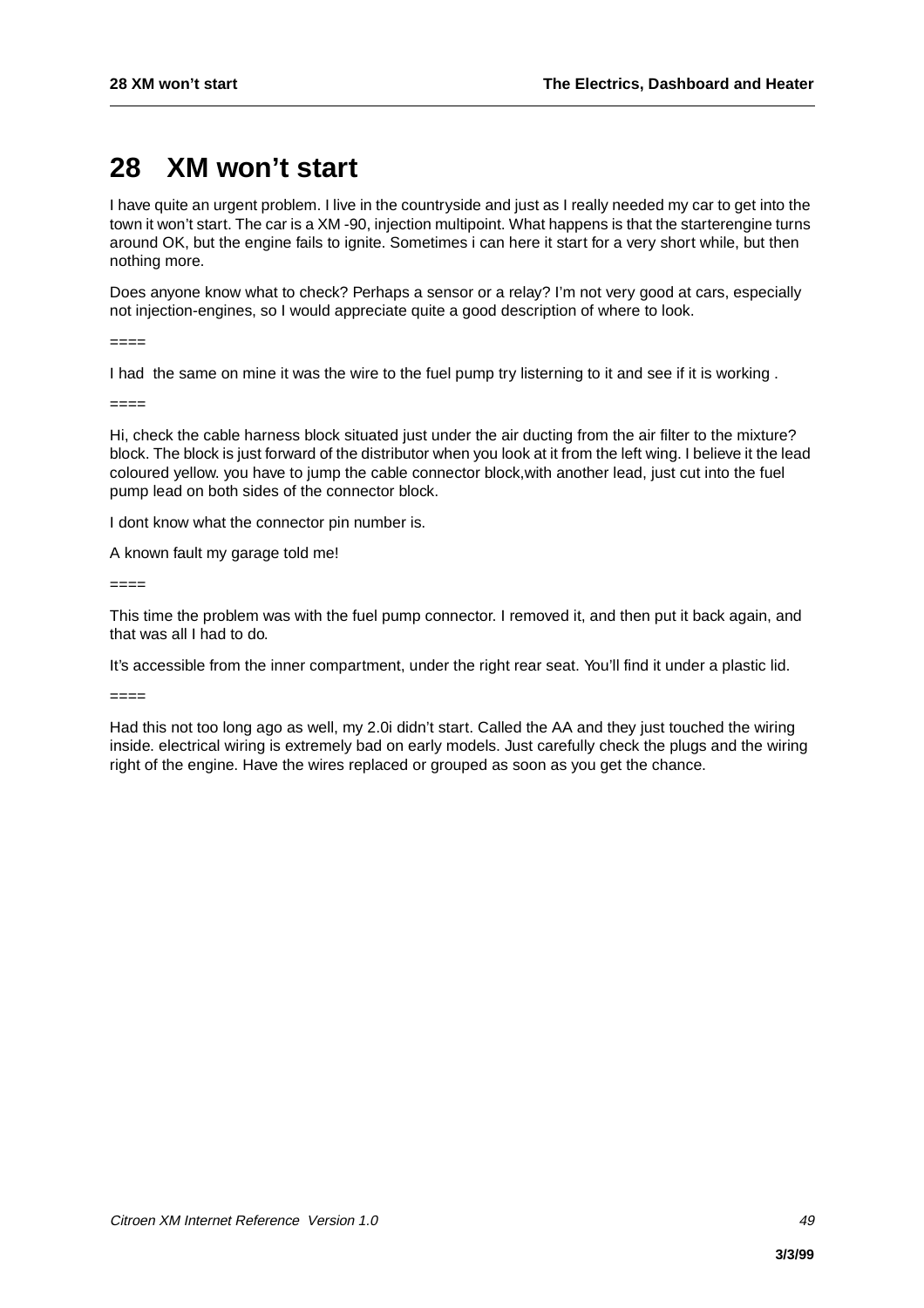# 28 XM won't start

I have quite an urgent problem. I live in the countryside and just as I really needed my car to get into the town it won't start. The car is a XM -90, injection multipoint. What happens is that the starterengine turns around OK, but the engine fails to ignite. Sometimes i can here it start for a very short while, but then nothing more.

Does anyone know what to check? Perhaps a sensor or a relay? I'm not very good at cars, especially not injection-engines, so I would appreciate quite a good description of where to look.

====

I had the same on mine it was the wire to the fuel pump try listerning to it and see if it is working .

====

Hi, check the cable harness block situated just under the air ducting from the air filter to the mixture? block. The block is just forward of the distributor when you look at it from the left wing. I believe it the lead coloured yellow. you have to jump the cable connector block,with another lead, just cut into the fuel pump lead on both sides of the connector block.

I dont know what the connector pin number is.

A known fault my garage told me!

====

This time the problem was with the fuel pump connector. I removed it, and then put it back again, and that was all I had to do.

It's accessible from the inner compartment, under the right rear seat. You'll find it under a plastic lid.

====

Had this not too long ago as well, my 2.0i didn't start. Called the AA and they just touched the wiring inside. electrical wiring is extremely bad on early models. Just carefully check the plugs and the wiring right of the engine. Have the wires replaced or grouped as soon as you get the chance.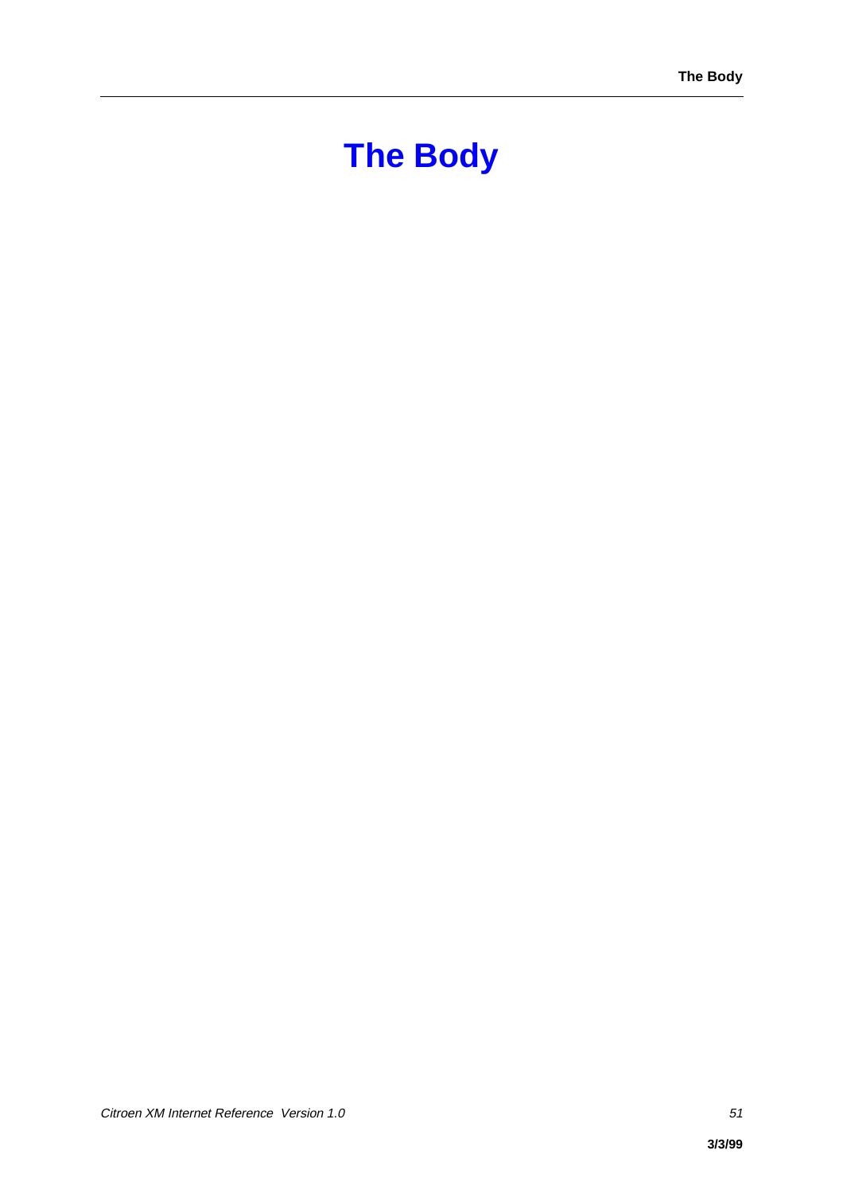# The Body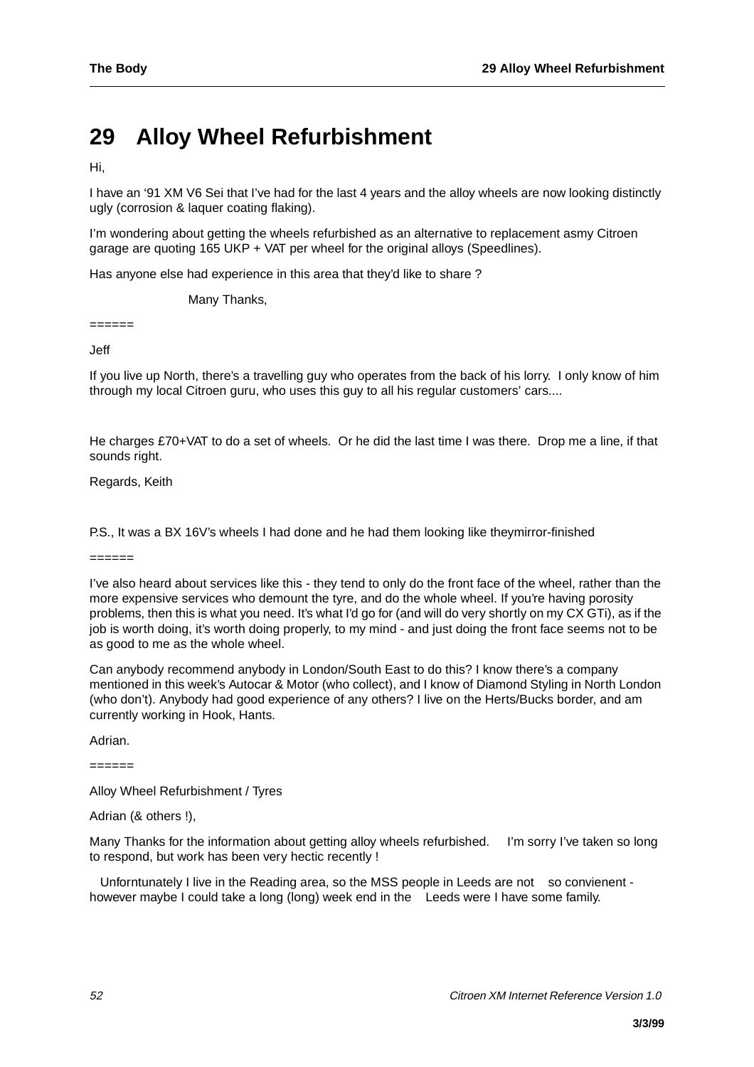# 29 Alloy Wheel Refurbishment

Hi,

I have an '91 XM V6 Sei that I've had for the last 4 years and the alloy wheels are now looking distinctly ugly (corrosion & laquer coating flaking).

I'm wondering about getting the wheels refurbished as an alternative to replacement asmy Citroen garage are quoting 165 UKP + VAT per wheel for the original alloys (Speedlines).

Has anyone else had experience in this area that they'd like to share ?

Many Thanks,

======

Jeff

If you live up North, there's a travelling guy who operates from the back of his lorry. I only know of him through my local Citroen guru, who uses this guy to all his regular customers' cars....

He charges £70+VAT to do a set of wheels. Or he did the last time I was there. Drop me a line, if that sounds right.

Regards, Keith

P.S., It was a BX 16V's wheels I had done and he had them looking like theymirror-finished

======

I've also heard about services like this - they tend to only do the front face of the wheel, rather than the more expensive services who demount the tyre, and do the whole wheel. If you're having porosity problems, then this is what you need. It's what I'd go for (and will do very shortly on my CX GTi), as if the job is worth doing, it's worth doing properly, to my mind - and just doing the front face seems not to be as good to me as the whole wheel.

Can anybody recommend anybody in London/South East to do this? I know there's a company mentioned in this week's Autocar & Motor (who collect), and I know of Diamond Styling in North London (who don't). Anybody had good experience of any others? I live on the Herts/Bucks border, and am currently working in Hook, Hants.

Adrian.

======

Alloy Wheel Refurbishment / Tyres

Adrian (& others !),

Many Thanks for the information about getting alloy wheels refurbished. I'm sorry I've taken so long to respond, but work has been very hectic recently !

Unforntunately I live in the Reading area, so the MSS people in Leeds are not so convienent - however maybe I could take a long (long) week end in the Leeds were I have some family.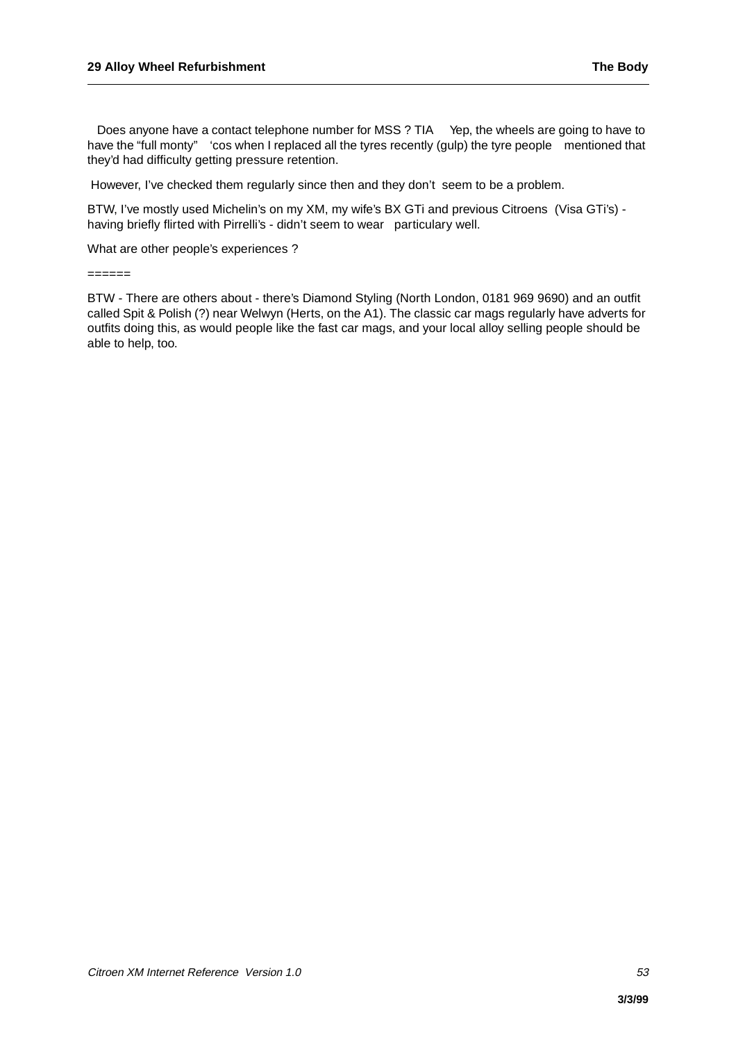Does anyone have a contact telephone number for MSS ? TIA   Yep, the wheels are going to have to have the “full monty”  ‘cos when I replaced all the tyres recently (gulp) the tyre people  mentioned that they’d had difficulty getting pressure retention.

However, I’ve checked them regularly since then and they don’t seem to be a problem.

BTW, I’ve mostly used Michelin’s on my XM, my wife’s BX GTi and previous Citroens (Visa GTi’s) - having briefly flirted with Pirrelli’s - didn’t seem to wear  particulary well.

What are other people’s experiences ?

======

BTW - There are others about - there’s Diamond Styling (North London, 0181 969 9690) and an outfit called Spit & Polish (?) near Welwyn (Herts, on the A1). The classic car mags regularly have adverts for outfits doing this, as would people like the fast car mags, and your local alloy selling people should be able to help, too.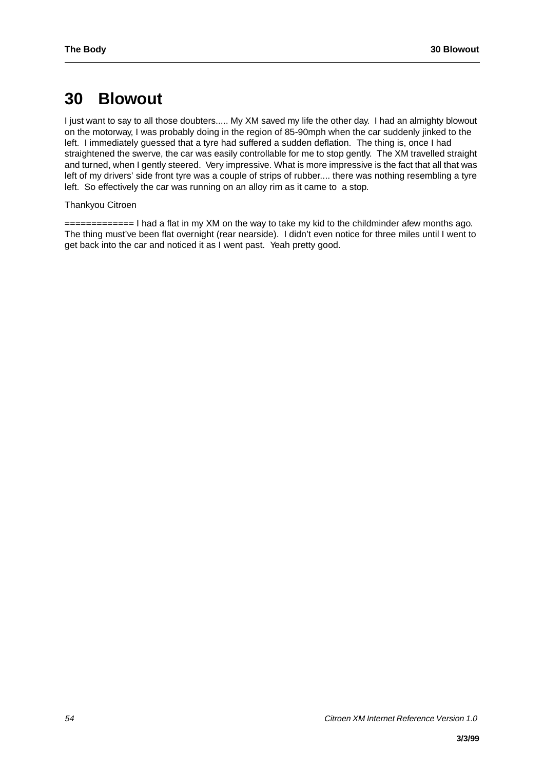# 30 Blowout

I just want to say to all those doubters..... My XM saved my life the other day. I had an almighty blowout on the motorway, I was probably doing in the region of 85-90mph when the car suddenly jinked to the left. I immediately guessed that a tyre had suffered a sudden deflation. The thing is, once I had straightened the swerve, the car was easily controllable for me to stop gently. The XM travelled straight and turned, when I gently steered. Very impressive. What is more impressive is the fact that all that was left of my drivers' side front tyre was a couple of strips of rubber.... there was nothing resembling a tyre left. So effectively the car was running on an alloy rim as it came to a stop.

Thankyou Citroen

============= I had a flat in my XM on the way to take my kid to the childminder afew months ago. The thing must've been flat overnight (rear nearside). I didn't even notice for three miles until I went to get back into the car and noticed it as I went past. Yeah pretty good.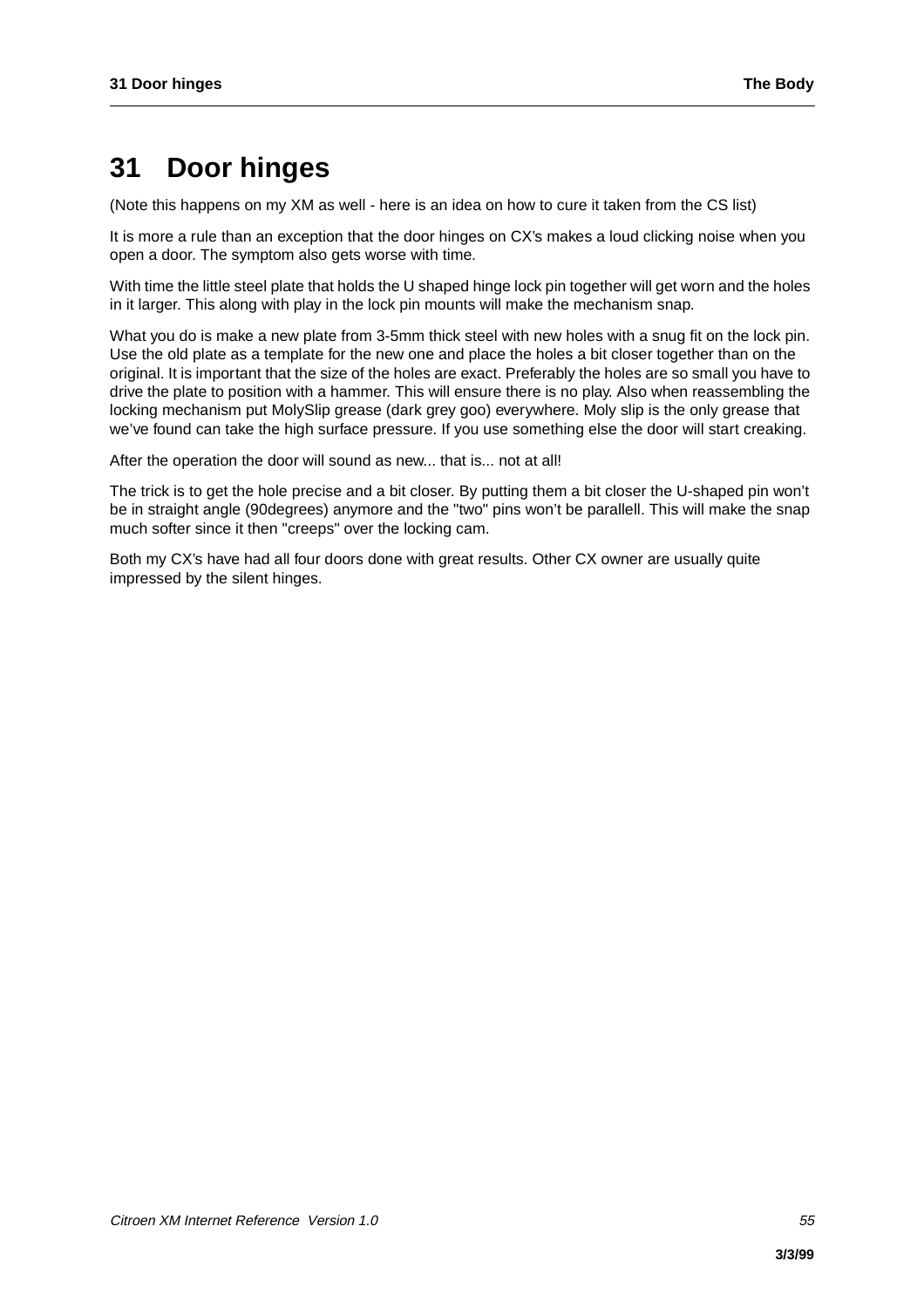# 31 Door hinges

(Note this happens on my XM as well - here is an idea on how to cure it taken from the CS list)

It is more a rule than an exception that the door hinges on CX's makes a loud clicking noise when you open a door. The symptom also gets worse with time.

With time the little steel plate that holds the U shaped hinge lock pin together will get worn and the holes in it larger. This along with play in the lock pin mounts will make the mechanism snap.

What you do is make a new plate from 3-5mm thick steel with new holes with a snug fit on the lock pin. Use the old plate as a template for the new one and place the holes a bit closer together than on the original. It is important that the size of the holes are exact. Preferably the holes are so small you have to drive the plate to position with a hammer. This will ensure there is no play. Also when reassembling the locking mechanism put MolySlip grease (dark grey goo) everywhere. Moly slip is the only grease that we've found can take the high surface pressure. If you use something else the door will start creaking.

After the operation the door will sound as new... that is... not at all!

The trick is to get the hole precise and a bit closer. By putting them a bit closer the U-shaped pin won't be in straight angle (90degrees) anymore and the "two" pins won't be parallell. This will make the snap much softer since it then "creeps" over the locking cam.

Both my CX's have had all four doors done with great results. Other CX owner are usually quite impressed by the silent hinges.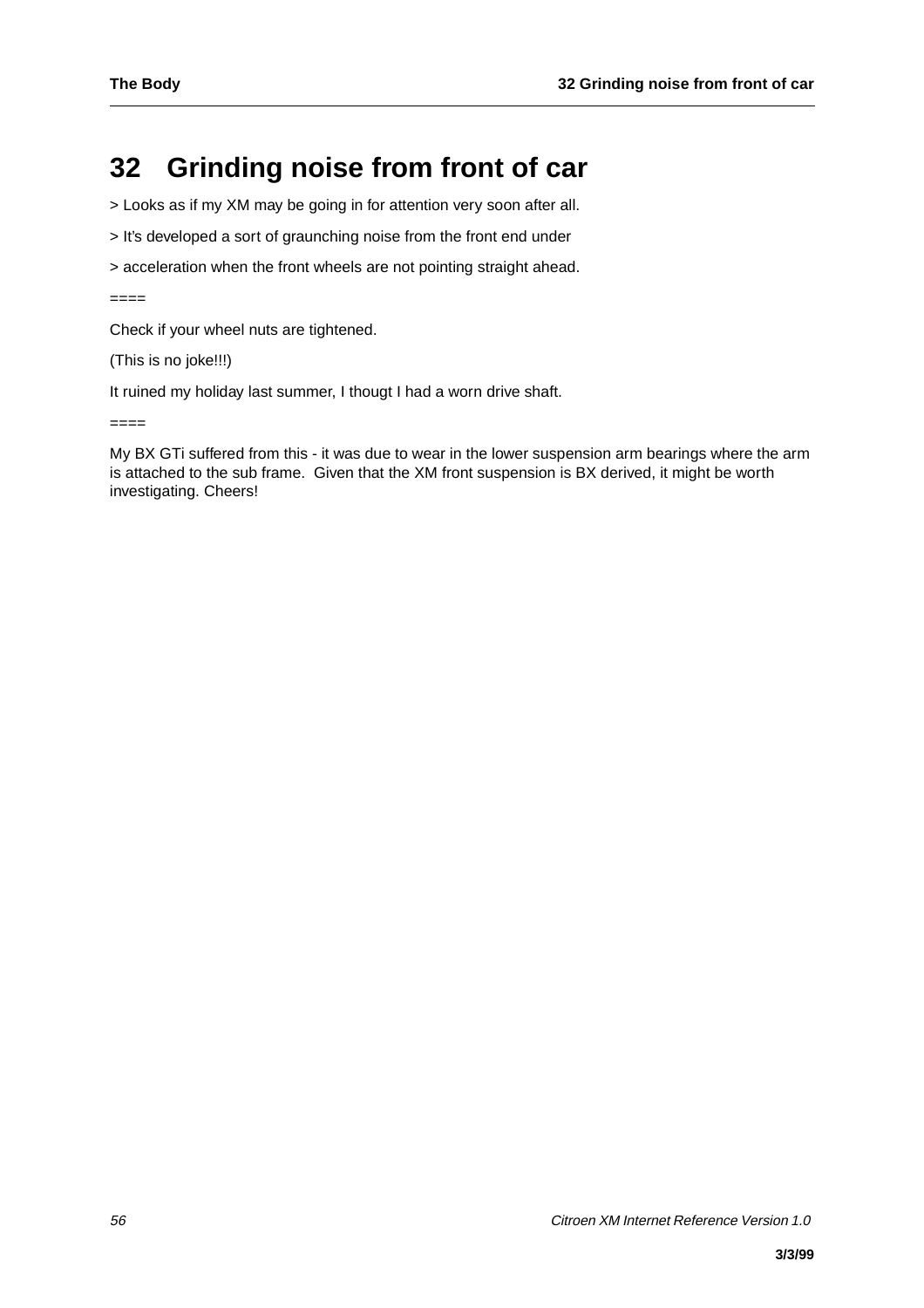# 32 Grinding noise from front of car

> Looks as if my XM may be going in for attention very soon after all.

> It's developed a sort of graunching noise from the front end under

> acceleration when the front wheels are not pointing straight ahead.

====

Check if your wheel nuts are tightened.

(This is no joke!!!)

It ruined my holiday last summer, I thougt I had a worn drive shaft.

====

My BX GTi suffered from this - it was due to wear in the lower suspension arm bearings where the arm is attached to the sub frame. Given that the XM front suspension is BX derived, it might be worth investigating. Cheers!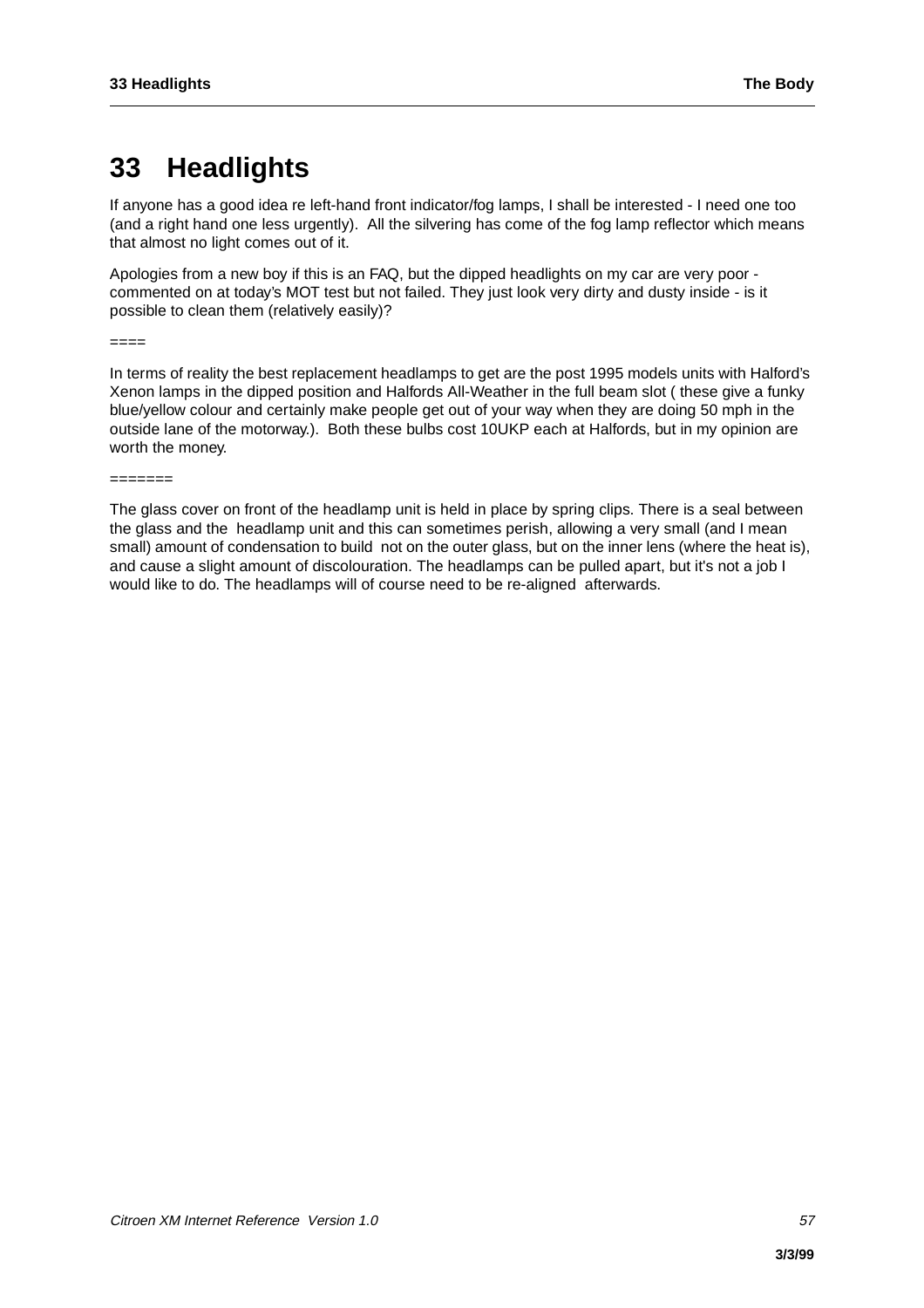# 33 Headlights

If anyone has a good idea re left-hand front indicator/fog lamps, I shall be interested - I need one too (and a right hand one less urgently). All the silvering has come of the fog lamp reflector which means that almost no light comes out of it.

Apologies from a new boy if this is an FAQ, but the dipped headlights on my car are very poor - commented on at today's MOT test but not failed. They just look very dirty and dusty inside - is it possible to clean them (relatively easily)?

====

In terms of reality the best replacement headlamps to get are the post 1995 models units with Halford's Xenon lamps in the dipped position and Halfords All-Weather in the full beam slot ( these give a funky blue/yellow colour and certainly make people get out of your way when they are doing 50 mph in the outside lane of the motorway.). Both these bulbs cost 10UKP each at Halfords, but in my opinion are worth the money.

=======

The glass cover on front of the headlamp unit is held in place by spring clips. There is a seal between the glass and the headlamp unit and this can sometimes perish, allowing a very small (and I mean small) amount of condensation to build not on the outer glass, but on the inner lens (where the heat is), and cause a slight amount of discolouration. The headlamps can be pulled apart, but it's not a job I would like to do. The headlamps will of course need to be re-aligned afterwards.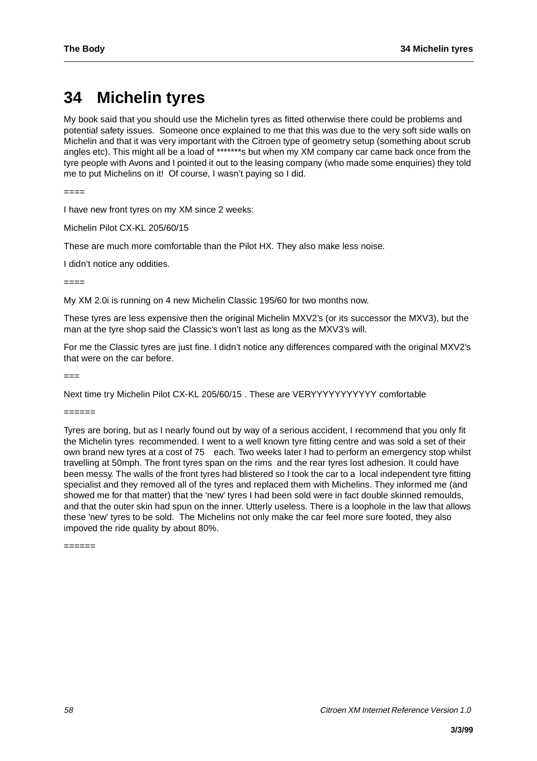# 34 Michelin tyres

My book said that you should use the Michelin tyres as fitted otherwise there could be problems and potential safety issues. Someone once explained to me that this was due to the very soft side walls on Michelin and that it was very important with the Citroen type of geometry setup (something about scrub angles etc). This might all be a load of *******s but when my XM company car came back once from the tyre people with Avons and I pointed it out to the leasing company (who made some enquiries) they told me to put Michelins on it! Of course, I wasn't paying so I did.

====

I have new front tyres on my XM since 2 weeks:

Michelin Pilot CX-KL 205/60/15

These are much more comfortable than the Pilot HX. They also make less noise.

I didn't notice any oddities.

====

My XM 2.0i is running on 4 new Michelin Classic 195/60 for two months now.

These tyres are less expensive then the original Michelin MXV2's (or its successor the MXV3), but the man at the tyre shop said the Classic's won't last as long as the MXV3's will.

For me the Classic tyres are just fine. I didn't notice any differences compared with the original MXV2's that were on the car before.

===

Next time try Michelin Pilot CX-KL 205/60/15 . These are VERYYYYYYYYYYY comfortable

======

Tyres are boring, but as I nearly found out by way of a serious accident, I recommend that you only fit the Michelin tyres recommended. I went to a well known tyre fitting centre and was sold a set of their own brand new tyres at a cost of 75 each. Two weeks later I had to perform an emergency stop whilst travelling at 50mph. The front tyres span on the rims and the rear tyres lost adhesion. It could have been messy. The walls of the front tyres had blistered so I took the car to a local independent tyre fitting specialist and they removed all of the tyres and replaced them with Michelins. They informed me (and showed me for that matter) that the 'new' tyres I had been sold were in fact double skinned remoulds, and that the outer skin had spun on the inner. Utterly useless. There is a loophole in the law that allows these 'new' tyres to be sold. The Michelins not only make the car feel more sure footed, they also impoved the ride quality by about 80%.

======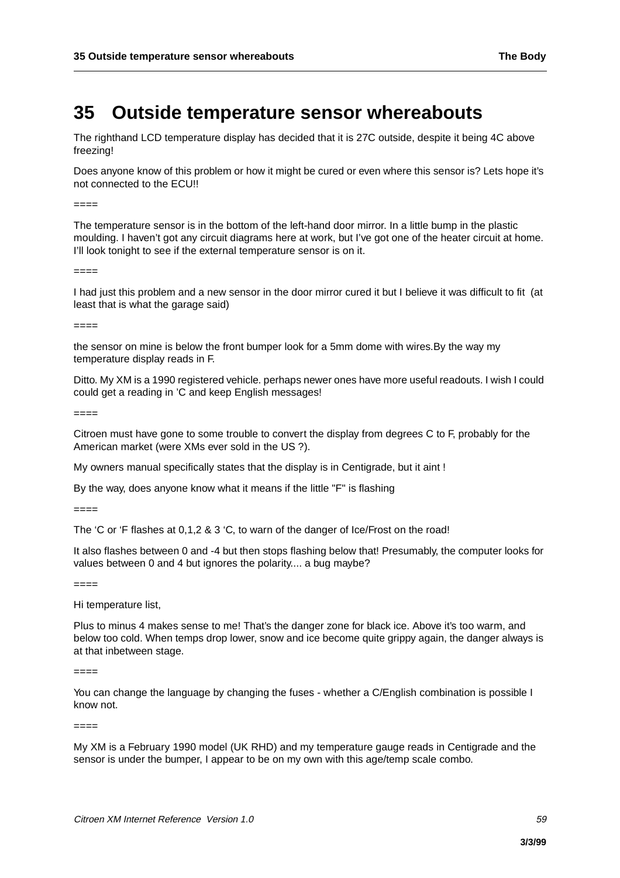# 35 Outside temperature sensor whereabouts

The righthand LCD temperature display has decided that it is 27C outside, despite it being 4C above freezing!

Does anyone know of this problem or how it might be cured or even where this sensor is? Lets hope it's not connected to the ECU!!

====

The temperature sensor is in the bottom of the left-hand door mirror. In a little bump in the plastic moulding. I haven't got any circuit diagrams here at work, but I've got one of the heater circuit at home. I'll look tonight to see if the external temperature sensor is on it.

====

I had just this problem and a new sensor in the door mirror cured it but I believe it was difficult to fit (at least that is what the garage said)

====

the sensor on mine is below the front bumper look for a 5mm dome with wires.By the way my temperature display reads in F.

Ditto. My XM is a 1990 registered vehicle. perhaps newer ones have more useful readouts. I wish I could could get a reading in 'C and keep English messages!

====

Citroen must have gone to some trouble to convert the display from degrees C to F, probably for the American market (were XMs ever sold in the US ?).

My owners manual specifically states that the display is in Centigrade, but it aint !

By the way, does anyone know what it means if the little "F" is flashing

====

The 'C or 'F flashes at 0,1,2 & 3 'C, to warn of the danger of Ice/Frost on the road!

It also flashes between 0 and -4 but then stops flashing below that! Presumably, the computer looks for values between 0 and 4 but ignores the polarity.... a bug maybe?

====

Hi temperature list,

Plus to minus 4 makes sense to me! That's the danger zone for black ice. Above it's too warm, and below too cold. When temps drop lower, snow and ice become quite grippy again, the danger always is at that inbetween stage.

====

You can change the language by changing the fuses - whether a C/English combination is possible I know not.

====

My XM is a February 1990 model (UK RHD) and my temperature gauge reads in Centigrade and the sensor is under the bumper, I appear to be on my own with this age/temp scale combo.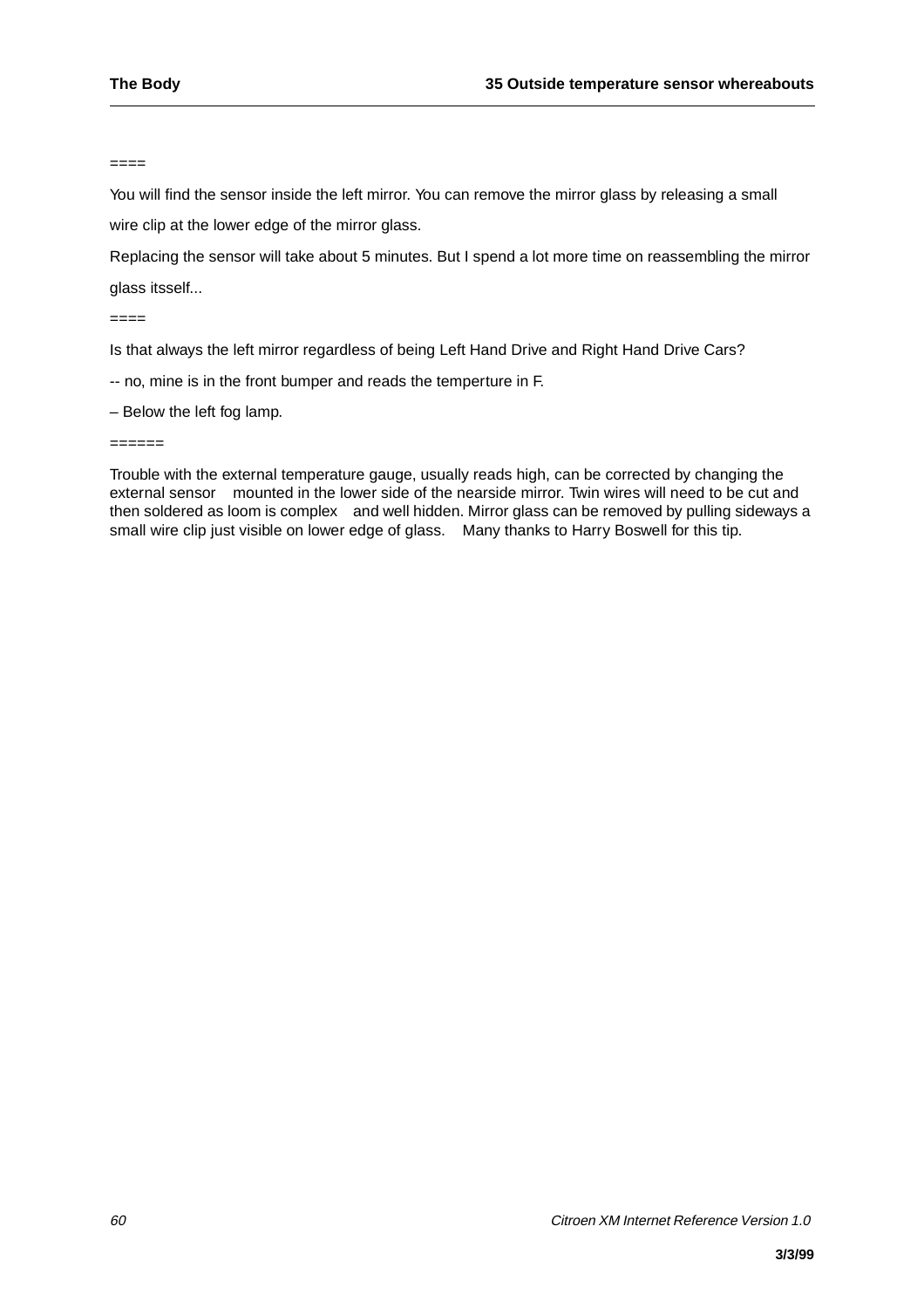====

You will find the sensor inside the left mirror. You can remove the mirror glass by releasing a small wire clip at the lower edge of the mirror glass.

Replacing the sensor will take about 5 minutes. But I spend a lot more time on reassembling the mirror glass itsself...

====

Is that always the left mirror regardless of being Left Hand Drive and Right Hand Drive Cars?

-- no, mine is in the front bumper and reads the temperture in F.

– Below the left fog lamp.

======

Trouble with the external temperature gauge, usually reads high, can be corrected by changing the external sensor mounted in the lower side of the nearside mirror. Twin wires will need to be cut and then soldered as loom is complex and well hidden. Mirror glass can be removed by pulling sideways a small wire clip just visible on lower edge of glass. Many thanks to Harry Boswell for this tip.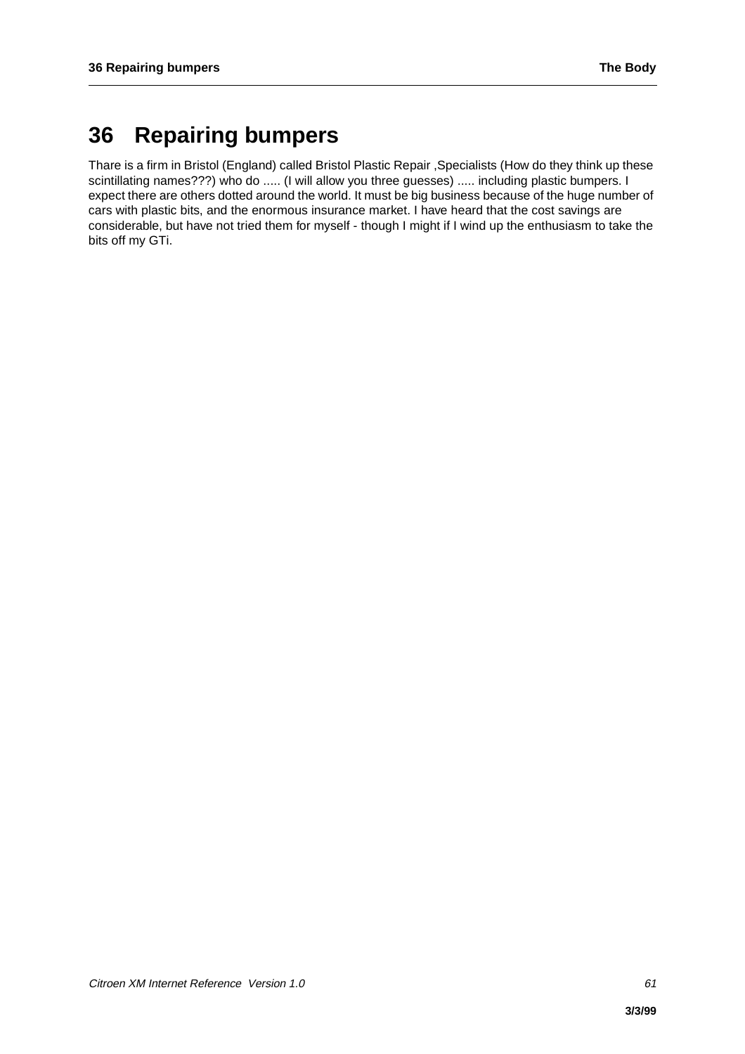# 36 Repairing bumpers

Thare is a firm in Bristol (England) called Bristol Plastic Repair ,Specialists (How do they think up these scintillating names???) who do ..... (I will allow you three guesses) ..... including plastic bumpers. I expect there are others dotted around the world. It must be big business because of the huge number of cars with plastic bits, and the enormous insurance market. I have heard that the cost savings are considerable, but have not tried them for myself - though I might if I wind up the enthusiasm to take the bits off my GTi.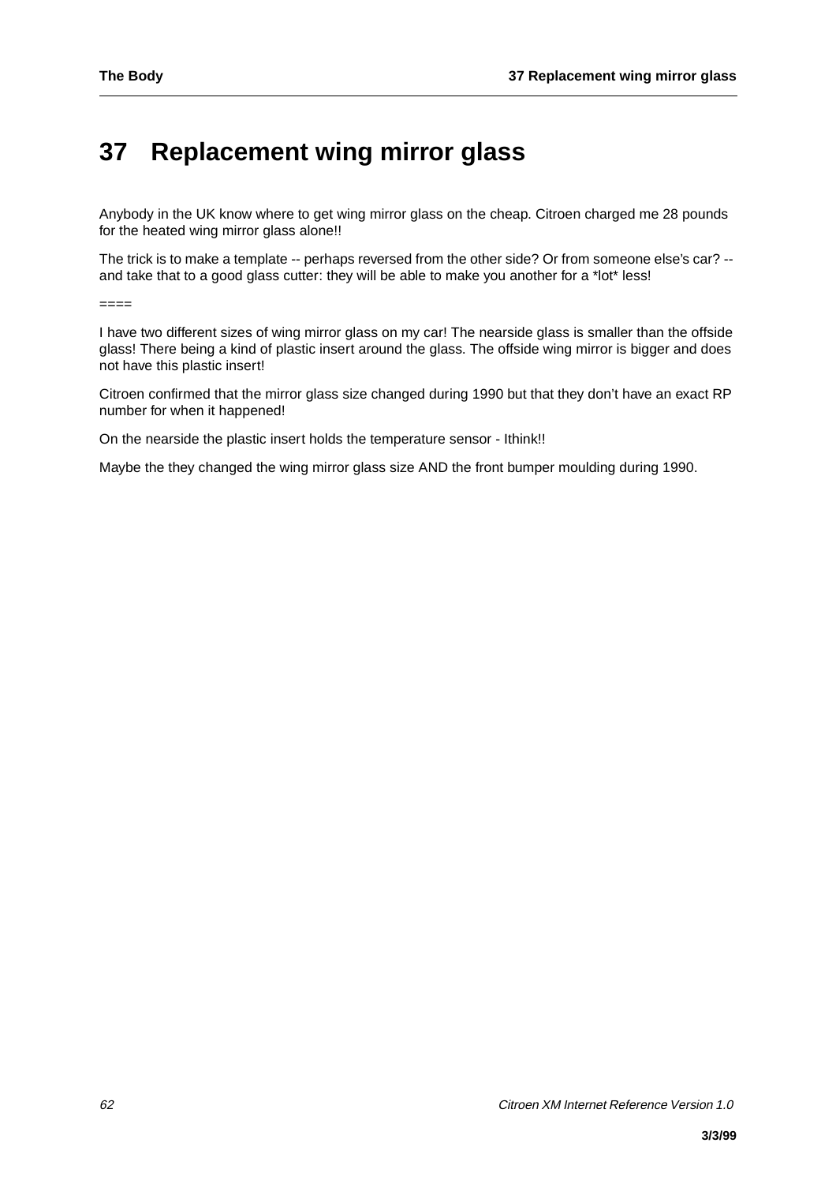# 37 Replacement wing mirror glass

Anybody in the UK know where to get wing mirror glass on the cheap. Citroen charged me 28 pounds for the heated wing mirror glass alone!!

The trick is to make a template -- perhaps reversed from the other side? Or from someone else's car? -- and take that to a good glass cutter: they will be able to make you another for a *lot* less!

====

I have two different sizes of wing mirror glass on my car! The nearside glass is smaller than the offside glass! There being a kind of plastic insert around the glass. The offside wing mirror is bigger and does not have this plastic insert!

Citroen confirmed that the mirror glass size changed during 1990 but that they don't have an exact RP number for when it happened!

On the nearside the plastic insert holds the temperature sensor - Ithink!!

Maybe the they changed the wing mirror glass size AND the front bumper moulding during 1990.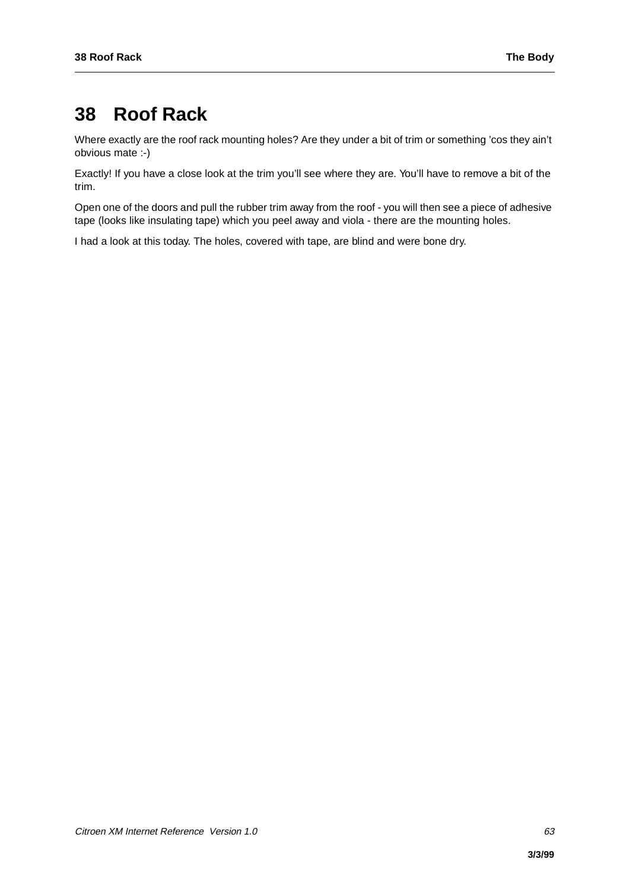# 38 Roof Rack

Where exactly are the roof rack mounting holes? Are they under a bit of trim or something 'cos they ain't obvious mate :-)

Exactly! If you have a close look at the trim you'll see where they are. You'll have to remove a bit of the trim.

Open one of the doors and pull the rubber trim away from the roof - you will then see a piece of adhesive tape (looks like insulating tape) which you peel away and viola - there are the mounting holes.

I had a look at this today. The holes, covered with tape, are blind and were bone dry.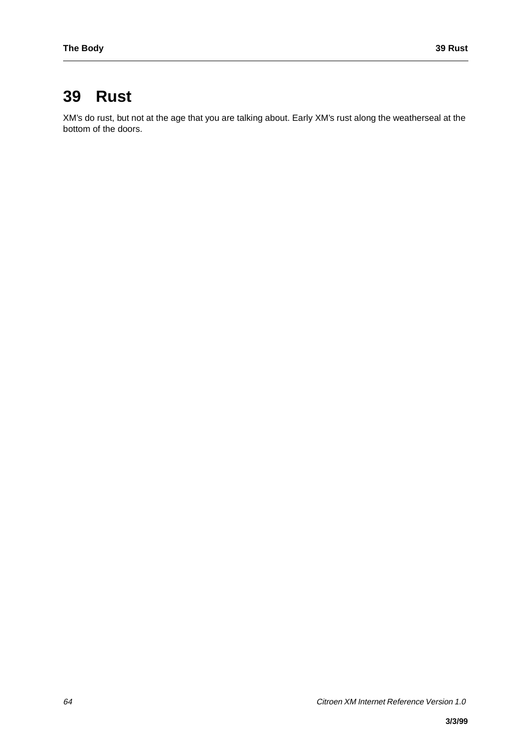# 39 Rust

XM's do rust, but not at the age that you are talking about. Early XM's rust along the weatherseal at the bottom of the doors.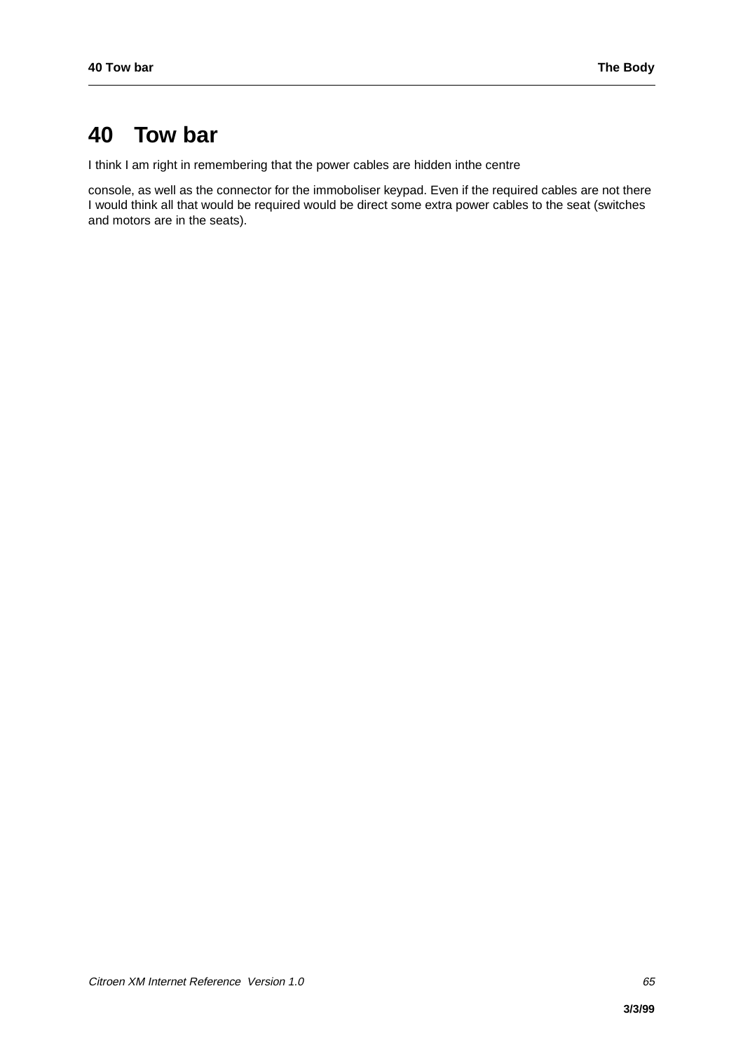# 40 Tow bar

I think I am right in remembering that the power cables are hidden inthe centre

console, as well as the connector for the immoboliser keypad. Even if the required cables are not there I would think all that would be required would be direct some extra power cables to the seat (switches and motors are in the seats).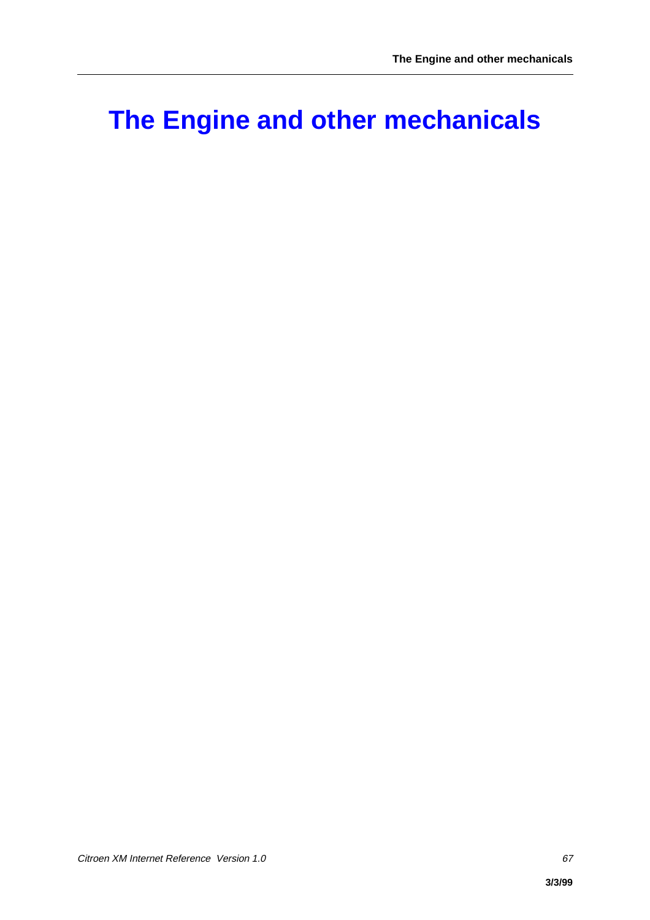# The Engine and other mechanicals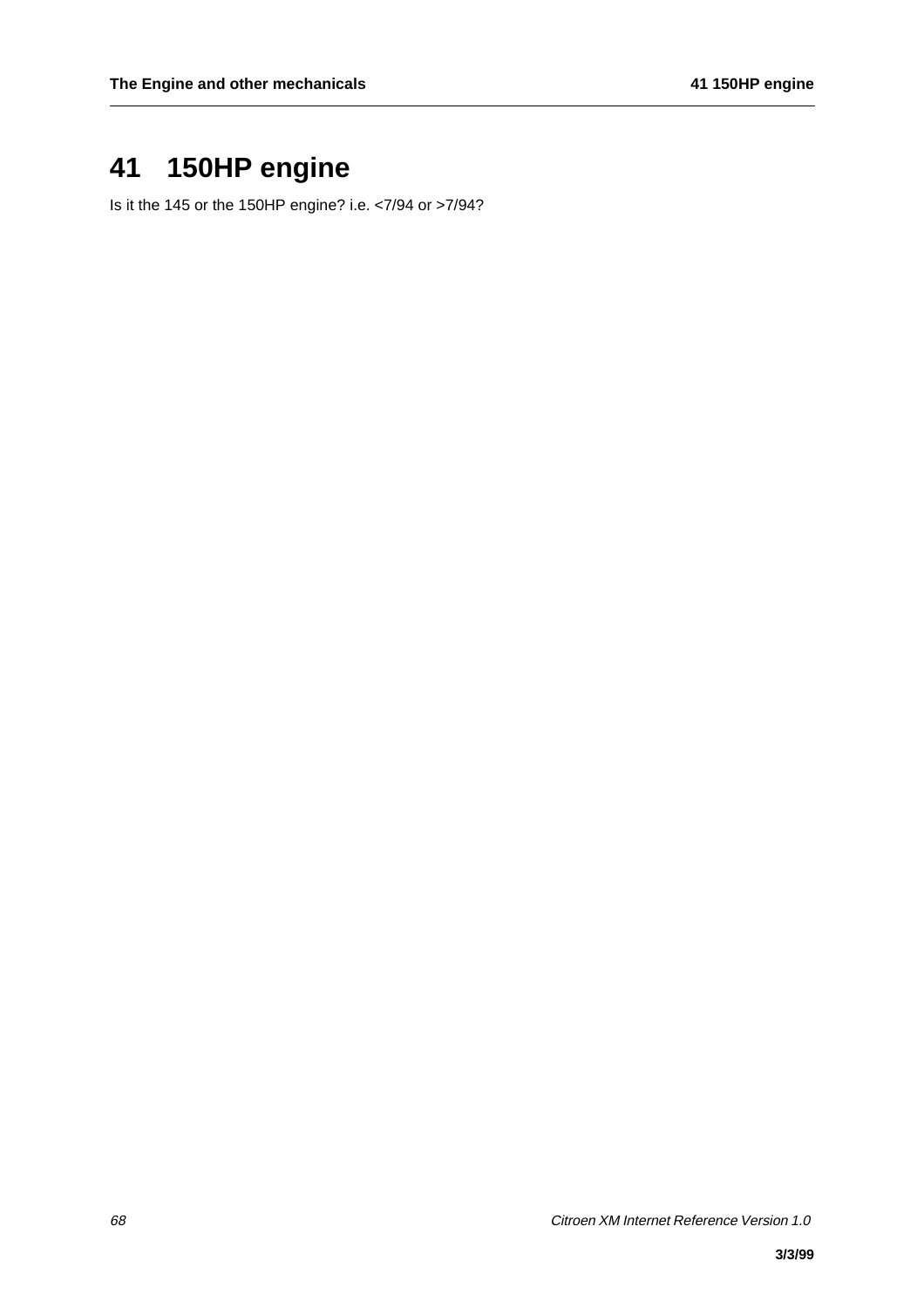# 41 150HP engine

Is it the 145 or the 150HP engine? i.e. <7/94 or >7/94?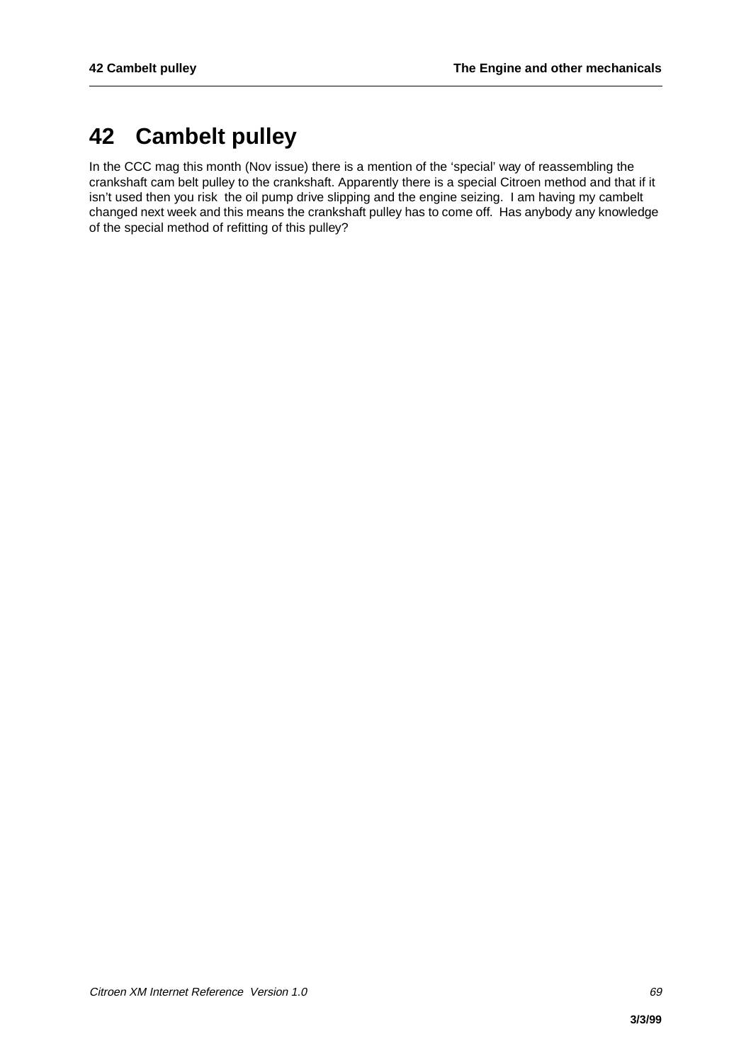# 42 Cambelt pulley

In the CCC mag this month (Nov issue) there is a mention of the 'special' way of reassembling the crankshaft cam belt pulley to the crankshaft. Apparently there is a special Citroen method and that if it isn't used then you risk the oil pump drive slipping and the engine seizing. I am having my cambelt changed next week and this means the crankshaft pulley has to come off. Has anybody any knowledge of the special method of refitting of this pulley?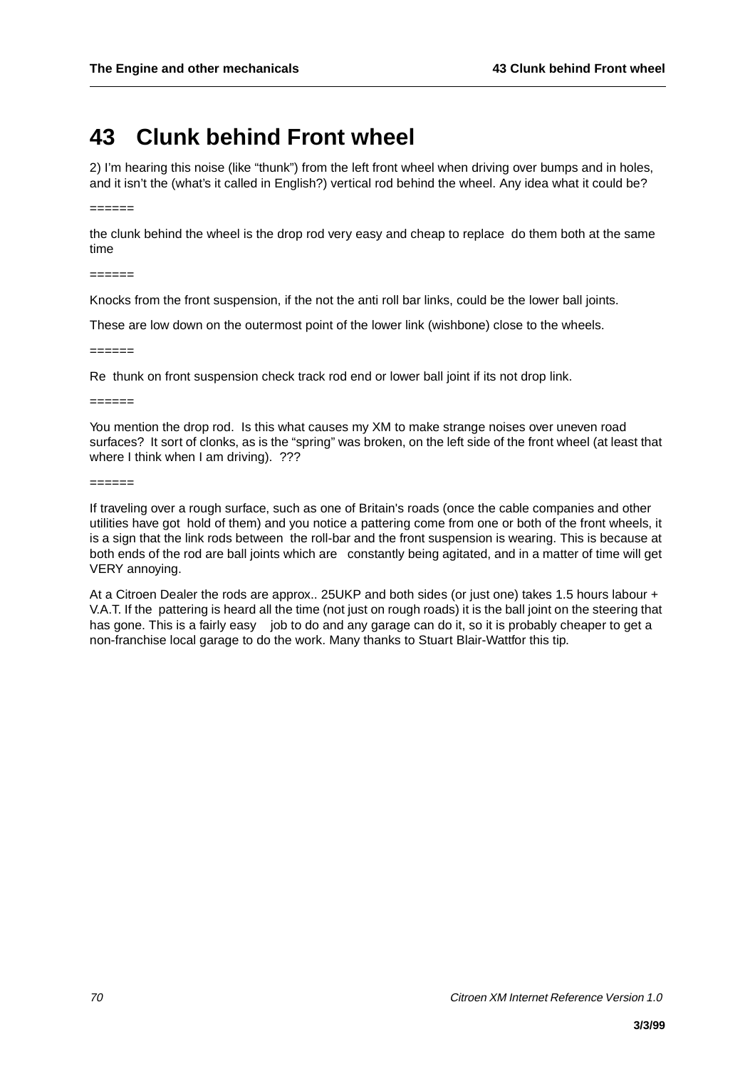# 43 Clunk behind Front wheel

2) I'm hearing this noise (like "thunk") from the left front wheel when driving over bumps and in holes, and it isn't the (what's it called in English?) vertical rod behind the wheel. Any idea what it could be?

======

the clunk behind the wheel is the drop rod very easy and cheap to replace  do them both at the same time

======

Knocks from the front suspension, if the not the anti roll bar links, could be the lower ball joints.

These are low down on the outermost point of the lower link (wishbone) close to the wheels.

======

Re  thunk on front suspension check track rod end or lower ball joint if its not drop link.

======

You mention the drop rod.  Is this what causes my XM to make strange noises over uneven road surfaces?  It sort of clonks, as is the "spring" was broken, on the left side of the front wheel (at least that where I think when I am driving).  ???

======

If traveling over a rough surface, such as one of Britain's roads (once the cable companies and other utilities have got  hold of them) and you notice a pattering come from one or both of the front wheels, it is a sign that the link rods between  the roll-bar and the front suspension is wearing. This is because at both ends of the rod are ball joints which are   constantly being agitated, and in a matter of time will get VERY annoying.

At a Citroen Dealer the rods are approx.. 25UKP and both sides (or just one) takes 1.5 hours labour + V.A.T. If the  pattering is heard all the time (not just on rough roads) it is the ball joint on the steering that has gone. This is a fairly easy    job to do and any garage can do it, so it is probably cheaper to get a non-franchise local garage to do the work. Many thanks to Stuart Blair-Wattfor this tip.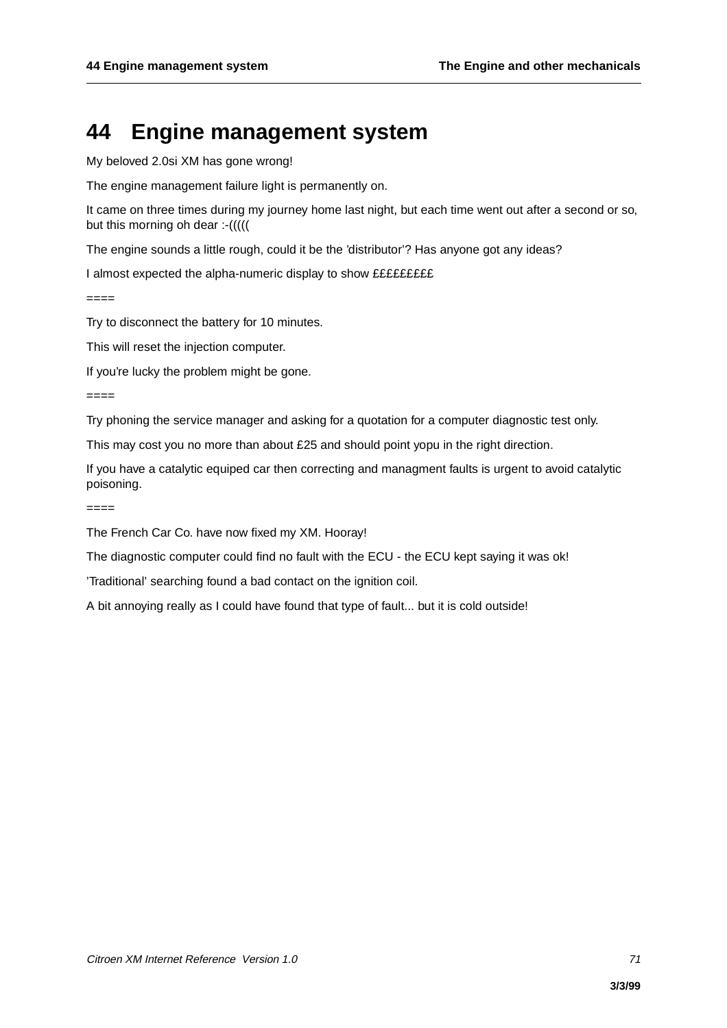# 44 Engine management system

My beloved 2.0si XM has gone wrong!

The engine management failure light is permanently on.

It came on three times during my journey home last night, but each time went out after a second or so, but this morning oh dear :-(((((

The engine sounds a little rough, could it be the 'distributor'? Has anyone got any ideas?

I almost expected the alpha-numeric display to show ££££££££

====

Try to disconnect the battery for 10 minutes.

This will reset the injection computer.

If you're lucky the problem might be gone.

====

Try phoning the service manager and asking for a quotation for a computer diagnostic test only.

This may cost you no more than about £25 and should point yopu in the right direction.

If you have a catalytic equiped car then correcting and managment faults is urgent to avoid catalytic poisoning.

====

The French Car Co. have now fixed my XM. Hooray!

The diagnostic computer could find no fault with the ECU - the ECU kept saying it was ok!

'Traditional' searching found a bad contact on the ignition coil.

A bit annoying really as I could have found that type of fault... but it is cold outside!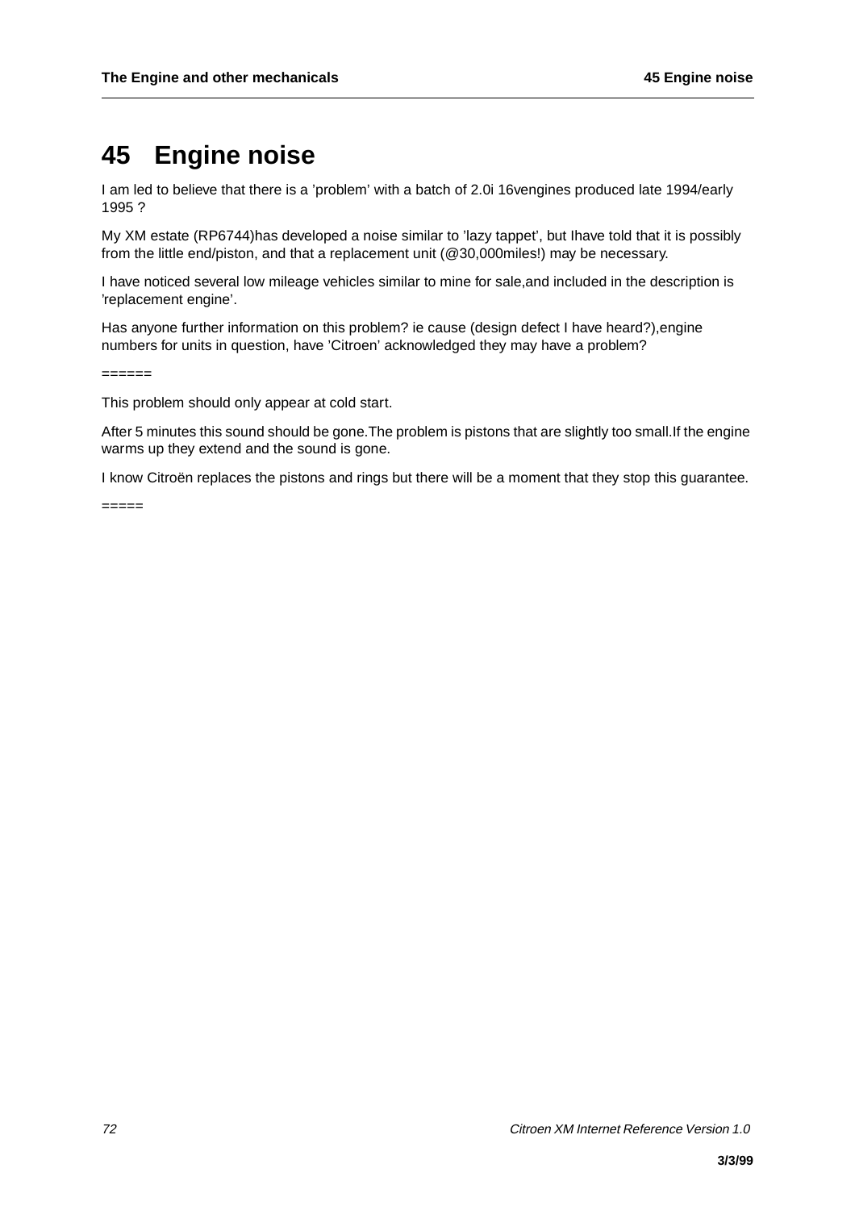# 45 Engine noise

I am led to believe that there is a ’problem’ with a batch of 2.0i 16vengines produced late 1994/early 1995 ?

My XM estate (RP6744)has developed a noise similar to ’lazy tappet’, but Ihave told that it is possibly from the little end/piston, and that a replacement unit (@30,000miles!) may be necessary.

I have noticed several low mileage vehicles similar to mine for sale,and included in the description is ’replacement engine’.

Has anyone further information on this problem? ie cause (design defect I have heard?),engine numbers for units in question, have ’Citroen’ acknowledged they may have a problem?

======

This problem should only appear at cold start.

After 5 minutes this sound should be gone.The problem is pistons that are slightly too small.If the engine warms up they extend and the sound is gone.

I know Citroën replaces the pistons and rings but there will be a moment that they stop this guarantee.

=====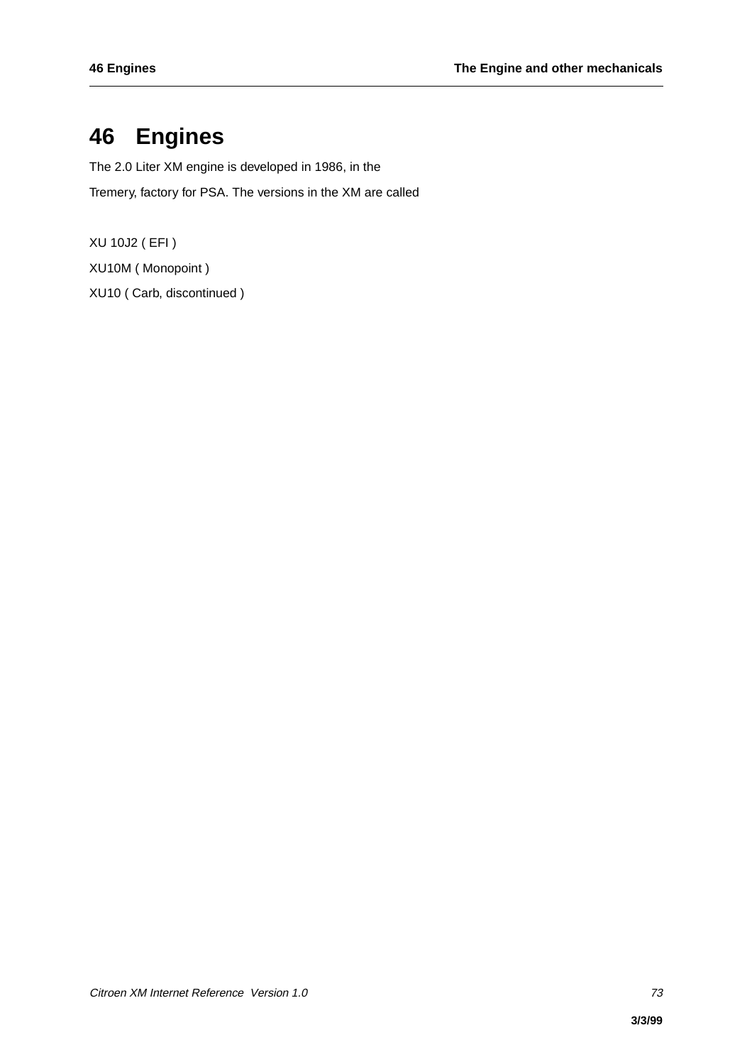# 46 Engines

The 2.0 Liter XM engine is developed in 1986, in the

Tremery, factory for PSA. The versions in the XM are called

XU 10J2 ( EFI )

XU10M ( Monopoint )

XU10 ( Carb, discontinued )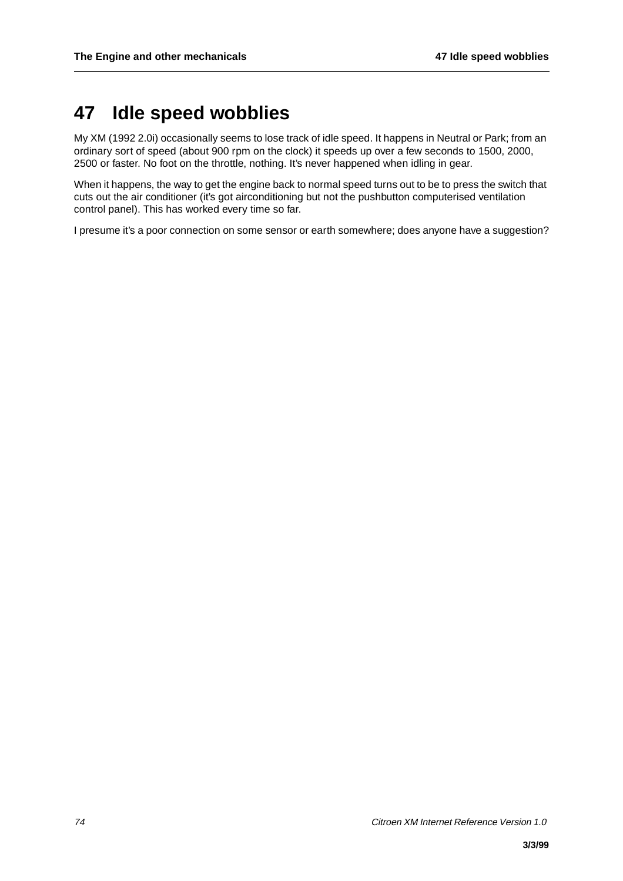# 47 Idle speed wobblies

My XM (1992 2.0i) occasionally seems to lose track of idle speed. It happens in Neutral or Park; from an ordinary sort of speed (about 900 rpm on the clock) it speeds up over a few seconds to 1500, 2000, 2500 or faster. No foot on the throttle, nothing. It's never happened when idling in gear.

When it happens, the way to get the engine back to normal speed turns out to be to press the switch that cuts out the air conditioner (it's got airconditioning but not the pushbutton computerised ventilation control panel). This has worked every time so far.

I presume it's a poor connection on some sensor or earth somewhere; does anyone have a suggestion?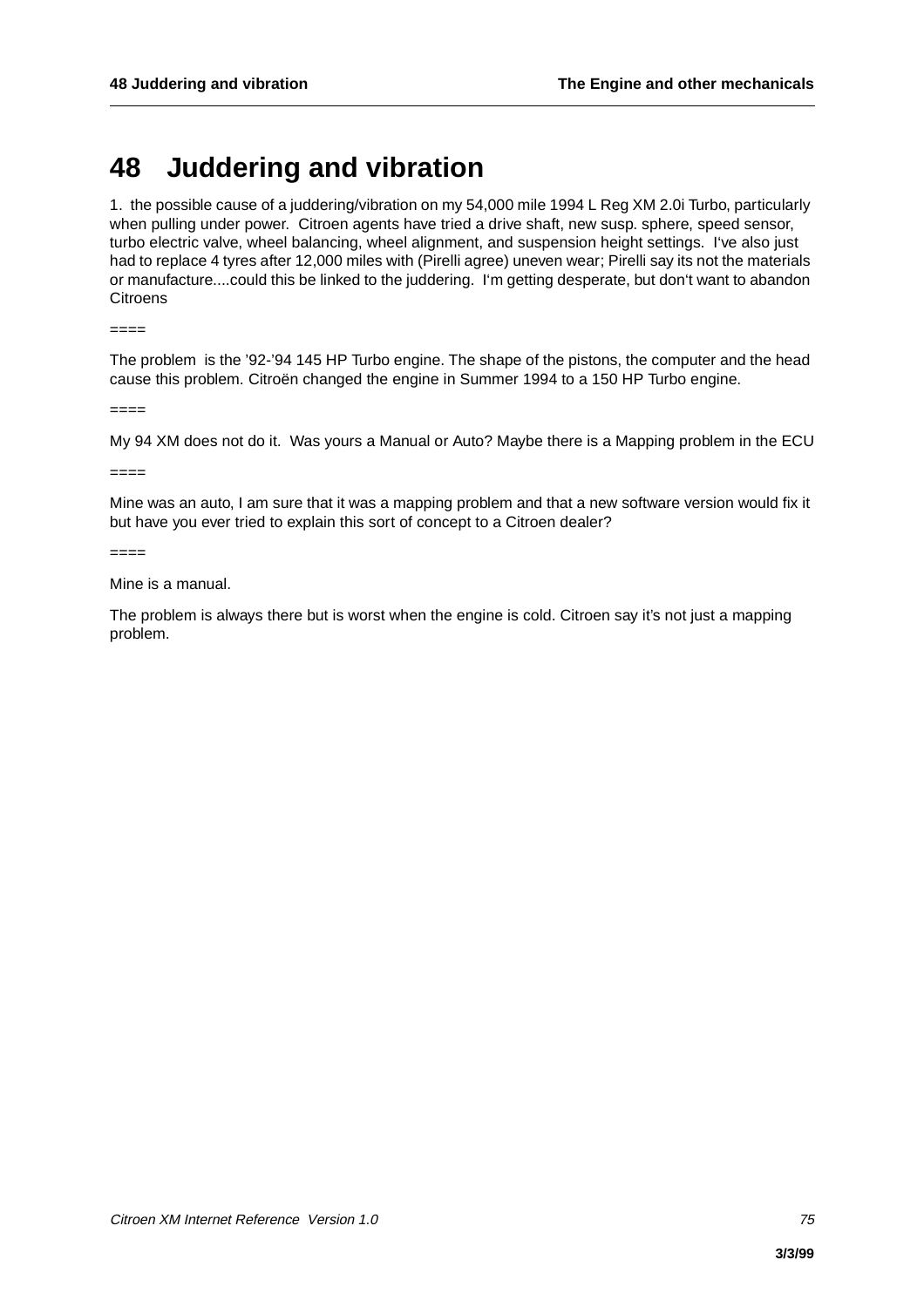# 48 Juddering and vibration

1. the possible cause of a juddering/vibration on my 54,000 mile 1994 L Reg XM 2.0i Turbo, particularly when pulling under power. Citroen agents have tried a drive shaft, new susp. sphere, speed sensor, turbo electric valve, wheel balancing, wheel alignment, and suspension height settings. I‘ve also just had to replace 4 tyres after 12,000 miles with (Pirelli agree) uneven wear; Pirelli say its not the materials or manufacture....could this be linked to the juddering. I‘m getting desperate, but don‘t want to abandon Citroens

====

The problem is the ’92-’94 145 HP Turbo engine. The shape of the pistons, the computer and the head cause this problem. Citroën changed the engine in Summer 1994 to a 150 HP Turbo engine.

====

My 94 XM does not do it. Was yours a Manual or Auto? Maybe there is a Mapping problem in the ECU

====

Mine was an auto, I am sure that it was a mapping problem and that a new software version would fix it but have you ever tried to explain this sort of concept to a Citroen dealer?

====

Mine is a manual.

The problem is always there but is worst when the engine is cold. Citroen say it’s not just a mapping problem.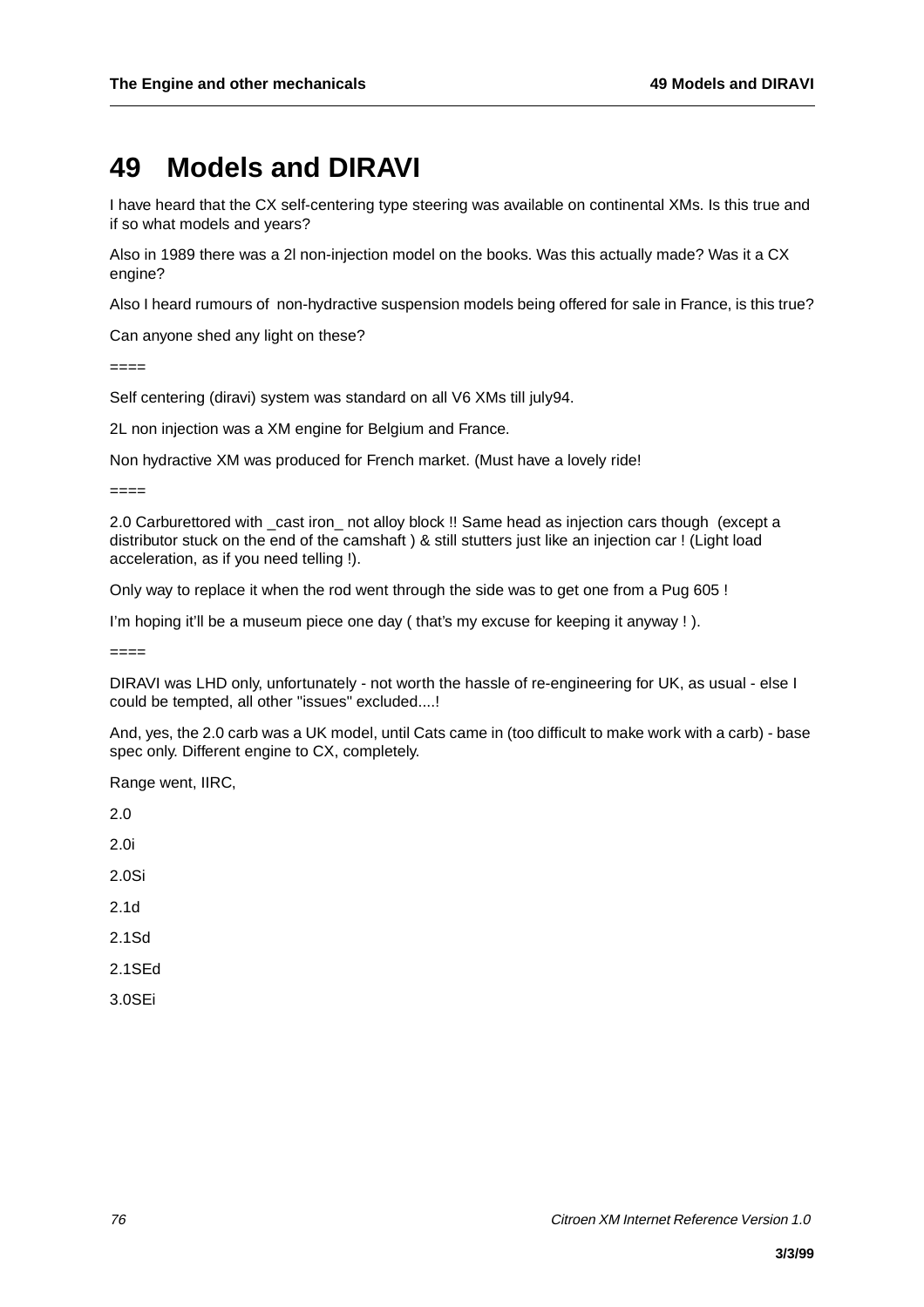# 49 Models and DIRAVI

I have heard that the CX self-centering type steering was available on continental XMs. Is this true and if so what models and years?

Also in 1989 there was a 2l non-injection model on the books. Was this actually made? Was it a CX engine?

Also I heard rumours of non-hydractive suspension models being offered for sale in France, is this true?

Can anyone shed any light on these?

====

Self centering (diravi) system was standard on all V6 XMs till july94.

2L non injection was a XM engine for Belgium and France.

Non hydractive XM was produced for French market. (Must have a lovely ride!

====

2.0 Carburettored with _cast iron_ not alloy block !! Same head as injection cars though (except a distributor stuck on the end of the camshaft ) & still stutters just like an injection car ! (Light load acceleration, as if you need telling !).

Only way to replace it when the rod went through the side was to get one from a Pug 605 !

I'm hoping it'll be a museum piece one day ( that's my excuse for keeping it anyway ! ).

====

DIRAVI was LHD only, unfortunately - not worth the hassle of re-engineering for UK, as usual - else I could be tempted, all other "issues" excluded....!

And, yes, the 2.0 carb was a UK model, until Cats came in (too difficult to make work with a carb) - base spec only. Different engine to CX, completely.

Range went, IIRC,

2.0

2.0i

2.0Si

2.1d

2.1Sd

2.1SEd

3.0SEi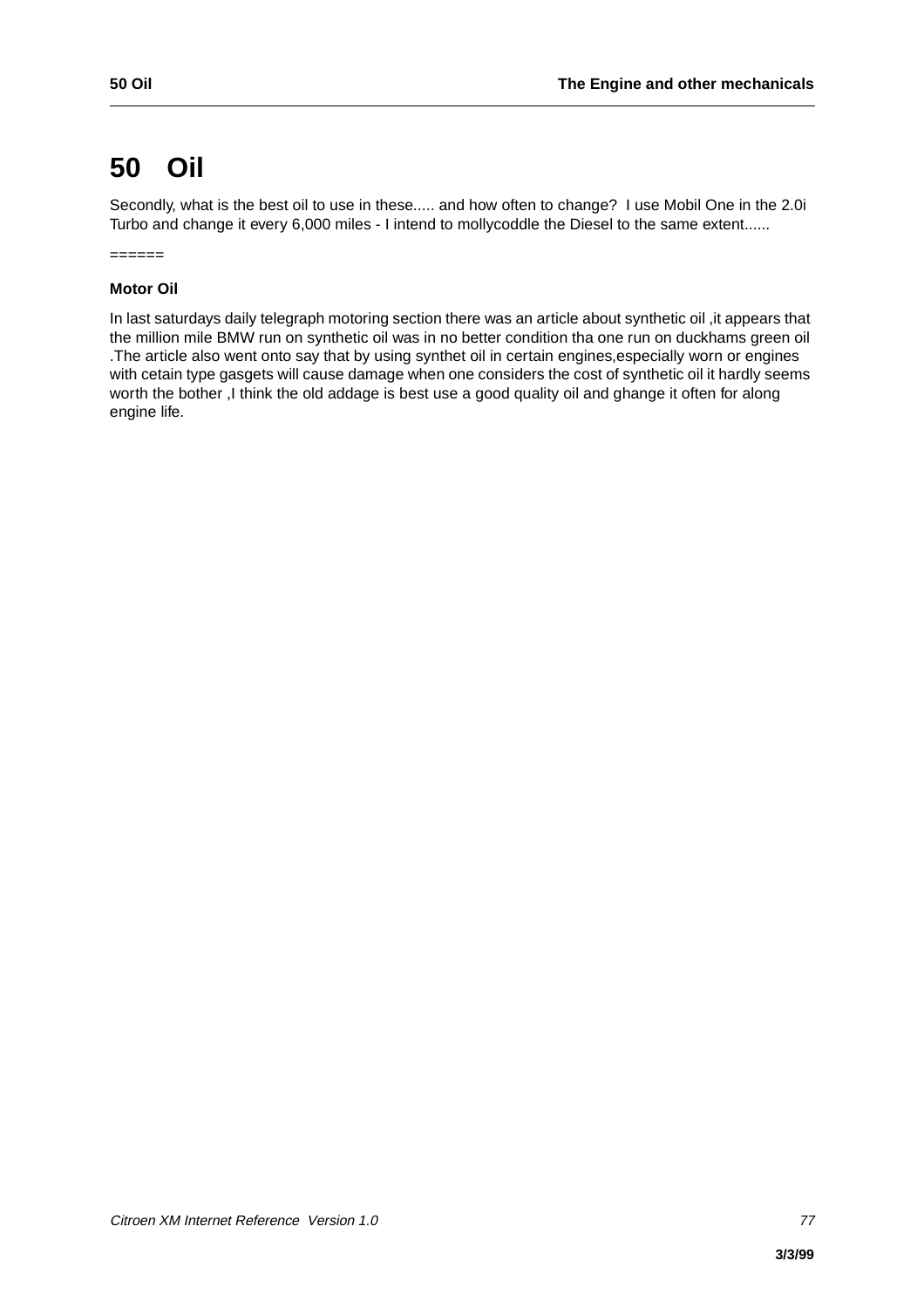# 50 Oil

Secondly, what is the best oil to use in these..... and how often to change? I use Mobil One in the 2.0i Turbo and change it every 6,000 miles - I intend to mollycoddle the Diesel to the same extent......

======

### Motor Oil

In last saturdays daily telegraph motoring section there was an article about synthetic oil ,it appears that the million mile BMW run on synthetic oil was in no better condition tha one run on duckhams green oil .The article also went onto say that by using synthet oil in certain engines,especially worn or engines with cetain type gasgets will cause damage when one considers the cost of synthetic oil it hardly seems worth the bother ,I think the old addage is best use a good quality oil and ghange it often for along engine life.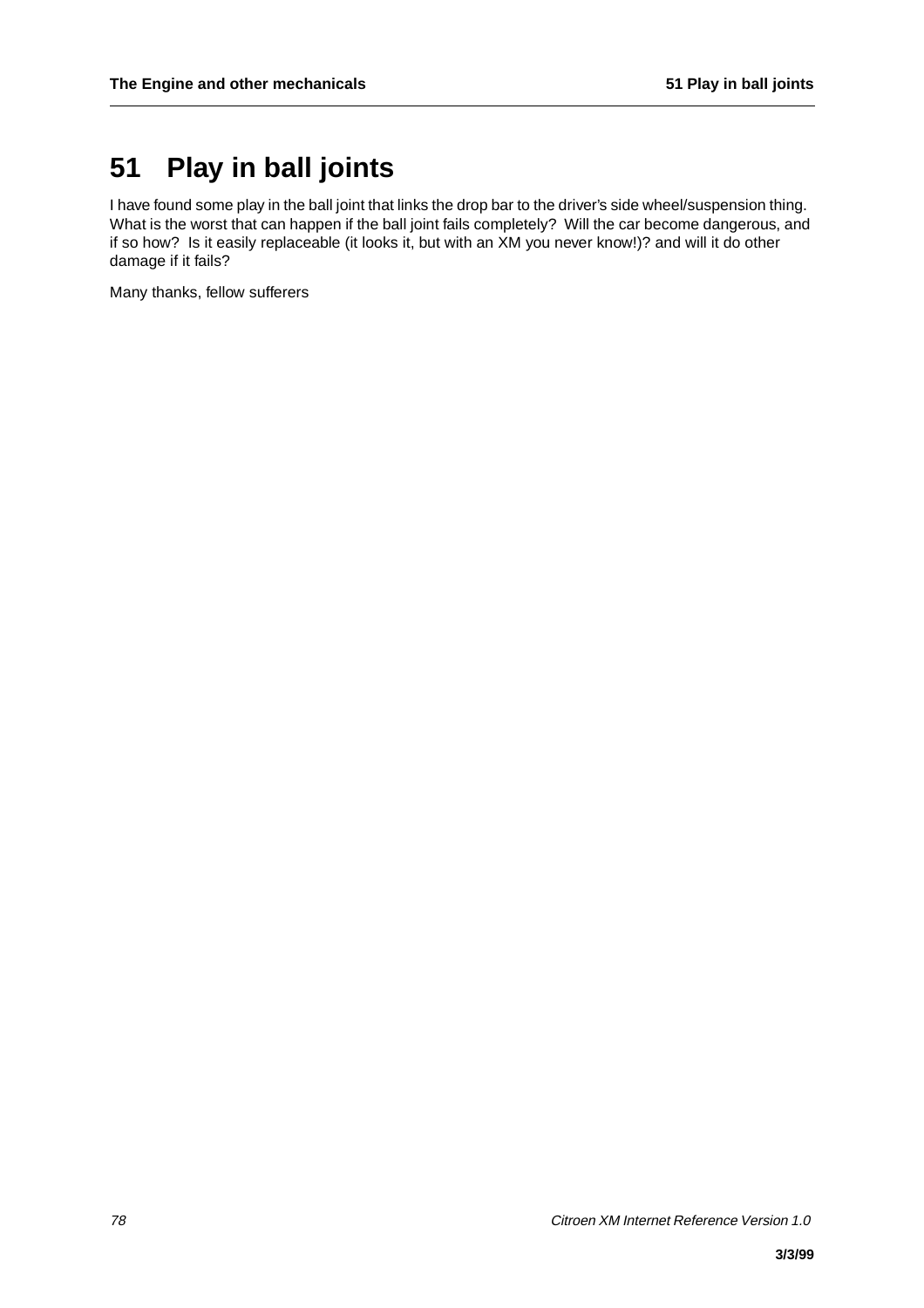# 51 Play in ball joints

I have found some play in the ball joint that links the drop bar to the driver's side wheel/suspension thing. What is the worst that can happen if the ball joint fails completely? Will the car become dangerous, and if so how? Is it easily replaceable (it looks it, but with an XM you never know!)? and will it do other damage if it fails?

Many thanks, fellow sufferers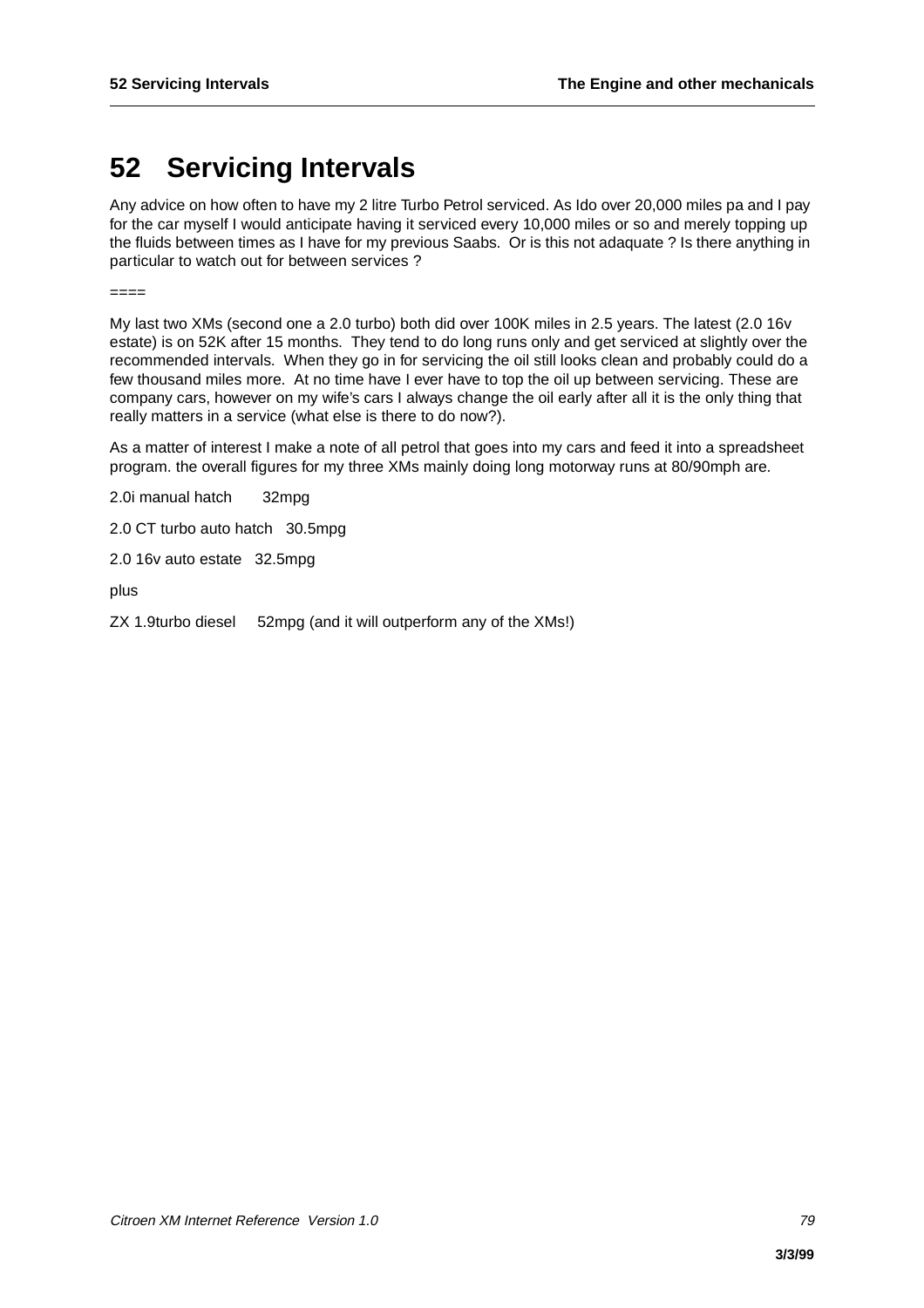# 52 Servicing Intervals

Any advice on how often to have my 2 litre Turbo Petrol serviced. As Ido over 20,000 miles pa and I pay for the car myself I would anticipate having it serviced every 10,000 miles or so and merely topping up the fluids between times as I have for my previous Saabs. Or is this not adaquate ? Is there anything in particular to watch out for between services ?

====

My last two XMs (second one a 2.0 turbo) both did over 100K miles in 2.5 years. The latest (2.0 16v estate) is on 52K after 15 months. They tend to do long runs only and get serviced at slightly over the recommended intervals. When they go in for servicing the oil still looks clean and probably could do a few thousand miles more. At no time have I ever have to top the oil up between servicing. These are company cars, however on my wife's cars I always change the oil early after all it is the only thing that really matters in a service (what else is there to do now?).

As a matter of interest I make a note of all petrol that goes into my cars and feed it into a spreadsheet program. the overall figures for my three XMs mainly doing long motorway runs at 80/90mph are.

2.0i manual hatch 32mpg

2.0 CT turbo auto hatch 30.5mpg

2.0 16v auto estate 32.5mpg

plus

ZX 1.9turbo diesel 52mpg (and it will outperform any of the XMs!)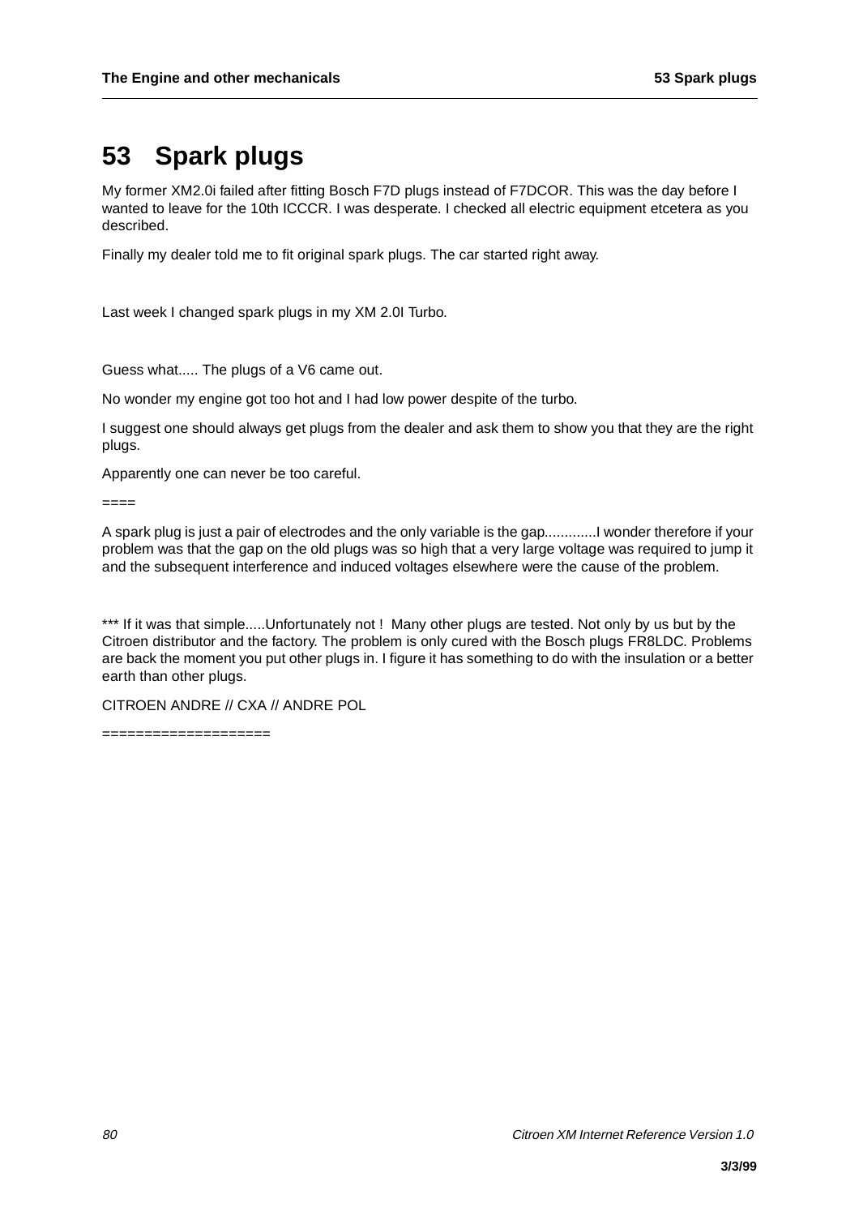# 53 Spark plugs

My former XM2.0i failed after fitting Bosch F7D plugs instead of F7DCOR. This was the day before I wanted to leave for the 10th ICCCR. I was desperate. I checked all electric equipment etcetera as you described.

Finally my dealer told me to fit original spark plugs. The car started right away.

Last week I changed spark plugs in my XM 2.0I Turbo.

Guess what..... The plugs of a V6 came out.

No wonder my engine got too hot and I had low power despite of the turbo.

I suggest one should always get plugs from the dealer and ask them to show you that they are the right plugs.

Apparently one can never be too careful.

====

A spark plug is just a pair of electrodes and the only variable is the gap.............I wonder therefore if your problem was that the gap on the old plugs was so high that a very large voltage was required to jump it and the subsequent interference and induced voltages elsewhere were the cause of the problem.

*** If it was that simple.....Unfortunately not ! Many other plugs are tested. Not only by us but by the Citroen distributor and the factory. The problem is only cured with the Bosch plugs FR8LDC. Problems are back the moment you put other plugs in. I figure it has something to do with the insulation or a better earth than other plugs.

CITROEN ANDRE // CXA // ANDRE POL

===================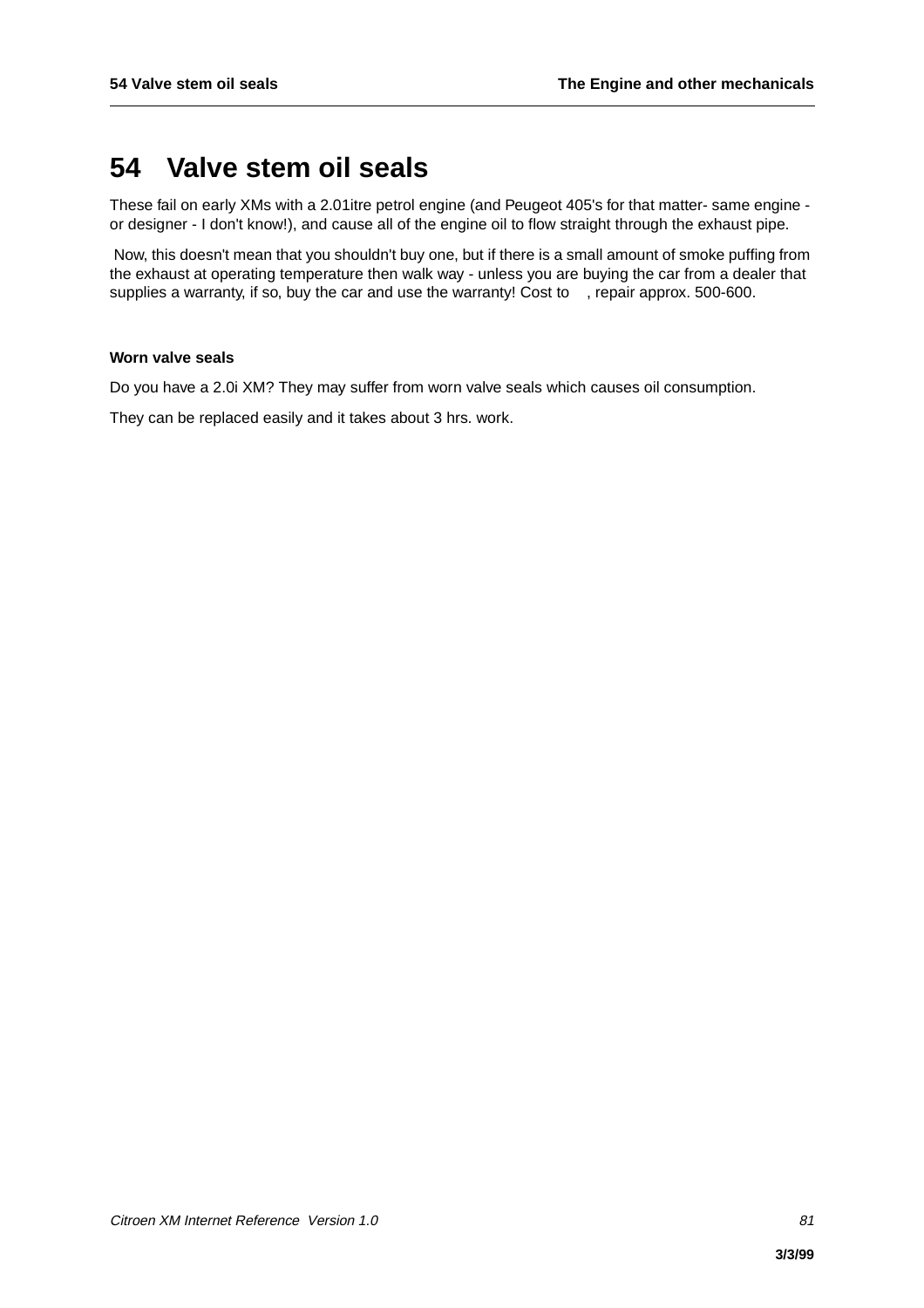# 54 Valve stem oil seals

These fail on early XMs with a 2.01itre petrol engine (and Peugeot 405's for that matter- same engine - or designer - I don't know!), and cause all of the engine oil to flow straight through the exhaust pipe.

Now, this doesn't mean that you shouldn't buy one, but if there is a small amount of smoke puffing from the exhaust at operating temperature then walk way - unless you are buying the car from a dealer that supplies a warranty, if so, buy the car and use the warranty! Cost to , repair approx. 500-600.

**Worn valve seals**

Do you have a 2.0i XM? They may suffer from worn valve seals which causes oil consumption.

They can be replaced easily and it takes about 3 hrs. work.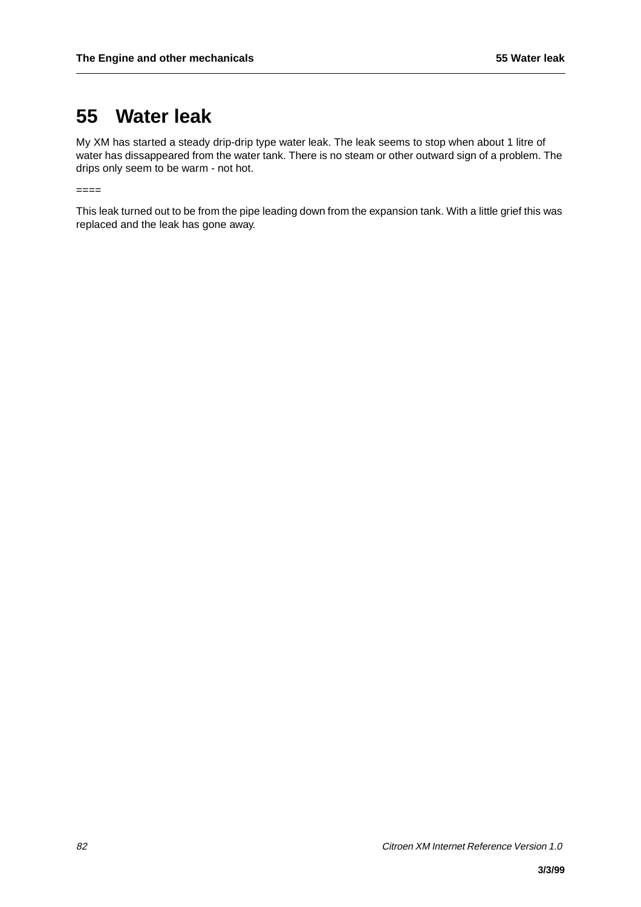# 55 Water leak

My XM has started a steady drip-drip type water leak. The leak seems to stop when about 1 litre of water has dissappeared from the water tank. There is no steam or other outward sign of a problem. The drips only seem to be warm - not hot.

====

This leak turned out to be from the pipe leading down from the expansion tank. With a little grief this was replaced and the leak has gone away.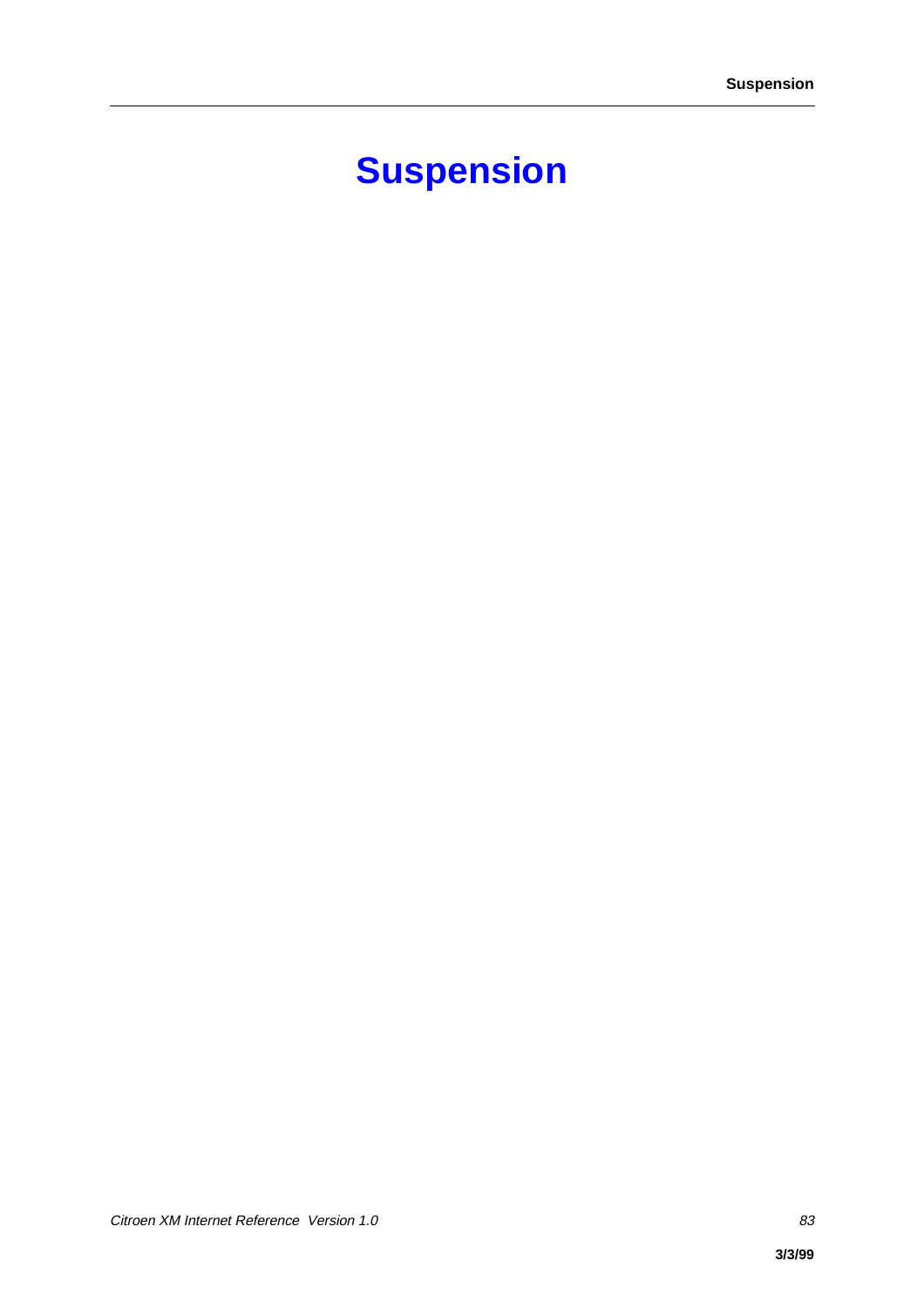# Suspension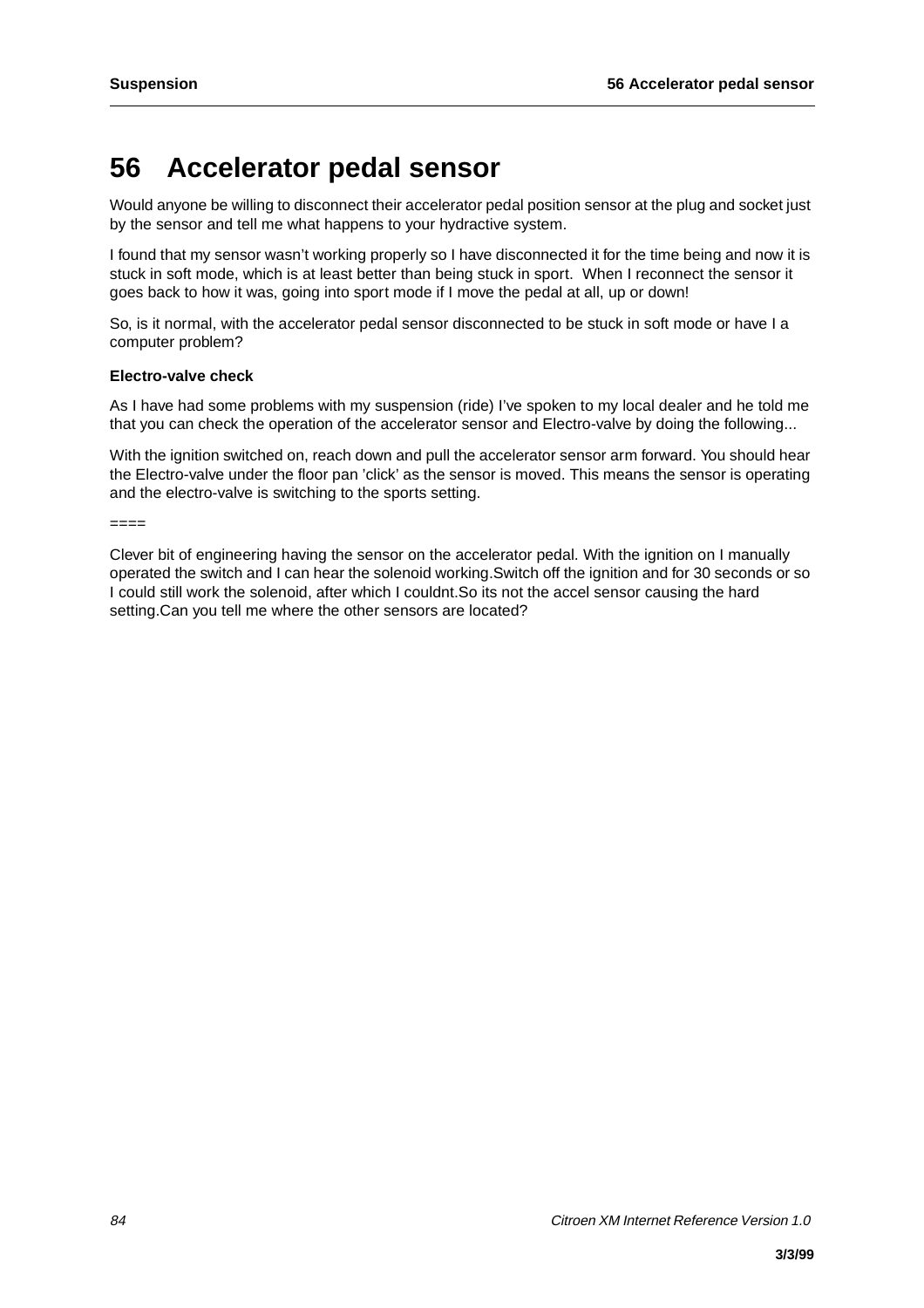# 56 Accelerator pedal sensor

Would anyone be willing to disconnect their accelerator pedal position sensor at the plug and socket just by the sensor and tell me what happens to your hydractive system.

I found that my sensor wasn't working properly so I have disconnected it for the time being and now it is stuck in soft mode, which is at least better than being stuck in sport. When I reconnect the sensor it goes back to how it was, going into sport mode if I move the pedal at all, up or down!

So, is it normal, with the accelerator pedal sensor disconnected to be stuck in soft mode or have I a computer problem?

**Electro-valve check**

As I have had some problems with my suspension (ride) I've spoken to my local dealer and he told me that you can check the operation of the accelerator sensor and Electro-valve by doing the following...

With the ignition switched on, reach down and pull the accelerator sensor arm forward. You should hear the Electro-valve under the floor pan 'click' as the sensor is moved. This means the sensor is operating and the electro-valve is switching to the sports setting.

====

Clever bit of engineering having the sensor on the accelerator pedal. With the ignition on I manually operated the switch and I can hear the solenoid working.Switch off the ignition and for 30 seconds or so I could still work the solenoid, after which I couldnt.So its not the accel sensor causing the hard setting.Can you tell me where the other sensors are located?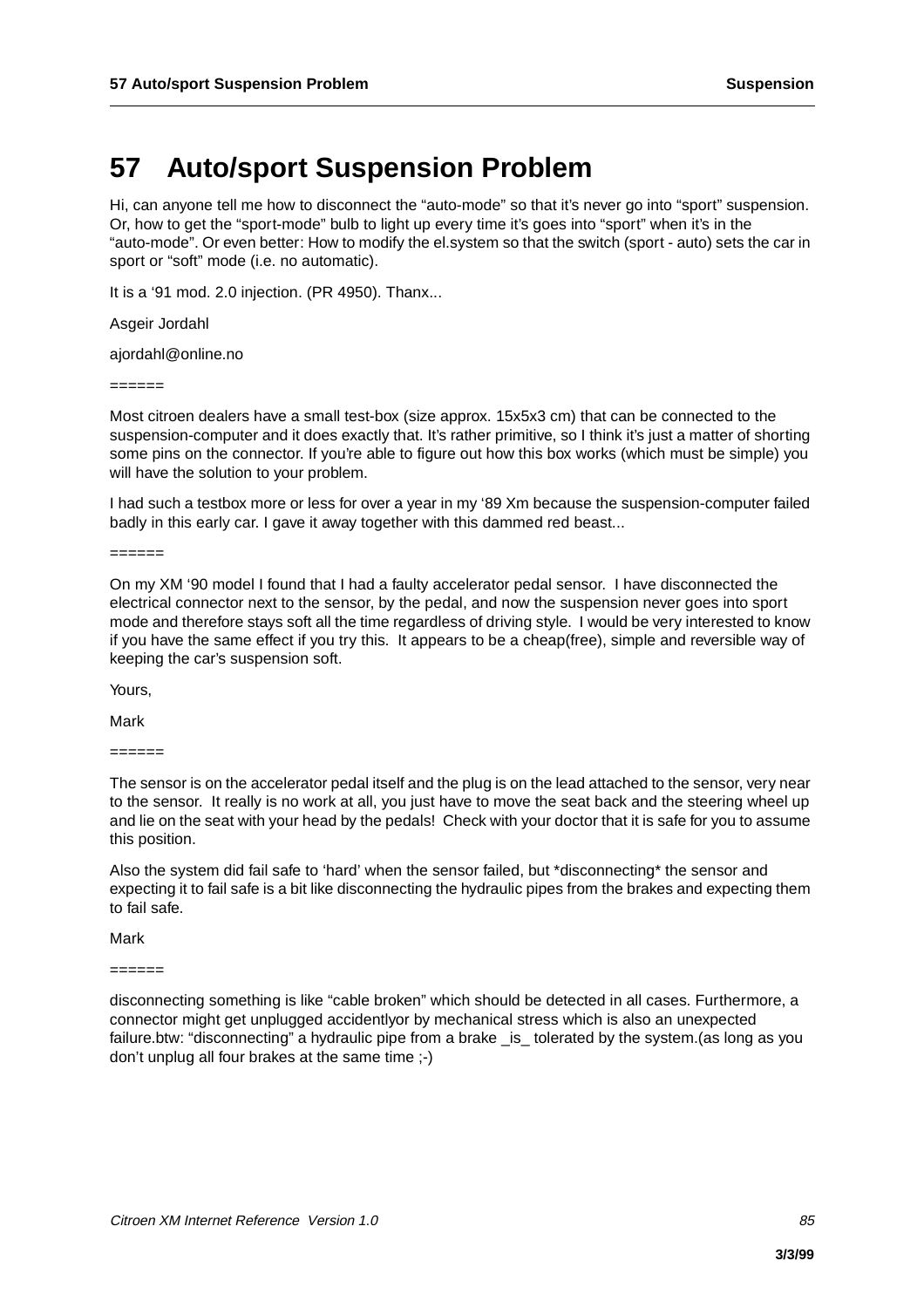# 57 Auto/sport Suspension Problem

Hi, can anyone tell me how to disconnect the "auto-mode" so that it's never go into "sport" suspension. Or, how to get the "sport-mode" bulb to light up every time it's goes into "sport" when it's in the "auto-mode". Or even better: How to modify the el.system so that the switch (sport - auto) sets the car in sport or "soft" mode (i.e. no automatic).

It is a '91 mod. 2.0 injection. (PR 4950). Thanx...

Asgeir Jordahl

ajordahl@online.no

======

Most citroen dealers have a small test-box (size approx. 15x5x3 cm) that can be connected to the suspension-computer and it does exactly that. It's rather primitive, so I think it's just a matter of shorting some pins on the connector. If you're able to figure out how this box works (which must be simple) you will have the solution to your problem.

I had such a testbox more or less for over a year in my '89 Xm because the suspension-computer failed badly in this early car. I gave it away together with this dammed red beast...

======

On my XM '90 model I found that I had a faulty accelerator pedal sensor. I have disconnected the electrical connector next to the sensor, by the pedal, and now the suspension never goes into sport mode and therefore stays soft all the time regardless of driving style. I would be very interested to know if you have the same effect if you try this. It appears to be a cheap(free), simple and reversible way of keeping the car's suspension soft.

Yours,

Mark

======

The sensor is on the accelerator pedal itself and the plug is on the lead attached to the sensor, very near to the sensor. It really is no work at all, you just have to move the seat back and the steering wheel up and lie on the seat with your head by the pedals! Check with your doctor that it is safe for you to assume this position.

Also the system did fail safe to 'hard' when the sensor failed, but *disconnecting* the sensor and expecting it to fail safe is a bit like disconnecting the hydraulic pipes from the brakes and expecting them to fail safe.

Mark

======

disconnecting something is like "cable broken" which should be detected in all cases. Furthermore, a connector might get unplugged accidentlyor by mechanical stress which is also an unexpected failure.btw: "disconnecting" a hydraulic pipe from a brake _is_ tolerated by the system.(as long as you don't unplug all four brakes at the same time ;-)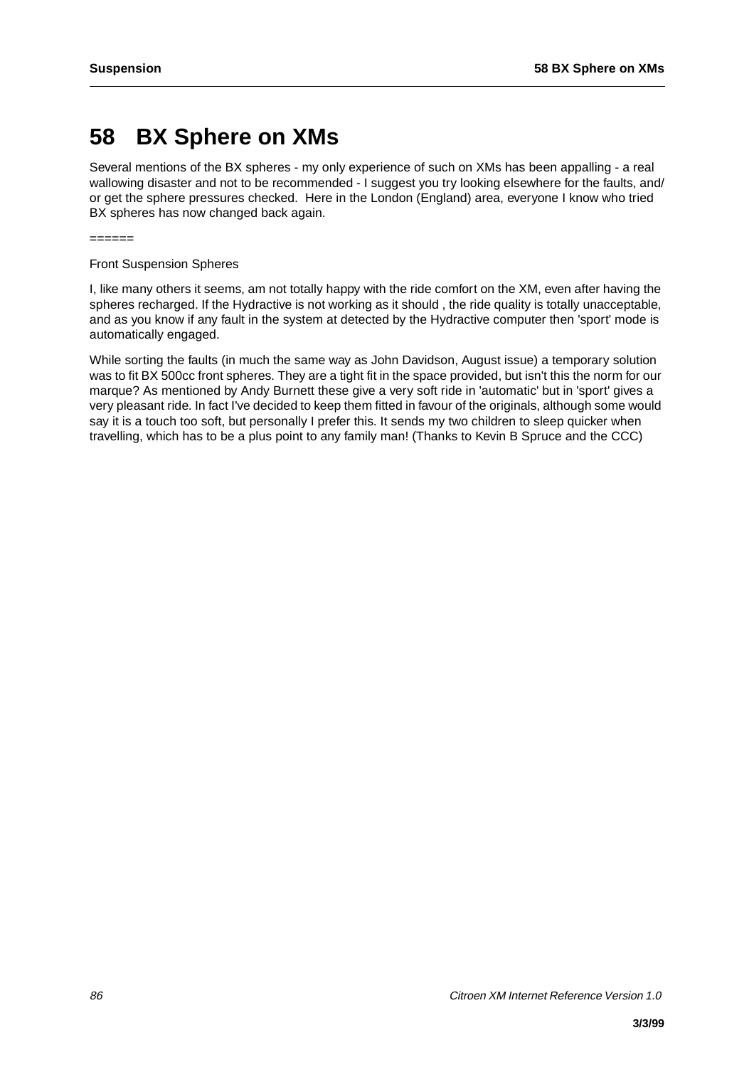# 58 BX Sphere on XMs

Several mentions of the BX spheres - my only experience of such on XMs has been appalling - a real wallowing disaster and not to be recommended - I suggest you try looking elsewhere for the faults, and/or get the sphere pressures checked. Here in the London (England) area, everyone I know who tried BX spheres has now changed back again.

======

Front Suspension Spheres

I, like many others it seems, am not totally happy with the ride comfort on the XM, even after having the spheres recharged. If the Hydractive is not working as it should , the ride quality is totally unacceptable, and as you know if any fault in the system at detected by the Hydractive computer then 'sport' mode is automatically engaged.

While sorting the faults (in much the same way as John Davidson, August issue) a temporary solution was to fit BX 500cc front spheres. They are a tight fit in the space provided, but isn't this the norm for our marque? As mentioned by Andy Burnett these give a very soft ride in 'automatic' but in 'sport' gives a very pleasant ride. In fact I've decided to keep them fitted in favour of the originals, although some would say it is a touch too soft, but personally I prefer this. It sends my two children to sleep quicker when travelling, which has to be a plus point to any family man! (Thanks to Kevin B Spruce and the CCC)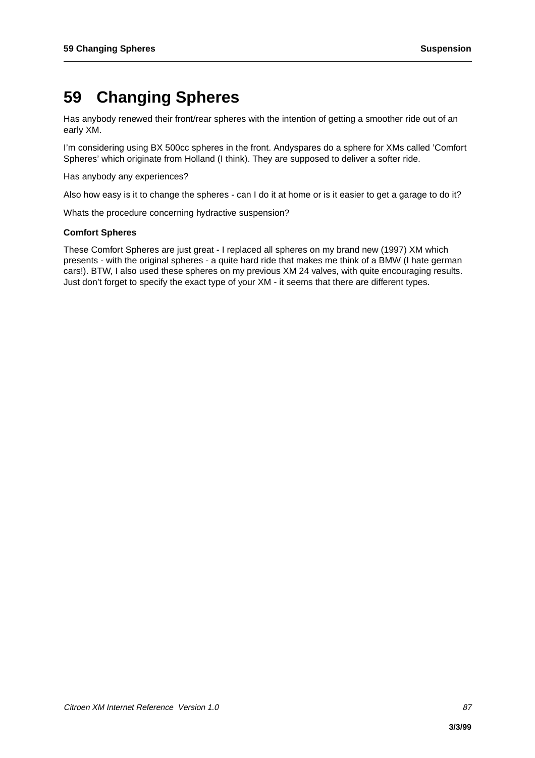# 59 Changing Spheres

Has anybody renewed their front/rear spheres with the intention of getting a smoother ride out of an early XM.

I'm considering using BX 500cc spheres in the front. Andyspares do a sphere for XMs called 'Comfort Spheres' which originate from Holland (I think). They are supposed to deliver a softer ride.

Has anybody any experiences?

Also how easy is it to change the spheres - can I do it at home or is it easier to get a garage to do it?

Whats the procedure concerning hydractive suspension?

**Comfort Spheres**

These Comfort Spheres are just great - I replaced all spheres on my brand new (1997) XM which presents - with the original spheres - a quite hard ride that makes me think of a BMW (I hate german cars!). BTW, I also used these spheres on my previous XM 24 valves, with quite encouraging results. Just don't forget to specify the exact type of your XM - it seems that there are different types.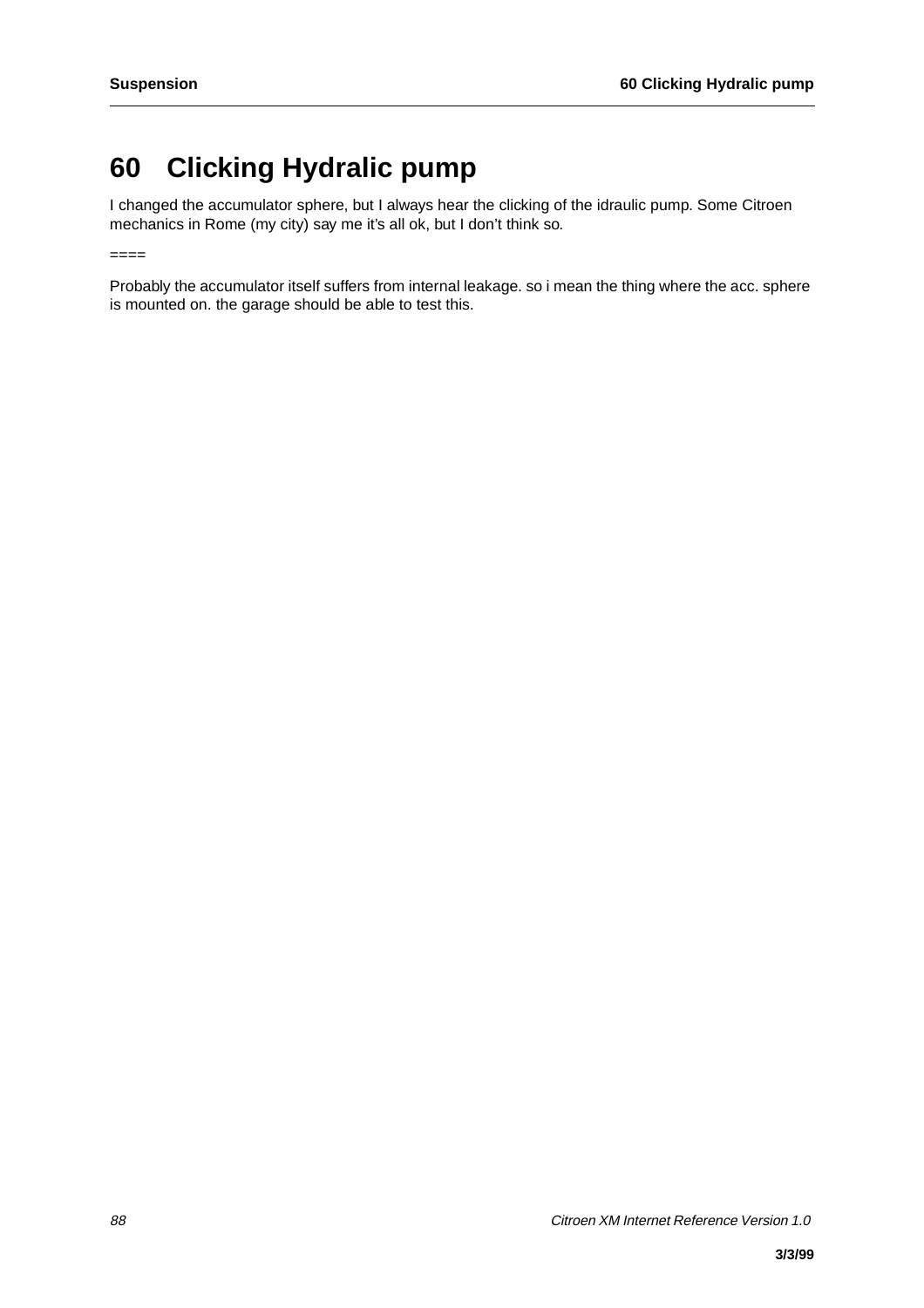# 60 Clicking Hydralic pump

I changed the accumulator sphere, but I always hear the clicking of the idraulic pump. Some Citroen mechanics in Rome (my city) say me it's all ok, but I don't think so.

====

Probably the accumulator itself suffers from internal leakage. so i mean the thing where the acc. sphere is mounted on. the garage should be able to test this.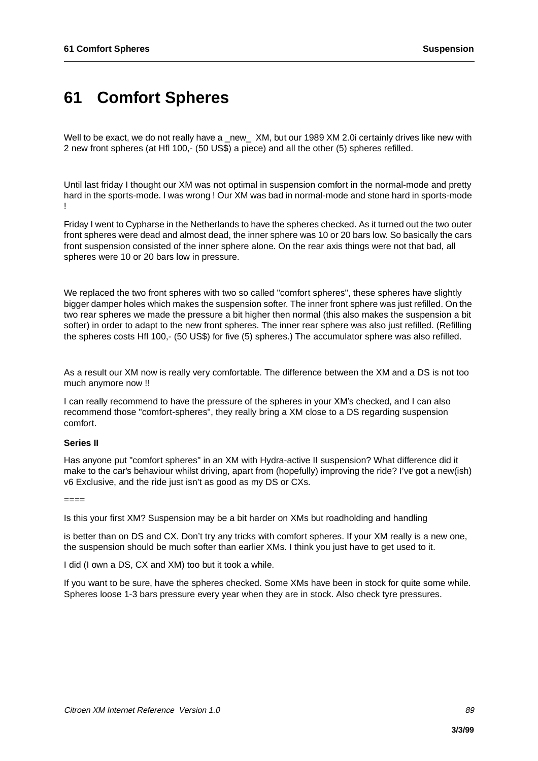# 61 Comfort Spheres

Well to be exact, we do not really have a _new_ XM, but our 1989 XM 2.0i certainly drives like new with 2 new front spheres (at Hfl 100,- (50 US$) a piece) and all the other (5) spheres refilled.

Until last friday I thought our XM was not optimal in suspension comfort in the normal-mode and pretty hard in the sports-mode. I was wrong ! Our XM was bad in normal-mode and stone hard in sports-mode !

Friday I went to Cypharse in the Netherlands to have the spheres checked. As it turned out the two outer front spheres were dead and almost dead, the inner sphere was 10 or 20 bars low. So basically the cars front suspension consisted of the inner sphere alone. On the rear axis things were not that bad, all spheres were 10 or 20 bars low in pressure.

We replaced the two front spheres with two so called "comfort spheres", these spheres have slightly bigger damper holes which makes the suspension softer. The inner front sphere was just refilled. On the two rear spheres we made the pressure a bit higher then normal (this also makes the suspension a bit softer) in order to adapt to the new front spheres. The inner rear sphere was also just refilled. (Refilling the spheres costs Hfl 100,- (50 US$) for five (5) spheres.) The accumulator sphere was also refilled.

As a result our XM now is really very comfortable. The difference between the XM and a DS is not too much anymore now !!

I can really recommend to have the pressure of the spheres in your XM's checked, and I can also recommend those "comfort-spheres", they really bring a XM close to a DS regarding suspension comfort.

**Series II**

Has anyone put "comfort spheres" in an XM with Hydra-active II suspension? What difference did it make to the car's behaviour whilst driving, apart from (hopefully) improving the ride? I've got a new(ish) v6 Exclusive, and the ride just isn't as good as my DS or CXs.

====

Is this your first XM? Suspension may be a bit harder on XMs but roadholding and handling

is better than on DS and CX. Don't try any tricks with comfort spheres. If your XM really is a new one, the suspension should be much softer than earlier XMs. I think you just have to get used to it.

I did (I own a DS, CX and XM) too but it took a while.

If you want to be sure, have the spheres checked. Some XMs have been in stock for quite some while. Spheres loose 1-3 bars pressure every year when they are in stock. Also check tyre pressures.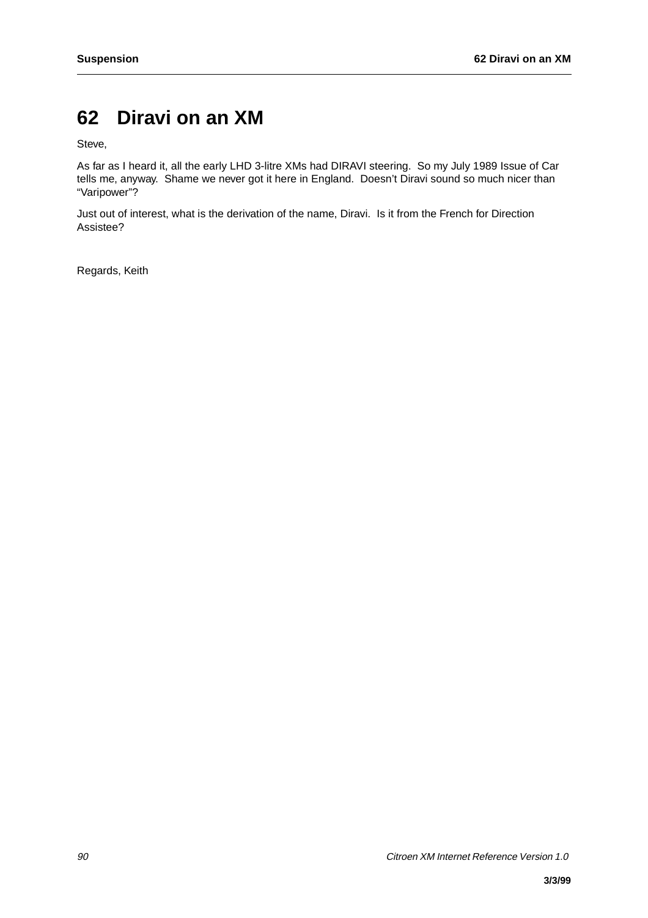# 62 Diravi on an XM

Steve,

As far as I heard it, all the early LHD 3-litre XMs had DIRAVI steering. So my July 1989 Issue of Car tells me, anyway. Shame we never got it here in England. Doesn't Diravi sound so much nicer than "Varipower"?

Just out of interest, what is the derivation of the name, Diravi. Is it from the French for Direction Assistee?

Regards, Keith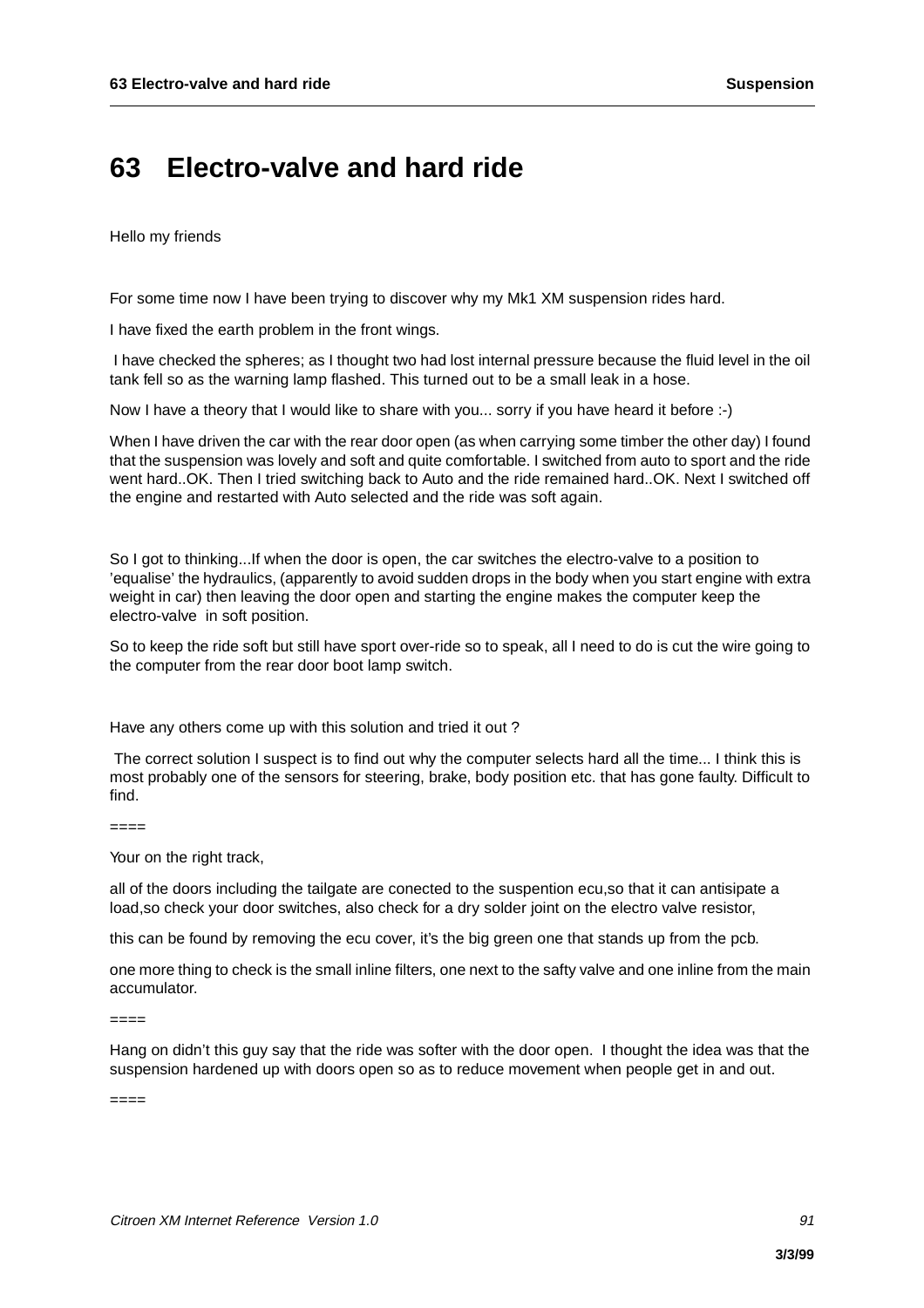# 63 Electro-valve and hard ride

Hello my friends

For some time now I have been trying to discover why my Mk1 XM suspension rides hard.

I have fixed the earth problem in the front wings.

I have checked the spheres; as I thought two had lost internal pressure because the fluid level in the oil tank fell so as the warning lamp flashed. This turned out to be a small leak in a hose.

Now I have a theory that I would like to share with you... sorry if you have heard it before :-)

When I have driven the car with the rear door open (as when carrying some timber the other day) I found that the suspension was lovely and soft and quite comfortable. I switched from auto to sport and the ride went hard..OK. Then I tried switching back to Auto and the ride remained hard..OK. Next I switched off the engine and restarted with Auto selected and the ride was soft again.

So I got to thinking...If when the door is open, the car switches the electro-valve to a position to 'equalise' the hydraulics, (apparently to avoid sudden drops in the body when you start engine with extra weight in car) then leaving the door open and starting the engine makes the computer keep the electro-valve in soft position.

So to keep the ride soft but still have sport over-ride so to speak, all I need to do is cut the wire going to the computer from the rear door boot lamp switch.

Have any others come up with this solution and tried it out ?

The correct solution I suspect is to find out why the computer selects hard all the time... I think this is most probably one of the sensors for steering, brake, body position etc. that has gone faulty. Difficult to find.

====

Your on the right track,

all of the doors including the tailgate are conected to the suspention ecu,so that it can antisipate a load,so check your door switches, also check for a dry solder joint on the electro valve resistor,

this can be found by removing the ecu cover, it's the big green one that stands up from the pcb.

one more thing to check is the small inline filters, one next to the safty valve and one inline from the main accumulator.

====

Hang on didn't this guy say that the ride was softer with the door open. I thought the idea was that the suspension hardened up with doors open so as to reduce movement when people get in and out.

====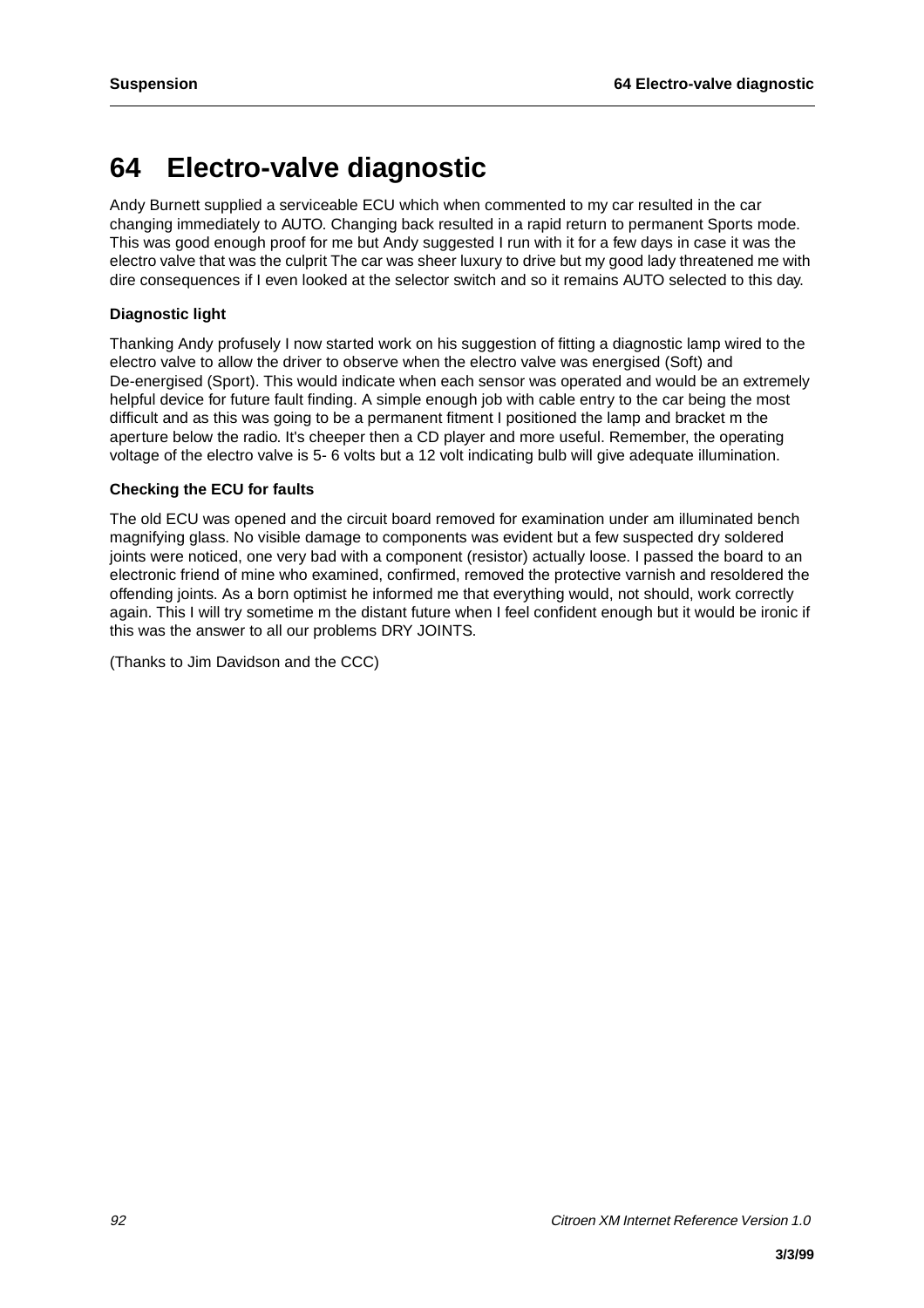# 64 Electro-valve diagnostic

Andy Burnett supplied a serviceable ECU which when commented to my car resulted in the car changing immediately to AUTO. Changing back resulted in a rapid return to permanent Sports mode. This was good enough proof for me but Andy suggested I run with it for a few days in case it was the electro valve that was the culprit The car was sheer luxury to drive but my good lady threatened me with dire consequences if I even looked at the selector switch and so it remains AUTO selected to this day.

**Diagnostic light**

Thanking Andy profusely I now started work on his suggestion of fitting a diagnostic lamp wired to the electro valve to allow the driver to observe when the electro valve was energised (Soft) and De-energised (Sport). This would indicate when each sensor was operated and would be an extremely helpful device for future fault finding. A simple enough job with cable entry to the car being the most difficult and as this was going to be a permanent fitment I positioned the lamp and bracket m the aperture below the radio. It's cheeper then a CD player and more useful. Remember, the operating voltage of the electro valve is 5- 6 volts but a 12 volt indicating bulb will give adequate illumination.

**Checking the ECU for faults**

The old ECU was opened and the circuit board removed for examination under am illuminated bench magnifying glass. No visible damage to components was evident but a few suspected dry soldered joints were noticed, one very bad with a component (resistor) actually loose. I passed the board to an electronic friend of mine who examined, confirmed, removed the protective varnish and resoldered the offending joints. As a born optimist he informed me that everything would, not should, work correctly again. This I will try sometime m the distant future when I feel confident enough but it would be ironic if this was the answer to all our problems DRY JOINTS.

(Thanks to Jim Davidson and the CCC)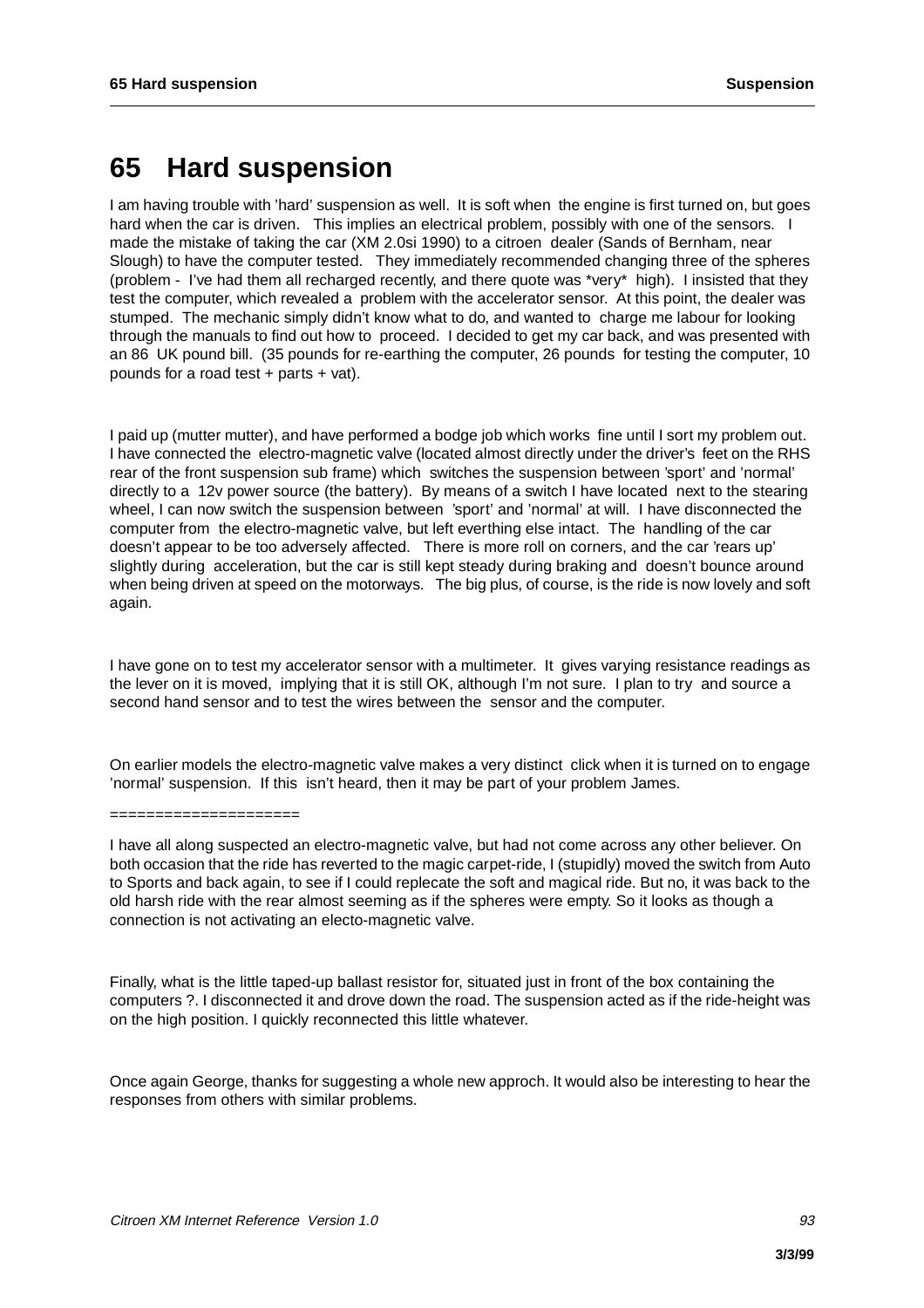# 65 Hard suspension

I am having trouble with 'hard' suspension as well. It is soft when the engine is first turned on, but goes hard when the car is driven. This implies an electrical problem, possibly with one of the sensors. I made the mistake of taking the car (XM 2.0si 1990) to a citroen dealer (Sands of Bernham, near Slough) to have the computer tested. They immediately recommended changing three of the spheres (problem - I've had them all recharged recently, and there quote was *very* high). I insisted that they test the computer, which revealed a problem with the accelerator sensor. At this point, the dealer was stumped. The mechanic simply didn't know what to do, and wanted to charge me labour for looking through the manuals to find out how to proceed. I decided to get my car back, and was presented with an 86 UK pound bill. (35 pounds for re-earthing the computer, 26 pounds for testing the computer, 10 pounds for a road test + parts + vat).

I paid up (mutter mutter), and have performed a bodge job which works fine until I sort my problem out. I have connected the electro-magnetic valve (located almost directly under the driver's feet on the RHS rear of the front suspension sub frame) which switches the suspension between 'sport' and 'normal' directly to a 12v power source (the battery). By means of a switch I have located next to the stearing wheel, I can now switch the suspension between 'sport' and 'normal' at will. I have disconnected the computer from the electro-magnetic valve, but left everthing else intact. The handling of the car doesn't appear to be too adversely affected. There is more roll on corners, and the car 'rears up' slightly during acceleration, but the car is still kept steady during braking and doesn't bounce around when being driven at speed on the motorways. The big plus, of course, is the ride is now lovely and soft again.

I have gone on to test my accelerator sensor with a multimeter. It gives varying resistance readings as the lever on it is moved, implying that it is still OK, although I'm not sure. I plan to try and source a second hand sensor and to test the wires between the sensor and the computer.

On earlier models the electro-magnetic valve makes a very distinct click when it is turned on to engage 'normal' suspension. If this isn't heard, then it may be part of your problem James.

====================

I have all along suspected an electro-magnetic valve, but had not come across any other believer. On both occasion that the ride has reverted to the magic carpet-ride, I (stupidly) moved the switch from Auto to Sports and back again, to see if I could replecate the soft and magical ride. But no, it was back to the old harsh ride with the rear almost seeming as if the spheres were empty. So it looks as though a connection is not activating an electo-magnetic valve.

Finally, what is the little taped-up ballast resistor for, situated just in front of the box containing the computers ?. I disconnected it and drove down the road. The suspension acted as if the ride-height was on the high position. I quickly reconnected this little whatever.

Once again George, thanks for suggesting a whole new approch. It would also be interesting to hear the responses from others with similar problems.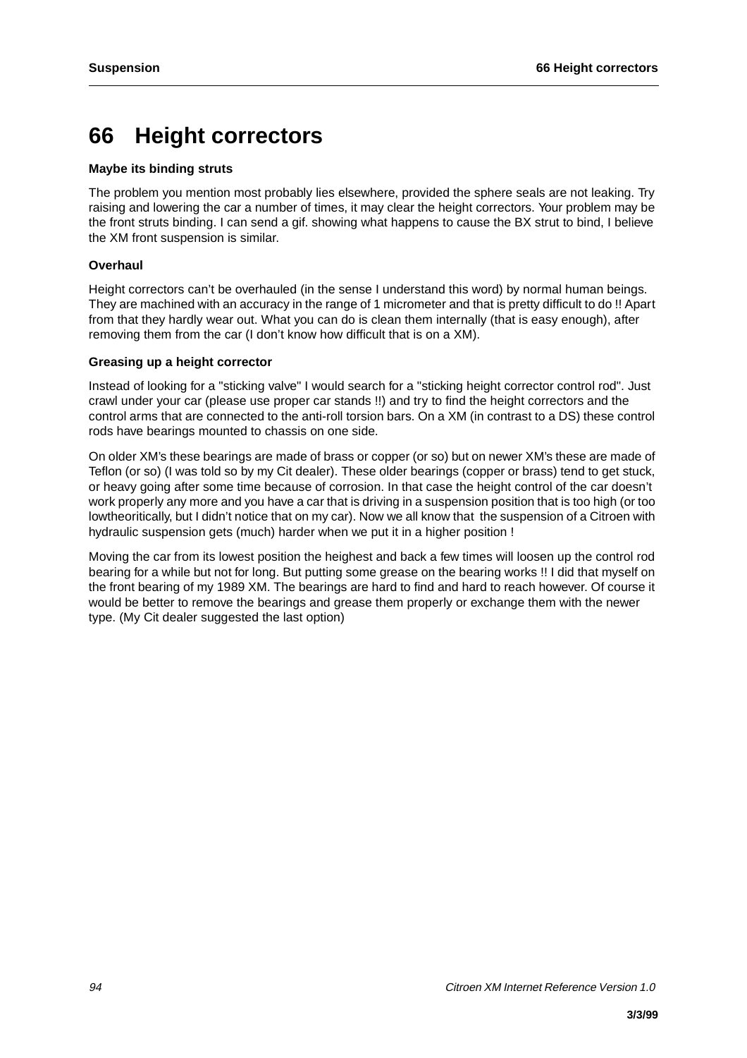# 66 Height correctors

### Maybe its binding struts

The problem you mention most probably lies elsewhere, provided the sphere seals are not leaking. Try raising and lowering the car a number of times, it may clear the height correctors. Your problem may be the front struts binding. I can send a gif. showing what happens to cause the BX strut to bind, I believe the XM front suspension is similar.

### Overhaul

Height correctors can't be overhauled (in the sense I understand this word) by normal human beings. They are machined with an accuracy in the range of 1 micrometer and that is pretty difficult to do !! Apart from that they hardly wear out. What you can do is clean them internally (that is easy enough), after removing them from the car (I don't know how difficult that is on a XM).

### Greasing up a height corrector

Instead of looking for a "sticking valve" I would search for a "sticking height corrector control rod". Just crawl under your car (please use proper car stands !!) and try to find the height correctors and the control arms that are connected to the anti-roll torsion bars. On a XM (in contrast to a DS) these control rods have bearings mounted to chassis on one side.

On older XM's these bearings are made of brass or copper (or so) but on newer XM's these are made of Teflon (or so) (I was told so by my Cit dealer). These older bearings (copper or brass) tend to get stuck, or heavy going after some time because of corrosion. In that case the height control of the car doesn't work properly any more and you have a car that is driving in a suspension position that is too high (or too lowtheoritically, but I didn't notice that on my car). Now we all know that the suspension of a Citroen with hydraulic suspension gets (much) harder when we put it in a higher position !

Moving the car from its lowest position the heighest and back a few times will loosen up the control rod bearing for a while but not for long. But putting some grease on the bearing works !! I did that myself on the front bearing of my 1989 XM. The bearings are hard to find and hard to reach however. Of course it would be better to remove the bearings and grease them properly or exchange them with the newer type. (My Cit dealer suggested the last option)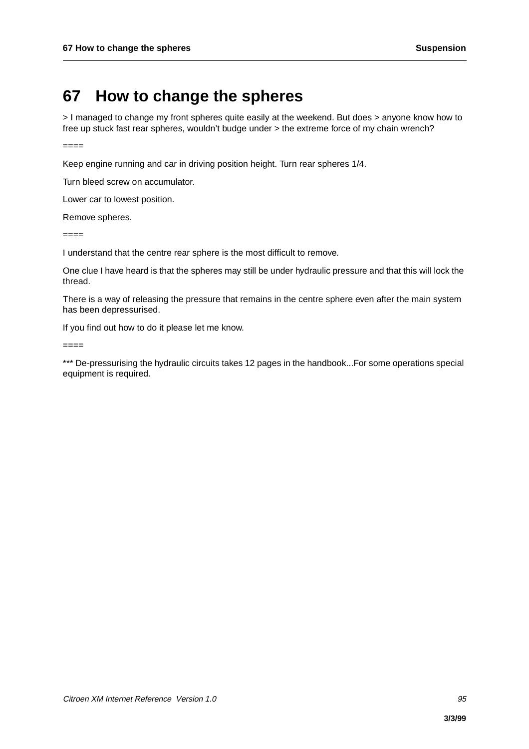# 67 How to change the spheres

> I managed to change my front spheres quite easily at the weekend. But does > anyone know how to free up stuck fast rear spheres, wouldn’t budge under > the extreme force of my chain wrench?

====

Keep engine running and car in driving position height. Turn rear spheres 1/4.

Turn bleed screw on accumulator.

Lower car to lowest position.

Remove spheres.

====

I understand that the centre rear sphere is the most difficult to remove.

One clue I have heard is that the spheres may still be under hydraulic pressure and that this will lock the thread.

There is a way of releasing the pressure that remains in the centre sphere even after the main system has been depressurised.

If you find out how to do it please let me know.

====

*** De-pressurising the hydraulic circuits takes 12 pages in the handbook...For some operations special equipment is required.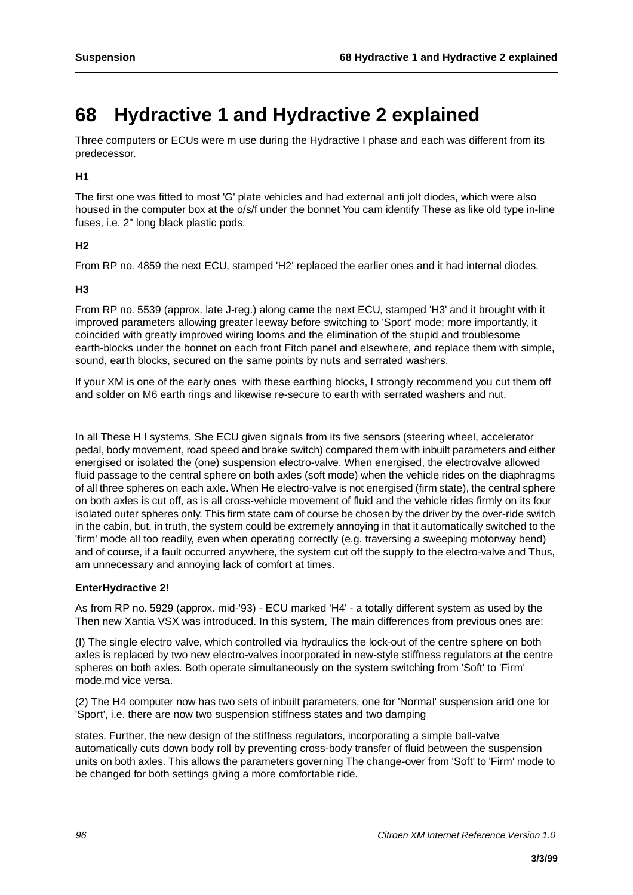# 68 Hydractive 1 and Hydractive 2 explained

Three computers or ECUs were m use during the Hydractive I phase and each was different from its predecessor.

**H1**

The first one was fitted to most 'G' plate vehicles and had external anti jolt diodes, which were also housed in the computer box at the o/s/f under the bonnet You cam identify These as like old type in-line fuses, i.e. 2" long black plastic pods.

**H2**

From RP no. 4859 the next ECU, stamped 'H2' replaced the earlier ones and it had internal diodes.

**H3**

From RP no. 5539 (approx. late J-reg.) along came the next ECU, stamped 'H3' and it brought with it improved parameters allowing greater leeway before switching to 'Sport' mode; more importantly, it coincided with greatly improved wiring looms and the elimination of the stupid and troublesome earth-blocks under the bonnet on each front Fitch panel and elsewhere, and replace them with simple, sound, earth blocks, secured on the same points by nuts and serrated washers.

If your XM is one of the early ones with these earthing blocks, I strongly recommend you cut them off and solder on M6 earth rings and likewise re-secure to earth with serrated washers and nut.

In all These H I systems, She ECU given signals from its five sensors (steering wheel, accelerator pedal, body movement, road speed and brake switch) compared them with inbuilt parameters and either energised or isolated the (one) suspension electro-valve. When energised, the electrovalve allowed fluid passage to the central sphere on both axles (soft mode) when the vehicle rides on the diaphragms of all three spheres on each axle. When He electro-valve is not energised (firm state), the central sphere on both axles is cut off, as is all cross-vehicle movement of fluid and the vehicle rides firmly on its four isolated outer spheres only. This firm state cam of course be chosen by the driver by the over-ride switch in the cabin, but, in truth, the system could be extremely annoying in that it automatically switched to the 'firm' mode all too readily, even when operating correctly (e.g. traversing a sweeping motorway bend) and of course, if a fault occurred anywhere, the system cut off the supply to the electro-valve and Thus, am unnecessary and annoying lack of comfort at times.

**EnterHydractive 2!**

As from RP no. 5929 (approx. mid-'93) - ECU marked 'H4' - a totally different system as used by the Then new Xantia VSX was introduced. In this system, The main differences from previous ones are:

(I) The single electro valve, which controlled via hydraulics the lock-out of the centre sphere on both axles is replaced by two new electro-valves incorporated in new-style stiffness regulators at the centre spheres on both axles. Both operate simultaneously on the system switching from 'Soft' to 'Firm' mode.md vice versa.

(2) The H4 computer now has two sets of inbuilt parameters, one for 'Normal' suspension arid one for 'Sport', i.e. there are now two suspension stiffness states and two damping

states. Further, the new design of the stiffness regulators, incorporating a simple ball-valve automatically cuts down body roll by preventing cross-body transfer of fluid between the suspension units on both axles. This allows the parameters governing The change-over from 'Soft' to 'Firm' mode to be changed for both settings giving a more comfortable ride.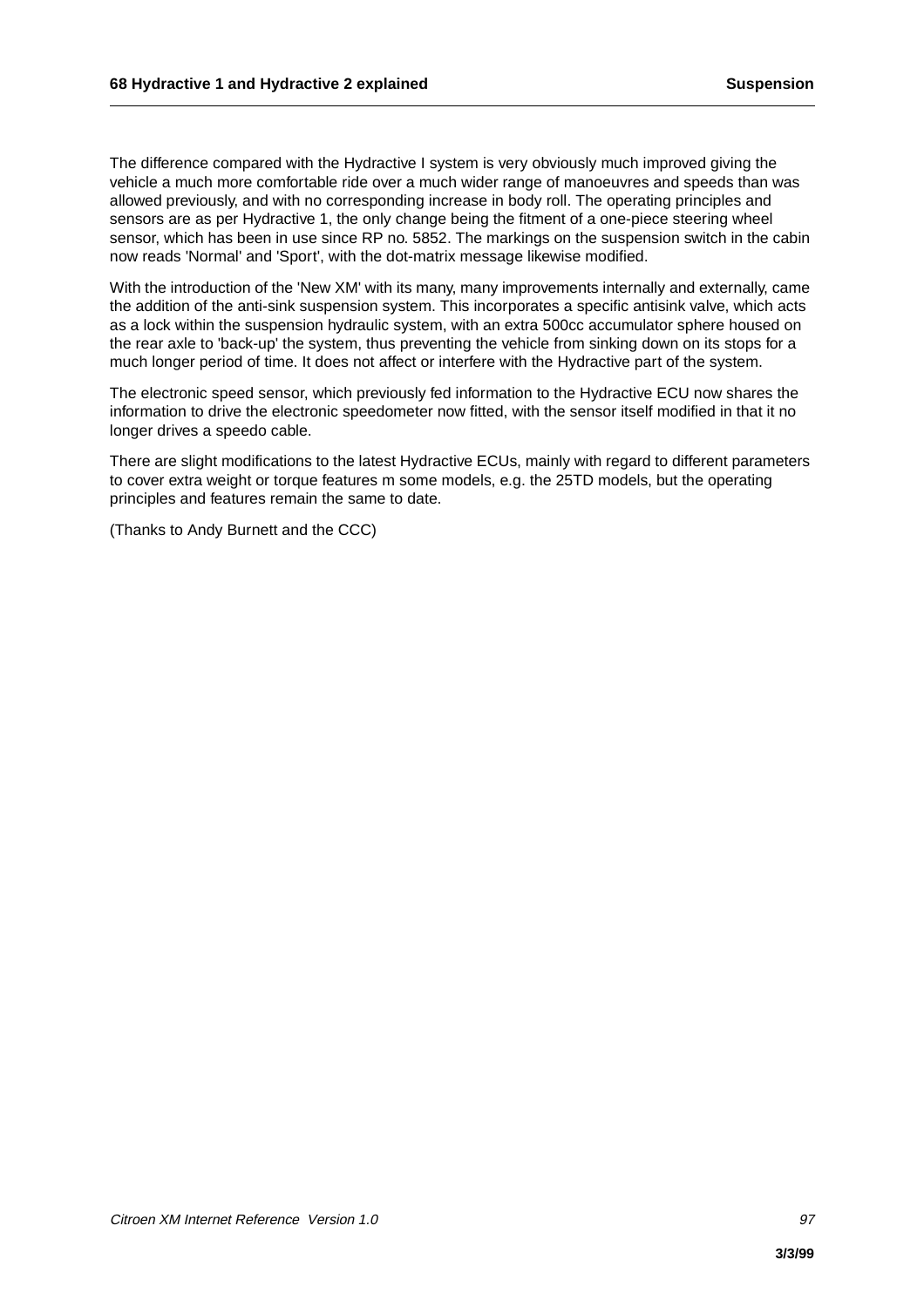The difference compared with the Hydractive I system is very obviously much improved giving the vehicle a much more comfortable ride over a much wider range of manoeuvres and speeds than was allowed previously, and with no corresponding increase in body roll. The operating principles and sensors are as per Hydractive 1, the only change being the fitment of a one-piece steering wheel sensor, which has been in use since RP no. 5852. The markings on the suspension switch in the cabin now reads 'Normal' and 'Sport', with the dot-matrix message likewise modified.

With the introduction of the 'New XM' with its many, many improvements internally and externally, came the addition of the anti-sink suspension system. This incorporates a specific antisink valve, which acts as a lock within the suspension hydraulic system, with an extra 500cc accumulator sphere housed on the rear axle to 'back-up' the system, thus preventing the vehicle from sinking down on its stops for a much longer period of time. It does not affect or interfere with the Hydractive part of the system.

The electronic speed sensor, which previously fed information to the Hydractive ECU now shares the information to drive the electronic speedometer now fitted, with the sensor itself modified in that it no longer drives a speedo cable.

There are slight modifications to the latest Hydractive ECUs, mainly with regard to different parameters to cover extra weight or torque features m some models, e.g. the 25TD models, but the operating principles and features remain the same to date.

(Thanks to Andy Burnett and the CCC)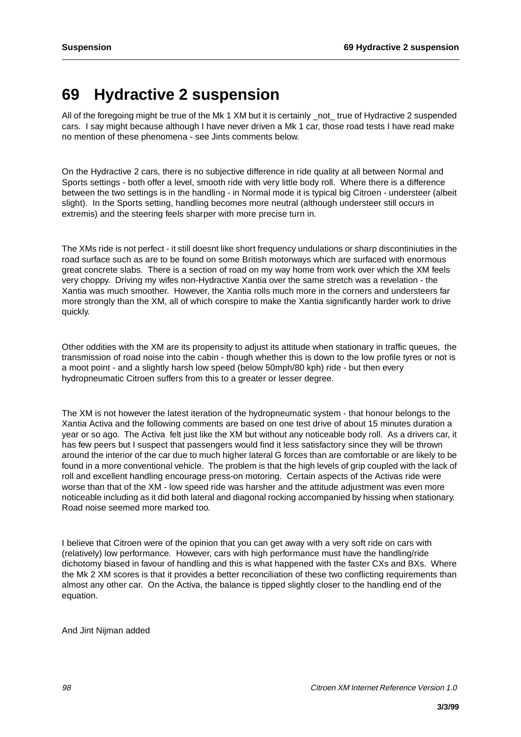# 69 Hydractive 2 suspension

All of the foregoing might be true of the Mk 1 XM but it is certainly _not_ true of Hydractive 2 suspended cars. I say might because although I have never driven a Mk 1 car, those road tests I have read make no mention of these phenomena - see Jints comments below.

On the Hydractive 2 cars, there is no subjective difference in ride quality at all between Normal and Sports settings - both offer a level, smooth ride with very little body roll. Where there is a difference between the two settings is in the handling - in Normal mode it is typical big Citroen - understeer (albeit slight). In the Sports setting, handling becomes more neutral (although understeer still occurs in extremis) and the steering feels sharper with more precise turn in.

The XMs ride is not perfect - it still doesnt like short frequency undulations or sharp discontiniuties in the road surface such as are to be found on some British motorways which are surfaced with enormous great concrete slabs. There is a section of road on my way home from work over which the XM feels very choppy. Driving my wifes non-Hydractive Xantia over the same stretch was a revelation - the Xantia was much smoother. However, the Xantia rolls much more in the corners and understeers far more strongly than the XM, all of which conspire to make the Xantia significantly harder work to drive quickly.

Other oddities with the XM are its propensity to adjust its attitude when stationary in traffic queues, the transmission of road noise into the cabin - though whether this is down to the low profile tyres or not is a moot point - and a slightly harsh low speed (below 50mph/80 kph) ride - but then every hydropneumatic Citroen suffers from this to a greater or lesser degree.

The XM is not however the latest iteration of the hydropneumatic system - that honour belongs to the Xantia Activa and the following comments are based on one test drive of about 15 minutes duration a year or so ago. The Activa felt just like the XM but without any noticeable body roll. As a drivers car, it has few peers but I suspect that passengers would find it less satisfactory since they will be thrown around the interior of the car due to much higher lateral G forces than are comfortable or are likely to be found in a more conventional vehicle. The problem is that the high levels of grip coupled with the lack of roll and excellent handling encourage press-on motoring. Certain aspects of the Activas ride were worse than that of the XM - low speed ride was harsher and the attitude adjustment was even more noticeable including as it did both lateral and diagonal rocking accompanied by hissing when stationary. Road noise seemed more marked too.

I believe that Citroen were of the opinion that you can get away with a very soft ride on cars with (relatively) low performance. However, cars with high performance must have the handling/ride dichotomy biased in favour of handling and this is what happened with the faster CXs and BXs. Where the Mk 2 XM scores is that it provides a better reconciliation of these two conflicting requirements than almost any other car. On the Activa, the balance is tipped slightly closer to the handling end of the equation.

And Jint Nijman added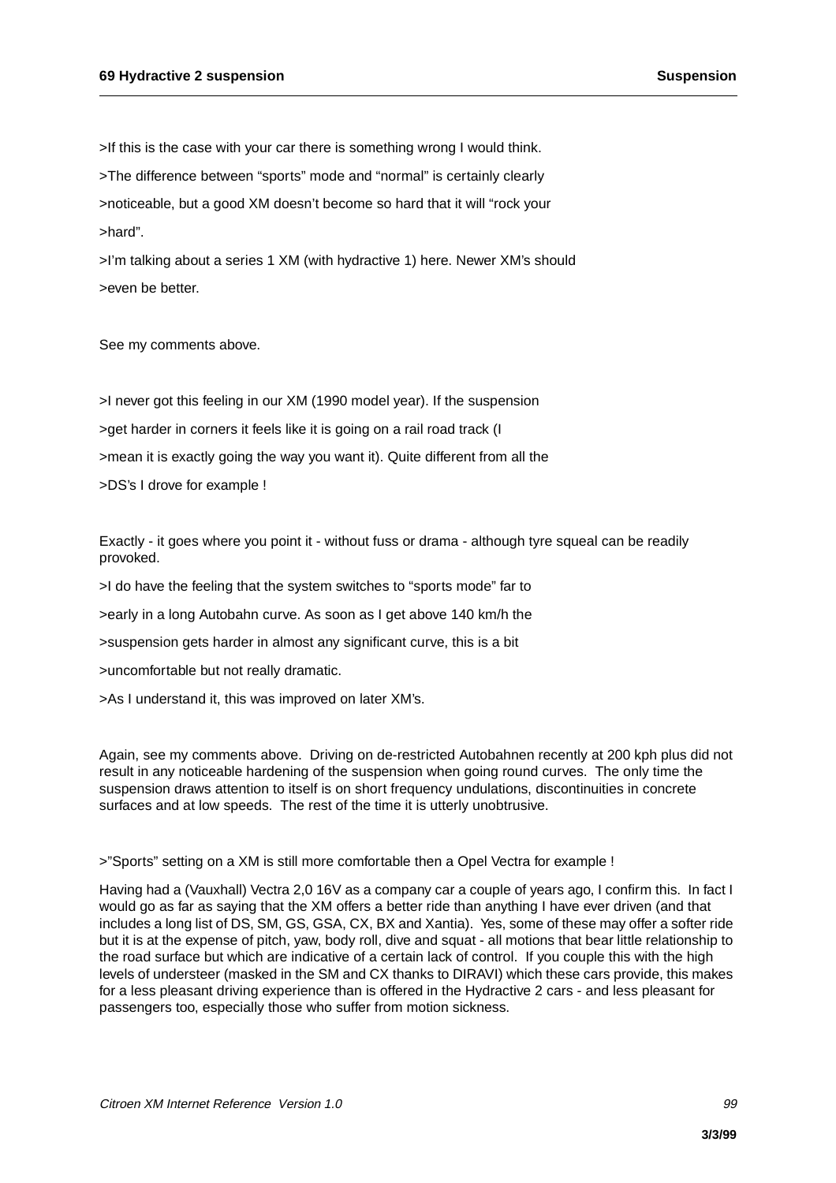>If this is the case with your car there is something wrong I would think.

>The difference between “sports” mode and “normal” is certainly clearly

>noticeable, but a good XM doesn’t become so hard that it will “rock your

>hard”.

>I’m talking about a series 1 XM (with hydractive 1) here. Newer XM’s should

>even be better.

See my comments above.

>I never got this feeling in our XM (1990 model year). If the suspension

>get harder in corners it feels like it is going on a rail road track (I

>mean it is exactly going the way you want it). Quite different from all the

>DS’s I drove for example !

Exactly - it goes where you point it - without fuss or drama - although tyre squeal can be readily provoked.

>I do have the feeling that the system switches to “sports mode” far to

>early in a long Autobahn curve. As soon as I get above 140 km/h the

>suspension gets harder in almost any significant curve, this is a bit

>uncomfortable but not really dramatic.

>As I understand it, this was improved on later XM’s.

Again, see my comments above. Driving on de-restricted Autobahnen recently at 200 kph plus did not result in any noticeable hardening of the suspension when going round curves. The only time the suspension draws attention to itself is on short frequency undulations, discontinuities in concrete surfaces and at low speeds. The rest of the time it is utterly unobtrusive.

>”Sports” setting on a XM is still more comfortable then a Opel Vectra for example !

Having had a (Vauxhall) Vectra 2,0 16V as a company car a couple of years ago, I confirm this. In fact I would go as far as saying that the XM offers a better ride than anything I have ever driven (and that includes a long list of DS, SM, GS, GSA, CX, BX and Xantia). Yes, some of these may offer a softer ride but it is at the expense of pitch, yaw, body roll, dive and squat - all motions that bear little relationship to the road surface but which are indicative of a certain lack of control. If you couple this with the high levels of understeer (masked in the SM and CX thanks to DIRAVI) which these cars provide, this makes for a less pleasant driving experience than is offered in the Hydractive 2 cars - and less pleasant for passengers too, especially those who suffer from motion sickness.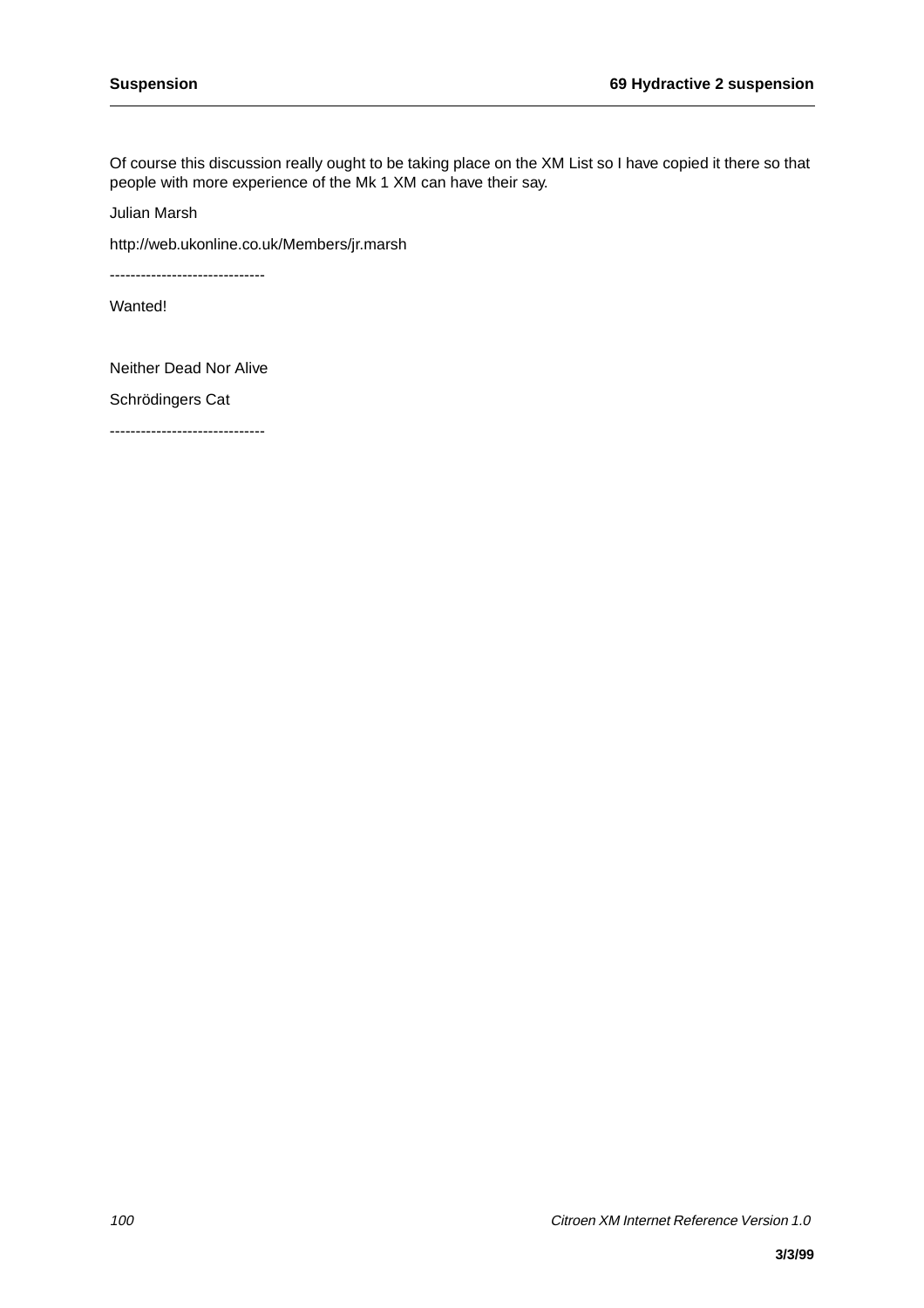Of course this discussion really ought to be taking place on the XM List so I have copied it there so that people with more experience of the Mk 1 XM can have their say.

Julian Marsh

http://web.ukonline.co.uk/Members/jr.marsh

------------------------------

Wanted!

Neither Dead Nor Alive

Schrödingers Cat

------------------------------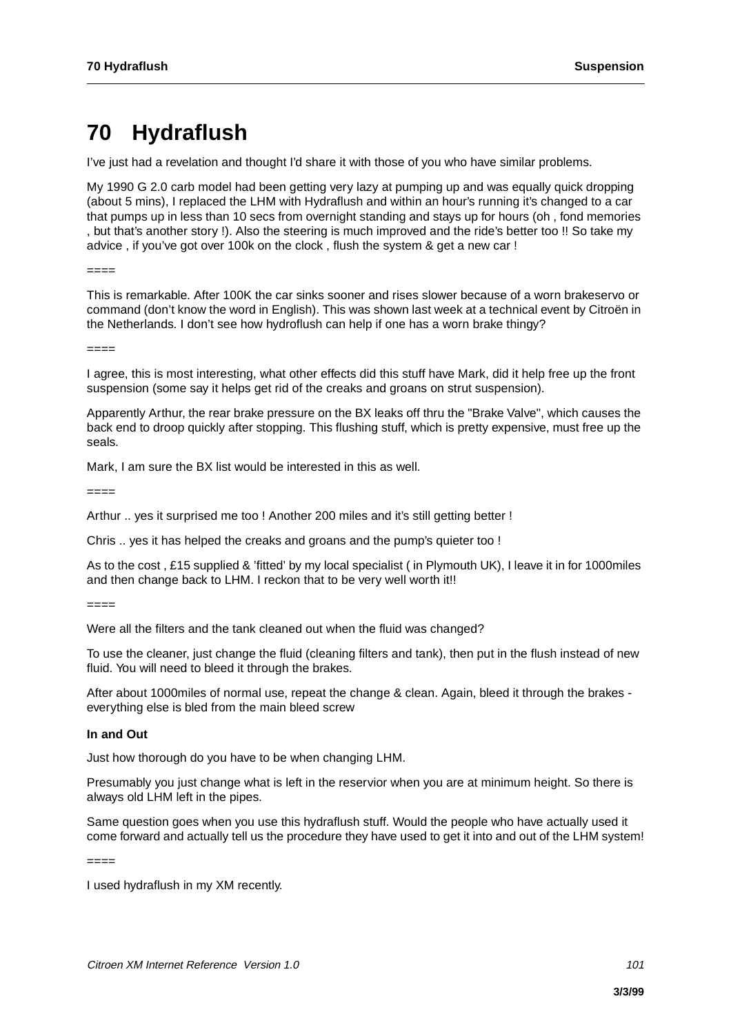# 70 Hydraflush

I've just had a revelation and thought I'd share it with those of you who have similar problems.

My 1990 G 2.0 carb model had been getting very lazy at pumping up and was equally quick dropping (about 5 mins), I replaced the LHM with Hydraflush and within an hour's running it's changed to a car that pumps up in less than 10 secs from overnight standing and stays up for hours (oh , fond memories , but that's another story !). Also the steering is much improved and the ride's better too !! So take my advice , if you've got over 100k on the clock , flush the system & get a new car !

====

This is remarkable. After 100K the car sinks sooner and rises slower because of a worn brakeservo or command (don't know the word in English). This was shown last week at a technical event by Citroën in the Netherlands. I don't see how hydroflush can help if one has a worn brake thingy?

====

I agree, this is most interesting, what other effects did this stuff have Mark, did it help free up the front suspension (some say it helps get rid of the creaks and groans on strut suspension).

Apparently Arthur, the rear brake pressure on the BX leaks off thru the "Brake Valve", which causes the back end to droop quickly after stopping. This flushing stuff, which is pretty expensive, must free up the seals.

Mark, I am sure the BX list would be interested in this as well.

====

Arthur .. yes it surprised me too ! Another 200 miles and it's still getting better !

Chris .. yes it has helped the creaks and groans and the pump's quieter too !

As to the cost , £15 supplied & 'fitted' by my local specialist ( in Plymouth UK), I leave it in for 1000miles and then change back to LHM. I reckon that to be very well worth it!!

====

Were all the filters and the tank cleaned out when the fluid was changed?

To use the cleaner, just change the fluid (cleaning filters and tank), then put in the flush instead of new fluid. You will need to bleed it through the brakes.

After about 1000miles of normal use, repeat the change & clean. Again, bleed it through the brakes - everything else is bled from the main bleed screw

**In and Out**

Just how thorough do you have to be when changing LHM.

Presumably you just change what is left in the reservior when you are at minimum height. So there is always old LHM left in the pipes.

Same question goes when you use this hydraflush stuff. Would the people who have actually used it come forward and actually tell us the procedure they have used to get it into and out of the LHM system!

====

I used hydraflush in my XM recently.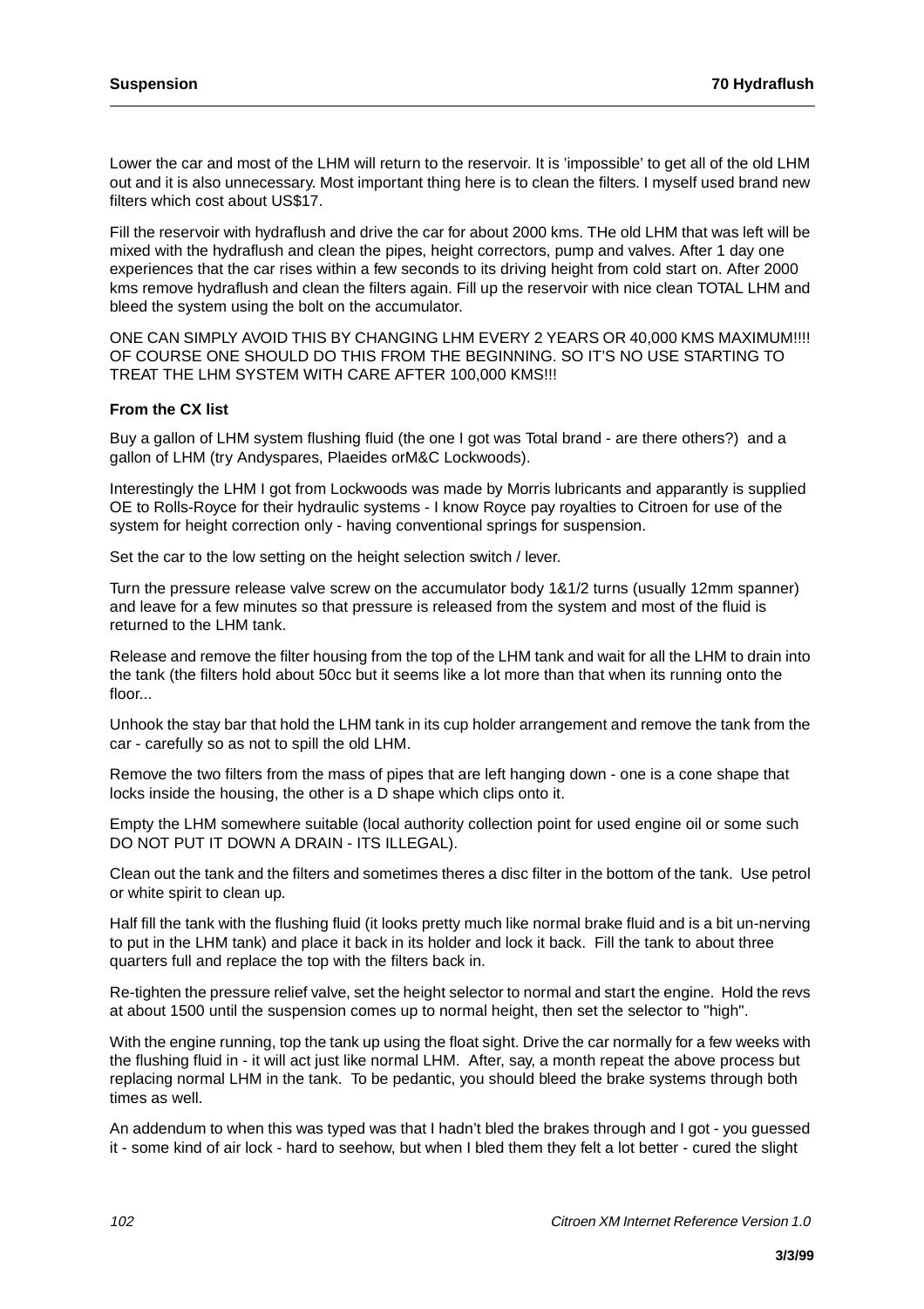Lower the car and most of the LHM will return to the reservoir. It is 'impossible' to get all of the old LHM out and it is also unnecessary. Most important thing here is to clean the filters. I myself used brand new filters which cost about US$17.

Fill the reservoir with hydraflush and drive the car for about 2000 kms. THe old LHM that was left will be mixed with the hydraflush and clean the pipes, height correctors, pump and valves. After 1 day one experiences that the car rises within a few seconds to its driving height from cold start on. After 2000 kms remove hydraflush and clean the filters again. Fill up the reservoir with nice clean TOTAL LHM and bleed the system using the bolt on the accumulator.

ONE CAN SIMPLY AVOID THIS BY CHANGING LHM EVERY 2 YEARS OR 40,000 KMS MAXIMUM!!!! OF COURSE ONE SHOULD DO THIS FROM THE BEGINNING. SO IT'S NO USE STARTING TO TREAT THE LHM SYSTEM WITH CARE AFTER 100,000 KMS!!!

**From the CX list**

Buy a gallon of LHM system flushing fluid (the one I got was Total brand - are there others?) and a gallon of LHM (try Andyspares, Plaeides orM&C Lockwoods).

Interestingly the LHM I got from Lockwoods was made by Morris lubricants and apparantly is supplied OE to Rolls-Royce for their hydraulic systems - I know Royce pay royalties to Citroen for use of the system for height correction only - having conventional springs for suspension.

Set the car to the low setting on the height selection switch / lever.

Turn the pressure release valve screw on the accumulator body 1&1/2 turns (usually 12mm spanner) and leave for a few minutes so that pressure is released from the system and most of the fluid is returned to the LHM tank.

Release and remove the filter housing from the top of the LHM tank and wait for all the LHM to drain into the tank (the filters hold about 50cc but it seems like a lot more than that when its running onto the floor...

Unhook the stay bar that hold the LHM tank in its cup holder arrangement and remove the tank from the car - carefully so as not to spill the old LHM.

Remove the two filters from the mass of pipes that are left hanging down - one is a cone shape that locks inside the housing, the other is a D shape which clips onto it.

Empty the LHM somewhere suitable (local authority collection point for used engine oil or some such DO NOT PUT IT DOWN A DRAIN - ITS ILLEGAL).

Clean out the tank and the filters and sometimes theres a disc filter in the bottom of the tank. Use petrol or white spirit to clean up.

Half fill the tank with the flushing fluid (it looks pretty much like normal brake fluid and is a bit un-nerving to put in the LHM tank) and place it back in its holder and lock it back. Fill the tank to about three quarters full and replace the top with the filters back in.

Re-tighten the pressure relief valve, set the height selector to normal and start the engine. Hold the revs at about 1500 until the suspension comes up to normal height, then set the selector to "high".

With the engine running, top the tank up using the float sight. Drive the car normally for a few weeks with the flushing fluid in - it will act just like normal LHM. After, say, a month repeat the above process but replacing normal LHM in the tank. To be pedantic, you should bleed the brake systems through both times as well.

An addendum to when this was typed was that I hadn't bled the brakes through and I got - you guessed it - some kind of air lock - hard to seehow, but when I bled them they felt a lot better - cured the slight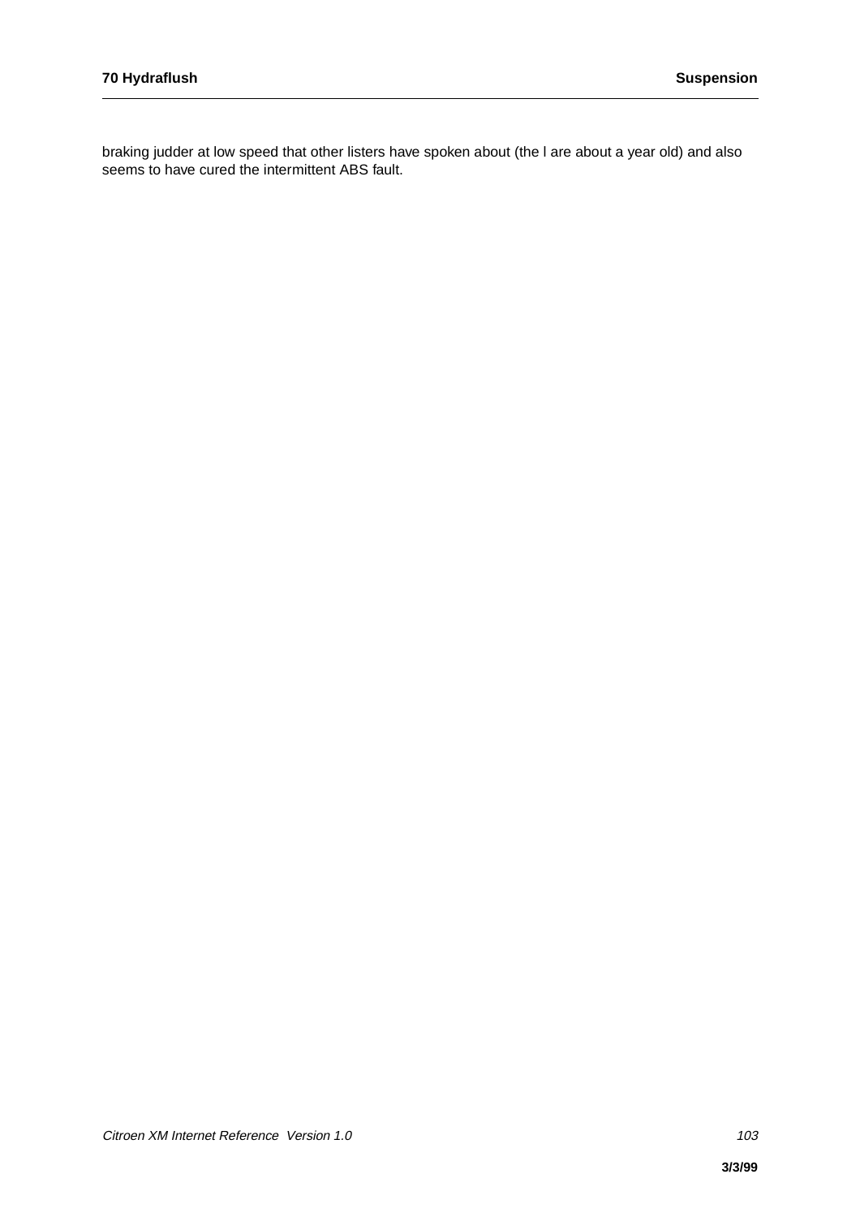braking judder at low speed that other listers have spoken about (the l are about a year old) and also seems to have cured the intermittent ABS fault.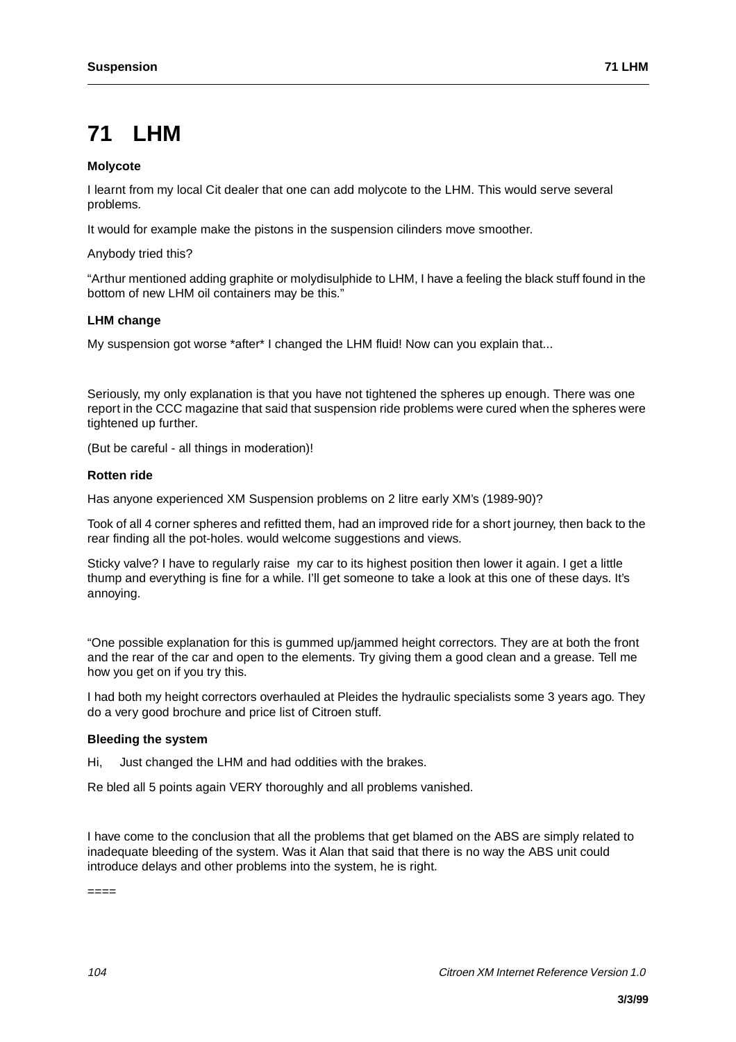# 71 LHM

### Molycote

I learnt from my local Cit dealer that one can add molycote to the LHM. This would serve several problems.

It would for example make the pistons in the suspension cilinders move smoother.

Anybody tried this?

“Arthur mentioned adding graphite or molydisulphide to LHM, I have a feeling the black stuff found in the bottom of new LHM oil containers may be this.”

### LHM change

My suspension got worse *after* I changed the LHM fluid! Now can you explain that...

Seriously, my only explanation is that you have not tightened the spheres up enough. There was one report in the CCC magazine that said that suspension ride problems were cured when the spheres were tightened up further.

(But be careful - all things in moderation)!

### Rotten ride

Has anyone experienced XM Suspension problems on 2 litre early XM’s (1989-90)?

Took of all 4 corner spheres and refitted them, had an improved ride for a short journey, then back to the rear finding all the pot-holes. would welcome suggestions and views.

Sticky valve? I have to regularly raise my car to its highest position then lower it again. I get a little thump and everything is fine for a while. I’ll get someone to take a look at this one of these days. It’s annoying.

“One possible explanation for this is gummed up/jammed height correctors. They are at both the front and the rear of the car and open to the elements. Try giving them a good clean and a grease. Tell me how you get on if you try this.

I had both my height correctors overhauled at Pleides the hydraulic specialists some 3 years ago. They do a very good brochure and price list of Citroen stuff.

### Bleeding the system

Hi, Just changed the LHM and had oddities with the brakes.

Re bled all 5 points again VERY thoroughly and all problems vanished.

I have come to the conclusion that all the problems that get blamed on the ABS are simply related to inadequate bleeding of the system. Was it Alan that said that there is no way the ABS unit could introduce delays and other problems into the system, he is right.

====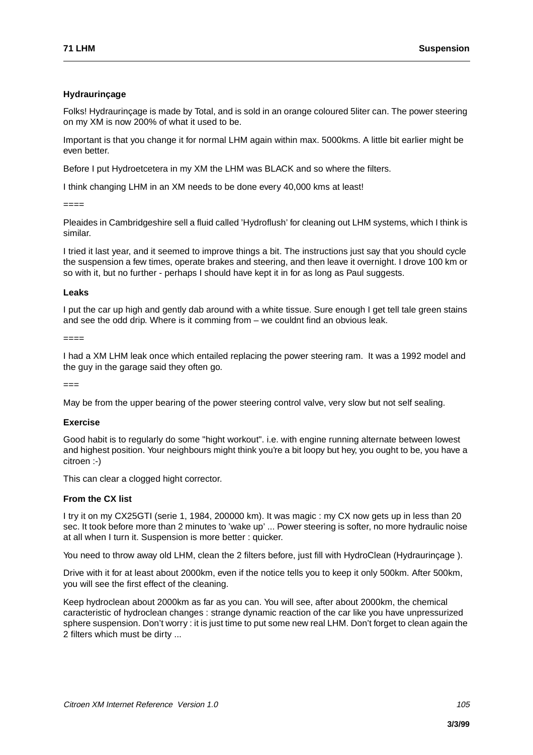### Hydraurinçage

Folks! Hydraurinçage is made by Total, and is sold in an orange coloured 5liter can. The power steering on my XM is now 200% of what it used to be.

Important is that you change it for normal LHM again within max. 5000kms. A little bit earlier might be even better.

Before I put Hydroetcetera in my XM the LHM was BLACK and so where the filters.

I think changing LHM in an XM needs to be done every 40,000 kms at least!

====

Pleaides in Cambridgeshire sell a fluid called 'Hydroflush' for cleaning out LHM systems, which I think is similar.

I tried it last year, and it seemed to improve things a bit. The instructions just say that you should cycle the suspension a few times, operate brakes and steering, and then leave it overnight. I drove 100 km or so with it, but no further - perhaps I should have kept it in for as long as Paul suggests.

### Leaks

I put the car up high and gently dab around with a white tissue. Sure enough I get tell tale green stains and see the odd drip. Where is it comming from – we couldnt find an obvious leak.

====

I had a XM LHM leak once which entailed replacing the power steering ram. It was a 1992 model and the guy in the garage said they often go.

===

May be from the upper bearing of the power steering control valve, very slow but not self sealing.

### Exercise

Good habit is to regularly do some "hight workout". i.e. with engine running alternate between lowest and highest position. Your neighbours might think you're a bit loopy but hey, you ought to be, you have a citroen :-)

This can clear a clogged hight corrector.

### From the CX list

I try it on my CX25GTI (serie 1, 1984, 200000 km). It was magic : my CX now gets up in less than 20 sec. It took before more than 2 minutes to 'wake up' ... Power steering is softer, no more hydraulic noise at all when I turn it. Suspension is more better : quicker.

You need to throw away old LHM, clean the 2 filters before, just fill with HydroClean (Hydraurinçage ).

Drive with it for at least about 2000km, even if the notice tells you to keep it only 500km. After 500km, you will see the first effect of the cleaning.

Keep hydroclean about 2000km as far as you can. You will see, after about 2000km, the chemical caracteristic of hydroclean changes : strange dynamic reaction of the car like you have unpressurized sphere suspension. Don't worry : it is just time to put some new real LHM. Don't forget to clean again the 2 filters which must be dirty ...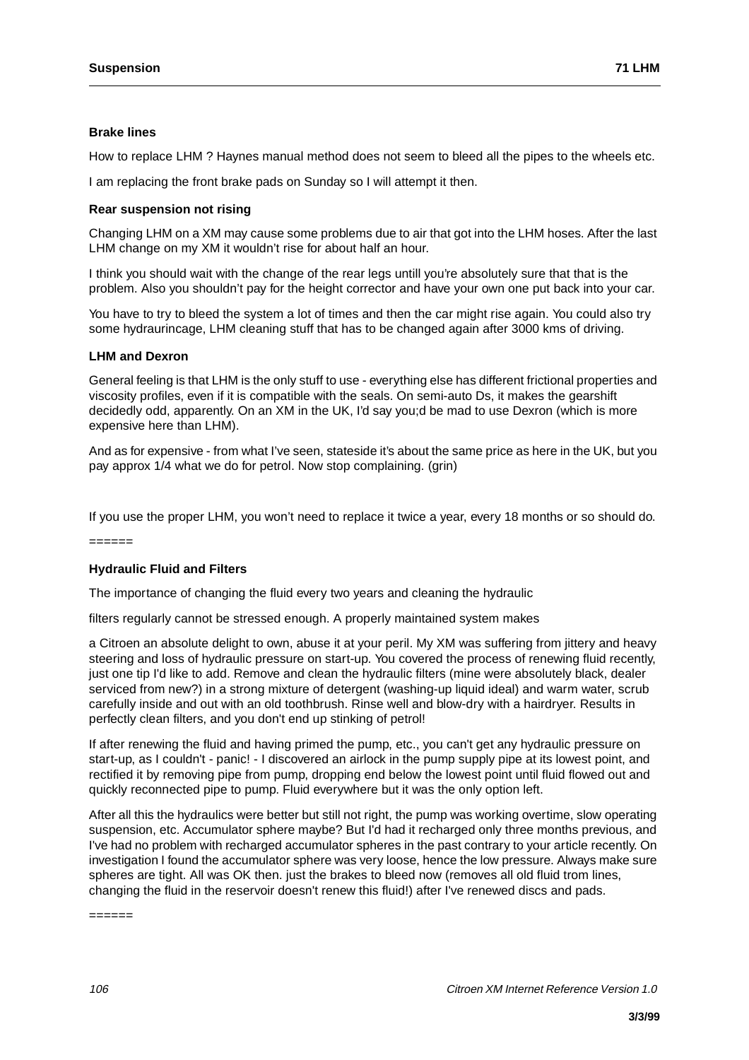### Brake lines

How to replace LHM ? Haynes manual method does not seem to bleed all the pipes to the wheels etc.

I am replacing the front brake pads on Sunday so I will attempt it then.

### Rear suspension not rising

Changing LHM on a XM may cause some problems due to air that got into the LHM hoses. After the last LHM change on my XM it wouldn't rise for about half an hour.

I think you should wait with the change of the rear legs untill you're absolutely sure that that is the problem. Also you shouldn't pay for the height corrector and have your own one put back into your car.

You have to try to bleed the system a lot of times and then the car might rise again. You could also try some hydraurincage, LHM cleaning stuff that has to be changed again after 3000 kms of driving.

### LHM and Dexron

General feeling is that LHM is the only stuff to use - everything else has different frictional properties and viscosity profiles, even if it is compatible with the seals. On semi-auto Ds, it makes the gearshift decidedly odd, apparently. On an XM in the UK, I'd say you;d be mad to use Dexron (which is more expensive here than LHM).

And as for expensive - from what I've seen, stateside it's about the same price as here in the UK, but you pay approx 1/4 what we do for petrol. Now stop complaining. (grin)

If you use the proper LHM, you won't need to replace it twice a year, every 18 months or so should do.

======

### Hydraulic Fluid and Filters

The importance of changing the fluid every two years and cleaning the hydraulic

filters regularly cannot be stressed enough. A properly maintained system makes

a Citroen an absolute delight to own, abuse it at your peril. My XM was suffering from jittery and heavy steering and loss of hydraulic pressure on start-up. You covered the process of renewing fluid recently, just one tip I'd like to add. Remove and clean the hydraulic filters (mine were absolutely black, dealer serviced from new?) in a strong mixture of detergent (washing-up liquid ideal) and warm water, scrub carefully inside and out with an old toothbrush. Rinse well and blow-dry with a hairdryer. Results in perfectly clean filters, and you don't end up stinking of petrol!

If after renewing the fluid and having primed the pump, etc., you can't get any hydraulic pressure on start-up, as I couldn't - panic! - I discovered an airlock in the pump supply pipe at its lowest point, and rectified it by removing pipe from pump, dropping end below the lowest point until fluid flowed out and quickly reconnected pipe to pump. Fluid everywhere but it was the only option left.

After all this the hydraulics were better but still not right, the pump was working overtime, slow operating suspension, etc. Accumulator sphere maybe? But I'd had it recharged only three months previous, and I've had no problem with recharged accumulator spheres in the past contrary to your article recently. On investigation I found the accumulator sphere was very loose, hence the low pressure. Always make sure spheres are tight. All was OK then. just the brakes to bleed now (removes all old fluid trom lines, changing the fluid in the reservoir doesn't renew this fluid!) after I've renewed discs and pads.

======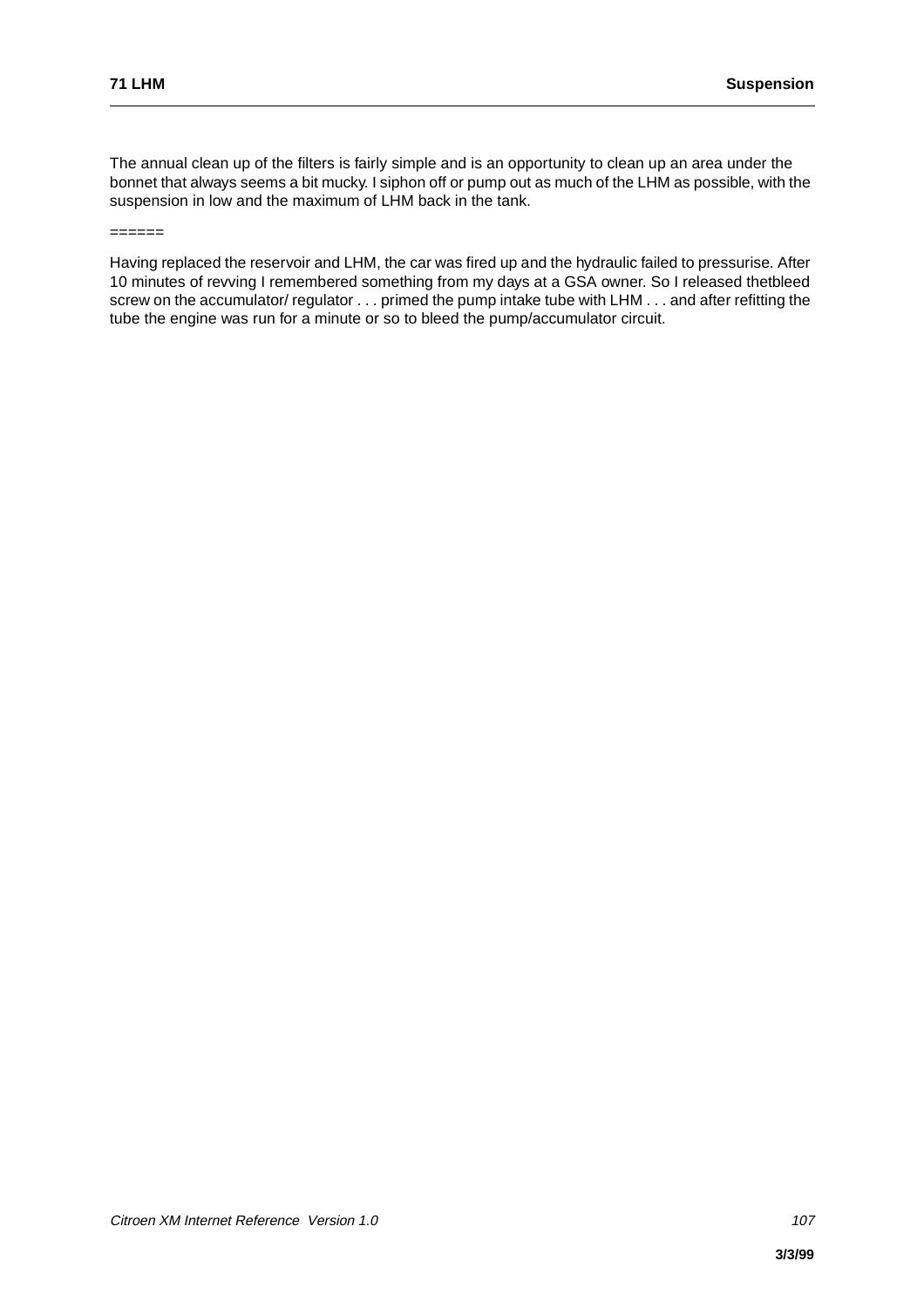The annual clean up of the filters is fairly simple and is an opportunity to clean up an area under the bonnet that always seems a bit mucky. I siphon off or pump out as much of the LHM as possible, with the suspension in low and the maximum of LHM back in the tank.

======

Having replaced the reservoir and LHM, the car was fired up and the hydraulic failed to pressurise. After 10 minutes of revving I remembered something from my days at a GSA owner. So I released thetbleed screw on the accumulator/ regulator . . . primed the pump intake tube with LHM . . . and after refitting the tube the engine was run for a minute or so to bleed the pump/accumulator circuit.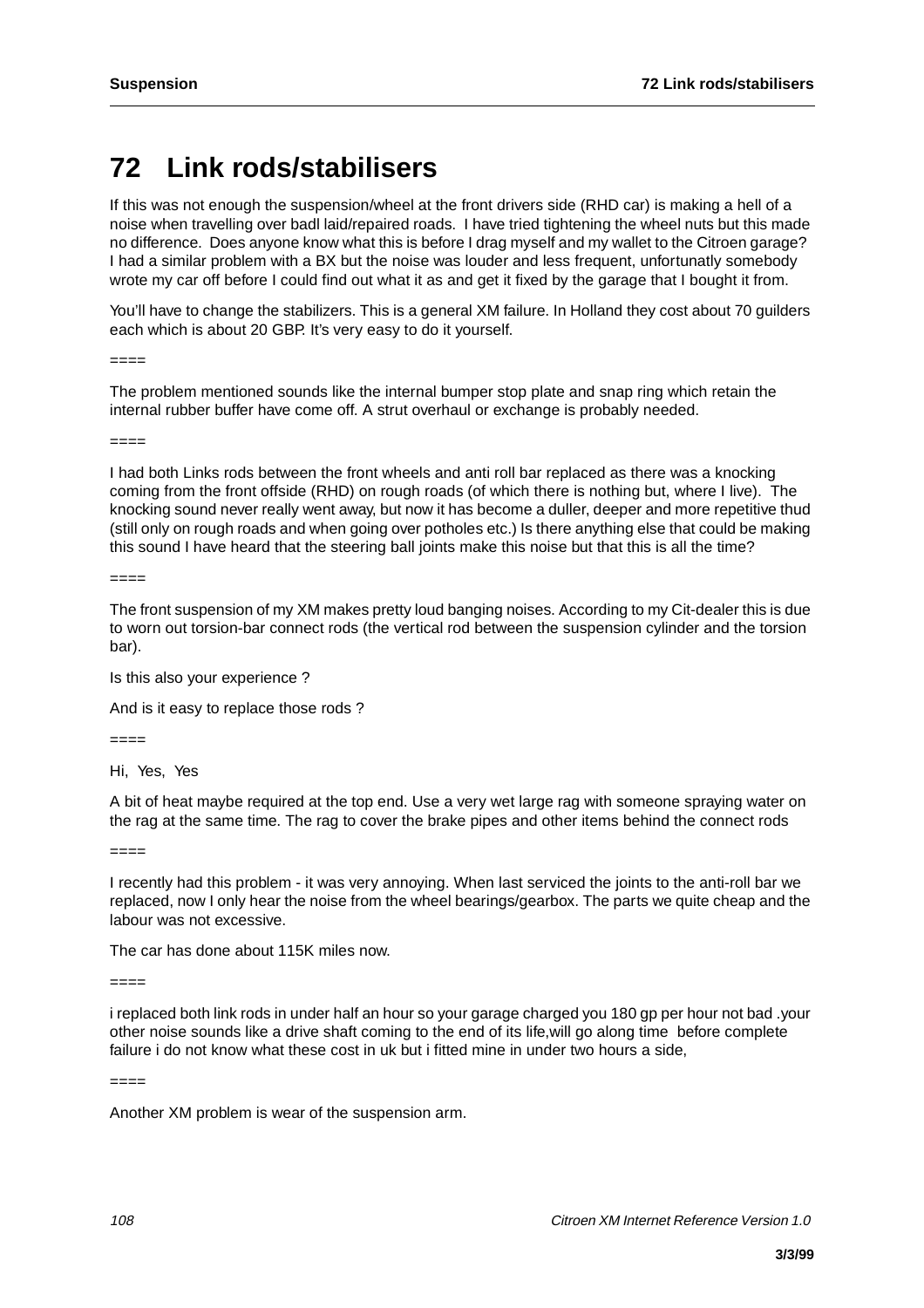# 72 Link rods/stabilisers

If this was not enough the suspension/wheel at the front drivers side (RHD car) is making a hell of a noise when travelling over badl laid/repaired roads. I have tried tightening the wheel nuts but this made no difference. Does anyone know what this is before I drag myself and my wallet to the Citroen garage? I had a similar problem with a BX but the noise was louder and less frequent, unfortunatly somebody wrote my car off before I could find out what it as and get it fixed by the garage that I bought it from.

You'll have to change the stabilizers. This is a general XM failure. In Holland they cost about 70 guilders each which is about 20 GBP. It's very easy to do it yourself.

====

The problem mentioned sounds like the internal bumper stop plate and snap ring which retain the internal rubber buffer have come off. A strut overhaul or exchange is probably needed.

====

I had both Links rods between the front wheels and anti roll bar replaced as there was a knocking coming from the front offside (RHD) on rough roads (of which there is nothing but, where I live). The knocking sound never really went away, but now it has become a duller, deeper and more repetitive thud (still only on rough roads and when going over potholes etc.) Is there anything else that could be making this sound I have heard that the steering ball joints make this noise but that this is all the time?

====

The front suspension of my XM makes pretty loud banging noises. According to my Cit-dealer this is due to worn out torsion-bar connect rods (the vertical rod between the suspension cylinder and the torsion bar).

Is this also your experience ?

And is it easy to replace those rods ?

====

Hi, Yes, Yes

A bit of heat maybe required at the top end. Use a very wet large rag with someone spraying water on the rag at the same time. The rag to cover the brake pipes and other items behind the connect rods

====

I recently had this problem - it was very annoying. When last serviced the joints to the anti-roll bar we replaced, now I only hear the noise from the wheel bearings/gearbox. The parts we quite cheap and the labour was not excessive.

The car has done about 115K miles now.

====

i replaced both link rods in under half an hour so your garage charged you 180 gp per hour not bad .your other noise sounds like a drive shaft coming to the end of its life,will go along time before complete failure i do not know what these cost in uk but i fitted mine in under two hours a side,

====

Another XM problem is wear of the suspension arm.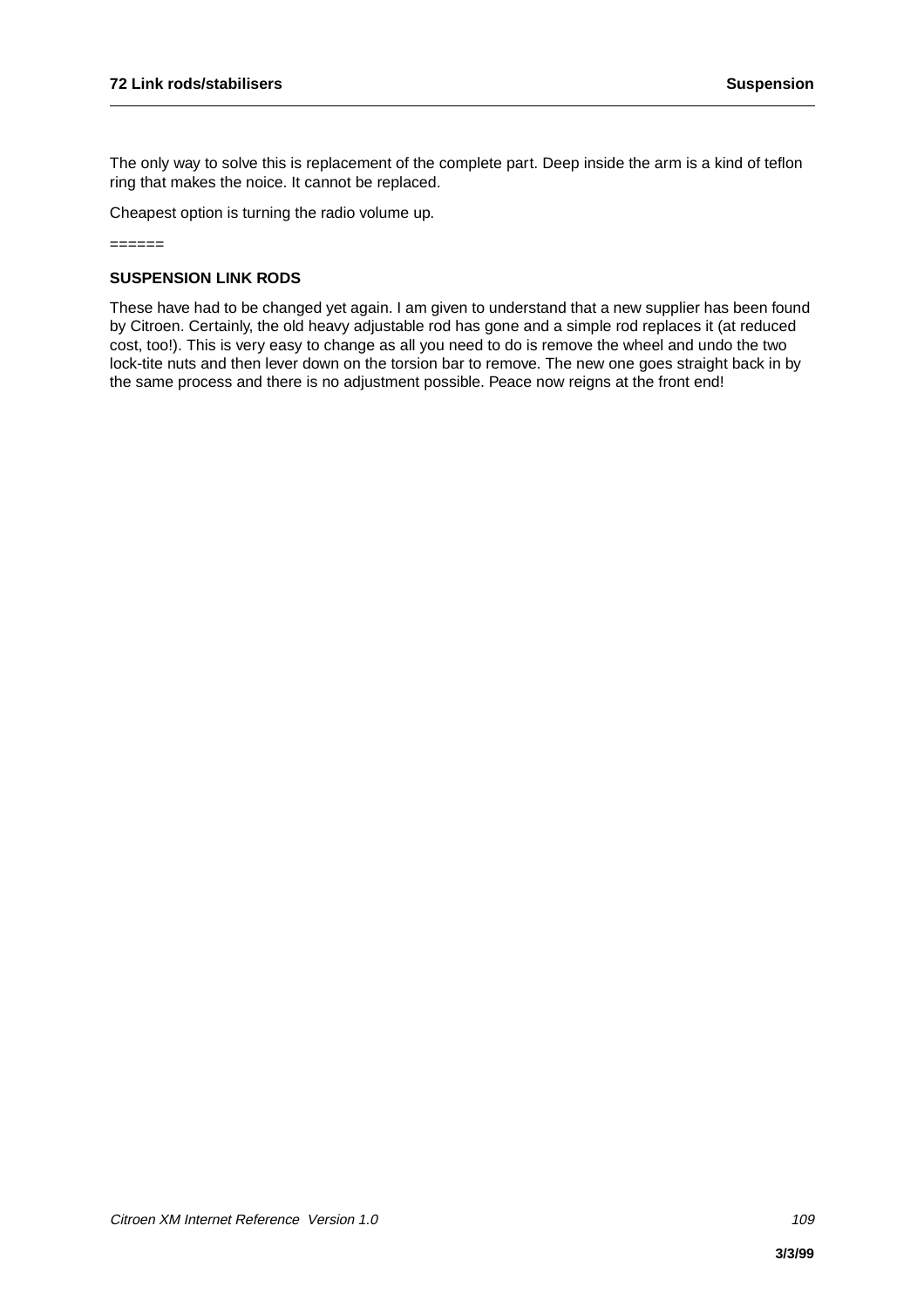The only way to solve this is replacement of the complete part. Deep inside the arm is a kind of teflon ring that makes the noice. It cannot be replaced.

Cheapest option is turning the radio volume up.

======

**SUSPENSION LINK RODS**

These have had to be changed yet again. I am given to understand that a new supplier has been found by Citroen. Certainly, the old heavy adjustable rod has gone and a simple rod replaces it (at reduced cost, too!). This is very easy to change as all you need to do is remove the wheel and undo the two lock-tite nuts and then lever down on the torsion bar to remove. The new one goes straight back in by the same process and there is no adjustment possible. Peace now reigns at the front end!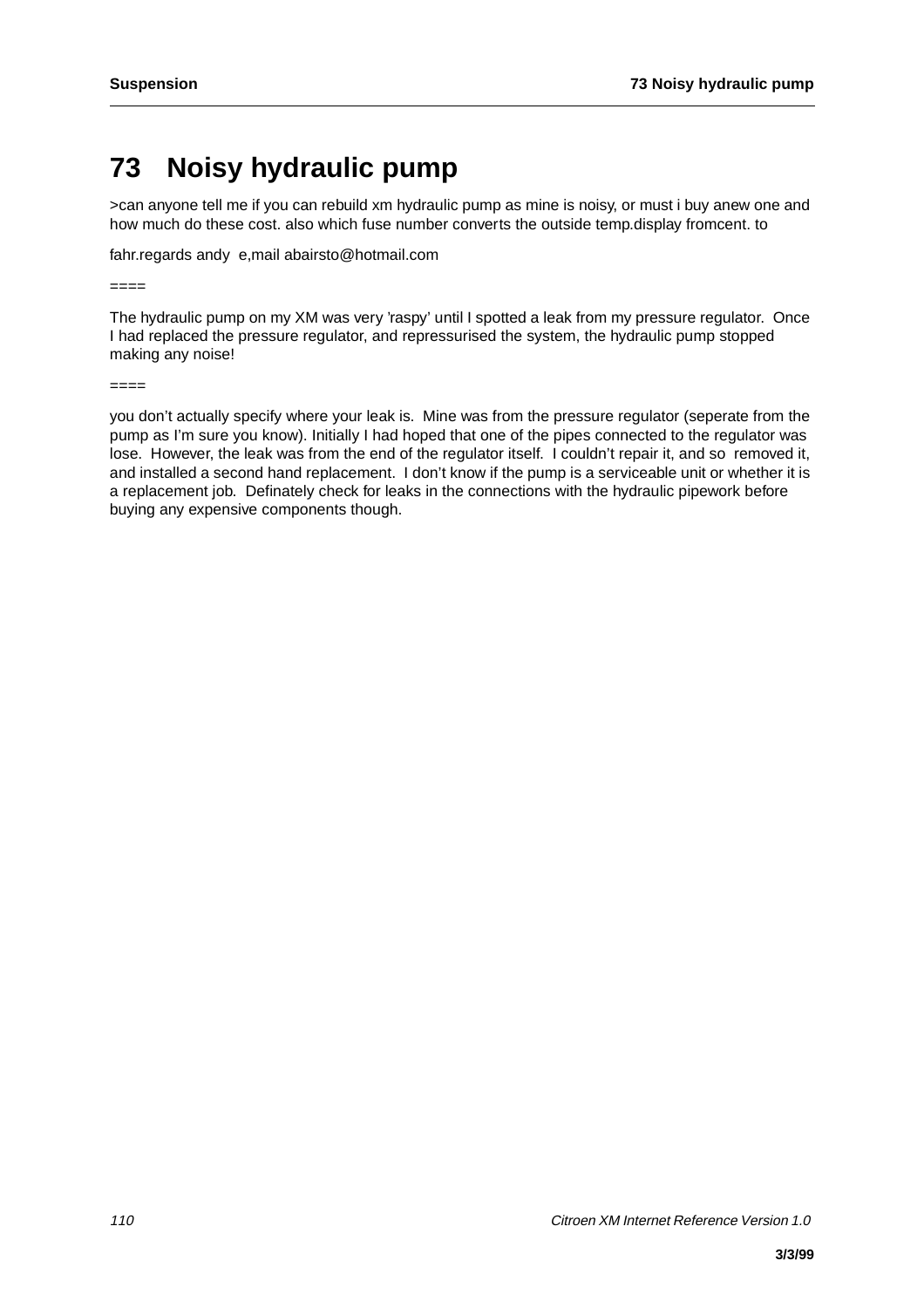# 73 Noisy hydraulic pump

>can anyone tell me if you can rebuild xm hydraulic pump as mine is noisy, or must i buy anew one and how much do these cost. also which fuse number converts the outside temp.display fromcent. to

fahr.regards andy e,mail abairsto@hotmail.com

====

The hydraulic pump on my XM was very 'raspy' until I spotted a leak from my pressure regulator. Once I had replaced the pressure regulator, and repressurised the system, the hydraulic pump stopped making any noise!

====

you don't actually specify where your leak is. Mine was from the pressure regulator (seperate from the pump as I'm sure you know). Initially I had hoped that one of the pipes connected to the regulator was lose. However, the leak was from the end of the regulator itself. I couldn't repair it, and so removed it, and installed a second hand replacement. I don't know if the pump is a serviceable unit or whether it is a replacement job. Definately check for leaks in the connections with the hydraulic pipework before buying any expensive components though.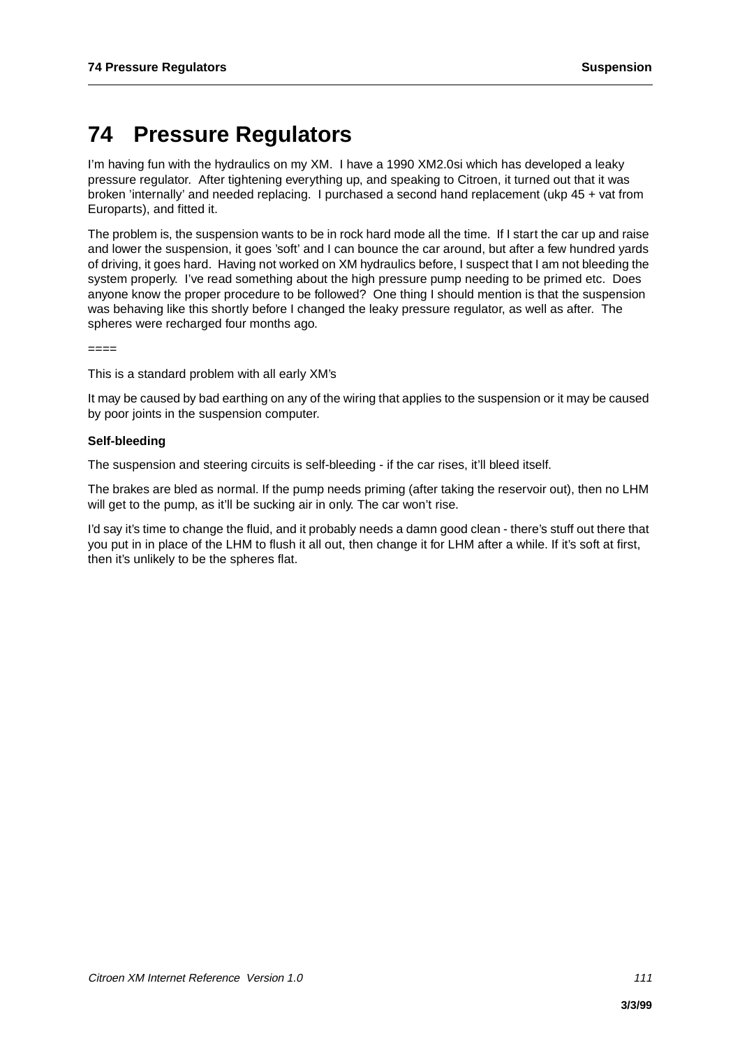# 74 Pressure Regulators

I'm having fun with the hydraulics on my XM. I have a 1990 XM2.0si which has developed a leaky pressure regulator. After tightening everything up, and speaking to Citroen, it turned out that it was broken 'internally' and needed replacing. I purchased a second hand replacement (ukp 45 + vat from Europarts), and fitted it.

The problem is, the suspension wants to be in rock hard mode all the time. If I start the car up and raise and lower the suspension, it goes 'soft' and I can bounce the car around, but after a few hundred yards of driving, it goes hard. Having not worked on XM hydraulics before, I suspect that I am not bleeding the system properly. I've read something about the high pressure pump needing to be primed etc. Does anyone know the proper procedure to be followed? One thing I should mention is that the suspension was behaving like this shortly before I changed the leaky pressure regulator, as well as after. The spheres were recharged four months ago.

====

This is a standard problem with all early XM's

It may be caused by bad earthing on any of the wiring that applies to the suspension or it may be caused by poor joints in the suspension computer.

**Self-bleeding**

The suspension and steering circuits is self-bleeding - if the car rises, it'll bleed itself.

The brakes are bled as normal. If the pump needs priming (after taking the reservoir out), then no LHM will get to the pump, as it'll be sucking air in only. The car won't rise.

I'd say it's time to change the fluid, and it probably needs a damn good clean - there's stuff out there that you put in in place of the LHM to flush it all out, then change it for LHM after a while. If it's soft at first, then it's unlikely to be the spheres flat.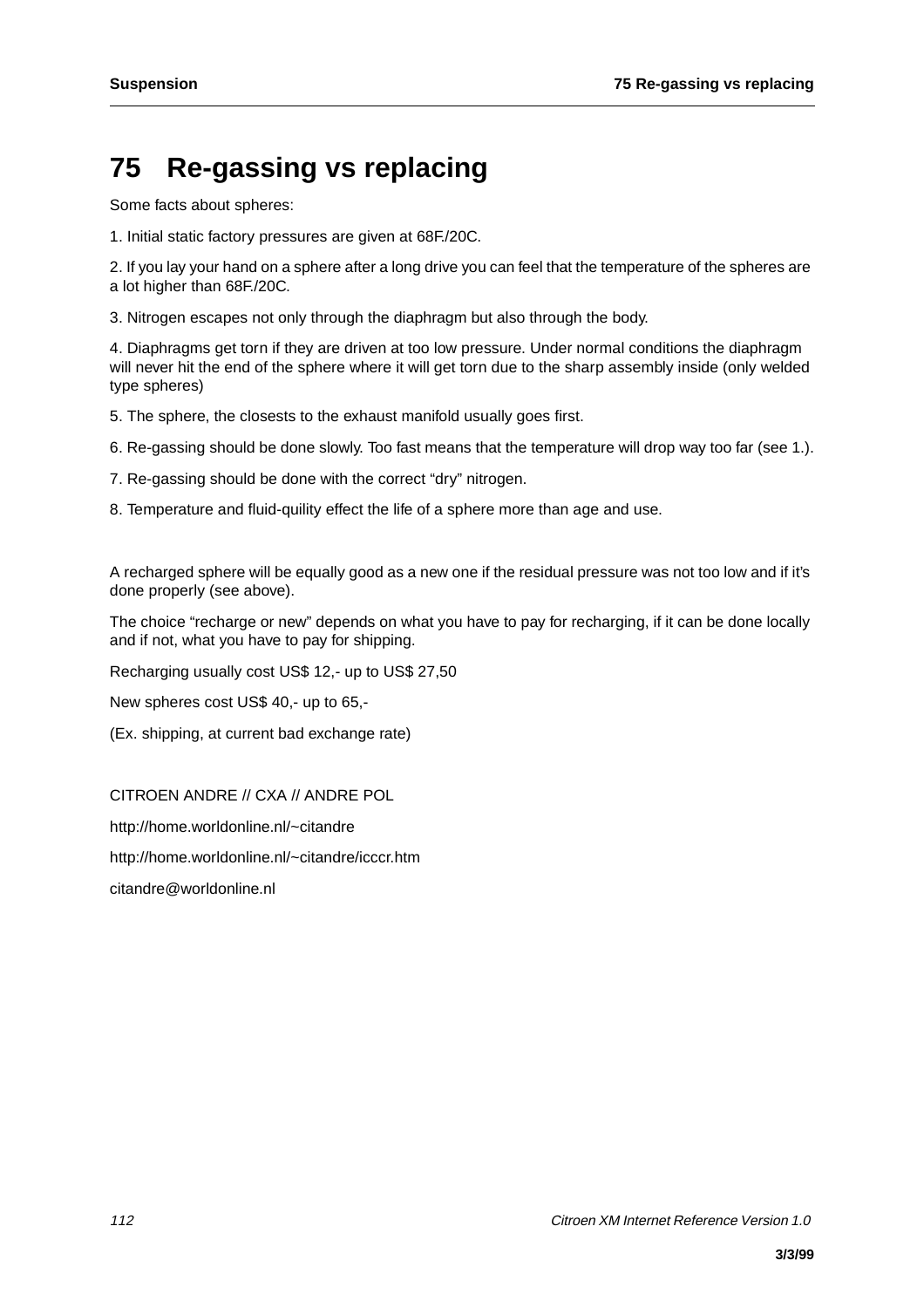# 75 Re-gassing vs replacing

Some facts about spheres:

1. Initial static factory pressures are given at 68F./20C.

2. If you lay your hand on a sphere after a long drive you can feel that the temperature of the spheres are a lot higher than 68F./20C.

3. Nitrogen escapes not only through the diaphragm but also through the body.

4. Diaphragms get torn if they are driven at too low pressure. Under normal conditions the diaphragm will never hit the end of the sphere where it will get torn due to the sharp assembly inside (only welded type spheres)

5. The sphere, the closests to the exhaust manifold usually goes first.

6. Re-gassing should be done slowly. Too fast means that the temperature will drop way too far (see 1.).

7. Re-gassing should be done with the correct “dry” nitrogen.

8. Temperature and fluid-quility effect the life of a sphere more than age and use.

A recharged sphere will be equally good as a new one if the residual pressure was not too low and if it’s done properly (see above).

The choice “recharge or new” depends on what you have to pay for recharging, if it can be done locally and if not, what you have to pay for shipping.

Recharging usually cost US$ 12,- up to US$ 27,50

New spheres cost US$ 40,- up to 65,-

(Ex. shipping, at current bad exchange rate)

CITROEN ANDRE // CXA // ANDRE POL

http://home.worldonline.nl/~citandre

http://home.worldonline.nl/~citandre/icccr.htm

citandre@worldonline.nl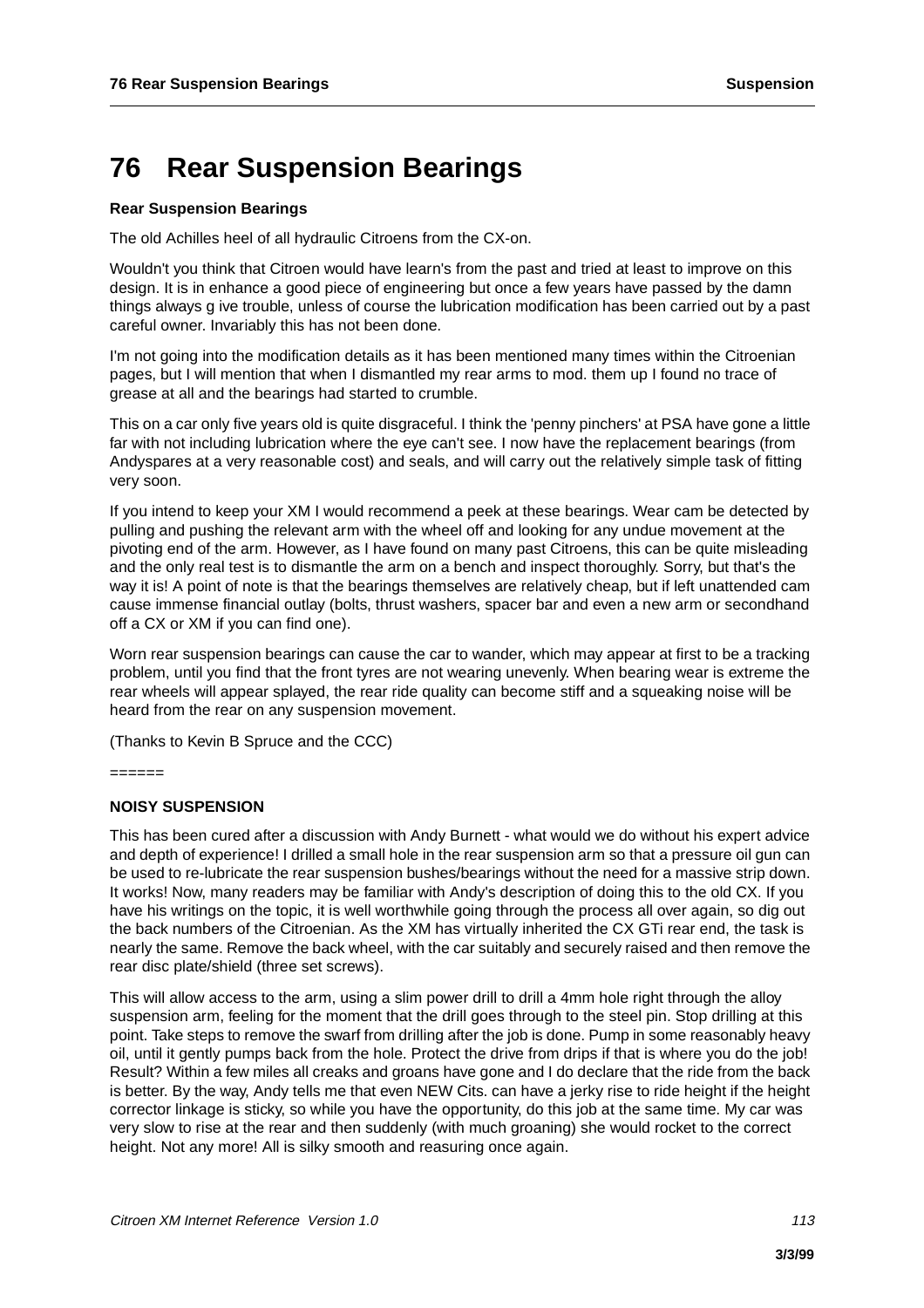# 76 Rear Suspension Bearings

**Rear Suspension Bearings**

The old Achilles heel of all hydraulic Citroens from the CX-on.

Wouldn't you think that Citroen would have learn's from the past and tried at least to improve on this design. It is in enhance a good piece of engineering but once a few years have passed by the damn things always g ive trouble, unless of course the lubrication modification has been carried out by a past careful owner. Invariably this has not been done.

I'm not going into the modification details as it has been mentioned many times within the Citroenian pages, but I will mention that when I dismantled my rear arms to mod. them up I found no trace of grease at all and the bearings had started to crumble.

This on a car only five years old is quite disgraceful. I think the 'penny pinchers' at PSA have gone a little far with not including lubrication where the eye can't see. I now have the replacement bearings (from Andyspares at a very reasonable cost) and seals, and will carry out the relatively simple task of fitting very soon.

If you intend to keep your XM I would recommend a peek at these bearings. Wear cam be detected by pulling and pushing the relevant arm with the wheel off and looking for any undue movement at the pivoting end of the arm. However, as I have found on many past Citroens, this can be quite misleading and the only real test is to dismantle the arm on a bench and inspect thoroughly. Sorry, but that's the way it is! A point of note is that the bearings themselves are relatively cheap, but if left unattended cam cause immense financial outlay (bolts, thrust washers, spacer bar and even a new arm or secondhand off a CX or XM if you can find one).

Worn rear suspension bearings can cause the car to wander, which may appear at first to be a tracking problem, until you find that the front tyres are not wearing unevenly. When bearing wear is extreme the rear wheels will appear splayed, the rear ride quality can become stiff and a squeaking noise will be heard from the rear on any suspension movement.

(Thanks to Kevin B Spruce and the CCC)

======

**NOISY SUSPENSION**

This has been cured after a discussion with Andy Burnett - what would we do without his expert advice and depth of experience! I drilled a small hole in the rear suspension arm so that a pressure oil gun can be used to re-lubricate the rear suspension bushes/bearings without the need for a massive strip down. It works! Now, many readers may be familiar with Andy's description of doing this to the old CX. If you have his writings on the topic, it is well worthwhile going through the process all over again, so dig out the back numbers of the Citroenian. As the XM has virtually inherited the CX GTi rear end, the task is nearly the same. Remove the back wheel, with the car suitably and securely raised and then remove the rear disc plate/shield (three set screws).

This will allow access to the arm, using a slim power drill to drill a 4mm hole right through the alloy suspension arm, feeling for the moment that the drill goes through to the steel pin. Stop drilling at this point. Take steps to remove the swarf from drilling after the job is done. Pump in some reasonably heavy oil, until it gently pumps back from the hole. Protect the drive from drips if that is where you do the job! Result? Within a few miles all creaks and groans have gone and I do declare that the ride from the back is better. By the way, Andy tells me that even NEW Cits. can have a jerky rise to ride height if the height corrector linkage is sticky, so while you have the opportunity, do this job at the same time. My car was very slow to rise at the rear and then suddenly (with much groaning) she would rocket to the correct height. Not any more! All is silky smooth and reasuring once again.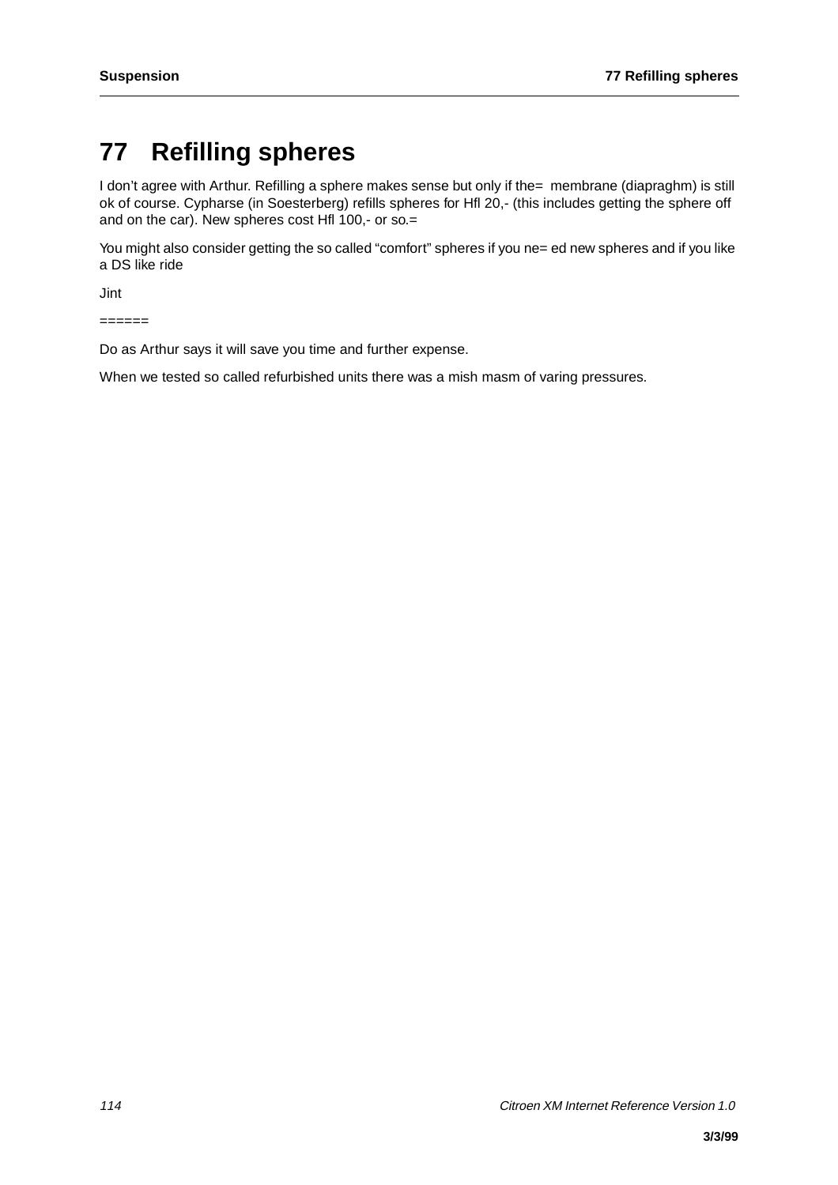# 77 Refilling spheres

I don't agree with Arthur. Refilling a sphere makes sense but only if the= membrane (diapraghm) is still ok of course. Cypharse (in Soesterberg) refills spheres for Hfl 20,- (this includes getting the sphere off and on the car). New spheres cost Hfl 100,- or so.=

You might also consider getting the so called "comfort" spheres if you ne= ed new spheres and if you like a DS like ride

Jint

======

Do as Arthur says it will save you time and further expense.

When we tested so called refurbished units there was a mish masm of varing pressures.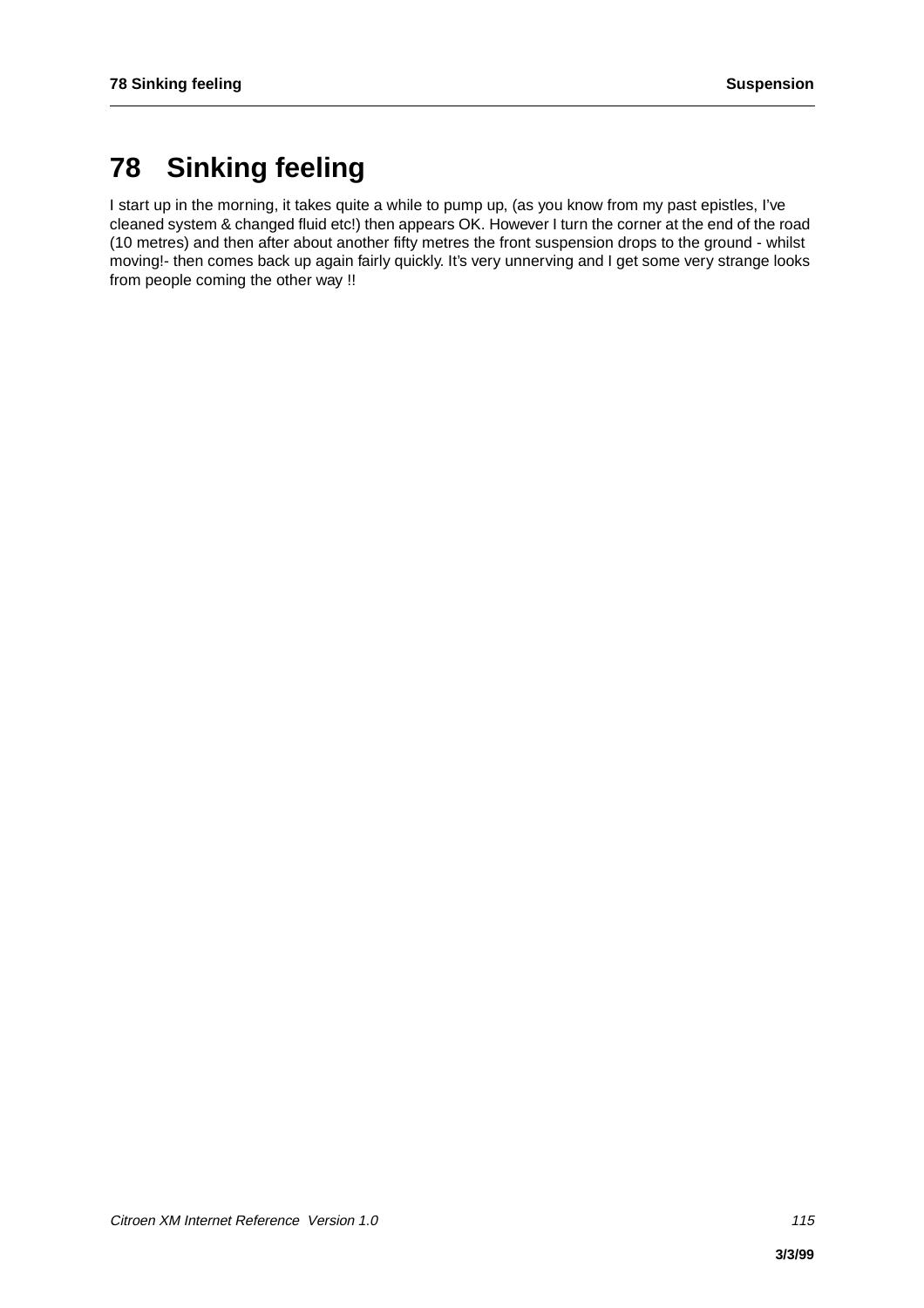# 78 Sinking feeling

I start up in the morning, it takes quite a while to pump up, (as you know from my past epistles, I've cleaned system & changed fluid etc!) then appears OK. However I turn the corner at the end of the road (10 metres) and then after about another fifty metres the front suspension drops to the ground - whilst moving!- then comes back up again fairly quickly. It's very unnerving and I get some very strange looks from people coming the other way !!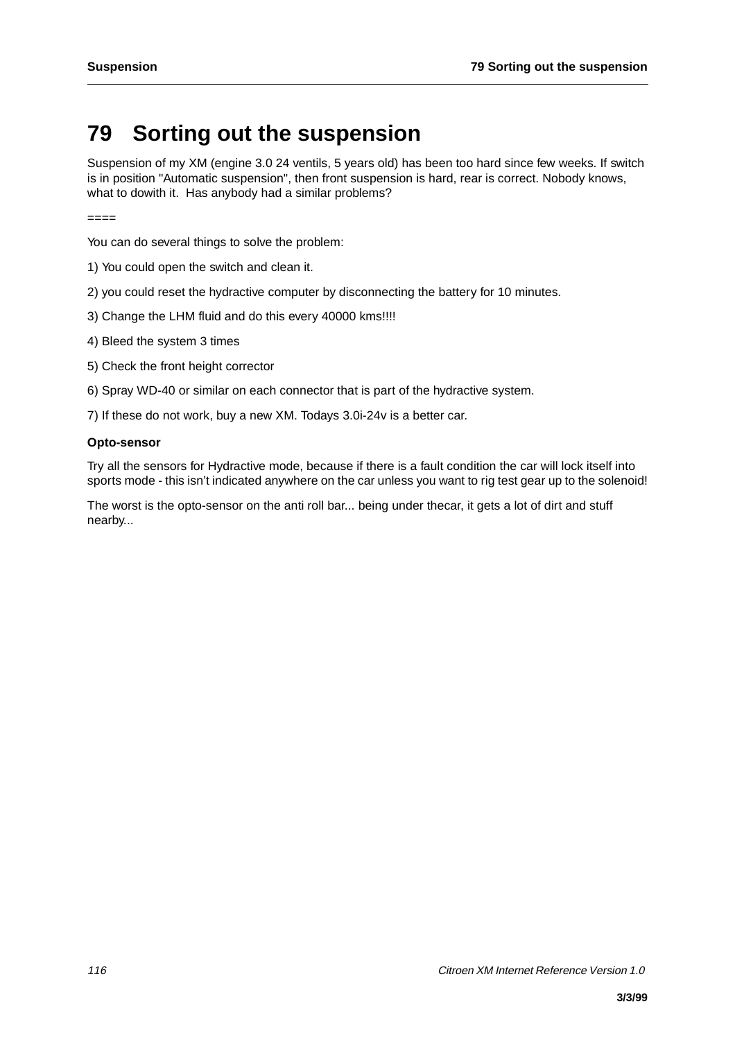# 79 Sorting out the suspension

Suspension of my XM (engine 3.0 24 ventils, 5 years old) has been too hard since few weeks. If switch is in position "Automatic suspension", then front suspension is hard, rear is correct. Nobody knows, what to dowith it.  Has anybody had a similar problems?

====

You can do several things to solve the problem:

1) You could open the switch and clean it.

2) you could reset the hydractive computer by disconnecting the battery for 10 minutes.

3) Change the LHM fluid and do this every 40000 kms!!!!

4) Bleed the system 3 times

5) Check the front height corrector

6) Spray WD-40 or similar on each connector that is part of the hydractive system.

7) If these do not work, buy a new XM. Todays 3.0i-24v is a better car.

**Opto-sensor**

Try all the sensors for Hydractive mode, because if there is a fault condition the car will lock itself into sports mode - this isn't indicated anywhere on the car unless you want to rig test gear up to the solenoid!

The worst is the opto-sensor on the anti roll bar... being under thecar, it gets a lot of dirt and stuff nearby...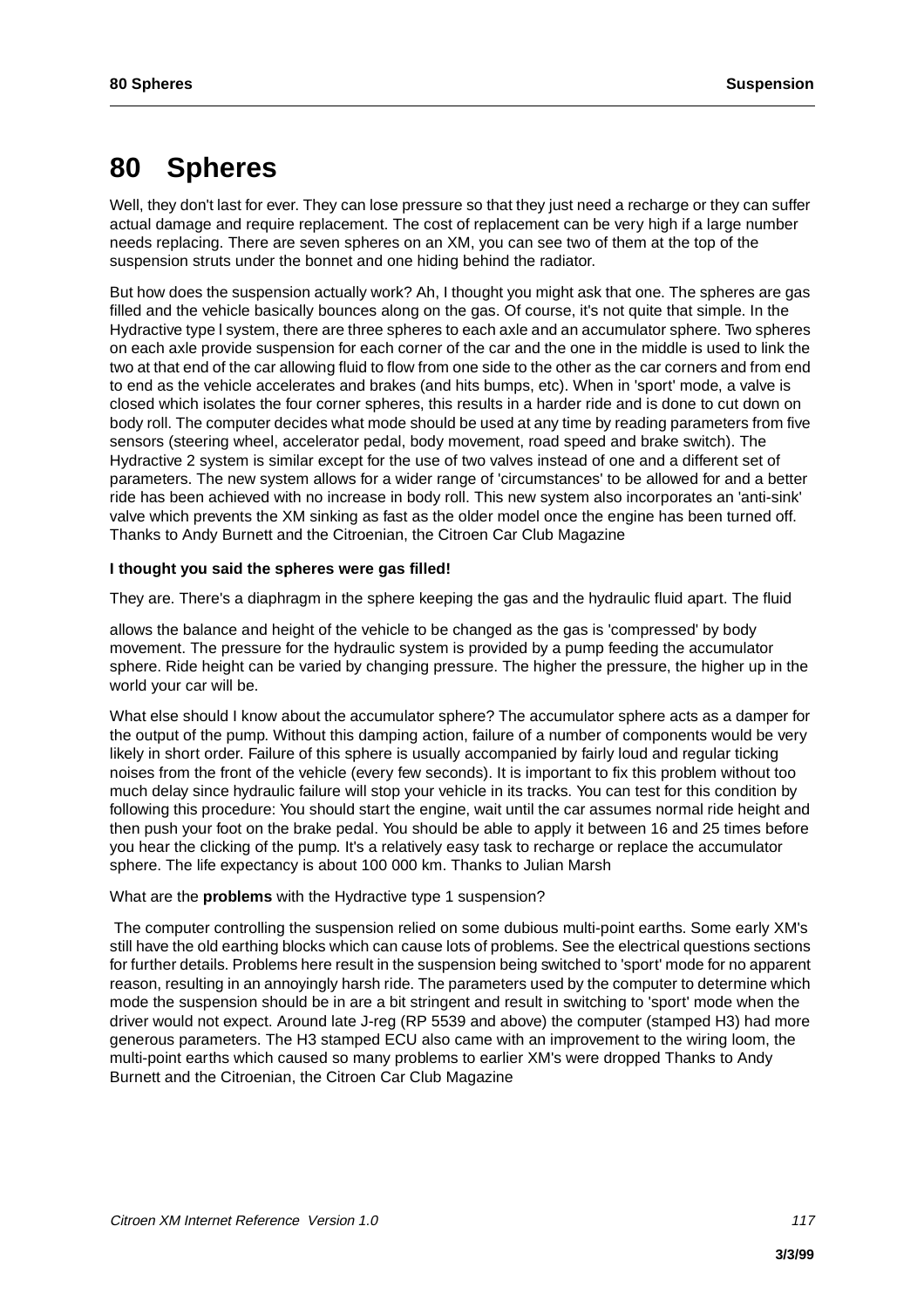# 80 Spheres

Well, they don't last for ever. They can lose pressure so that they just need a recharge or they can suffer actual damage and require replacement. The cost of replacement can be very high if a large number needs replacing. There are seven spheres on an XM, you can see two of them at the top of the suspension struts under the bonnet and one hiding behind the radiator.

But how does the suspension actually work? Ah, I thought you might ask that one. The spheres are gas filled and the vehicle basically bounces along on the gas. Of course, it's not quite that simple. In the Hydractive type l system, there are three spheres to each axle and an accumulator sphere. Two spheres on each axle provide suspension for each corner of the car and the one in the middle is used to link the two at that end of the car allowing fluid to flow from one side to the other as the car corners and from end to end as the vehicle accelerates and brakes (and hits bumps, etc). When in 'sport' mode, a valve is closed which isolates the four corner spheres, this results in a harder ride and is done to cut down on body roll. The computer decides what mode should be used at any time by reading parameters from five sensors (steering wheel, accelerator pedal, body movement, road speed and brake switch). The Hydractive 2 system is similar except for the use of two valves instead of one and a different set of parameters. The new system allows for a wider range of 'circumstances' to be allowed for and a better ride has been achieved with no increase in body roll. This new system also incorporates an 'anti-sink' valve which prevents the XM sinking as fast as the older model once the engine has been turned off. Thanks to Andy Burnett and the Citroenian, the Citroen Car Club Magazine

**I thought you said the spheres were gas filled!**

They are. There's a diaphragm in the sphere keeping the gas and the hydraulic fluid apart. The fluid

allows the balance and height of the vehicle to be changed as the gas is 'compressed' by body movement. The pressure for the hydraulic system is provided by a pump feeding the accumulator sphere. Ride height can be varied by changing pressure. The higher the pressure, the higher up in the world your car will be.

What else should I know about the accumulator sphere? The accumulator sphere acts as a damper for the output of the pump. Without this damping action, failure of a number of components would be very likely in short order. Failure of this sphere is usually accompanied by fairly loud and regular ticking noises from the front of the vehicle (every few seconds). It is important to fix this problem without too much delay since hydraulic failure will stop your vehicle in its tracks. You can test for this condition by following this procedure: You should start the engine, wait until the car assumes normal ride height and then push your foot on the brake pedal. You should be able to apply it between 16 and 25 times before you hear the clicking of the pump. It's a relatively easy task to recharge or replace the accumulator sphere. The life expectancy is about 100 000 km. Thanks to Julian Marsh

What are the **problems** with the Hydractive type 1 suspension?

The computer controlling the suspension relied on some dubious multi-point earths. Some early XM's still have the old earthing blocks which can cause lots of problems. See the electrical questions sections for further details. Problems here result in the suspension being switched to 'sport' mode for no apparent reason, resulting in an annoyingly harsh ride. The parameters used by the computer to determine which mode the suspension should be in are a bit stringent and result in switching to 'sport' mode when the driver would not expect. Around late J-reg (RP 5539 and above) the computer (stamped H3) had more generous parameters. The H3 stamped ECU also came with an improvement to the wiring loom, the multi-point earths which caused so many problems to earlier XM's were dropped Thanks to Andy Burnett and the Citroenian, the Citroen Car Club Magazine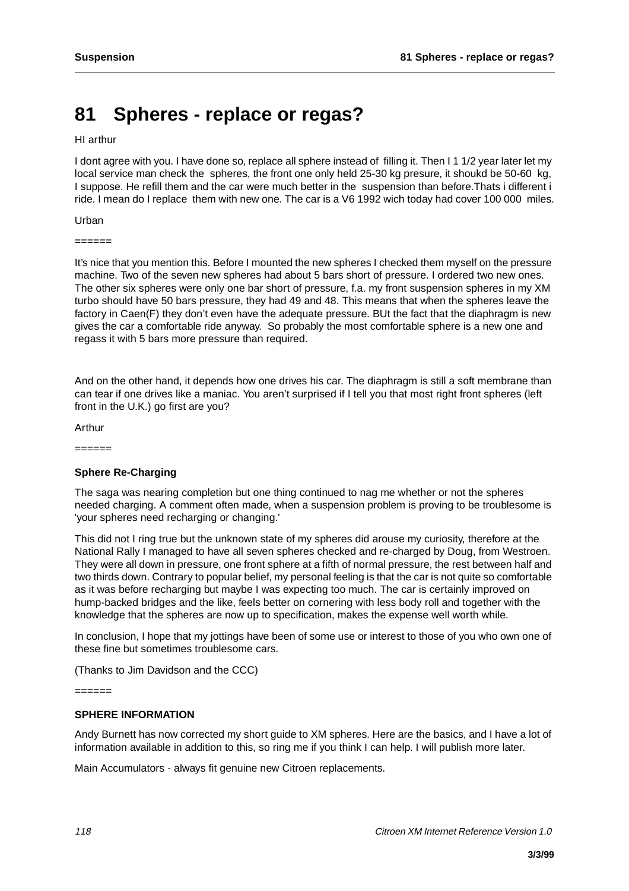# 81 Spheres - replace or regas?

HI arthur

I dont agree with you. I have done so, replace all sphere instead of filling it. Then I 1 1/2 year later let my local service man check the spheres, the front one only held 25-30 kg presure, it shoukd be 50-60 kg, I suppose. He refill them and the car were much better in the suspension than before.Thats i different i ride. I mean do I replace them with new one. The car is a V6 1992 wich today had cover 100 000 miles.

Urban

======

It's nice that you mention this. Before I mounted the new spheres I checked them myself on the pressure machine. Two of the seven new spheres had about 5 bars short of pressure. I ordered two new ones. The other six spheres were only one bar short of pressure, f.a. my front suspension spheres in my XM turbo should have 50 bars pressure, they had 49 and 48. This means that when the spheres leave the factory in Caen(F) they don't even have the adequate pressure. BUt the fact that the diaphragm is new gives the car a comfortable ride anyway. So probably the most comfortable sphere is a new one and regass it with 5 bars more pressure than required.

And on the other hand, it depends how one drives his car. The diaphragm is still a soft membrane than can tear if one drives like a maniac. You aren't surprised if I tell you that most right front spheres (left front in the U.K.) go first are you?

Arthur

======

**Sphere Re-Charging**

The saga was nearing completion but one thing continued to nag me whether or not the spheres needed charging. A comment often made, when a suspension problem is proving to be troublesome is 'your spheres need recharging or changing.'

This did not I ring true but the unknown state of my spheres did arouse my curiosity, therefore at the National Rally I managed to have all seven spheres checked and re-charged by Doug, from Westroen. They were all down in pressure, one front sphere at a fifth of normal pressure, the rest between half and two thirds down. Contrary to popular belief, my personal feeling is that the car is not quite so comfortable as it was before recharging but maybe I was expecting too much. The car is certainly improved on hump-backed bridges and the like, feels better on cornering with less body roll and together with the knowledge that the spheres are now up to specification, makes the expense well worth while.

In conclusion, I hope that my jottings have been of some use or interest to those of you who own one of these fine but sometimes troublesome cars.

(Thanks to Jim Davidson and the CCC)

======

**SPHERE INFORMATION**

Andy Burnett has now corrected my short guide to XM spheres. Here are the basics, and I have a lot of information available in addition to this, so ring me if you think I can help. I will publish more later.

Main Accumulators - always fit genuine new Citroen replacements.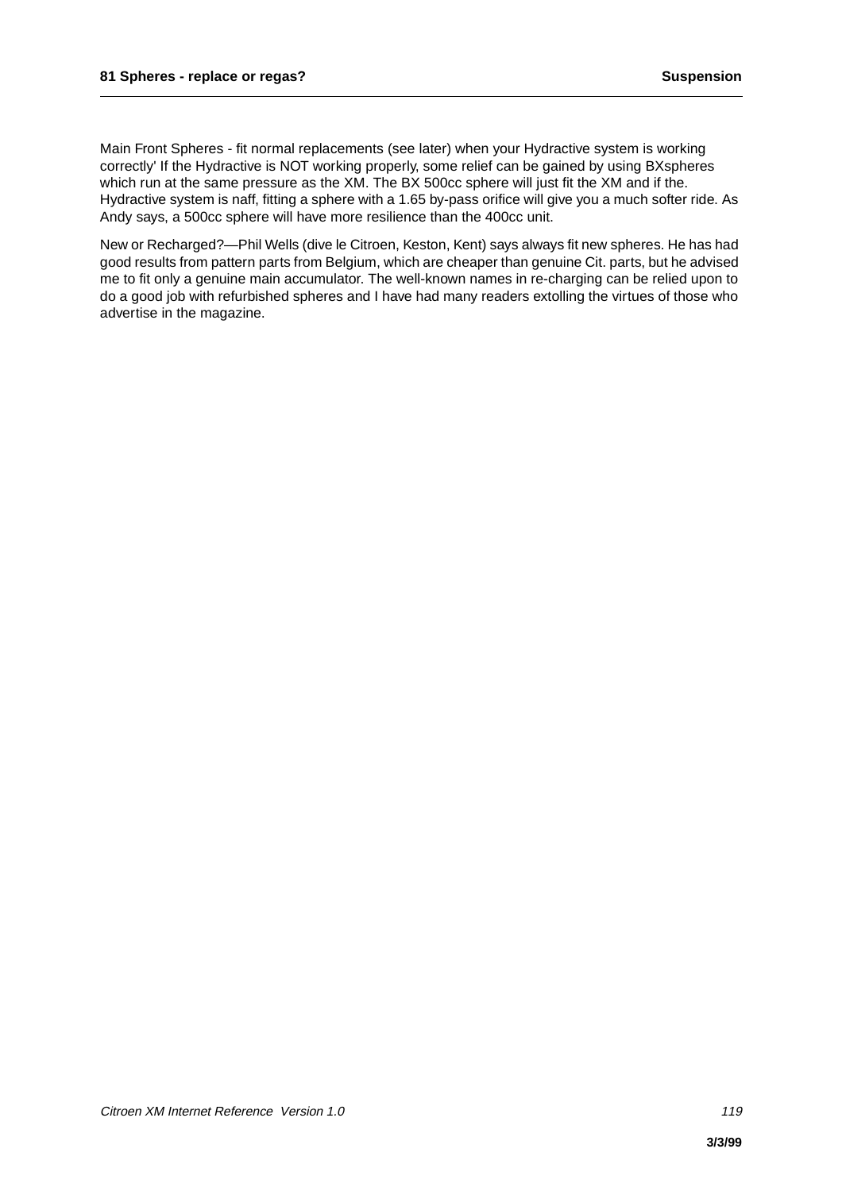Main Front Spheres - fit normal replacements (see later) when your Hydractive system is working correctly' If the Hydractive is NOT working properly, some relief can be gained by using BXspheres which run at the same pressure as the XM. The BX 500cc sphere will just fit the XM and if the. Hydractive system is naff, fitting a sphere with a 1.65 by-pass orifice will give you a much softer ride. As Andy says, a 500cc sphere will have more resilience than the 400cc unit.

New or Recharged?—Phil Wells (dive le Citroen, Keston, Kent) says always fit new spheres. He has had good results from pattern parts from Belgium, which are cheaper than genuine Cit. parts, but he advised me to fit only a genuine main accumulator. The well-known names in re-charging can be relied upon to do a good job with refurbished spheres and I have had many readers extolling the virtues of those who advertise in the magazine.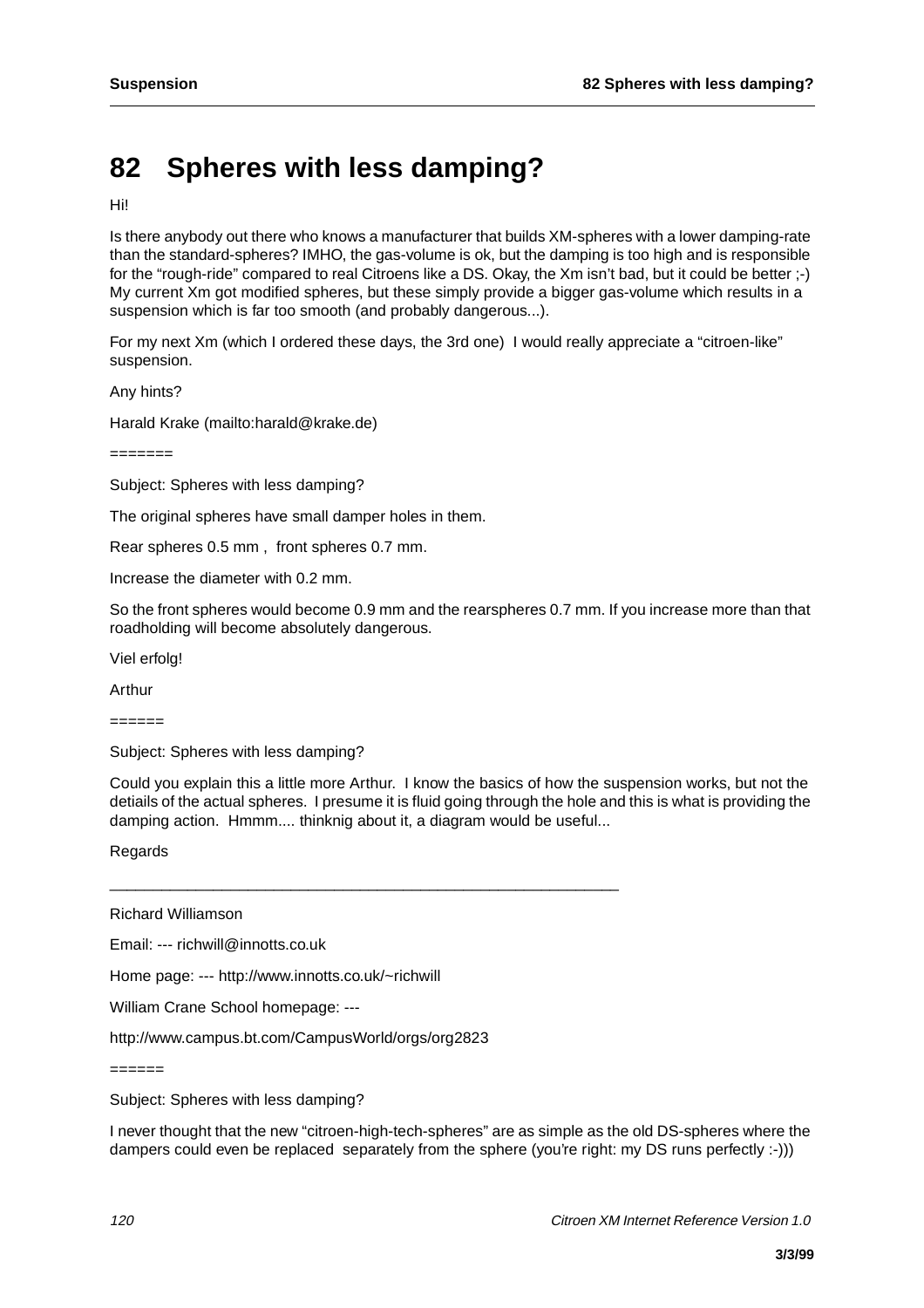# 82 Spheres with less damping?

Hi!

Is there anybody out there who knows a manufacturer that builds XM-spheres with a lower damping-rate than the standard-spheres? IMHO, the gas-volume is ok, but the damping is too high and is responsible for the “rough-ride” compared to real Citroens like a DS. Okay, the Xm isn’t bad, but it could be better ;-) My current Xm got modified spheres, but these simply provide a bigger gas-volume which results in a suspension which is far too smooth (and probably dangerous...).

For my next Xm (which I ordered these days, the 3rd one) I would really appreciate a “citroen-like” suspension.

Any hints?

Harald Krake (mailto:harald@krake.de)

=======

Subject: Spheres with less damping?

The original spheres have small damper holes in them.

Rear spheres 0.5 mm , front spheres 0.7 mm.

Increase the diameter with 0.2 mm.

So the front spheres would become 0.9 mm and the rearspheres 0.7 mm. If you increase more than that roadholding will become absolutely dangerous.

Viel erfolg!

Arthur

======

Subject: Spheres with less damping?

Could you explain this a little more Arthur. I know the basics of how the suspension works, but not the detiails of the actual spheres. I presume it is fluid going through the hole and this is what is providing the damping action. Hmmm.... thinknig about it, a diagram would be useful...

Regards

______________________________________________________________

Richard Williamson

Email: --- richwill@innotts.co.uk

Home page: --- http://www.innotts.co.uk/~richwill

William Crane School homepage: ---

http://www.campus.bt.com/CampusWorld/orgs/org2823

======

Subject: Spheres with less damping?

I never thought that the new “citroen-high-tech-spheres” are as simple as the old DS-spheres where the dampers could even be replaced separately from the sphere (you’re right: my DS runs perfectly :-)))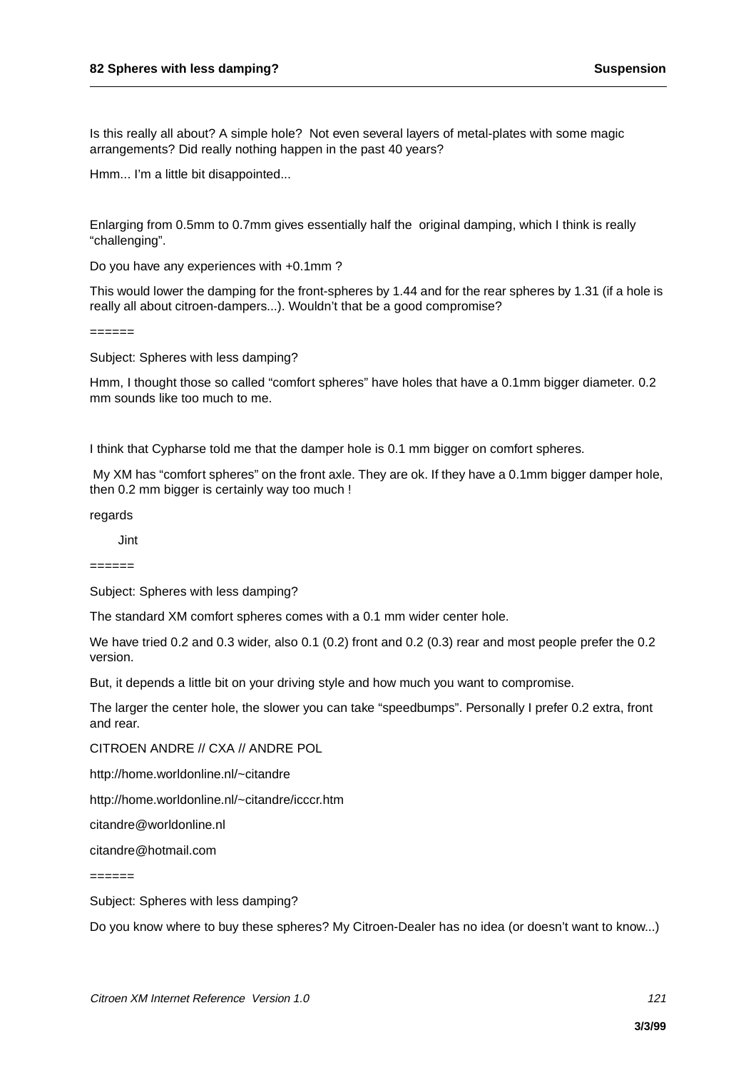Is this really all about? A simple hole?  Not even several layers of metal-plates with some magic arrangements? Did really nothing happen in the past 40 years?

Hmm... I'm a little bit disappointed...

Enlarging from 0.5mm to 0.7mm gives essentially half the  original damping, which I think is really "challenging".

Do you have any experiences with +0.1mm ?

This would lower the damping for the front-spheres by 1.44 and for the rear spheres by 1.31 (if a hole is really all about citroen-dampers...). Wouldn't that be a good compromise?

======

Subject: Spheres with less damping?

Hmm, I thought those so called "comfort spheres" have holes that have a 0.1mm bigger diameter. 0.2 mm sounds like too much to me.

I think that Cypharse told me that the damper hole is 0.1 mm bigger on comfort spheres.

My XM has "comfort spheres" on the front axle. They are ok. If they have a 0.1mm bigger damper hole, then 0.2 mm bigger is certainly way too much !

regards

Jint

======

Subject: Spheres with less damping?

The standard XM comfort spheres comes with a 0.1 mm wider center hole.

We have tried 0.2 and 0.3 wider, also 0.1 (0.2) front and 0.2 (0.3) rear and most people prefer the 0.2 version.

But, it depends a little bit on your driving style and how much you want to compromise.

The larger the center hole, the slower you can take "speedbumps". Personally I prefer 0.2 extra, front and rear.

CITROEN ANDRE // CXA // ANDRE POL

http://home.worldonline.nl/~citandre

http://home.worldonline.nl/~citandre/icccr.htm

citandre@worldonline.nl

citandre@hotmail.com

======

Subject: Spheres with less damping?

Do you know where to buy these spheres? My Citroen-Dealer has no idea (or doesn't want to know...)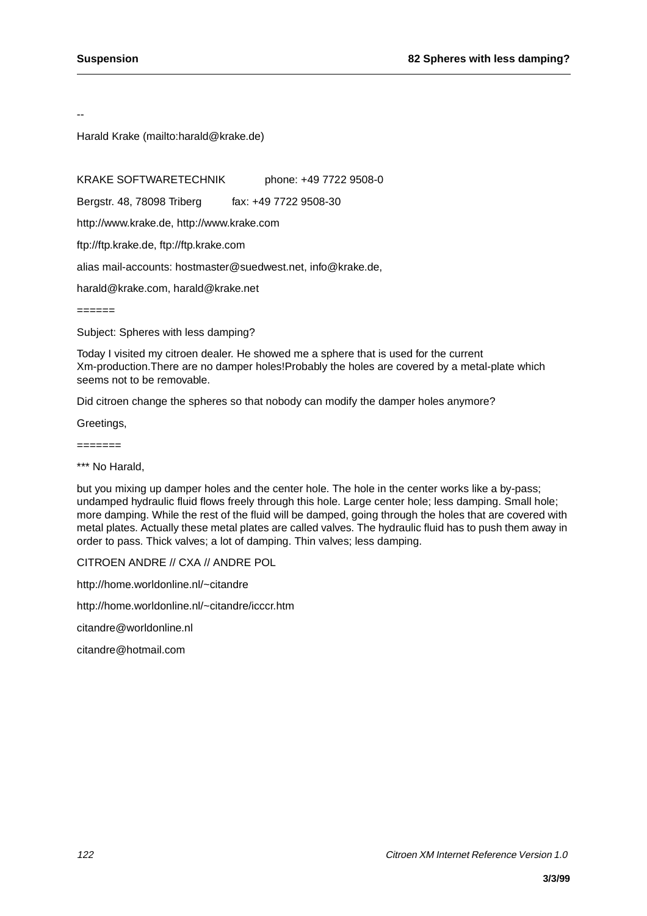--

Harald Krake (mailto:harald@krake.de)

KRAKE SOFTWARETECHNIK phone: +49 7722 9508-0

Bergstr. 48, 78098 Triberg fax: +49 7722 9508-30

http://www.krake.de, http://www.krake.com

ftp://ftp.krake.de, ftp://ftp.krake.com

alias mail-accounts: hostmaster@suedwest.net, info@krake.de,

harald@krake.com, harald@krake.net

======

Subject: Spheres with less damping?

Today I visited my citroen dealer. He showed me a sphere that is used for the current Xm-production.There are no damper holes!Probably the holes are covered by a metal-plate which seems not to be removable.

Did citroen change the spheres so that nobody can modify the damper holes anymore?

Greetings,

=======

*** No Harald,

but you mixing up damper holes and the center hole. The hole in the center works like a by-pass; undamped hydraulic fluid flows freely through this hole. Large center hole; less damping. Small hole; more damping. While the rest of the fluid will be damped, going through the holes that are covered with metal plates. Actually these metal plates are called valves. The hydraulic fluid has to push them away in order to pass. Thick valves; a lot of damping. Thin valves; less damping.

CITROEN ANDRE // CXA // ANDRE POL

http://home.worldonline.nl/~citandre

http://home.worldonline.nl/~citandre/icccr.htm

citandre@worldonline.nl

citandre@hotmail.com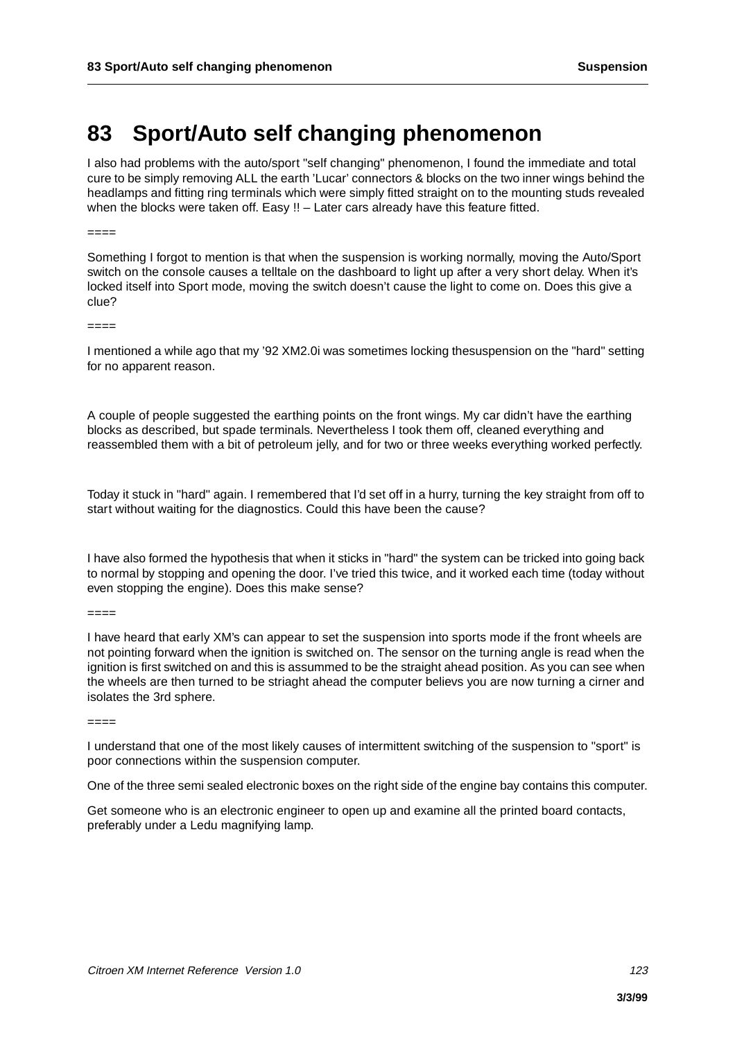# 83 Sport/Auto self changing phenomenon

I also had problems with the auto/sport "self changing" phenomenon, I found the immediate and total cure to be simply removing ALL the earth 'Lucar' connectors & blocks on the two inner wings behind the headlamps and fitting ring terminals which were simply fitted straight on to the mounting studs revealed when the blocks were taken off. Easy !! – Later cars already have this feature fitted.

====

Something I forgot to mention is that when the suspension is working normally, moving the Auto/Sport switch on the console causes a telltale on the dashboard to light up after a very short delay. When it's locked itself into Sport mode, moving the switch doesn't cause the light to come on. Does this give a clue?

====

I mentioned a while ago that my '92 XM2.0i was sometimes locking thesuspension on the "hard" setting for no apparent reason.

A couple of people suggested the earthing points on the front wings. My car didn't have the earthing blocks as described, but spade terminals. Nevertheless I took them off, cleaned everything and reassembled them with a bit of petroleum jelly, and for two or three weeks everything worked perfectly.

Today it stuck in "hard" again. I remembered that I'd set off in a hurry, turning the key straight from off to start without waiting for the diagnostics. Could this have been the cause?

I have also formed the hypothesis that when it sticks in "hard" the system can be tricked into going back to normal by stopping and opening the door. I've tried this twice, and it worked each time (today without even stopping the engine). Does this make sense?

====

I have heard that early XM's can appear to set the suspension into sports mode if the front wheels are not pointing forward when the ignition is switched on. The sensor on the turning angle is read when the ignition is first switched on and this is assummed to be the straight ahead position. As you can see when the wheels are then turned to be striaght ahead the computer believs you are now turning a cirner and isolates the 3rd sphere.

====

I understand that one of the most likely causes of intermittent switching of the suspension to "sport" is poor connections within the suspension computer.

One of the three semi sealed electronic boxes on the right side of the engine bay contains this computer.

Get someone who is an electronic engineer to open up and examine all the printed board contacts, preferably under a Ledu magnifying lamp.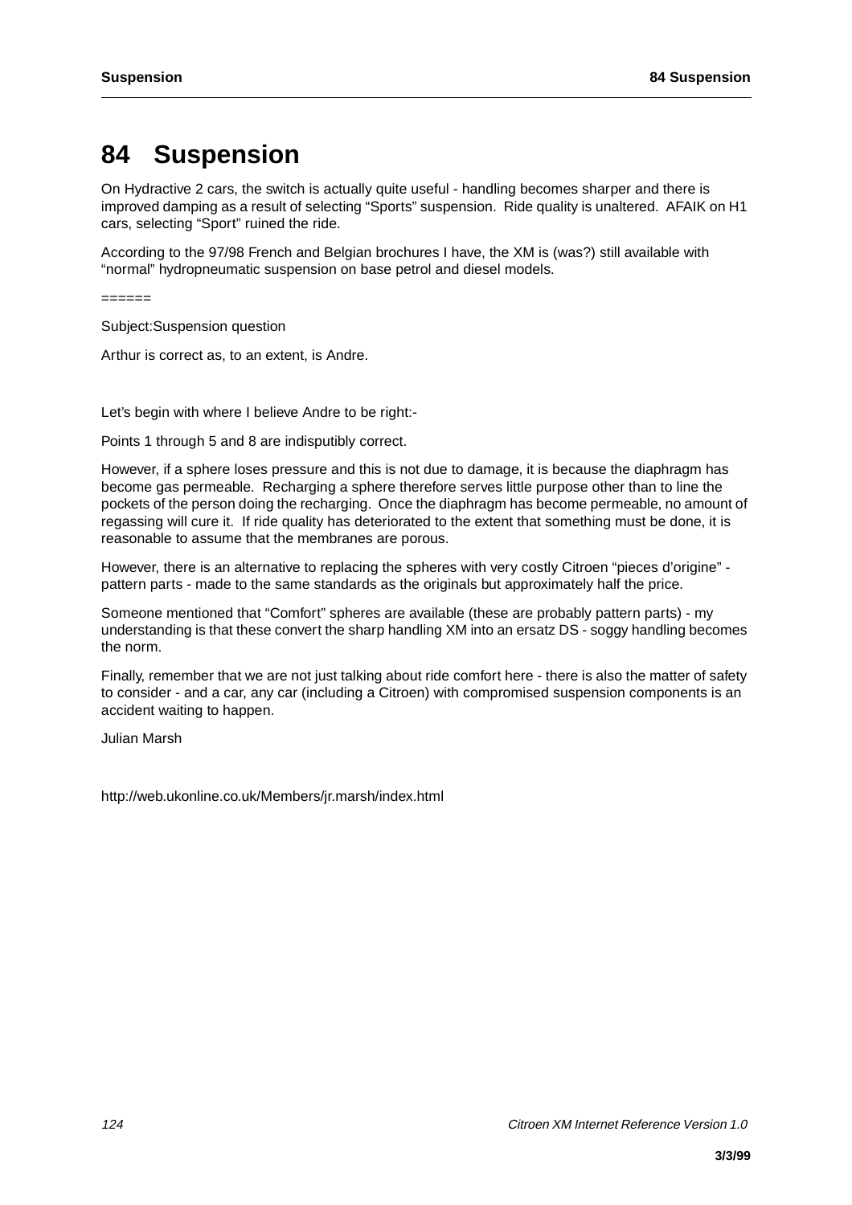# 84 Suspension

On Hydractive 2 cars, the switch is actually quite useful - handling becomes sharper and there is improved damping as a result of selecting "Sports" suspension. Ride quality is unaltered. AFAIK on H1 cars, selecting "Sport" ruined the ride.

According to the 97/98 French and Belgian brochures I have, the XM is (was?) still available with "normal" hydropneumatic suspension on base petrol and diesel models.

======

Subject:Suspension question

Arthur is correct as, to an extent, is Andre.

Let's begin with where I believe Andre to be right:-

Points 1 through 5 and 8 are indisputibly correct.

However, if a sphere loses pressure and this is not due to damage, it is because the diaphragm has become gas permeable. Recharging a sphere therefore serves little purpose other than to line the pockets of the person doing the recharging. Once the diaphragm has become permeable, no amount of regassing will cure it. If ride quality has deteriorated to the extent that something must be done, it is reasonable to assume that the membranes are porous.

However, there is an alternative to replacing the spheres with very costly Citroen "pieces d'origine" - pattern parts - made to the same standards as the originals but approximately half the price.

Someone mentioned that "Comfort" spheres are available (these are probably pattern parts) - my understanding is that these convert the sharp handling XM into an ersatz DS - soggy handling becomes the norm.

Finally, remember that we are not just talking about ride comfort here - there is also the matter of safety to consider - and a car, any car (including a Citroen) with compromised suspension components is an accident waiting to happen.

Julian Marsh

http://web.ukonline.co.uk/Members/jr.marsh/index.html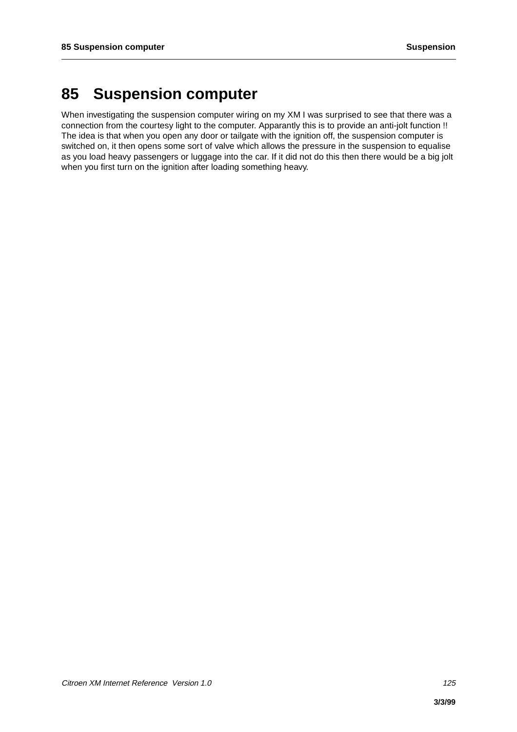# 85 Suspension computer

When investigating the suspension computer wiring on my XM I was surprised to see that there was a connection from the courtesy light to the computer. Apparantly this is to provide an anti-jolt function !! The idea is that when you open any door or tailgate with the ignition off, the suspension computer is switched on, it then opens some sort of valve which allows the pressure in the suspension to equalise as you load heavy passengers or luggage into the car. If it did not do this then there would be a big jolt when you first turn on the ignition after loading something heavy.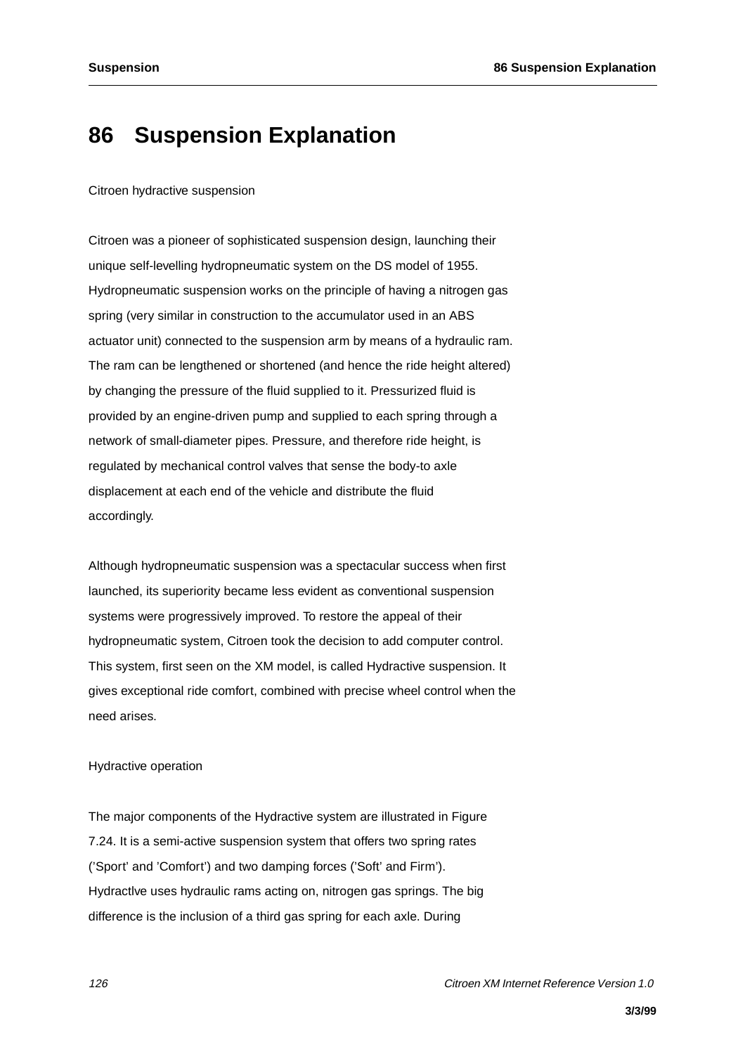# 86 Suspension Explanation

Citroen hydractive suspension

Citroen was a pioneer of sophisticated suspension design, launching their unique self-levelling hydropneumatic system on the DS model of 1955. Hydropneumatic suspension works on the principle of having a nitrogen gas spring (very similar in construction to the accumulator used in an ABS actuator unit) connected to the suspension arm by means of a hydraulic ram. The ram can be lengthened or shortened (and hence the ride height altered) by changing the pressure of the fluid supplied to it. Pressurized fluid is provided by an engine-driven pump and supplied to each spring through a network of small-diameter pipes. Pressure, and therefore ride height, is regulated by mechanical control valves that sense the body-to axle displacement at each end of the vehicle and distribute the fluid accordingly.

Although hydropneumatic suspension was a spectacular success when first launched, its superiority became less evident as conventional suspension systems were progressively improved. To restore the appeal of their hydropneumatic system, Citroen took the decision to add computer control. This system, first seen on the XM model, is called Hydractive suspension. It gives exceptional ride comfort, combined with precise wheel control when the need arises.

Hydractive operation

The major components of the Hydractive system are illustrated in Figure 7.24. It is a semi-active suspension system that offers two spring rates ('Sport' and 'Comfort') and two damping forces ('Soft' and Firm'). Hydractlve uses hydraulic rams acting on, nitrogen gas springs. The big difference is the inclusion of a third gas spring for each axle. During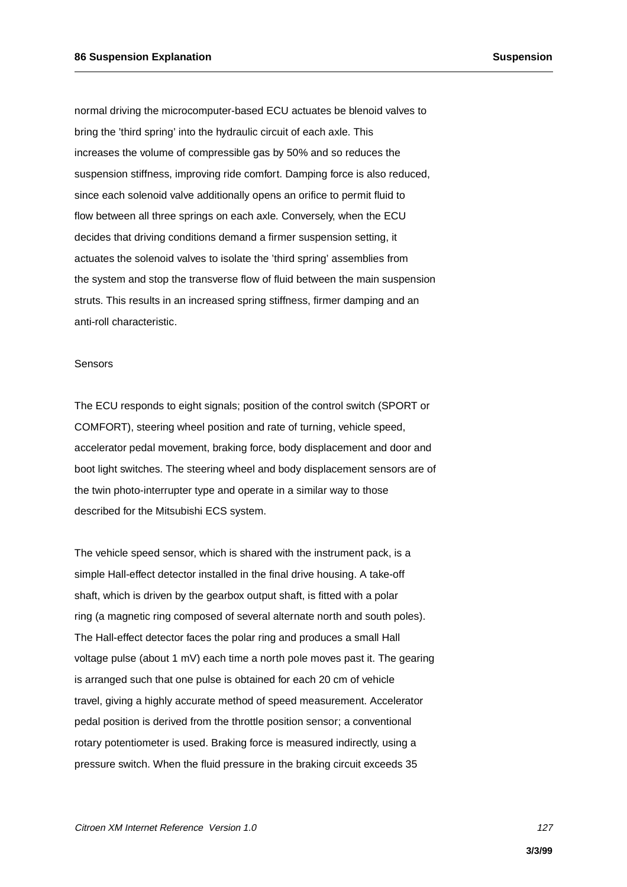normal driving the microcomputer-based ECU actuates be blenoid valves to bring the 'third spring' into the hydraulic circuit of each axle. This increases the volume of compressible gas by 50% and so reduces the suspension stiffness, improving ride comfort. Damping force is also reduced, since each solenoid valve additionally opens an orifice to permit fluid to flow between all three springs on each axle. Conversely, when the ECU decides that driving conditions demand a firmer suspension setting, it actuates the solenoid valves to isolate the 'third spring' assemblies from the system and stop the transverse flow of fluid between the main suspension struts. This results in an increased spring stiffness, firmer damping and an anti-roll characteristic.

Sensors

The ECU responds to eight signals; position of the control switch (SPORT or COMFORT), steering wheel position and rate of turning, vehicle speed, accelerator pedal movement, braking force, body displacement and door and boot light switches. The steering wheel and body displacement sensors are of the twin photo-interrupter type and operate in a similar way to those described for the Mitsubishi ECS system.

The vehicle speed sensor, which is shared with the instrument pack, is a simple Hall-effect detector installed in the final drive housing. A take-off shaft, which is driven by the gearbox output shaft, is fitted with a polar ring (a magnetic ring composed of several alternate north and south poles). The Hall-effect detector faces the polar ring and produces a small Hall voltage pulse (about 1 mV) each time a north pole moves past it. The gearing is arranged such that one pulse is obtained for each 20 cm of vehicle travel, giving a highly accurate method of speed measurement. Accelerator pedal position is derived from the throttle position sensor; a conventional rotary potentiometer is used. Braking force is measured indirectly, using a pressure switch. When the fluid pressure in the braking circuit exceeds 35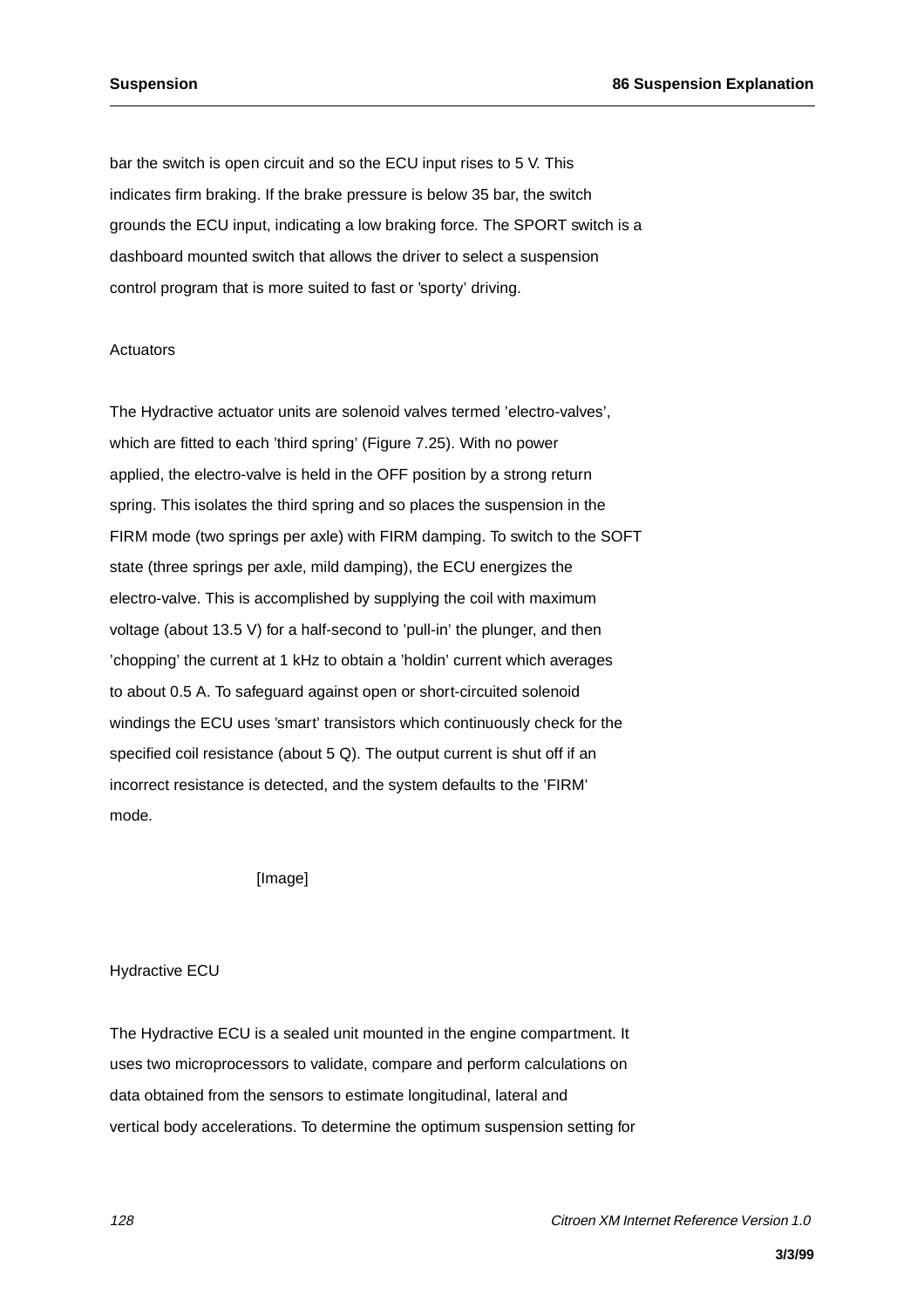bar the switch is open circuit and so the ECU input rises to 5 V. This indicates firm braking. If the brake pressure is below 35 bar, the switch grounds the ECU input, indicating a low braking force. The SPORT switch is a dashboard mounted switch that allows the driver to select a suspension control program that is more suited to fast or 'sporty' driving.

Actuators

The Hydractive actuator units are solenoid valves termed 'electro-valves', which are fitted to each 'third spring' (Figure 7.25). With no power applied, the electro-valve is held in the OFF position by a strong return spring. This isolates the third spring and so places the suspension in the FIRM mode (two springs per axle) with FIRM damping. To switch to the SOFT state (three springs per axle, mild damping), the ECU energizes the electro-valve. This is accomplished by supplying the coil with maximum voltage (about 13.5 V) for a half-second to 'pull-in' the plunger, and then 'chopping' the current at 1 kHz to obtain a 'holdin' current which averages to about 0.5 A. To safeguard against open or short-circuited solenoid windings the ECU uses 'smart' transistors which continuously check for the specified coil resistance (about 5 Q). The output current is shut off if an incorrect resistance is detected, and the system defaults to the 'FIRM' mode.

[Image]

Hydractive ECU

The Hydractive ECU is a sealed unit mounted in the engine compartment. It uses two microprocessors to validate, compare and perform calculations on data obtained from the sensors to estimate longitudinal, lateral and vertical body accelerations. To determine the optimum suspension setting for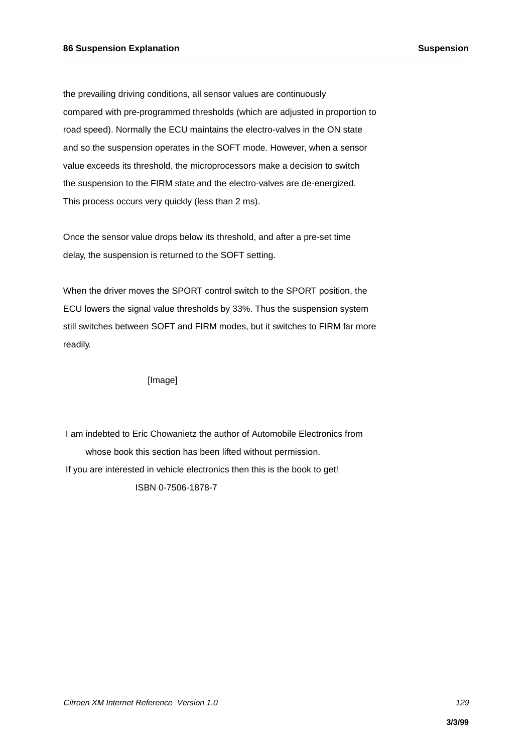the prevailing driving conditions, all sensor values are continuously compared with pre-programmed thresholds (which are adjusted in proportion to road speed). Normally the ECU maintains the electro-valves in the ON state and so the suspension operates in the SOFT mode. However, when a sensor value exceeds its threshold, the microprocessors make a decision to switch the suspension to the FIRM state and the electro-valves are de-energized. This process occurs very quickly (less than 2 ms).

Once the sensor value drops below its threshold, and after a pre-set time delay, the suspension is returned to the SOFT setting.

When the driver moves the SPORT control switch to the SPORT position, the ECU lowers the signal value thresholds by 33%. Thus the suspension system still switches between SOFT and FIRM modes, but it switches to FIRM far more readily.

[Image]

I am indebted to Eric Chowanietz the author of Automobile Electronics from whose book this section has been lifted without permission.
If you are interested in vehicle electronics then this is the book to get!
ISBN 0-7506-1878-7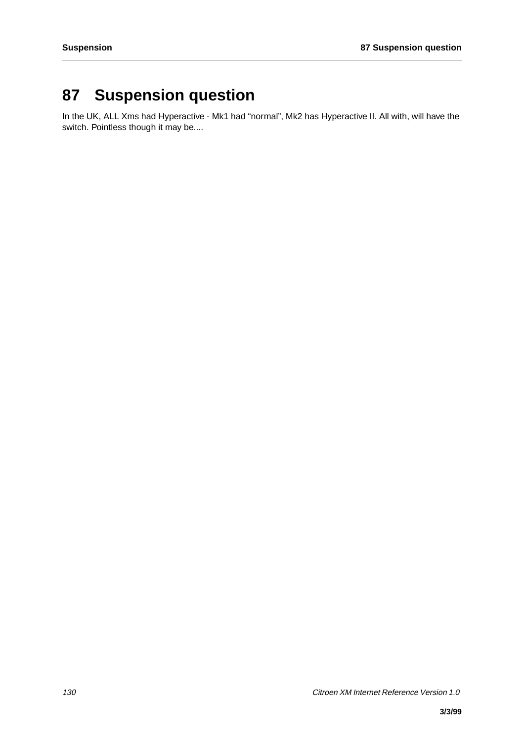# 87 Suspension question

In the UK, ALL Xms had Hyperactive - Mk1 had “normal”, Mk2 has Hyperactive II. All with, will have the switch. Pointless though it may be....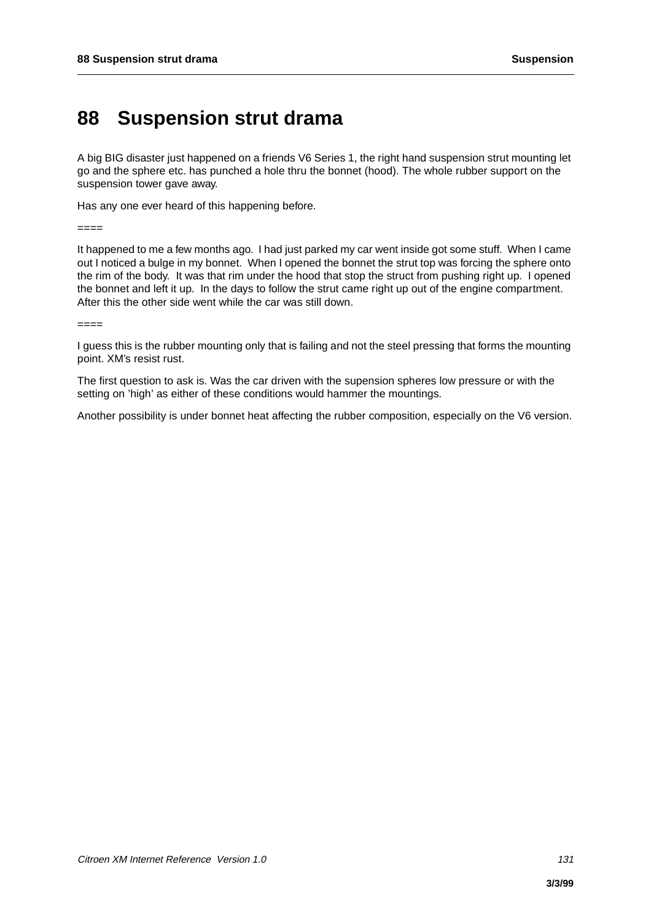# 88 Suspension strut drama

A big BIG disaster just happened on a friends V6 Series 1, the right hand suspension strut mounting let go and the sphere etc. has punched a hole thru the bonnet (hood). The whole rubber support on the suspension tower gave away.

Has any one ever heard of this happening before.

====

It happened to me a few months ago. I had just parked my car went inside got some stuff. When I came out I noticed a bulge in my bonnet. When I opened the bonnet the strut top was forcing the sphere onto the rim of the body. It was that rim under the hood that stop the struct from pushing right up. I opened the bonnet and left it up. In the days to follow the strut came right up out of the engine compartment. After this the other side went while the car was still down.

====

I guess this is the rubber mounting only that is failing and not the steel pressing that forms the mounting point. XM's resist rust.

The first question to ask is. Was the car driven with the supension spheres low pressure or with the setting on 'high' as either of these conditions would hammer the mountings.

Another possibility is under bonnet heat affecting the rubber composition, especially on the V6 version.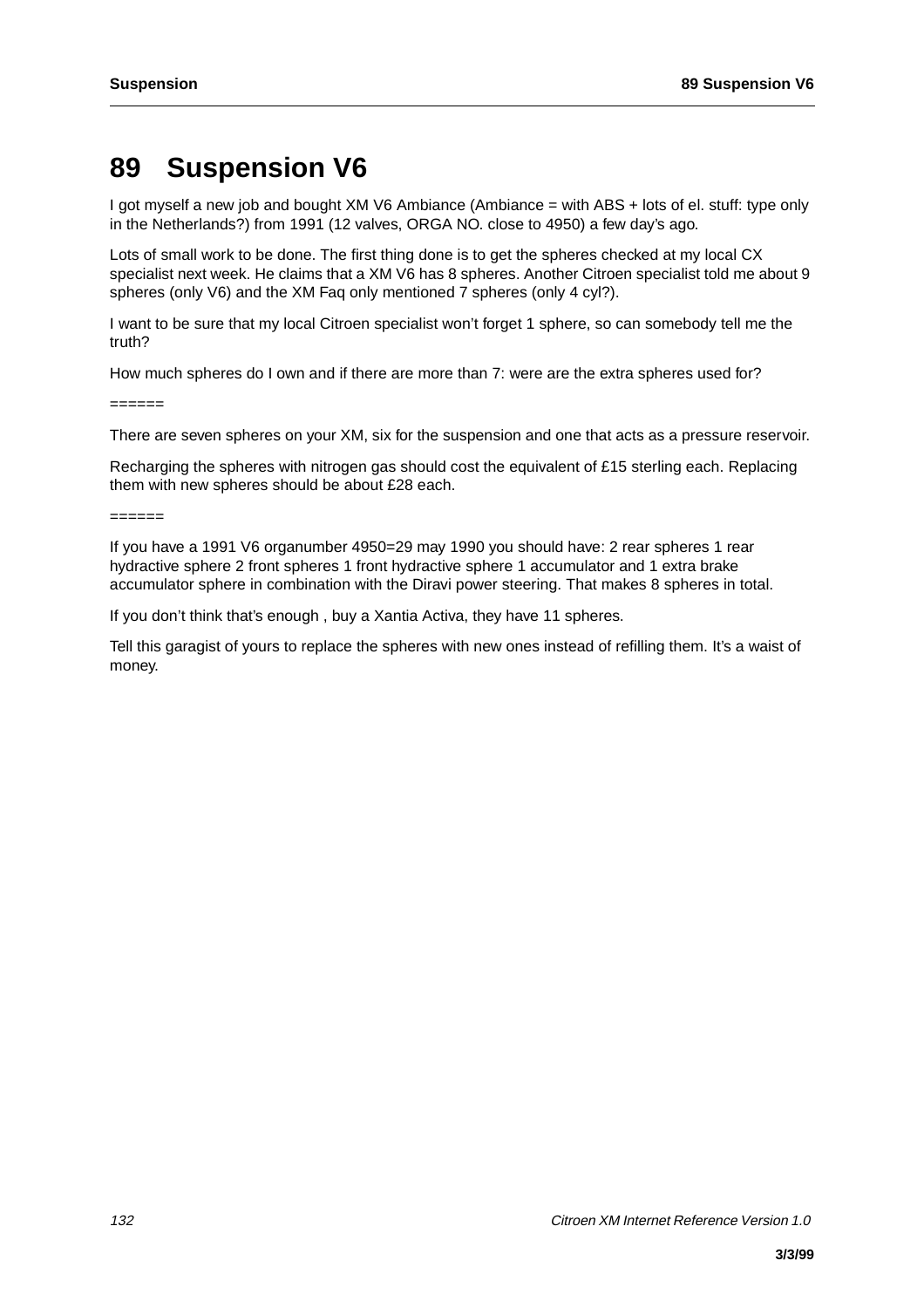# 89 Suspension V6

I got myself a new job and bought XM V6 Ambiance (Ambiance = with ABS + lots of el. stuff: type only in the Netherlands?) from 1991 (12 valves, ORGA NO. close to 4950) a few day's ago.

Lots of small work to be done. The first thing done is to get the spheres checked at my local CX specialist next week. He claims that a XM V6 has 8 spheres. Another Citroen specialist told me about 9 spheres (only V6) and the XM Faq only mentioned 7 spheres (only 4 cyl?).

I want to be sure that my local Citroen specialist won't forget 1 sphere, so can somebody tell me the truth?

How much spheres do I own and if there are more than 7: were are the extra spheres used for?

======

There are seven spheres on your XM, six for the suspension and one that acts as a pressure reservoir.

Recharging the spheres with nitrogen gas should cost the equivalent of £15 sterling each. Replacing them with new spheres should be about £28 each.

======

If you have a 1991 V6 organumber 4950=29 may 1990 you should have: 2 rear spheres 1 rear hydractive sphere 2 front spheres 1 front hydractive sphere 1 accumulator and 1 extra brake accumulator sphere in combination with the Diravi power steering. That makes 8 spheres in total.

If you don't think that's enough , buy a Xantia Activa, they have 11 spheres.

Tell this garagist of yours to replace the spheres with new ones instead of refilling them. It's a waist of money.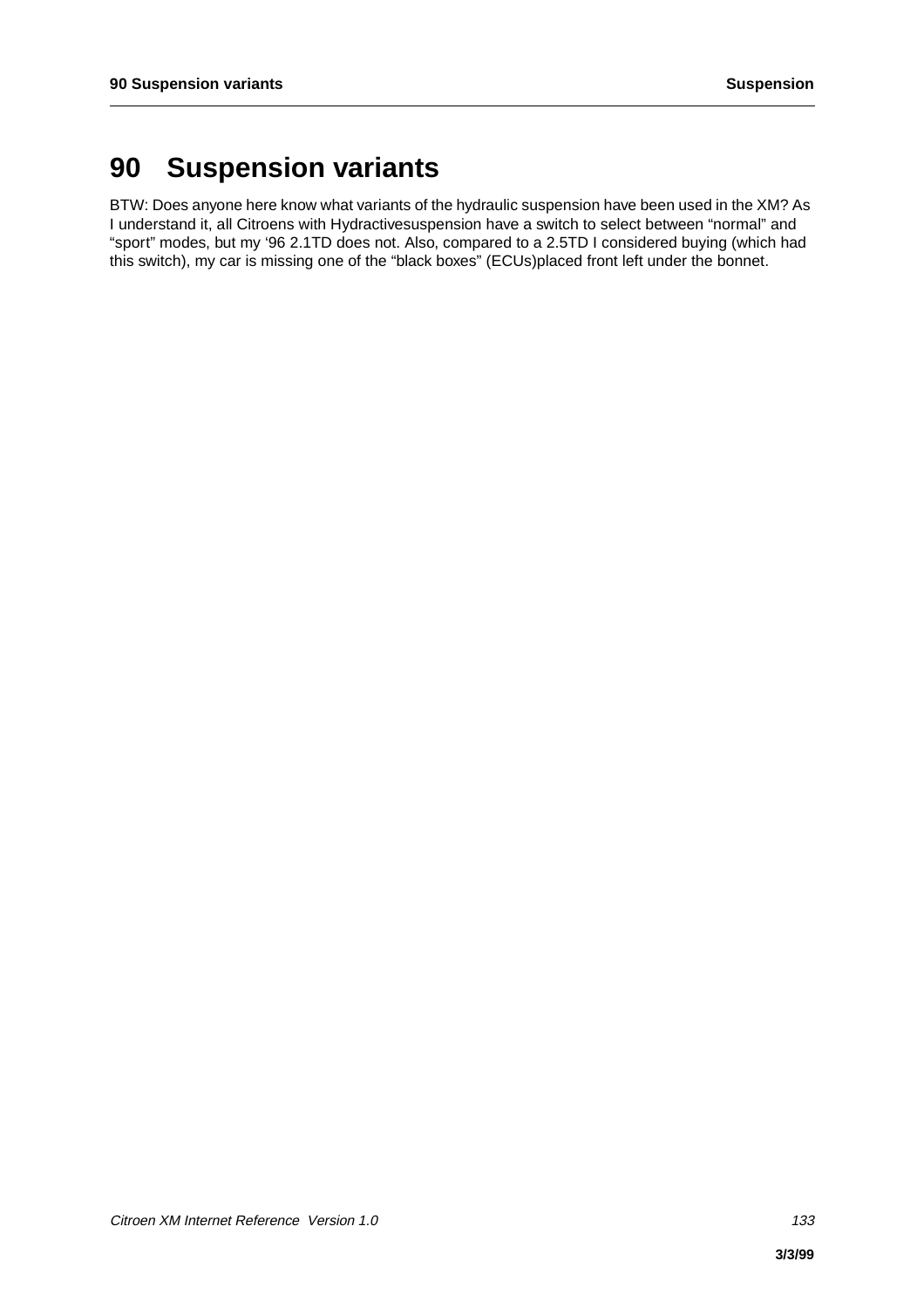# 90 Suspension variants

BTW: Does anyone here know what variants of the hydraulic suspension have been used in the XM? As I understand it, all Citroens with Hydractivesuspension have a switch to select between “normal” and “sport” modes, but my ‘96 2.1TD does not. Also, compared to a 2.5TD I considered buying (which had this switch), my car is missing one of the “black boxes” (ECUs)placed front left under the bonnet.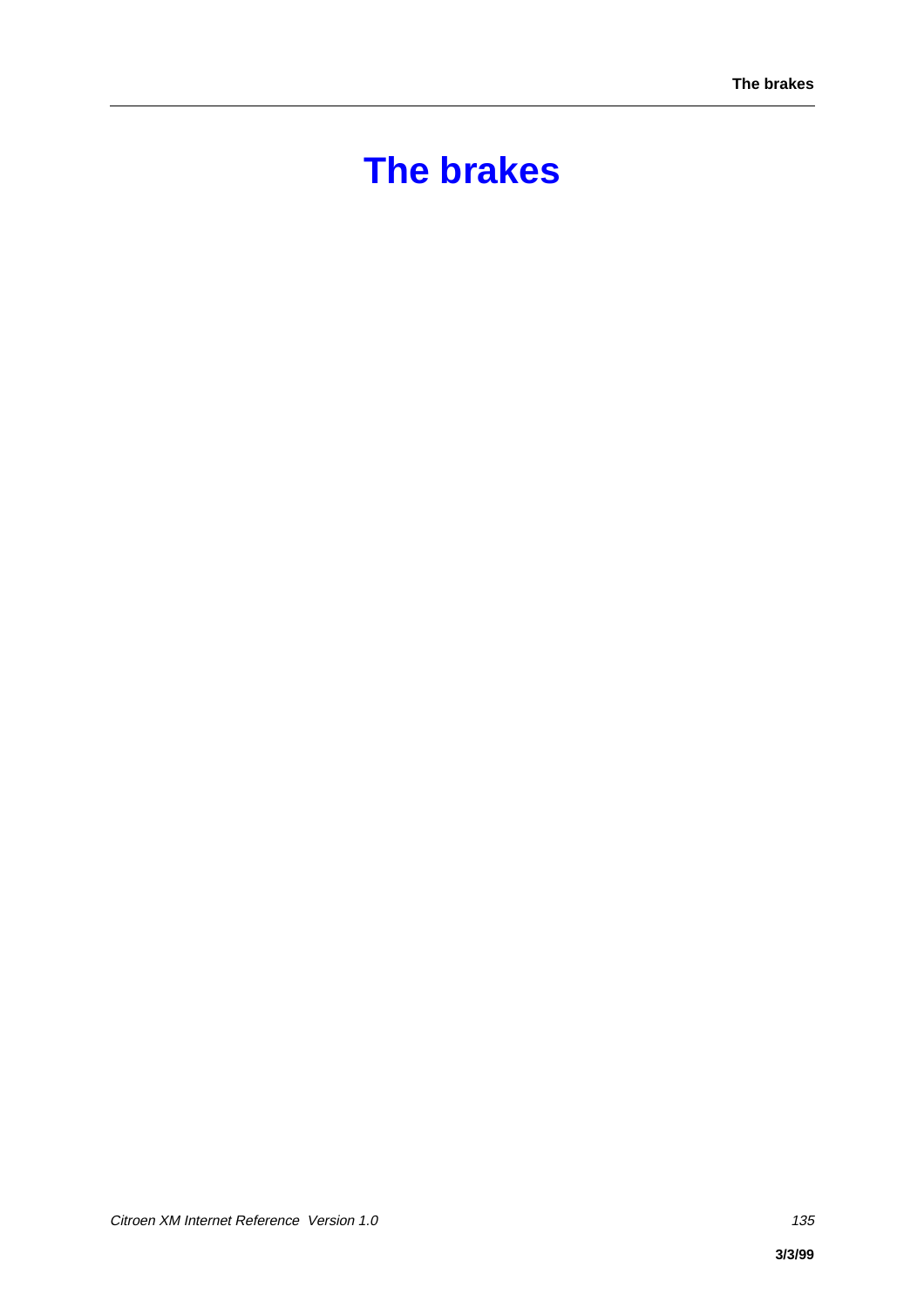# The brakes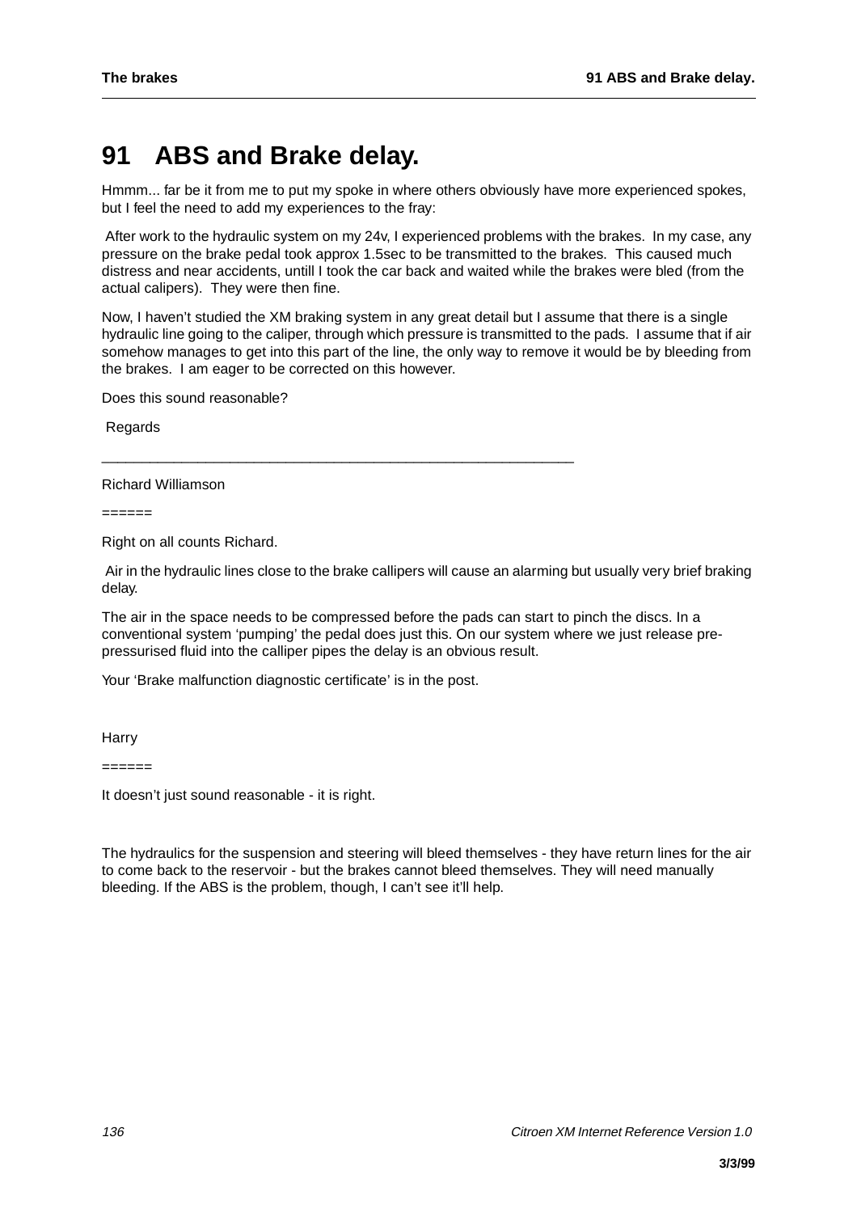# 91 ABS and Brake delay.

Hmmm... far be it from me to put my spoke in where others obviously have more experienced spokes, but I feel the need to add my experiences to the fray:

After work to the hydraulic system on my 24v, I experienced problems with the brakes. In my case, any pressure on the brake pedal took approx 1.5sec to be transmitted to the brakes. This caused much distress and near accidents, untill I took the car back and waited while the brakes were bled (from the actual calipers). They were then fine.

Now, I haven't studied the XM braking system in any great detail but I assume that there is a single hydraulic line going to the caliper, through which pressure is transmitted to the pads. I assume that if air somehow manages to get into this part of the line, the only way to remove it would be by bleeding from the brakes. I am eager to be corrected on this however.

Does this sound reasonable?

Regards

____________________________________________________________

Richard Williamson

======

Right on all counts Richard.

Air in the hydraulic lines close to the brake callipers will cause an alarming but usually very brief braking delay.

The air in the space needs to be compressed before the pads can start to pinch the discs. In a conventional system 'pumping' the pedal does just this. On our system where we just release pre-pressurised fluid into the calliper pipes the delay is an obvious result.

Your 'Brake malfunction diagnostic certificate' is in the post.

Harry

======

It doesn't just sound reasonable - it is right.

The hydraulics for the suspension and steering will bleed themselves - they have return lines for the air to come back to the reservoir - but the brakes cannot bleed themselves. They will need manually bleeding. If the ABS is the problem, though, I can't see it'll help.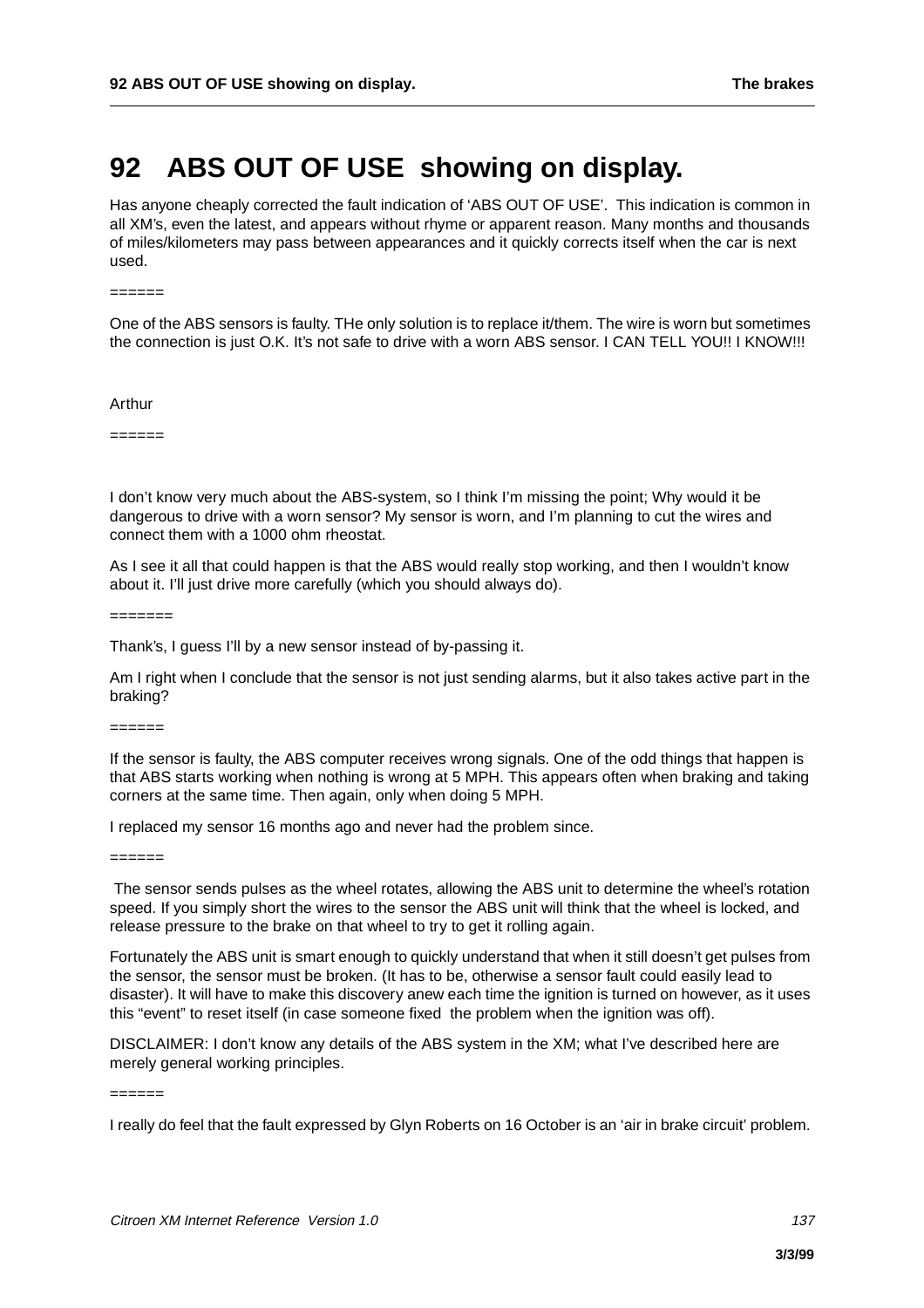# 92 ABS OUT OF USE showing on display.

Has anyone cheaply corrected the fault indication of 'ABS OUT OF USE'. This indication is common in all XM's, even the latest, and appears without rhyme or apparent reason. Many months and thousands of miles/kilometers may pass between appearances and it quickly corrects itself when the car is next used.

======

One of the ABS sensors is faulty. THe only solution is to replace it/them. The wire is worn but sometimes the connection is just O.K. It's not safe to drive with a worn ABS sensor. I CAN TELL YOU!! I KNOW!!!

Arthur

======

I don't know very much about the ABS-system, so I think I'm missing the point; Why would it be dangerous to drive with a worn sensor? My sensor is worn, and I'm planning to cut the wires and connect them with a 1000 ohm rheostat.

As I see it all that could happen is that the ABS would really stop working, and then I wouldn't know about it. I'll just drive more carefully (which you should always do).

=======

Thank's, I guess I'll by a new sensor instead of by-passing it.

Am I right when I conclude that the sensor is not just sending alarms, but it also takes active part in the braking?

======

If the sensor is faulty, the ABS computer receives wrong signals. One of the odd things that happen is that ABS starts working when nothing is wrong at 5 MPH. This appears often when braking and taking corners at the same time. Then again, only when doing 5 MPH.

I replaced my sensor 16 months ago and never had the problem since.

======

The sensor sends pulses as the wheel rotates, allowing the ABS unit to determine the wheel's rotation speed. If you simply short the wires to the sensor the ABS unit will think that the wheel is locked, and release pressure to the brake on that wheel to try to get it rolling again.

Fortunately the ABS unit is smart enough to quickly understand that when it still doesn't get pulses from the sensor, the sensor must be broken. (It has to be, otherwise a sensor fault could easily lead to disaster). It will have to make this discovery anew each time the ignition is turned on however, as it uses this "event" to reset itself (in case someone fixed the problem when the ignition was off).

DISCLAIMER: I don't know any details of the ABS system in the XM; what I've described here are merely general working principles.

======

I really do feel that the fault expressed by Glyn Roberts on 16 October is an 'air in brake circuit' problem.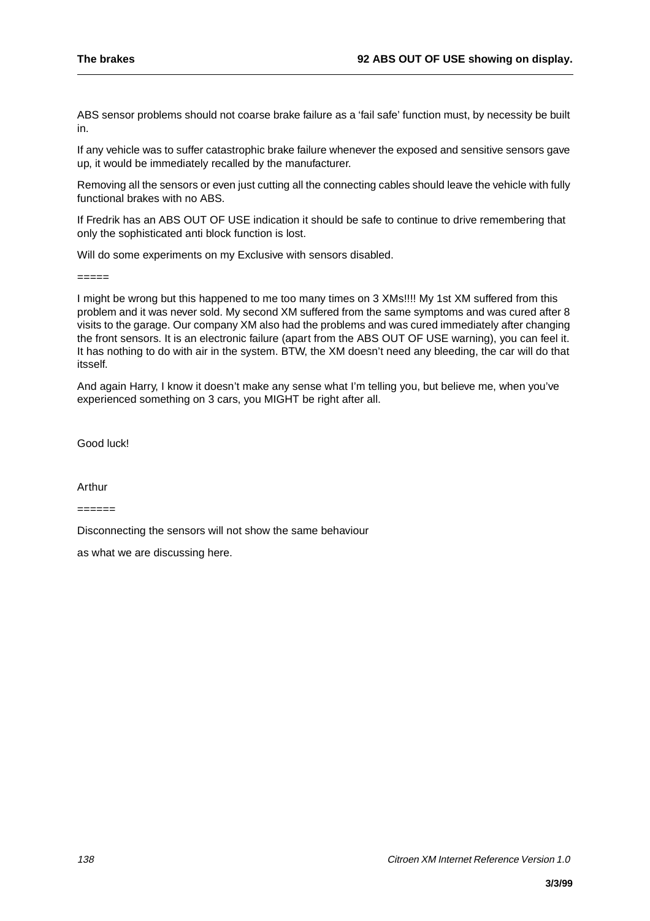ABS sensor problems should not coarse brake failure as a 'fail safe' function must, by necessity be built in.

If any vehicle was to suffer catastrophic brake failure whenever the exposed and sensitive sensors gave up, it would be immediately recalled by the manufacturer.

Removing all the sensors or even just cutting all the connecting cables should leave the vehicle with fully functional brakes with no ABS.

If Fredrik has an ABS OUT OF USE indication it should be safe to continue to drive remembering that only the sophisticated anti block function is lost.

Will do some experiments on my Exclusive with sensors disabled.

=====

I might be wrong but this happened to me too many times on 3 XMs!!!! My 1st XM suffered from this problem and it was never sold. My second XM suffered from the same symptoms and was cured after 8 visits to the garage. Our company XM also had the problems and was cured immediately after changing the front sensors. It is an electronic failure (apart from the ABS OUT OF USE warning), you can feel it. It has nothing to do with air in the system. BTW, the XM doesn't need any bleeding, the car will do that itsself.

And again Harry, I know it doesn't make any sense what I'm telling you, but believe me, when you've experienced something on 3 cars, you MIGHT be right after all.

Good luck!

Arthur

======

Disconnecting the sensors will not show the same behaviour

as what we are discussing here.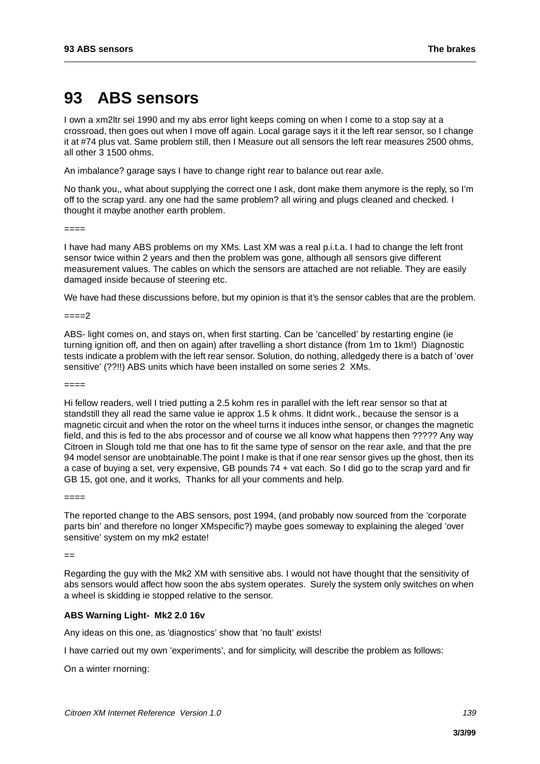# 93 ABS sensors

I own a xm2ltr sei 1990 and my abs error light keeps coming on when I come to a stop say at a crossroad, then goes out when I move off again. Local garage says it it the left rear sensor, so I change it at #74 plus vat. Same problem still, then I Measure out all sensors the left rear measures 2500 ohms, all other 3 1500 ohms.

An imbalance? garage says I have to change right rear to balance out rear axle.

No thank you,, what about supplying the correct one I ask, dont make them anymore is the reply, so I'm off to the scrap yard. any one had the same problem? all wiring and plugs cleaned and checked. I thought it maybe another earth problem.

====

I have had many ABS problems on my XMs. Last XM was a real p.i.t.a. I had to change the left front sensor twice within 2 years and then the problem was gone, although all sensors give different measurement values. The cables on which the sensors are attached are not reliable. They are easily damaged inside because of steering etc.

We have had these discussions before, but my opinion is that it's the sensor cables that are the problem.

====2

ABS- light comes on, and stays on, when first starting. Can be 'cancelled' by restarting engine (ie turning ignition off, and then on again) after travelling a short distance (from 1m to 1km!) Diagnostic tests indicate a problem with the left rear sensor. Solution, do nothing, alledgedy there is a batch of 'over sensitive' (??!!) ABS units which have been installed on some series 2 XMs.

====

Hi fellow readers, well I tried putting a 2.5 kohm res in parallel with the left rear sensor so that at standstill they all read the same value ie approx 1.5 k ohms. It didnt work., because the sensor is a magnetic circuit and when the rotor on the wheel turns it induces inthe sensor, or changes the magnetic field, and this is fed to the abs processor and of course we all know what happens then ????? Any way Citroen in Slough told me that one has to fit the same type of sensor on the rear axle, and that the pre 94 model sensor are unobtainable.The point I make is that if one rear sensor gives up the ghost, then its a case of buying a set, very expensive, GB pounds 74 + vat each. So I did go to the scrap yard and fir GB 15, got one, and it works, Thanks for all your comments and help.

====

The reported change to the ABS sensors, post 1994, (and probably now sourced from the 'corporate parts bin' and therefore no longer XMspecific?) maybe goes someway to explaining the aleged 'over sensitive' system on my mk2 estate!

==

Regarding the guy with the Mk2 XM with sensitive abs. I would not have thought that the sensitivity of abs sensors would affect how soon the abs system operates. Surely the system only switches on when a wheel is skidding ie stopped relative to the sensor.

**ABS Warning Light- Mk2 2.0 16v**

Any ideas on this one, as 'diagnostics' show that 'no fault' exists!

I have carried out my own 'experiments', and for simplicity, will describe the problem as follows:

On a winter rnorning: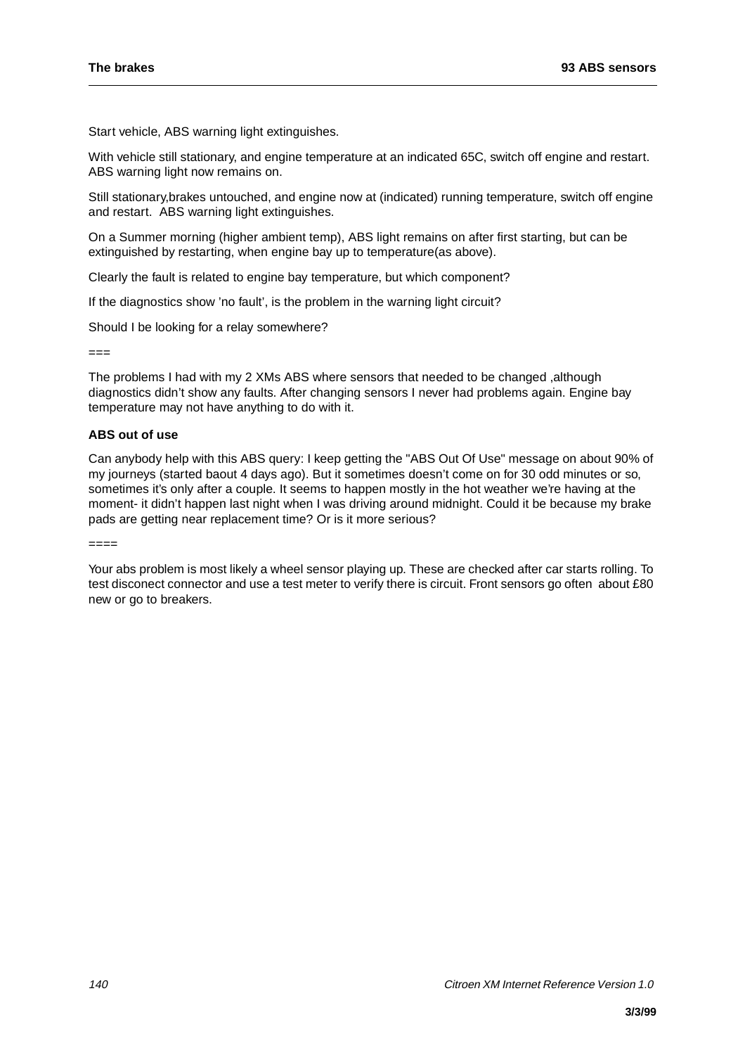Start vehicle, ABS warning light extinguishes.

With vehicle still stationary, and engine temperature at an indicated 65C, switch off engine and restart. ABS warning light now remains on.

Still stationary,brakes untouched, and engine now at (indicated) running temperature, switch off engine and restart. ABS warning light extinguishes.

On a Summer morning (higher ambient temp), ABS light remains on after first starting, but can be extinguished by restarting, when engine bay up to temperature(as above).

Clearly the fault is related to engine bay temperature, but which component?

If the diagnostics show 'no fault', is the problem in the warning light circuit?

Should I be looking for a relay somewhere?

===

The problems I had with my 2 XMs ABS where sensors that needed to be changed ,although diagnostics didn't show any faults. After changing sensors I never had problems again. Engine bay temperature may not have anything to do with it.

### ABS out of use

Can anybody help with this ABS query: I keep getting the "ABS Out Of Use" message on about 90% of my journeys (started baout 4 days ago). But it sometimes doesn't come on for 30 odd minutes or so, sometimes it's only after a couple. It seems to happen mostly in the hot weather we're having at the moment- it didn't happen last night when I was driving around midnight. Could it be because my brake pads are getting near replacement time? Or is it more serious?

====

Your abs problem is most likely a wheel sensor playing up. These are checked after car starts rolling. To test disconect connector and use a test meter to verify there is circuit. Front sensors go often about £80 new or go to breakers.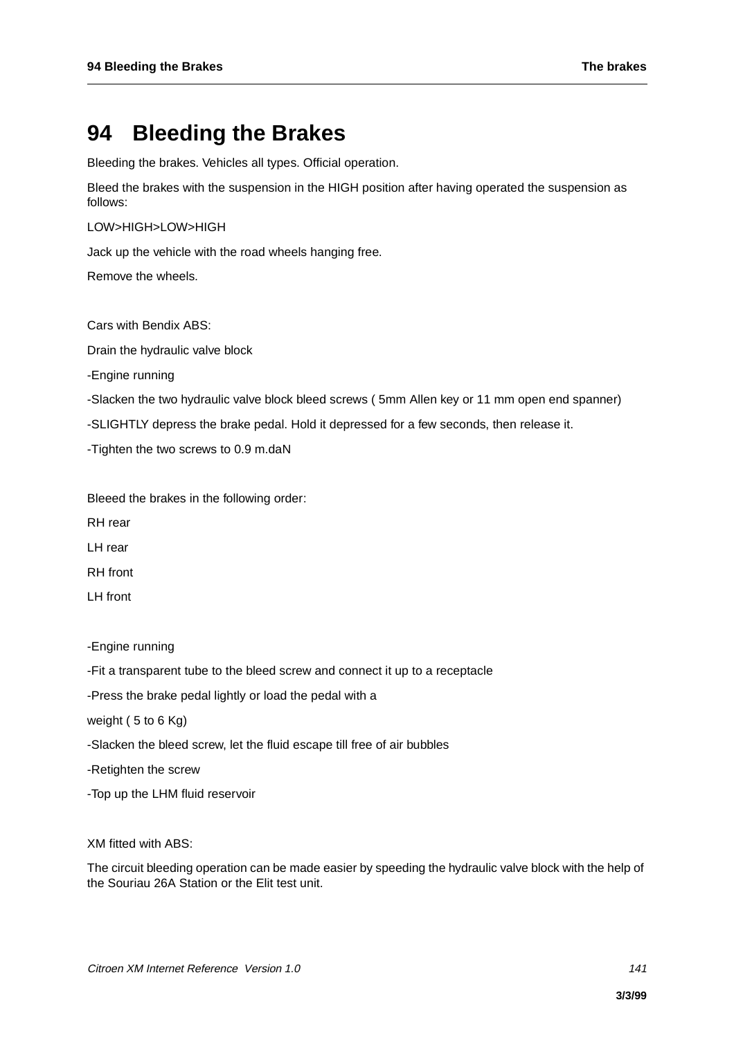# 94 Bleeding the Brakes

Bleeding the brakes. Vehicles all types. Official operation.

Bleed the brakes with the suspension in the HIGH position after having operated the suspension as follows:

LOW>HIGH>LOW>HIGH

Jack up the vehicle with the road wheels hanging free.

Remove the wheels.

Cars with Bendix ABS:

Drain the hydraulic valve block

-Engine running

-Slacken the two hydraulic valve block bleed screws ( 5mm Allen key or 11 mm open end spanner)

-SLIGHTLY depress the brake pedal. Hold it depressed for a few seconds, then release it.

-Tighten the two screws to 0.9 m.daN

Bleeed the brakes in the following order:

RH rear

LH rear

RH front

LH front

-Engine running

-Fit a transparent tube to the bleed screw and connect it up to a receptacle

-Press the brake pedal lightly or load the pedal with a

weight ( 5 to 6 Kg)

-Slacken the bleed screw, let the fluid escape till free of air bubbles

-Retighten the screw

-Top up the LHM fluid reservoir

XM fitted with ABS:

The circuit bleeding operation can be made easier by speeding the hydraulic valve block with the help of the Souriau 26A Station or the Elit test unit.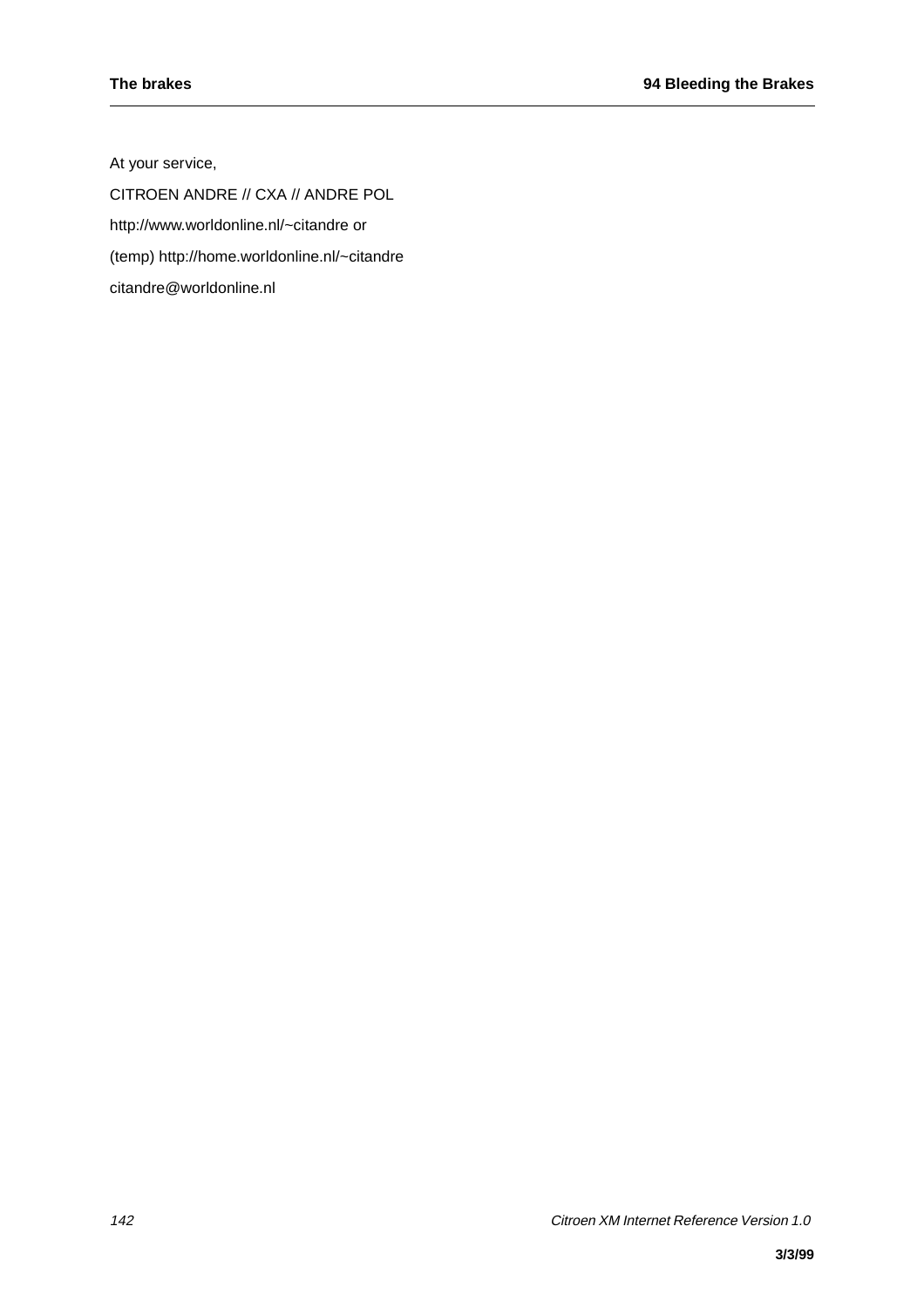At your service,

CITROEN ANDRE // CXA // ANDRE POL

http://www.worldonline.nl/~citandre or

(temp) http://home.worldonline.nl/~citandre

citandre@worldonline.nl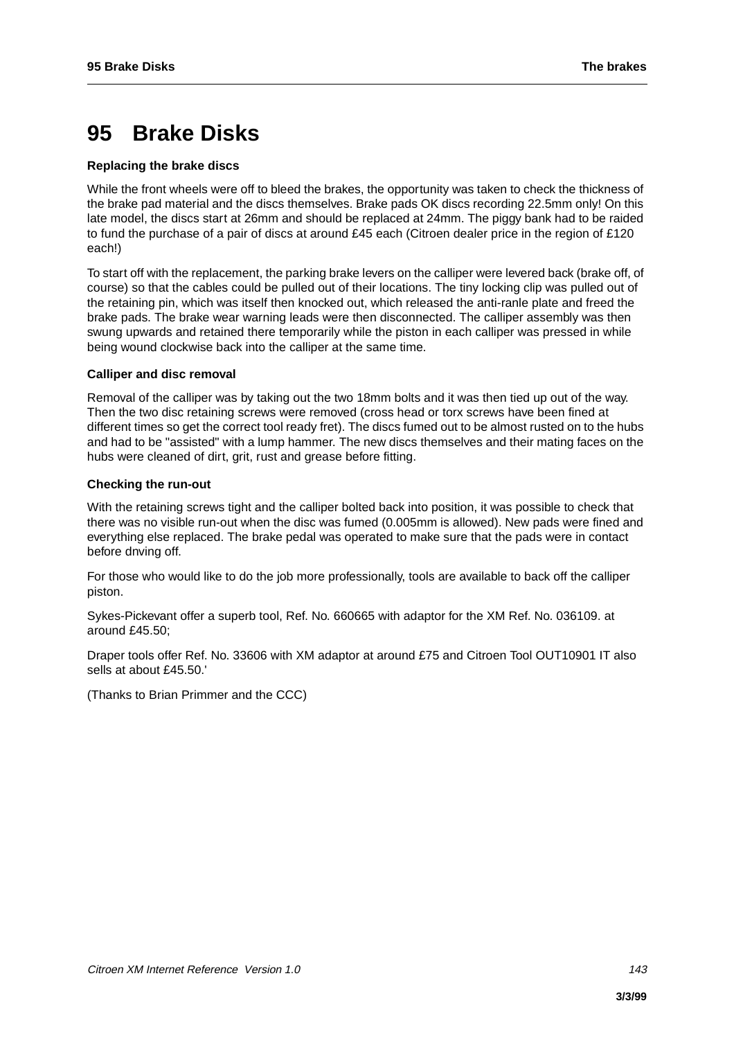# 95 Brake Disks

**Replacing the brake discs**

While the front wheels were off to bleed the brakes, the opportunity was taken to check the thickness of the brake pad material and the discs themselves. Brake pads OK discs recording 22.5mm only! On this late model, the discs start at 26mm and should be replaced at 24mm. The piggy bank had to be raided to fund the purchase of a pair of discs at around £45 each (Citroen dealer price in the region of £120 each!)

To start off with the replacement, the parking brake levers on the calliper were levered back (brake off, of course) so that the cables could be pulled out of their locations. The tiny locking clip was pulled out of the retaining pin, which was itself then knocked out, which released the anti-ranle plate and freed the brake pads. The brake wear warning leads were then disconnected. The calliper assembly was then swung upwards and retained there temporarily while the piston in each calliper was pressed in while being wound clockwise back into the calliper at the same time.

**Calliper and disc removal**

Removal of the calliper was by taking out the two 18mm bolts and it was then tied up out of the way. Then the two disc retaining screws were removed (cross head or torx screws have been fined at different times so get the correct tool ready fret). The discs fumed out to be almost rusted on to the hubs and had to be "assisted" with a lump hammer. The new discs themselves and their mating faces on the hubs were cleaned of dirt, grit, rust and grease before fitting.

**Checking the run-out**

With the retaining screws tight and the calliper bolted back into position, it was possible to check that there was no visible run-out when the disc was fumed (0.005mm is allowed). New pads were fined and everything else replaced. The brake pedal was operated to make sure that the pads were in contact before dnving off.

For those who would like to do the job more professionally, tools are available to back off the calliper piston.

Sykes-Pickevant offer a superb tool, Ref. No. 660665 with adaptor for the XM Ref. No. 036109. at around £45.50;

Draper tools offer Ref. No. 33606 with XM adaptor at around £75 and Citroen Tool OUT10901 IT also sells at about £45.50.'

(Thanks to Brian Primmer and the CCC)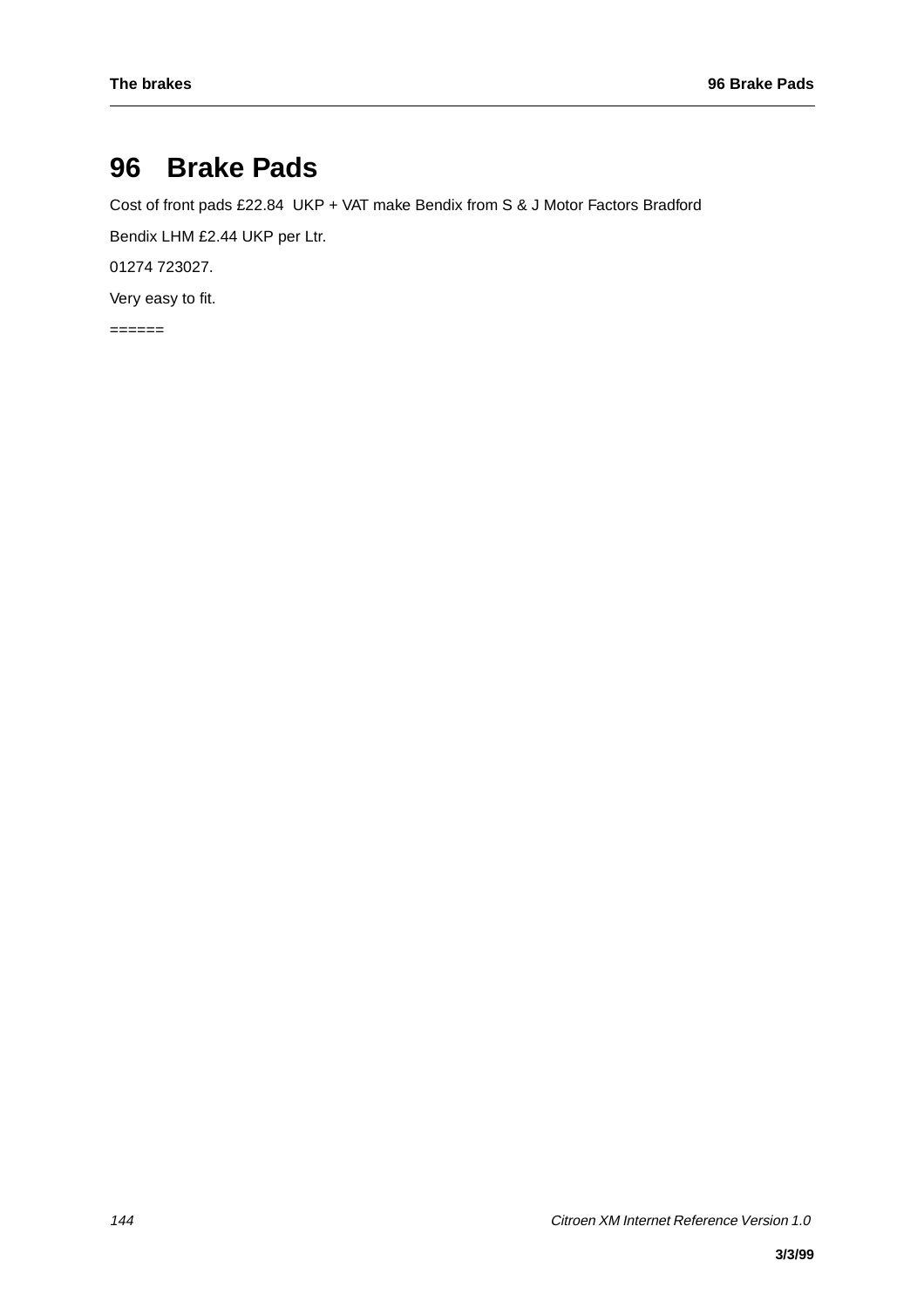# 96 Brake Pads

Cost of front pads £22.84  UKP + VAT make Bendix from S & J Motor Factors Bradford

Bendix LHM £2.44 UKP per Ltr.

01274 723027.

Very easy to fit.

======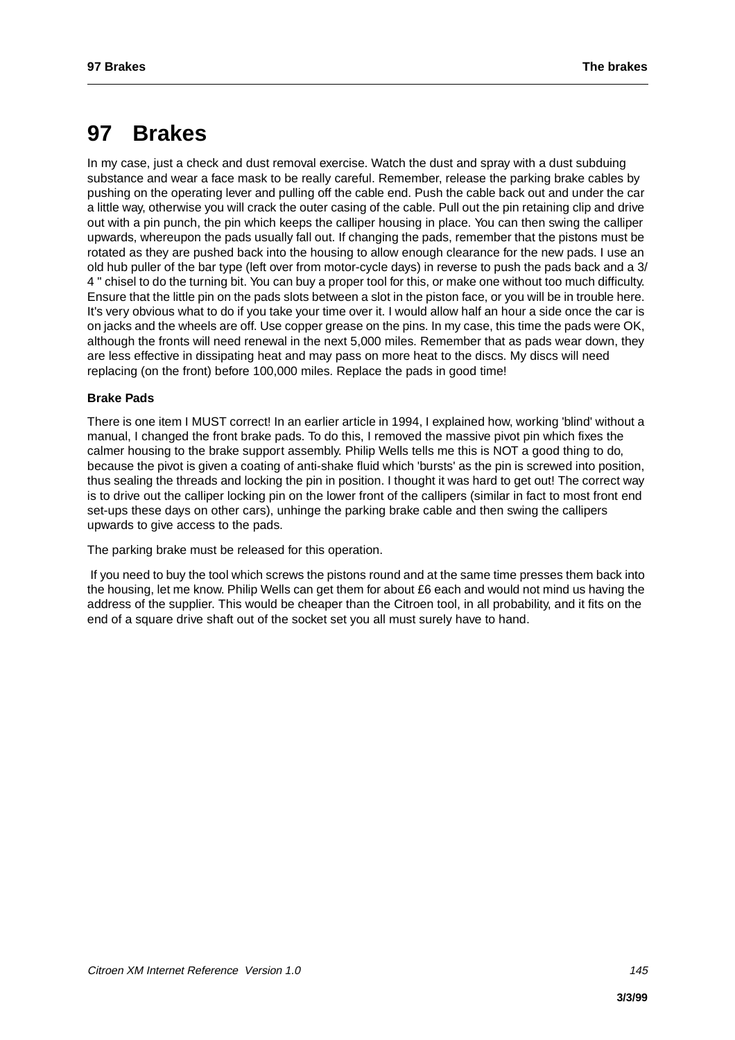# 97 Brakes

In my case, just a check and dust removal exercise. Watch the dust and spray with a dust subduing substance and wear a face mask to be really careful. Remember, release the parking brake cables by pushing on the operating lever and pulling off the cable end. Push the cable back out and under the car a little way, otherwise you will crack the outer casing of the cable. Pull out the pin retaining clip and drive out with a pin punch, the pin which keeps the calliper housing in place. You can then swing the calliper upwards, whereupon the pads usually fall out. If changing the pads, remember that the pistons must be rotated as they are pushed back into the housing to allow enough clearance for the new pads. I use an old hub puller of the bar type (left over from motor-cycle days) in reverse to push the pads back and a 3/4 " chisel to do the turning bit. You can buy a proper tool for this, or make one without too much difficulty. Ensure that the little pin on the pads slots between a slot in the piston face, or you will be in trouble here. It's very obvious what to do if you take your time over it. I would allow half an hour a side once the car is on jacks and the wheels are off. Use copper grease on the pins. In my case, this time the pads were OK, although the fronts will need renewal in the next 5,000 miles. Remember that as pads wear down, they are less effective in dissipating heat and may pass on more heat to the discs. My discs will need replacing (on the front) before 100,000 miles. Replace the pads in good time!

### Brake Pads

There is one item I MUST correct! In an earlier article in 1994, I explained how, working 'blind' without a manual, I changed the front brake pads. To do this, I removed the massive pivot pin which fixes the calmer housing to the brake support assembly. Philip Wells tells me this is NOT a good thing to do, because the pivot is given a coating of anti-shake fluid which 'bursts' as the pin is screwed into position, thus sealing the threads and locking the pin in position. I thought it was hard to get out! The correct way is to drive out the calliper locking pin on the lower front of the callipers (similar in fact to most front end set-ups these days on other cars), unhinge the parking brake cable and then swing the callipers upwards to give access to the pads.

The parking brake must be released for this operation.

If you need to buy the tool which screws the pistons round and at the same time presses them back into the housing, let me know. Philip Wells can get them for about £6 each and would not mind us having the address of the supplier. This would be cheaper than the Citroen tool, in all probability, and it fits on the end of a square drive shaft out of the socket set you all must surely have to hand.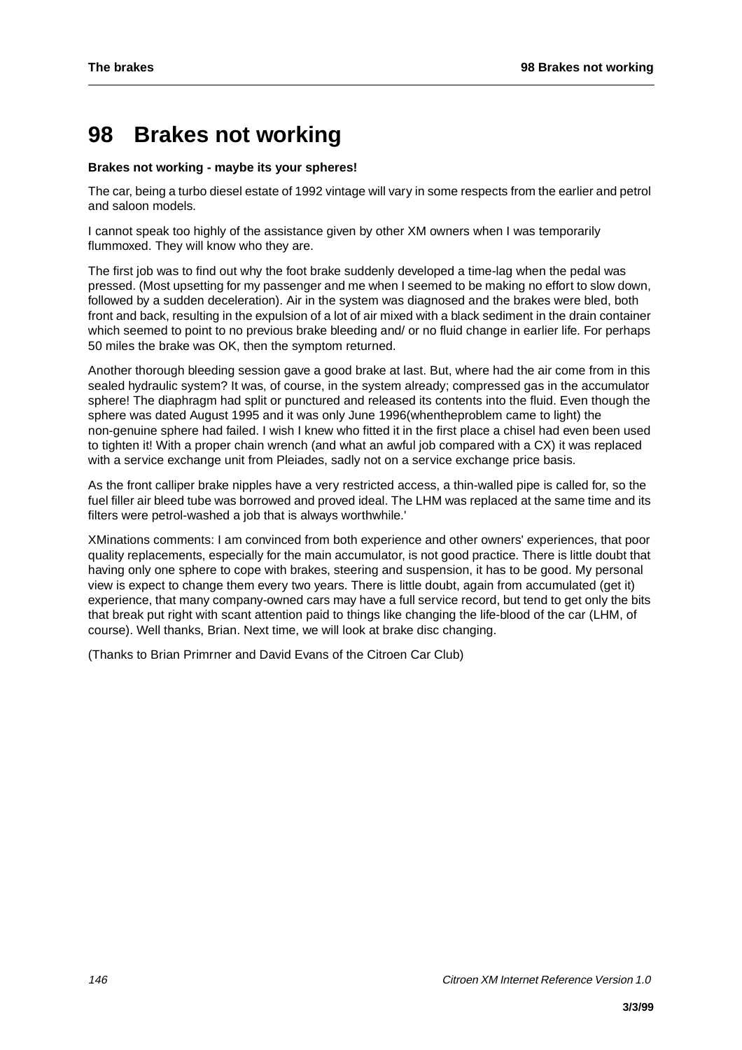# 98 Brakes not working

**Brakes not working - maybe its your spheres!**

The car, being a turbo diesel estate of 1992 vintage will vary in some respects from the earlier and petrol and saloon models.

I cannot speak too highly of the assistance given by other XM owners when I was temporarily flummoxed. They will know who they are.

The first job was to find out why the foot brake suddenly developed a time-lag when the pedal was pressed. (Most upsetting for my passenger and me when I seemed to be making no effort to slow down, followed by a sudden deceleration). Air in the system was diagnosed and the brakes were bled, both front and back, resulting in the expulsion of a lot of air mixed with a black sediment in the drain container which seemed to point to no previous brake bleeding and/ or no fluid change in earlier life. For perhaps 50 miles the brake was OK, then the symptom returned.

Another thorough bleeding session gave a good brake at last. But, where had the air come from in this sealed hydraulic system? It was, of course, in the system already; compressed gas in the accumulator sphere! The diaphragm had split or punctured and released its contents into the fluid. Even though the sphere was dated August 1995 and it was only June 1996(whentheproblem came to light) the non-genuine sphere had failed. I wish I knew who fitted it in the first place a chisel had even been used to tighten it! With a proper chain wrench (and what an awful job compared with a CX) it was replaced with a service exchange unit from Pleiades, sadly not on a service exchange price basis.

As the front calliper brake nipples have a very restricted access, a thin-walled pipe is called for, so the fuel filler air bleed tube was borrowed and proved ideal. The LHM was replaced at the same time and its filters were petrol-washed a job that is always worthwhile.'

XMinations comments: I am convinced from both experience and other owners' experiences, that poor quality replacements, especially for the main accumulator, is not good practice. There is little doubt that having only one sphere to cope with brakes, steering and suspension, it has to be good. My personal view is expect to change them every two years. There is little doubt, again from accumulated (get it) experience, that many company-owned cars may have a full service record, but tend to get only the bits that break put right with scant attention paid to things like changing the life-blood of the car (LHM, of course). Well thanks, Brian. Next time, we will look at brake disc changing.

(Thanks to Brian Primrner and David Evans of the Citroen Car Club)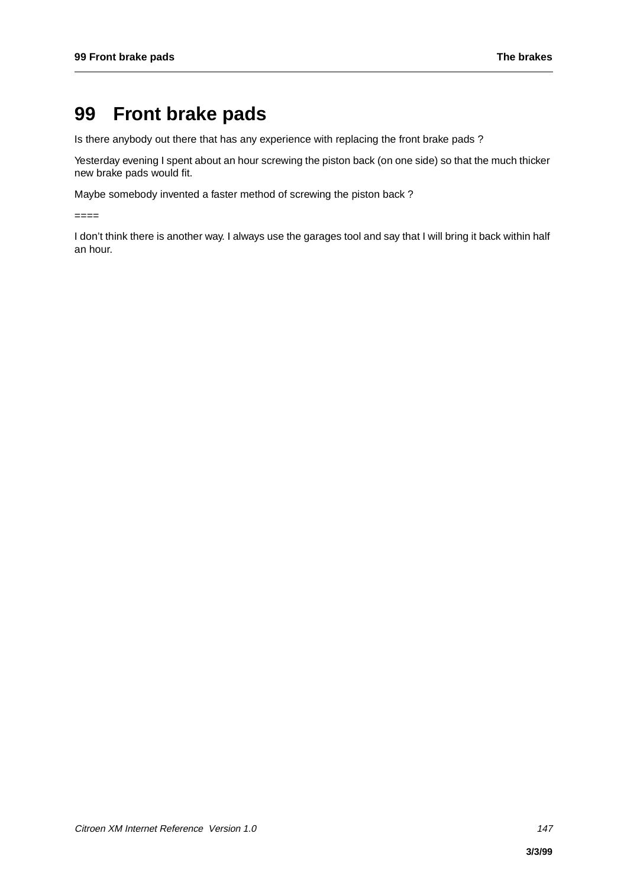# 99 Front brake pads

Is there anybody out there that has any experience with replacing the front brake pads ?

Yesterday evening I spent about an hour screwing the piston back (on one side) so that the much thicker new brake pads would fit.

Maybe somebody invented a faster method of screwing the piston back ?

====

I don’t think there is another way. I always use the garages tool and say that I will bring it back within half an hour.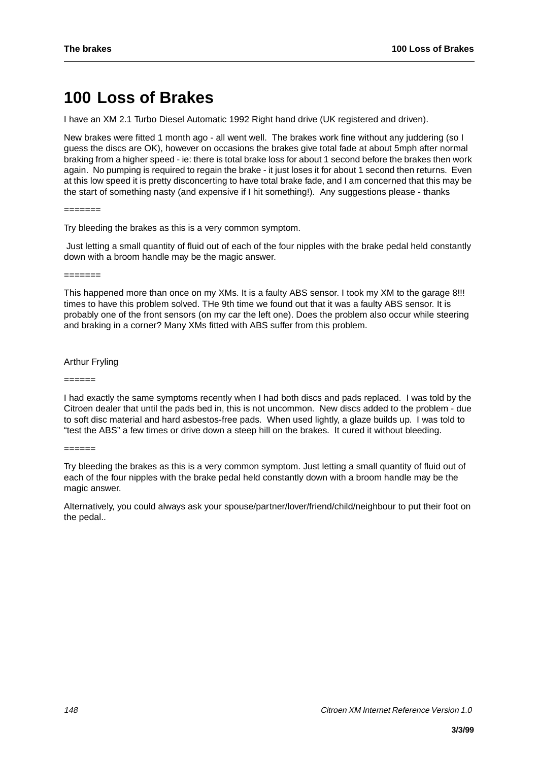# 100 Loss of Brakes

I have an XM 2.1 Turbo Diesel Automatic 1992 Right hand drive (UK registered and driven).

New brakes were fitted 1 month ago - all went well. The brakes work fine without any juddering (so I guess the discs are OK), however on occasions the brakes give total fade at about 5mph after normal braking from a higher speed - ie: there is total brake loss for about 1 second before the brakes then work again. No pumping is required to regain the brake - it just loses it for about 1 second then returns. Even at this low speed it is pretty disconcerting to have total brake fade, and I am concerned that this may be the start of something nasty (and expensive if I hit something!). Any suggestions please - thanks

=======

Try bleeding the brakes as this is a very common symptom.

Just letting a small quantity of fluid out of each of the four nipples with the brake pedal held constantly down with a broom handle may be the magic answer.

=======

This happened more than once on my XMs. It is a faulty ABS sensor. I took my XM to the garage 8!!! times to have this problem solved. THe 9th time we found out that it was a faulty ABS sensor. It is probably one of the front sensors (on my car the left one). Does the problem also occur while steering and braking in a corner? Many XMs fitted with ABS suffer from this problem.

Arthur Fryling

======

I had exactly the same symptoms recently when I had both discs and pads replaced. I was told by the Citroen dealer that until the pads bed in, this is not uncommon. New discs added to the problem - due to soft disc material and hard asbestos-free pads. When used lightly, a glaze builds up. I was told to "test the ABS" a few times or drive down a steep hill on the brakes. It cured it without bleeding.

======

Try bleeding the brakes as this is a very common symptom. Just letting a small quantity of fluid out of each of the four nipples with the brake pedal held constantly down with a broom handle may be the magic answer.

Alternatively, you could always ask your spouse/partner/lover/friend/child/neighbour to put their foot on the pedal..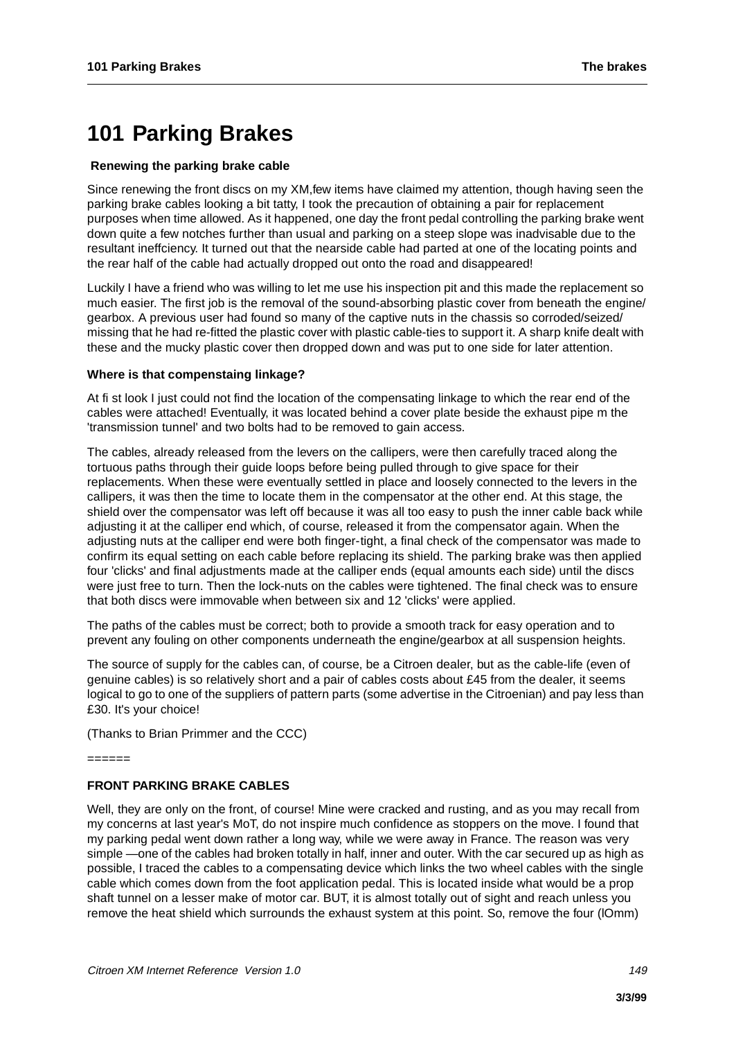# 101 Parking Brakes

**Renewing the parking brake cable**

Since renewing the front discs on my XM,few items have claimed my attention, though having seen the parking brake cables looking a bit tatty, I took the precaution of obtaining a pair for replacement purposes when time allowed. As it happened, one day the front pedal controlling the parking brake went down quite a few notches further than usual and parking on a steep slope was inadvisable due to the resultant ineffciency. It turned out that the nearside cable had parted at one of the locating points and the rear half of the cable had actually dropped out onto the road and disappeared!

Luckily I have a friend who was willing to let me use his inspection pit and this made the replacement so much easier. The first job is the removal of the sound-absorbing plastic cover from beneath the engine/ gearbox. A previous user had found so many of the captive nuts in the chassis so corroded/seized/ missing that he had re-fitted the plastic cover with plastic cable-ties to support it. A sharp knife dealt with these and the mucky plastic cover then dropped down and was put to one side for later attention.

**Where is that compenstaing linkage?**

At fi st look I just could not find the location of the compensating linkage to which the rear end of the cables were attached! Eventually, it was located behind a cover plate beside the exhaust pipe m the 'transmission tunnel' and two bolts had to be removed to gain access.

The cables, already released from the levers on the callipers, were then carefully traced along the tortuous paths through their guide loops before being pulled through to give space for their replacements. When these were eventually settled in place and loosely connected to the levers in the callipers, it was then the time to locate them in the compensator at the other end. At this stage, the shield over the compensator was left off because it was all too easy to push the inner cable back while adjusting it at the calliper end which, of course, released it from the compensator again. When the adjusting nuts at the calliper end were both finger-tight, a final check of the compensator was made to confirm its equal setting on each cable before replacing its shield. The parking brake was then applied four 'clicks' and final adjustments made at the calliper ends (equal amounts each side) until the discs were just free to turn. Then the lock-nuts on the cables were tightened. The final check was to ensure that both discs were immovable when between six and 12 'clicks' were applied.

The paths of the cables must be correct; both to provide a smooth track for easy operation and to prevent any fouling on other components underneath the engine/gearbox at all suspension heights.

The source of supply for the cables can, of course, be a Citroen dealer, but as the cable-life (even of genuine cables) is so relatively short and a pair of cables costs about £45 from the dealer, it seems logical to go to one of the suppliers of pattern parts (some advertise in the Citroenian) and pay less than £30. It's your choice!

(Thanks to Brian Primmer and the CCC)

======

**FRONT PARKING BRAKE CABLES**

Well, they are only on the front, of course! Mine were cracked and rusting, and as you may recall from my concerns at last year's MoT, do not inspire much confidence as stoppers on the move. I found that my parking pedal went down rather a long way, while we were away in France. The reason was very simple —one of the cables had broken totally in half, inner and outer. With the car secured up as high as possible, I traced the cables to a compensating device which links the two wheel cables with the single cable which comes down from the foot application pedal. This is located inside what would be a prop shaft tunnel on a lesser make of motor car. BUT, it is almost totally out of sight and reach unless you remove the heat shield which surrounds the exhaust system at this point. So, remove the four (lOmm)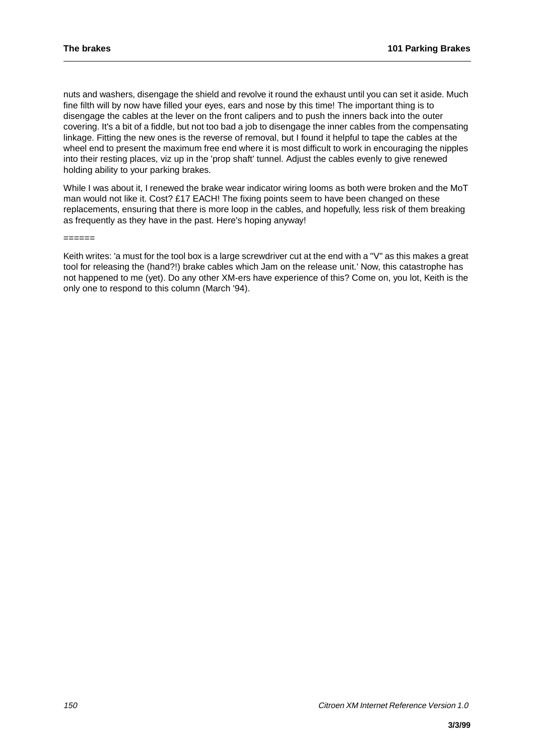nuts and washers, disengage the shield and revolve it round the exhaust until you can set it aside. Much fine filth will by now have filled your eyes, ears and nose by this time! The important thing is to disengage the cables at the lever on the front calipers and to push the inners back into the outer covering. It's a bit of a fiddle, but not too bad a job to disengage the inner cables from the compensating linkage. Fitting the new ones is the reverse of removal, but I found it helpful to tape the cables at the wheel end to present the maximum free end where it is most difficult to work in encouraging the nipples into their resting places, viz up in the 'prop shaft' tunnel. Adjust the cables evenly to give renewed holding ability to your parking brakes.

While I was about it, I renewed the brake wear indicator wiring looms as both were broken and the MoT man would not like it. Cost? £17 EACH! The fixing points seem to have been changed on these replacements, ensuring that there is more loop in the cables, and hopefully, less risk of them breaking as frequently as they have in the past. Here's hoping anyway!

======

Keith writes: 'a must for the tool box is a large screwdriver cut at the end with a "V" as this makes a great tool for releasing the (hand?!) brake cables which Jam on the release unit.' Now, this catastrophe has not happened to me (yet). Do any other XM-ers have experience of this? Come on, you lot, Keith is the only one to respond to this column (March '94).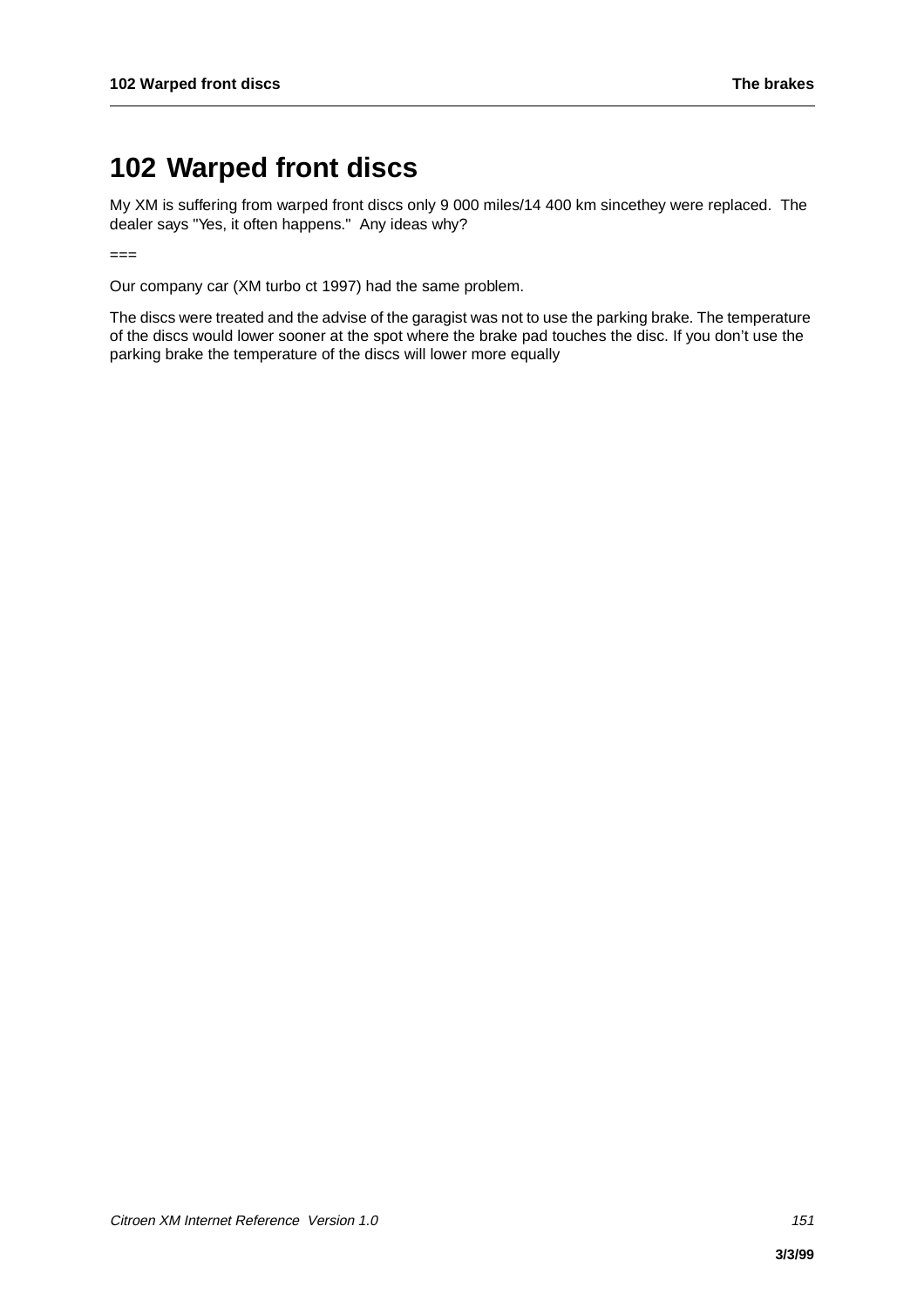# 102 Warped front discs

My XM is suffering from warped front discs only 9 000 miles/14 400 km sincethey were replaced.  The dealer says "Yes, it often happens."  Any ideas why?

===

Our company car (XM turbo ct 1997) had the same problem.

The discs were treated and the advise of the garagist was not to use the parking brake. The temperature of the discs would lower sooner at the spot where the brake pad touches the disc. If you don't use the parking brake the temperature of the discs will lower more equally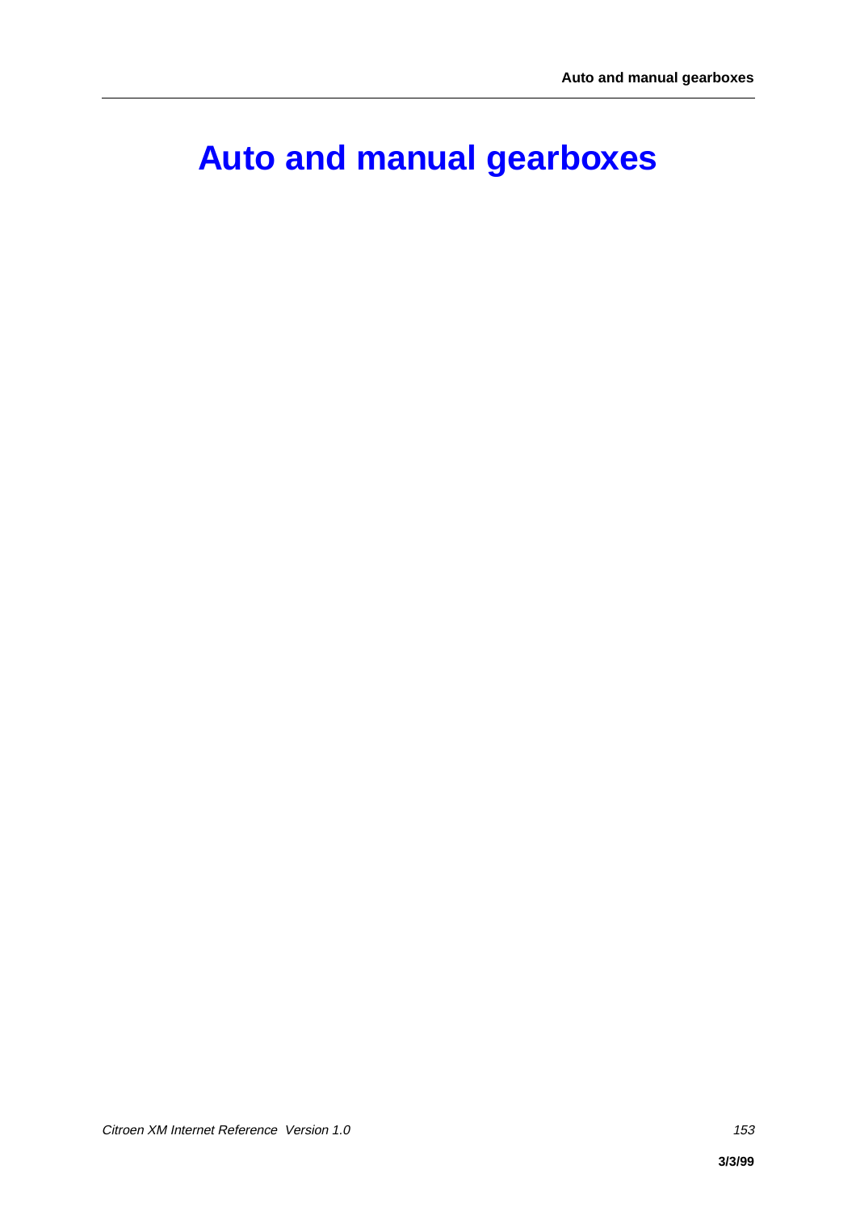# Auto and manual gearboxes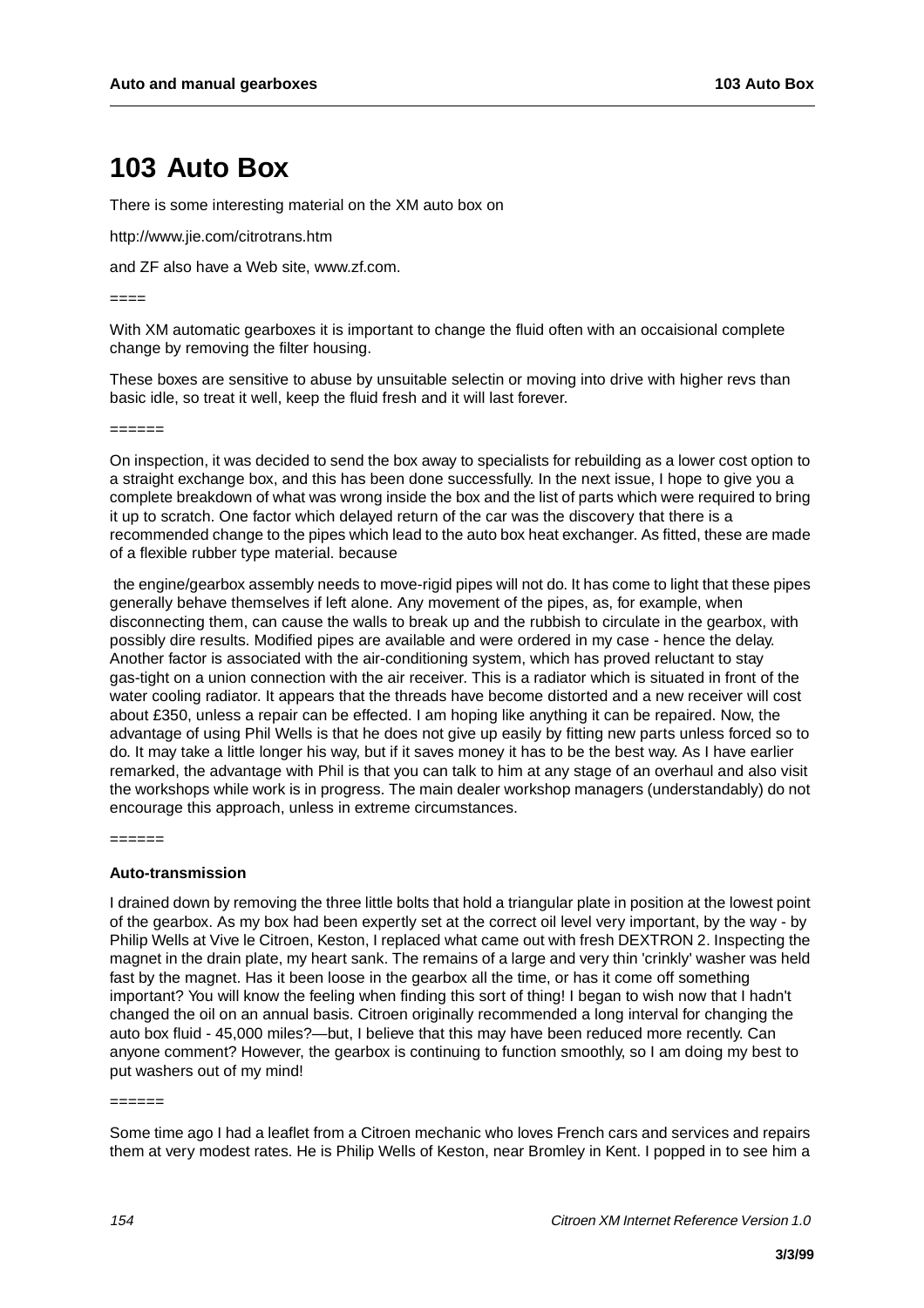# 103 Auto Box

There is some interesting material on the XM auto box on

http://www.jie.com/citrotrans.htm

and ZF also have a Web site, www.zf.com.

====

With XM automatic gearboxes it is important to change the fluid often with an occaisional complete change by removing the filter housing.

These boxes are sensitive to abuse by unsuitable selectin or moving into drive with higher revs than basic idle, so treat it well, keep the fluid fresh and it will last forever.

======

On inspection, it was decided to send the box away to specialists for rebuilding as a lower cost option to a straight exchange box, and this has been done successfully. In the next issue, I hope to give you a complete breakdown of what was wrong inside the box and the list of parts which were required to bring it up to scratch. One factor which delayed return of the car was the discovery that there is a recommended change to the pipes which lead to the auto box heat exchanger. As fitted, these are made of a flexible rubber type material. because

the engine/gearbox assembly needs to move-rigid pipes will not do. It has come to light that these pipes generally behave themselves if left alone. Any movement of the pipes, as, for example, when disconnecting them, can cause the walls to break up and the rubbish to circulate in the gearbox, with possibly dire results. Modified pipes are available and were ordered in my case - hence the delay. Another factor is associated with the air-conditioning system, which has proved reluctant to stay gas-tight on a union connection with the air receiver. This is a radiator which is situated in front of the water cooling radiator. It appears that the threads have become distorted and a new receiver will cost about £350, unless a repair can be effected. I am hoping like anything it can be repaired. Now, the advantage of using Phil Wells is that he does not give up easily by fitting new parts unless forced so to do. It may take a little longer his way, but if it saves money it has to be the best way. As I have earlier remarked, the advantage with Phil is that you can talk to him at any stage of an overhaul and also visit the workshops while work is in progress. The main dealer workshop managers (understandably) do not encourage this approach, unless in extreme circumstances.

======

**Auto-transmission**

I drained down by removing the three little bolts that hold a triangular plate in position at the lowest point of the gearbox. As my box had been expertly set at the correct oil level very important, by the way - by Philip Wells at Vive le Citroen, Keston, I replaced what came out with fresh DEXTRON 2. Inspecting the magnet in the drain plate, my heart sank. The remains of a large and very thin 'crinkly' washer was held fast by the magnet. Has it been loose in the gearbox all the time, or has it come off something important? You will know the feeling when finding this sort of thing! I began to wish now that I hadn't changed the oil on an annual basis. Citroen originally recommended a long interval for changing the auto box fluid - 45,000 miles?—but, I believe that this may have been reduced more recently. Can anyone comment? However, the gearbox is continuing to function smoothly, so I am doing my best to put washers out of my mind!

======

Some time ago I had a leaflet from a Citroen mechanic who loves French cars and services and repairs them at very modest rates. He is Philip Wells of Keston, near Bromley in Kent. I popped in to see him a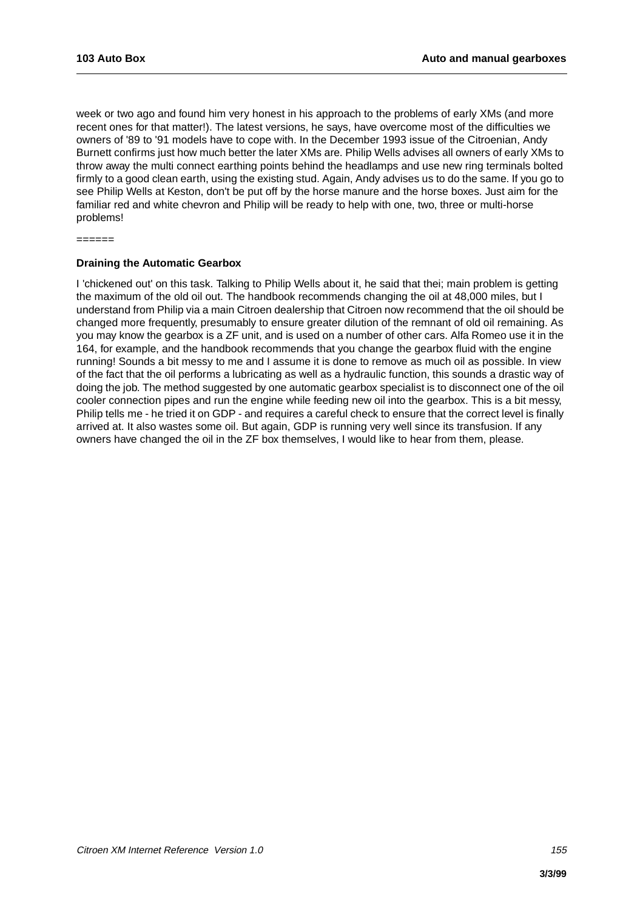week or two ago and found him very honest in his approach to the problems of early XMs (and more recent ones for that matter!). The latest versions, he says, have overcome most of the difficulties we owners of '89 to '91 models have to cope with. In the December 1993 issue of the Citroenian, Andy Burnett confirms just how much better the later XMs are. Philip Wells advises all owners of early XMs to throw away the multi connect earthing points behind the headlamps and use new ring terminals bolted firmly to a good clean earth, using the existing stud. Again, Andy advises us to do the same. If you go to see Philip Wells at Keston, don't be put off by the horse manure and the horse boxes. Just aim for the familiar red and white chevron and Philip will be ready to help with one, two, three or multi-horse problems!

======

**Draining the Automatic Gearbox**

I 'chickened out' on this task. Talking to Philip Wells about it, he said that thei; main problem is getting the maximum of the old oil out. The handbook recommends changing the oil at 48,000 miles, but I understand from Philip via a main Citroen dealership that Citroen now recommend that the oil should be changed more frequently, presumably to ensure greater dilution of the remnant of old oil remaining. As you may know the gearbox is a ZF unit, and is used on a number of other cars. Alfa Romeo use it in the 164, for example, and the handbook recommends that you change the gearbox fluid with the engine running! Sounds a bit messy to me and I assume it is done to remove as much oil as possible. In view of the fact that the oil performs a lubricating as well as a hydraulic function, this sounds a drastic way of doing the job. The method suggested by one automatic gearbox specialist is to disconnect one of the oil cooler connection pipes and run the engine while feeding new oil into the gearbox. This is a bit messy, Philip tells me - he tried it on GDP - and requires a careful check to ensure that the correct level is finally arrived at. It also wastes some oil. But again, GDP is running very well since its transfusion. If any owners have changed the oil in the ZF box themselves, I would like to hear from them, please.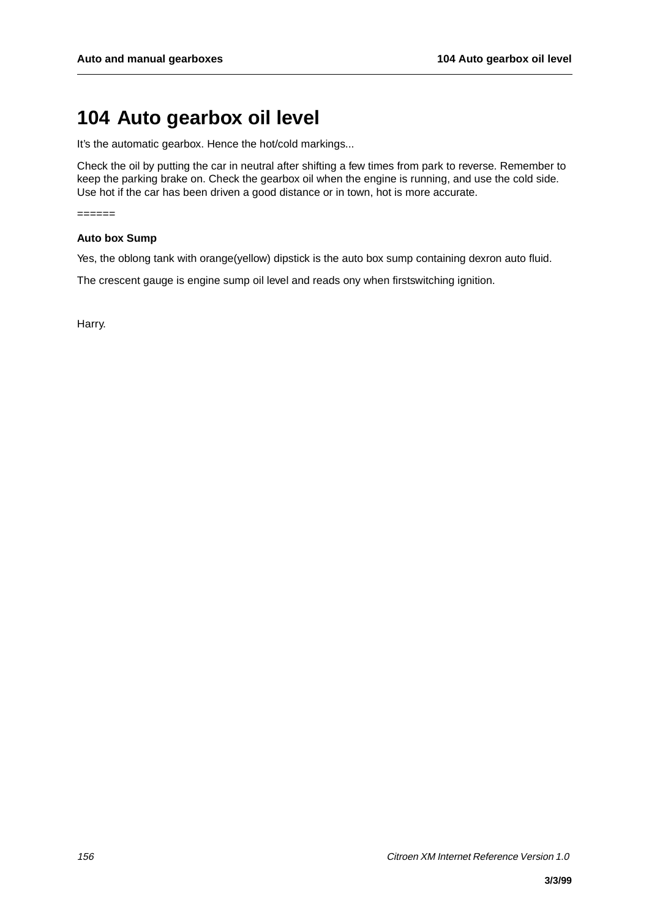# 104 Auto gearbox oil level

It's the automatic gearbox. Hence the hot/cold markings...

Check the oil by putting the car in neutral after shifting a few times from park to reverse. Remember to keep the parking brake on. Check the gearbox oil when the engine is running, and use the cold side. Use hot if the car has been driven a good distance or in town, hot is more accurate.

======

**Auto box Sump**

Yes, the oblong tank with orange(yellow) dipstick is the auto box sump containing dexron auto fluid.

The crescent gauge is engine sump oil level and reads ony when firstswitching ignition.

Harry.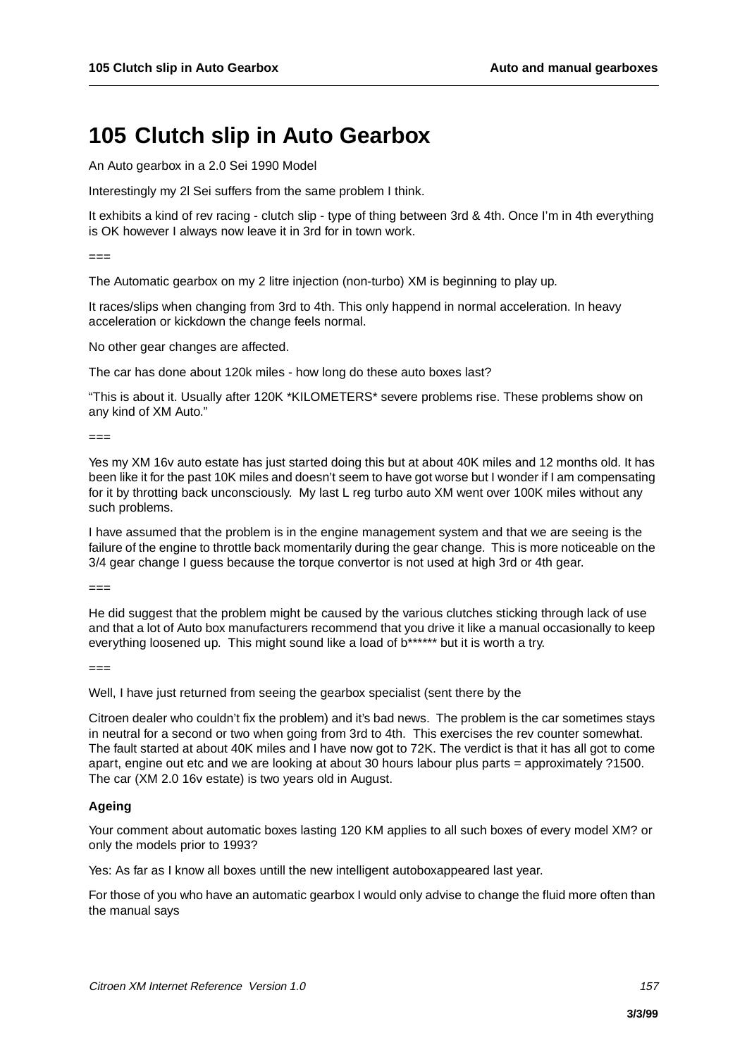# 105 Clutch slip in Auto Gearbox

An Auto gearbox in a 2.0 Sei 1990 Model

Interestingly my 2l Sei suffers from the same problem I think.

It exhibits a kind of rev racing - clutch slip - type of thing between 3rd & 4th. Once I'm in 4th everything is OK however I always now leave it in 3rd for in town work.

===

The Automatic gearbox on my 2 litre injection (non-turbo) XM is beginning to play up.

It races/slips when changing from 3rd to 4th. This only happend in normal acceleration. In heavy acceleration or kickdown the change feels normal.

No other gear changes are affected.

The car has done about 120k miles - how long do these auto boxes last?

"This is about it. Usually after 120K *KILOMETERS* severe problems rise. These problems show on any kind of XM Auto."

===

Yes my XM 16v auto estate has just started doing this but at about 40K miles and 12 months old. It has been like it for the past 10K miles and doesn't seem to have got worse but I wonder if I am compensating for it by throtting back unconsciously. My last L reg turbo auto XM went over 100K miles without any such problems.

I have assumed that the problem is in the engine management system and that we are seeing is the failure of the engine to throttle back momentarily during the gear change. This is more noticeable on the 3/4 gear change I guess because the torque convertor is not used at high 3rd or 4th gear.

===

He did suggest that the problem might be caused by the various clutches sticking through lack of use and that a lot of Auto box manufacturers recommend that you drive it like a manual occasionally to keep everything loosened up. This might sound like a load of b****** but it is worth a try.

===

Well, I have just returned from seeing the gearbox specialist (sent there by the

Citroen dealer who couldn't fix the problem) and it's bad news. The problem is the car sometimes stays in neutral for a second or two when going from 3rd to 4th. This exercises the rev counter somewhat. The fault started at about 40K miles and I have now got to 72K. The verdict is that it has all got to come apart, engine out etc and we are looking at about 30 hours labour plus parts = approximately ?1500. The car (XM 2.0 16v estate) is two years old in August.

### Ageing

Your comment about automatic boxes lasting 120 KM applies to all such boxes of every model XM? or only the models prior to 1993?

Yes: As far as I know all boxes untill the new intelligent autoboxappeared last year.

For those of you who have an automatic gearbox I would only advise to change the fluid more often than the manual says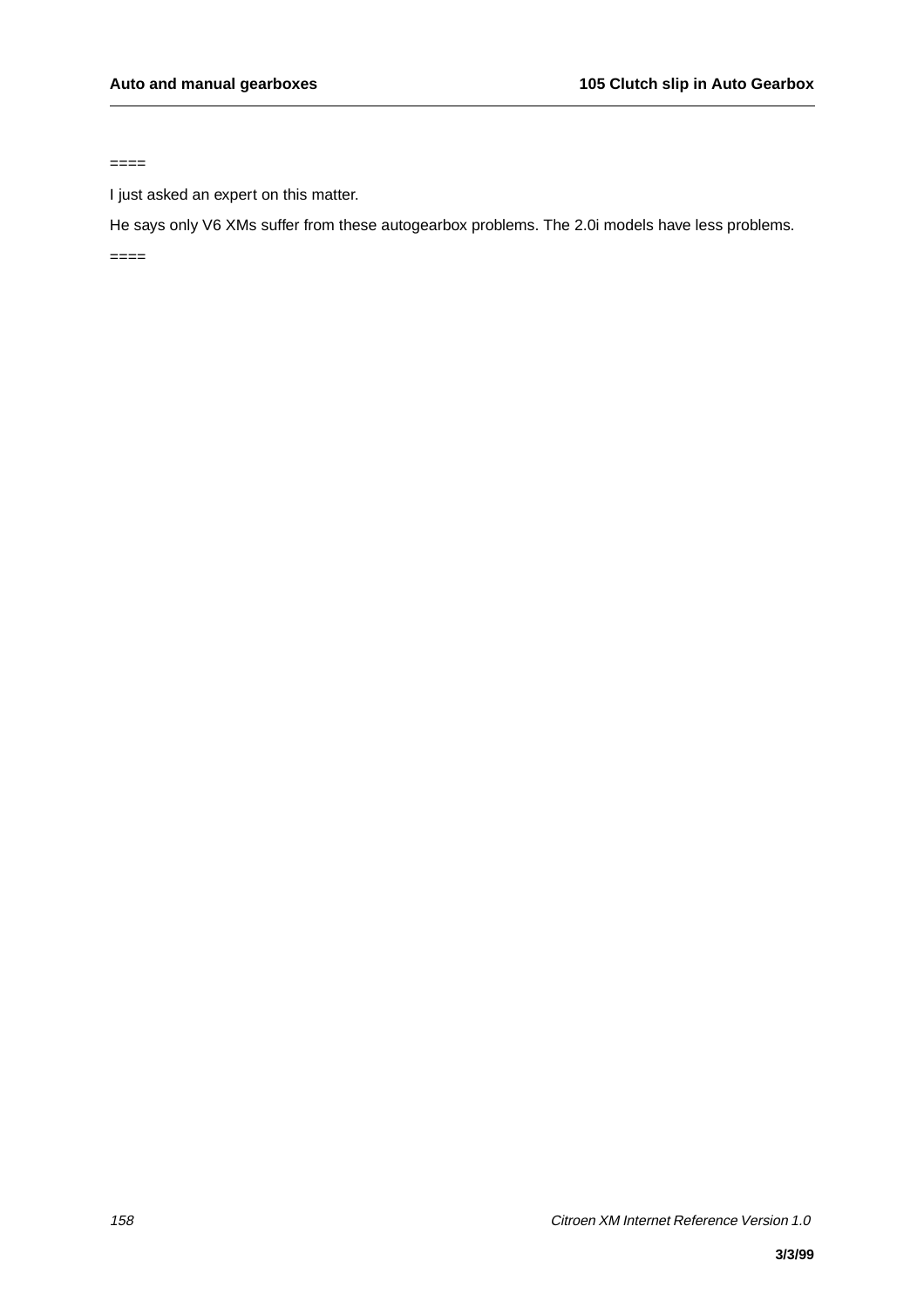====

I just asked an expert on this matter.

He says only V6 XMs suffer from these autogearbox problems. The 2.0i models have less problems.

====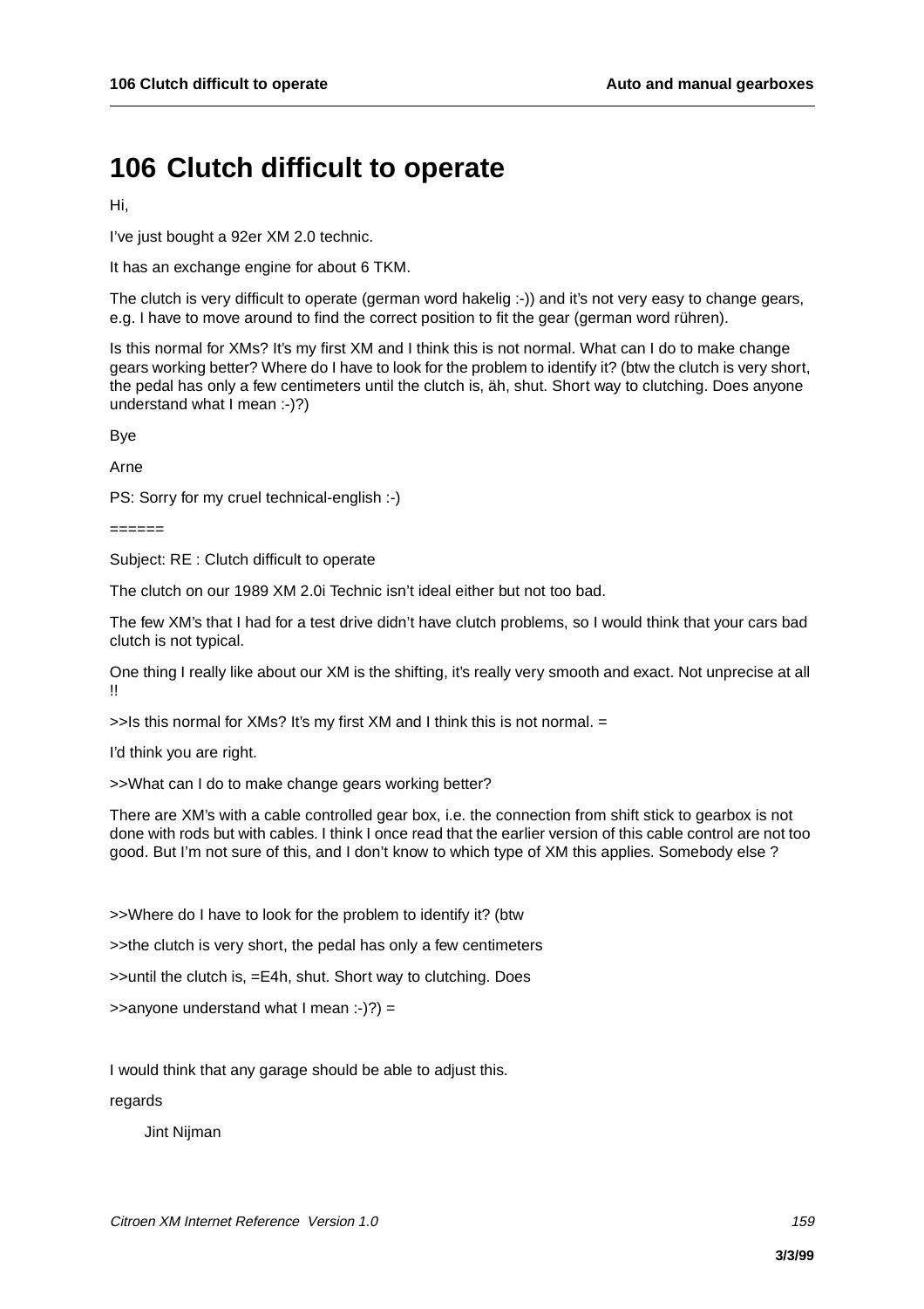# 106 Clutch difficult to operate

Hi,

I've just bought a 92er XM 2.0 technic.

It has an exchange engine for about 6 TKM.

The clutch is very difficult to operate (german word hakelig :-)) and it's not very easy to change gears, e.g. I have to move around to find the correct position to fit the gear (german word rühren).

Is this normal for XMs? It's my first XM and I think this is not normal. What can I do to make change gears working better? Where do I have to look for the problem to identify it? (btw the clutch is very short, the pedal has only a few centimeters until the clutch is, äh, shut. Short way to clutching. Does anyone understand what I mean :-)?)

Bye

Arne

PS: Sorry for my cruel technical-english :-)

======

Subject: RE : Clutch difficult to operate

The clutch on our 1989 XM 2.0i Technic isn't ideal either but not too bad.

The few XM's that I had for a test drive didn't have clutch problems, so I would think that your cars bad clutch is not typical.

One thing I really like about our XM is the shifting, it's really very smooth and exact. Not unprecise at all !!

>>Is this normal for XMs? It's my first XM and I think this is not normal. =

I'd think you are right.

>>What can I do to make change gears working better?

There are XM's with a cable controlled gear box, i.e. the connection from shift stick to gearbox is not done with rods but with cables. I think I once read that the earlier version of this cable control are not too good. But I'm not sure of this, and I don't know to which type of XM this applies. Somebody else ?

>>Where do I have to look for the problem to identify it? (btw

>>the clutch is very short, the pedal has only a few centimeters

>>until the clutch is, =E4h, shut. Short way to clutching. Does

>>anyone understand what I mean :-)?) =

I would think that any garage should be able to adjust this.

regards

Jint Nijman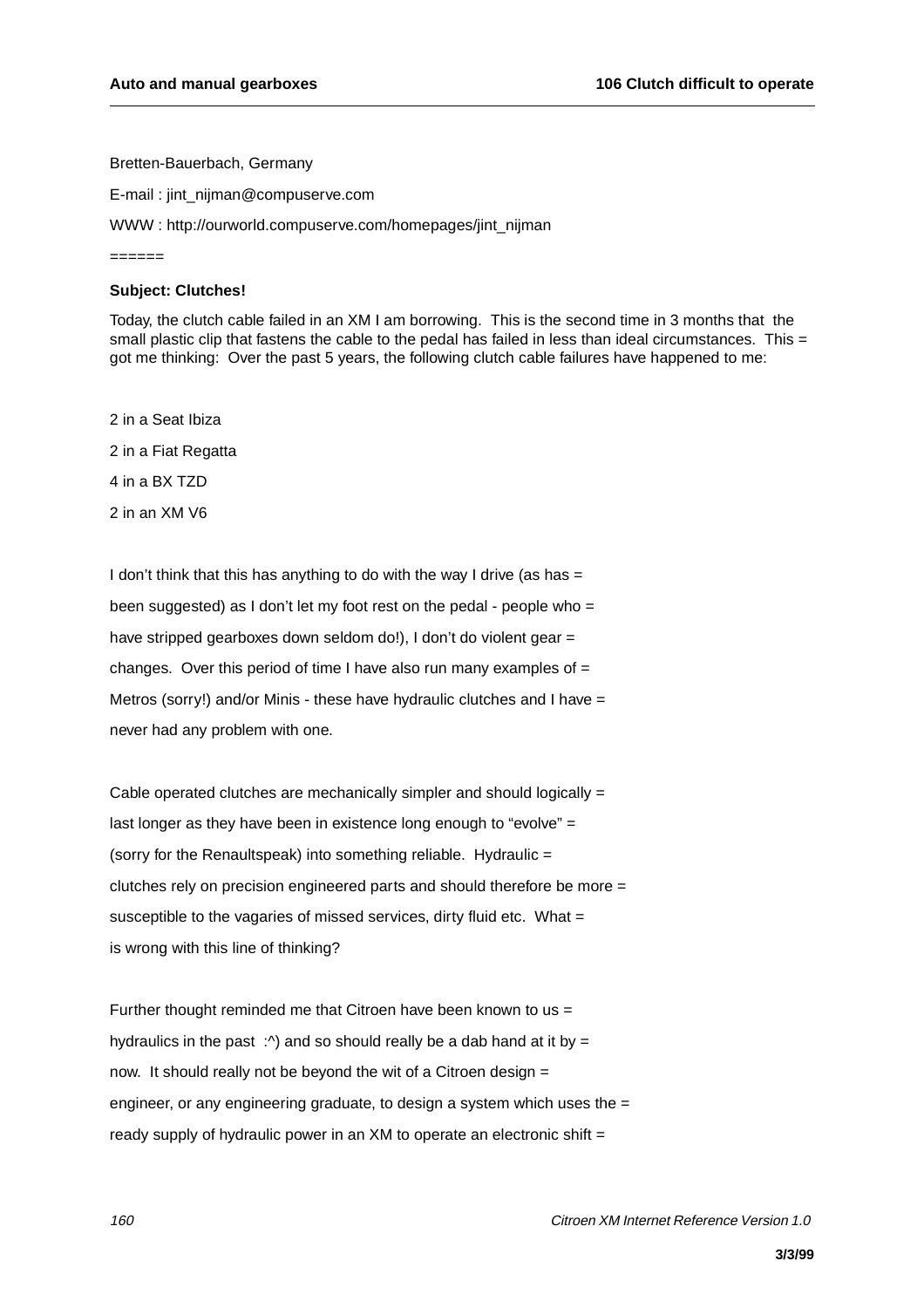Bretten-Bauerbach, Germany

E-mail : jint_nijman@compuserve.com

WWW : http://ourworld.compuserve.com/homepages/jint_nijman

======

**Subject: Clutches!**

Today, the clutch cable failed in an XM I am borrowing. This is the second time in 3 months that the small plastic clip that fastens the cable to the pedal has failed in less than ideal circumstances. This = got me thinking: Over the past 5 years, the following clutch cable failures have happened to me:

2 in a Seat Ibiza

2 in a Fiat Regatta

4 in a BX TZD

2 in an XM V6

I don't think that this has anything to do with the way I drive (as has =
been suggested) as I don't let my foot rest on the pedal - people who =
have stripped gearboxes down seldom do!), I don't do violent gear =
changes. Over this period of time I have also run many examples of =
Metros (sorry!) and/or Minis - these have hydraulic clutches and I have =
never had any problem with one.

Cable operated clutches are mechanically simpler and should logically =
last longer as they have been in existence long enough to "evolve" =
(sorry for the Renaultspeak) into something reliable. Hydraulic =
clutches rely on precision engineered parts and should therefore be more =
susceptible to the vagaries of missed services, dirty fluid etc. What =
is wrong with this line of thinking?

Further thought reminded me that Citroen have been known to us =
hydraulics in the past :^) and so should really be a dab hand at it by =
now. It should really not be beyond the wit of a Citroen design =
engineer, or any engineering graduate, to design a system which uses the =
ready supply of hydraulic power in an XM to operate an electronic shift =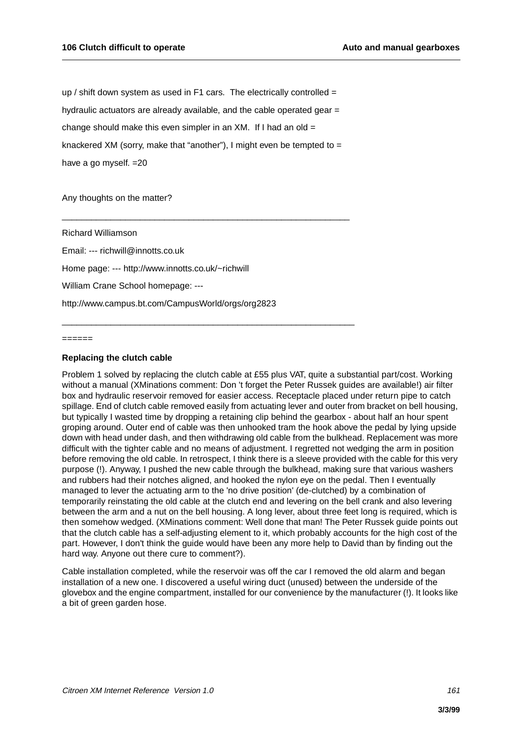up / shift down system as used in F1 cars.  The electrically controlled =

hydraulic actuators are already available, and the cable operated gear =

change should make this even simpler in an XM.  If I had an old =

knackered XM (sorry, make that "another"), I might even be tempted to =

have a go myself. =20

Any thoughts on the matter?

___________________________________________________________

Richard Williamson

Email: --- richwill@innotts.co.uk

Home page: --- http://www.innotts.co.uk/~richwill

William Crane School homepage: ---

http://www.campus.bt.com/CampusWorld/orgs/org2823

____________________________________________________________

======

**Replacing the clutch cable**

Problem 1 solved by replacing the clutch cable at £55 plus VAT, quite a substantial part/cost. Working without a manual (XMinations comment: Don 't forget the Peter Russek guides are available!) air filter box and hydraulic reservoir removed for easier access. Receptacle placed under return pipe to catch spillage. End of clutch cable removed easily from actuating lever and outer from bracket on bell housing, but typically I wasted time by dropping a retaining clip behind the gearbox - about half an hour spent groping around. Outer end of cable was then unhooked tram the hook above the pedal by lying upside down with head under dash, and then withdrawing old cable from the bulkhead. Replacement was more difficult with the tighter cable and no means of adjustment. I regretted not wedging the arm in position before removing the old cable. In retrospect, I think there is a sleeve provided with the cable for this very purpose (!). Anyway, I pushed the new cable through the bulkhead, making sure that various washers and rubbers had their notches aligned, and hooked the nylon eye on the pedal. Then I eventually managed to lever the actuating arm to the 'no drive position' (de-clutched) by a combination of temporarily reinstating the old cable at the clutch end and levering on the bell crank and also levering between the arm and a nut on the bell housing. A long lever, about three feet long is required, which is then somehow wedged. (XMinations comment: Well done that man! The Peter Russek guide points out that the clutch cable has a self-adjusting element to it, which probably accounts for the high cost of the part. However, I don't think the guide would have been any more help to David than by finding out the hard way. Anyone out there cure to comment?).

Cable installation completed, while the reservoir was off the car I removed the old alarm and began installation of a new one. I discovered a useful wiring duct (unused) between the underside of the glovebox and the engine compartment, installed for our convenience by the manufacturer (!). It looks like a bit of green garden hose.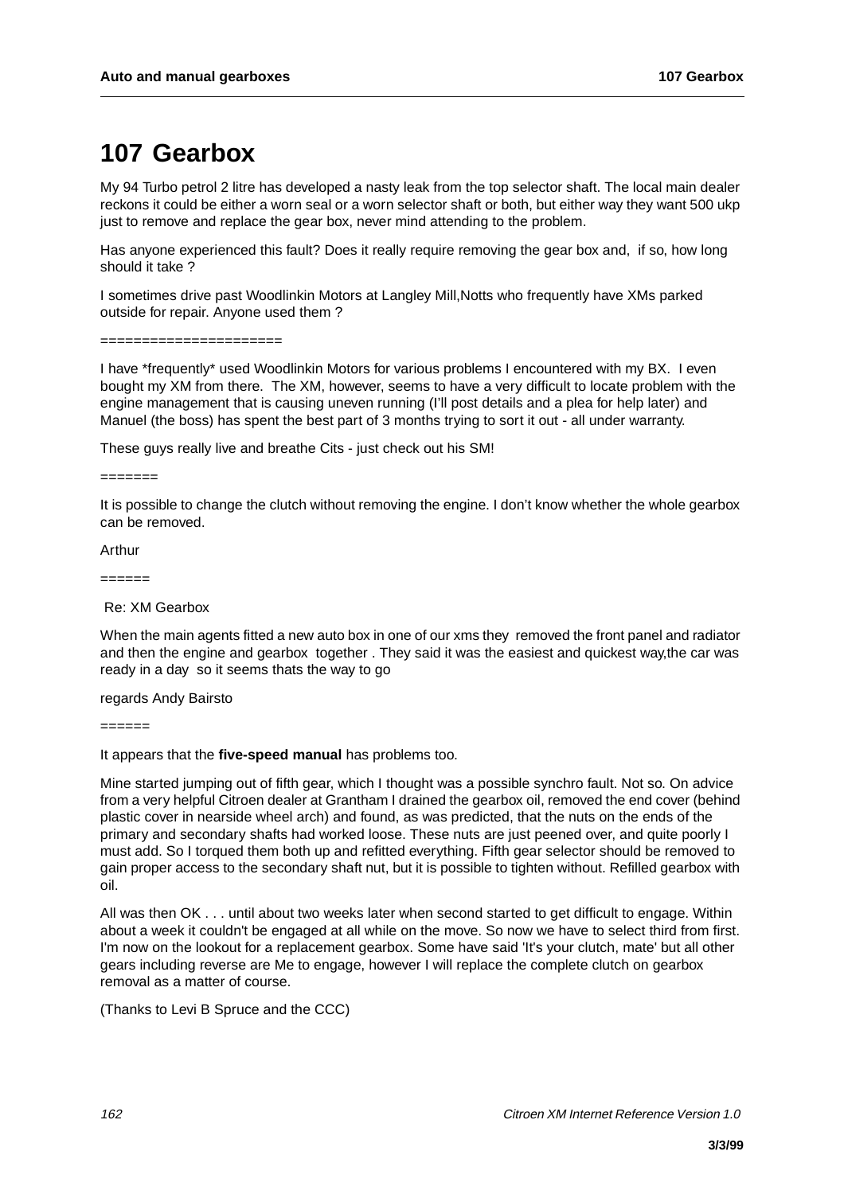# 107 Gearbox

My 94 Turbo petrol 2 litre has developed a nasty leak from the top selector shaft. The local main dealer reckons it could be either a worn seal or a worn selector shaft or both, but either way they want 500 ukp just to remove and replace the gear box, never mind attending to the problem.

Has anyone experienced this fault? Does it really require removing the gear box and, if so, how long should it take ?

I sometimes drive past Woodlinkin Motors at Langley Mill,Notts who frequently have XMs parked outside for repair. Anyone used them ?

=====================

I have *frequently* used Woodlinkin Motors for various problems I encountered with my BX. I even bought my XM from there. The XM, however, seems to have a very difficult to locate problem with the engine management that is causing uneven running (I'll post details and a plea for help later) and Manuel (the boss) has spent the best part of 3 months trying to sort it out - all under warranty.

These guys really live and breathe Cits - just check out his SM!

=======

It is possible to change the clutch without removing the engine. I don't know whether the whole gearbox can be removed.

Arthur

======

Re: XM Gearbox

When the main agents fitted a new auto box in one of our xms they removed the front panel and radiator and then the engine and gearbox together . They said it was the easiest and quickest way,the car was ready in a day so it seems thats the way to go

regards Andy Bairsto

======

It appears that the **five-speed manual** has problems too.

Mine started jumping out of fifth gear, which I thought was a possible synchro fault. Not so. On advice from a very helpful Citroen dealer at Grantham I drained the gearbox oil, removed the end cover (behind plastic cover in nearside wheel arch) and found, as was predicted, that the nuts on the ends of the primary and secondary shafts had worked loose. These nuts are just peened over, and quite poorly I must add. So I torqued them both up and refitted everything. Fifth gear selector should be removed to gain proper access to the secondary shaft nut, but it is possible to tighten without. Refilled gearbox with oil.

All was then OK . . . until about two weeks later when second started to get difficult to engage. Within about a week it couldn't be engaged at all while on the move. So now we have to select third from first. I'm now on the lookout for a replacement gearbox. Some have said 'It's your clutch, mate' but all other gears including reverse are Me to engage, however I will replace the complete clutch on gearbox removal as a matter of course.

(Thanks to Levi B Spruce and the CCC)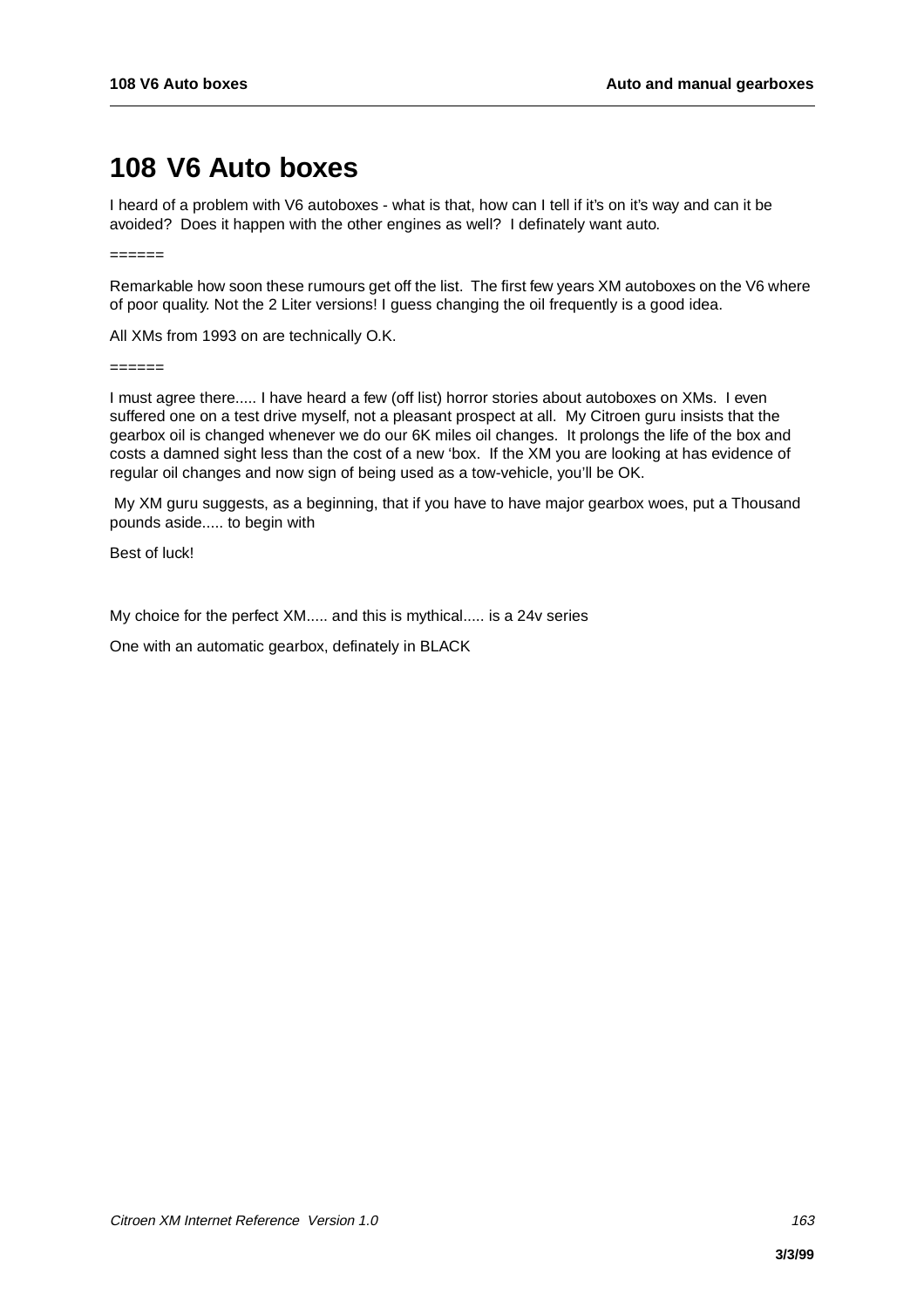# 108 V6 Auto boxes

I heard of a problem with V6 autoboxes - what is that, how can I tell if it's on it's way and can it be avoided? Does it happen with the other engines as well? I definately want auto.

======

Remarkable how soon these rumours get off the list. The first few years XM autoboxes on the V6 where of poor quality. Not the 2 Liter versions! I guess changing the oil frequently is a good idea.

All XMs from 1993 on are technically O.K.

======

I must agree there..... I have heard a few (off list) horror stories about autoboxes on XMs. I even suffered one on a test drive myself, not a pleasant prospect at all. My Citroen guru insists that the gearbox oil is changed whenever we do our 6K miles oil changes. It prolongs the life of the box and costs a damned sight less than the cost of a new 'box. If the XM you are looking at has evidence of regular oil changes and now sign of being used as a tow-vehicle, you'll be OK.

My XM guru suggests, as a beginning, that if you have to have major gearbox woes, put a Thousand pounds aside..... to begin with

Best of luck!

My choice for the perfect XM..... and this is mythical..... is a 24v series

One with an automatic gearbox, definately in BLACK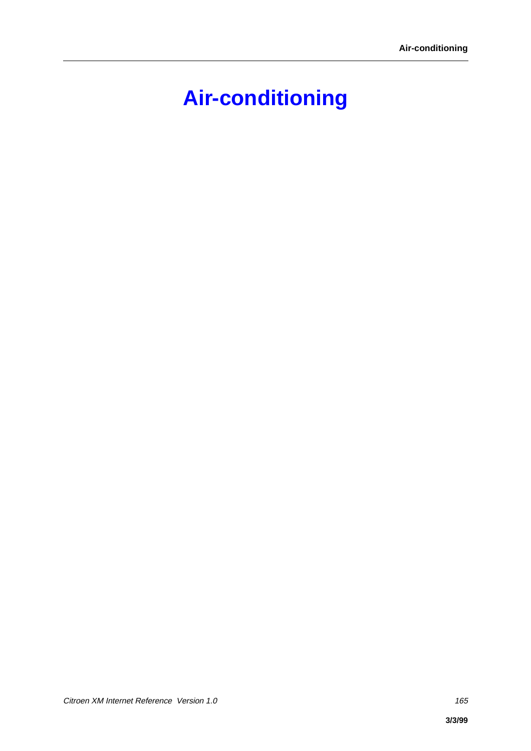# Air-conditioning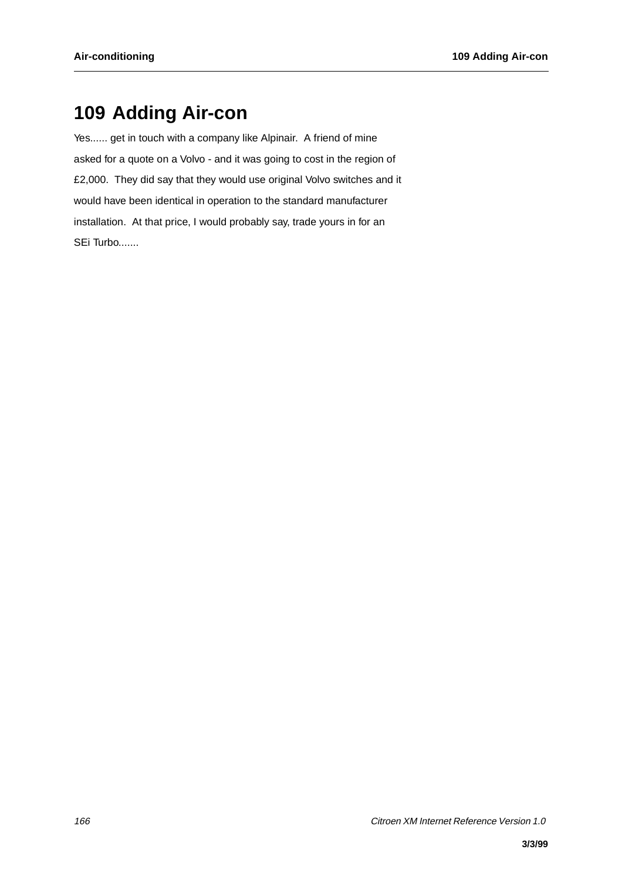# 109 Adding Air-con

Yes...... get in touch with a company like Alpinair. A friend of mine asked for a quote on a Volvo - and it was going to cost in the region of £2,000. They did say that they would use original Volvo switches and it would have been identical in operation to the standard manufacturer installation. At that price, I would probably say, trade yours in for an SEi Turbo.......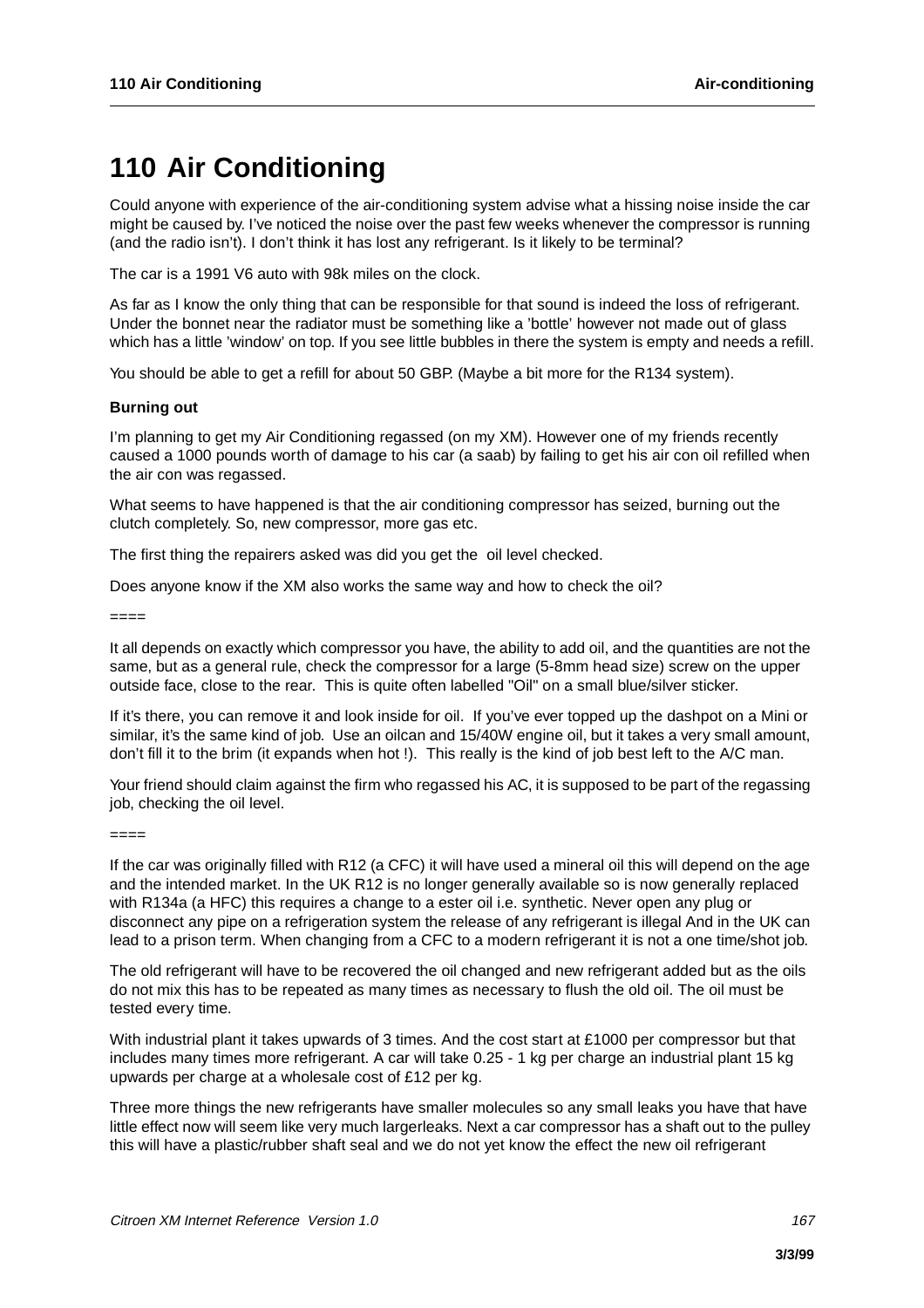# 110 Air Conditioning

Could anyone with experience of the air-conditioning system advise what a hissing noise inside the car might be caused by. I've noticed the noise over the past few weeks whenever the compressor is running (and the radio isn't). I don't think it has lost any refrigerant. Is it likely to be terminal?

The car is a 1991 V6 auto with 98k miles on the clock.

As far as I know the only thing that can be responsible for that sound is indeed the loss of refrigerant. Under the bonnet near the radiator must be something like a 'bottle' however not made out of glass which has a little 'window' on top. If you see little bubbles in there the system is empty and needs a refill.

You should be able to get a refill for about 50 GBP. (Maybe a bit more for the R134 system).

**Burning out**

I'm planning to get my Air Conditioning regassed (on my XM). However one of my friends recently caused a 1000 pounds worth of damage to his car (a saab) by failing to get his air con oil refilled when the air con was regassed.

What seems to have happened is that the air conditioning compressor has seized, burning out the clutch completely. So, new compressor, more gas etc.

The first thing the repairers asked was did you get the oil level checked.

Does anyone know if the XM also works the same way and how to check the oil?

====

It all depends on exactly which compressor you have, the ability to add oil, and the quantities are not the same, but as a general rule, check the compressor for a large (5-8mm head size) screw on the upper outside face, close to the rear. This is quite often labelled "Oil" on a small blue/silver sticker.

If it's there, you can remove it and look inside for oil. If you've ever topped up the dashpot on a Mini or similar, it's the same kind of job. Use an oilcan and 15/40W engine oil, but it takes a very small amount, don't fill it to the brim (it expands when hot !). This really is the kind of job best left to the A/C man.

Your friend should claim against the firm who regassed his AC, it is supposed to be part of the regassing job, checking the oil level.

====

If the car was originally filled with R12 (a CFC) it will have used a mineral oil this will depend on the age and the intended market. In the UK R12 is no longer generally available so is now generally replaced with R134a (a HFC) this requires a change to a ester oil i.e. synthetic. Never open any plug or disconnect any pipe on a refrigeration system the release of any refrigerant is illegal And in the UK can lead to a prison term. When changing from a CFC to a modern refrigerant it is not a one time/shot job.

The old refrigerant will have to be recovered the oil changed and new refrigerant added but as the oils do not mix this has to be repeated as many times as necessary to flush the old oil. The oil must be tested every time.

With industrial plant it takes upwards of 3 times. And the cost start at £1000 per compressor but that includes many times more refrigerant. A car will take 0.25 - 1 kg per charge an industrial plant 15 kg upwards per charge at a wholesale cost of £12 per kg.

Three more things the new refrigerants have smaller molecules so any small leaks you have that have little effect now will seem like very much largerleaks. Next a car compressor has a shaft out to the pulley this will have a plastic/rubber shaft seal and we do not yet know the effect the new oil refrigerant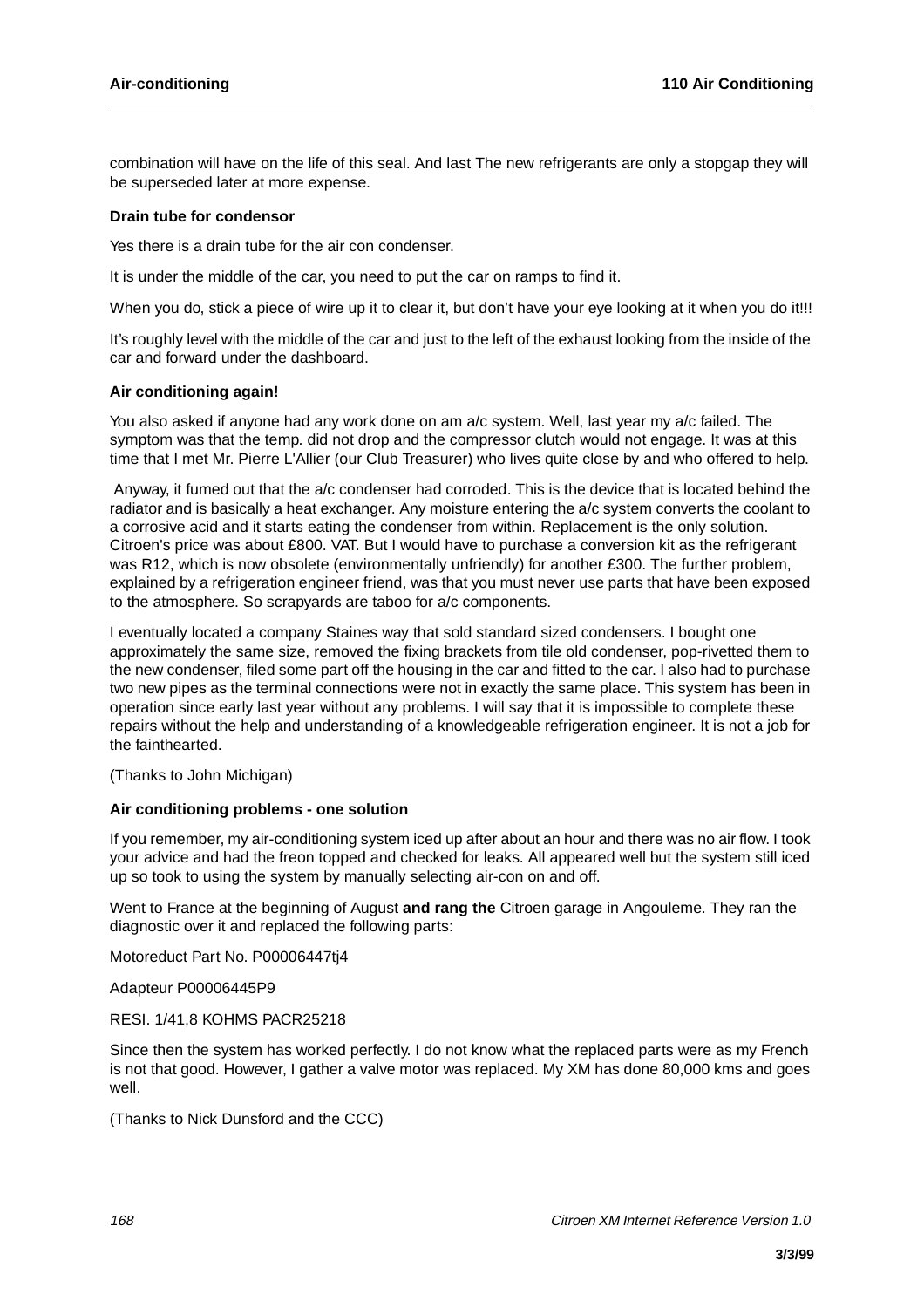combination will have on the life of this seal. And last The new refrigerants are only a stopgap they will be superseded later at more expense.

**Drain tube for condensor**

Yes there is a drain tube for the air con condenser.

It is under the middle of the car, you need to put the car on ramps to find it.

When you do, stick a piece of wire up it to clear it, but don't have your eye looking at it when you do it!!!

It's roughly level with the middle of the car and just to the left of the exhaust looking from the inside of the car and forward under the dashboard.

**Air conditioning again!**

You also asked if anyone had any work done on am a/c system. Well, last year my a/c failed. The symptom was that the temp. did not drop and the compressor clutch would not engage. It was at this time that I met Mr. Pierre L'Allier (our Club Treasurer) who lives quite close by and who offered to help.

Anyway, it fumed out that the a/c condenser had corroded. This is the device that is located behind the radiator and is basically a heat exchanger. Any moisture entering the a/c system converts the coolant to a corrosive acid and it starts eating the condenser from within. Replacement is the only solution. Citroen's price was about £800. VAT. But I would have to purchase a conversion kit as the refrigerant was R12, which is now obsolete (environmentally unfriendly) for another £300. The further problem, explained by a refrigeration engineer friend, was that you must never use parts that have been exposed to the atmosphere. So scrapyards are taboo for a/c components.

I eventually located a company Staines way that sold standard sized condensers. I bought one approximately the same size, removed the fixing brackets from tile old condenser, pop-rivetted them to the new condenser, filed some part off the housing in the car and fitted to the car. I also had to purchase two new pipes as the terminal connections were not in exactly the same place. This system has been in operation since early last year without any problems. I will say that it is impossible to complete these repairs without the help and understanding of a knowledgeable refrigeration engineer. It is not a job for the fainthearted.

(Thanks to John Michigan)

**Air conditioning problems - one solution**

If you remember, my air-conditioning system iced up after about an hour and there was no air flow. I took your advice and had the freon topped and checked for leaks. All appeared well but the system still iced up so took to using the system by manually selecting air-con on and off.

Went to France at the beginning of August **and rang the** Citroen garage in Angouleme. They ran the diagnostic over it and replaced the following parts:

Motoreduct Part No. P00006447tj4

Adapteur P00006445P9

RESI. 1/41,8 KOHMS PACR25218

Since then the system has worked perfectly. I do not know what the replaced parts were as my French is not that good. However, I gather a valve motor was replaced. My XM has done 80,000 kms and goes well.

(Thanks to Nick Dunsford and the CCC)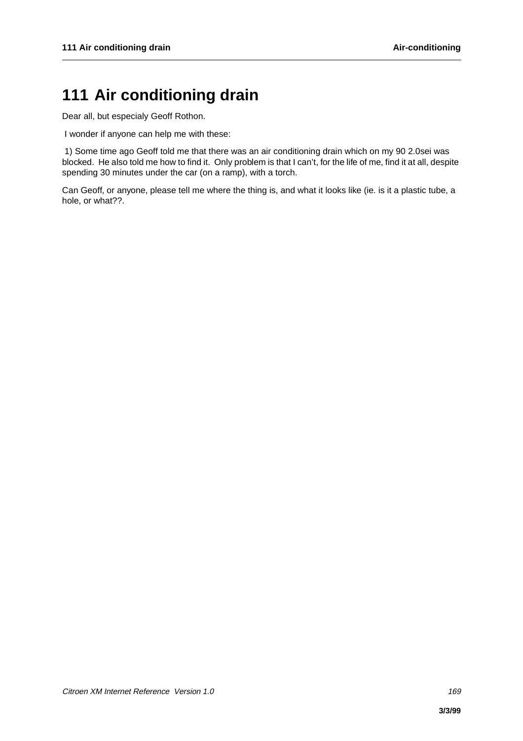# 111 Air conditioning drain

Dear all, but especialy Geoff Rothon.

I wonder if anyone can help me with these:

1) Some time ago Geoff told me that there was an air conditioning drain which on my 90 2.0sei was blocked. He also told me how to find it. Only problem is that I can't, for the life of me, find it at all, despite spending 30 minutes under the car (on a ramp), with a torch.

Can Geoff, or anyone, please tell me where the thing is, and what it looks like (ie. is it a plastic tube, a hole, or what??.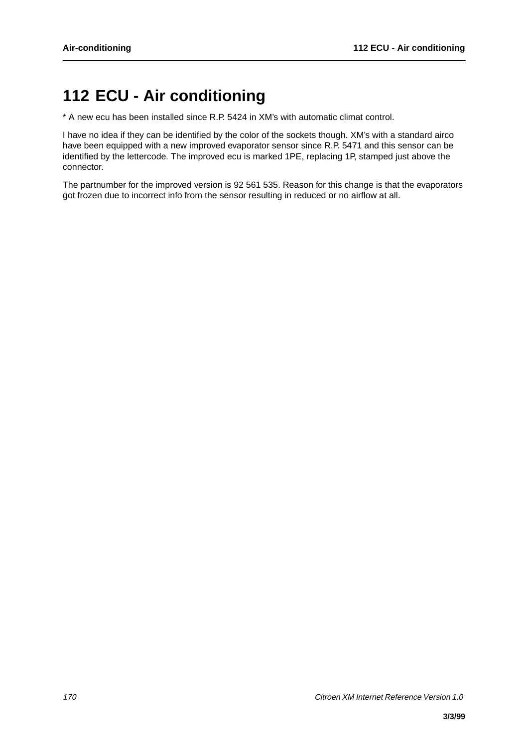# 112 ECU - Air conditioning

* A new ecu has been installed since R.P. 5424 in XM's with automatic climat control.

I have no idea if they can be identified by the color of the sockets though. XM's with a standard airco have been equipped with a new improved evaporator sensor since R.P. 5471 and this sensor can be identified by the lettercode. The improved ecu is marked 1PE, replacing 1P, stamped just above the connector.

The partnumber for the improved version is 92 561 535. Reason for this change is that the evaporators got frozen due to incorrect info from the sensor resulting in reduced or no airflow at all.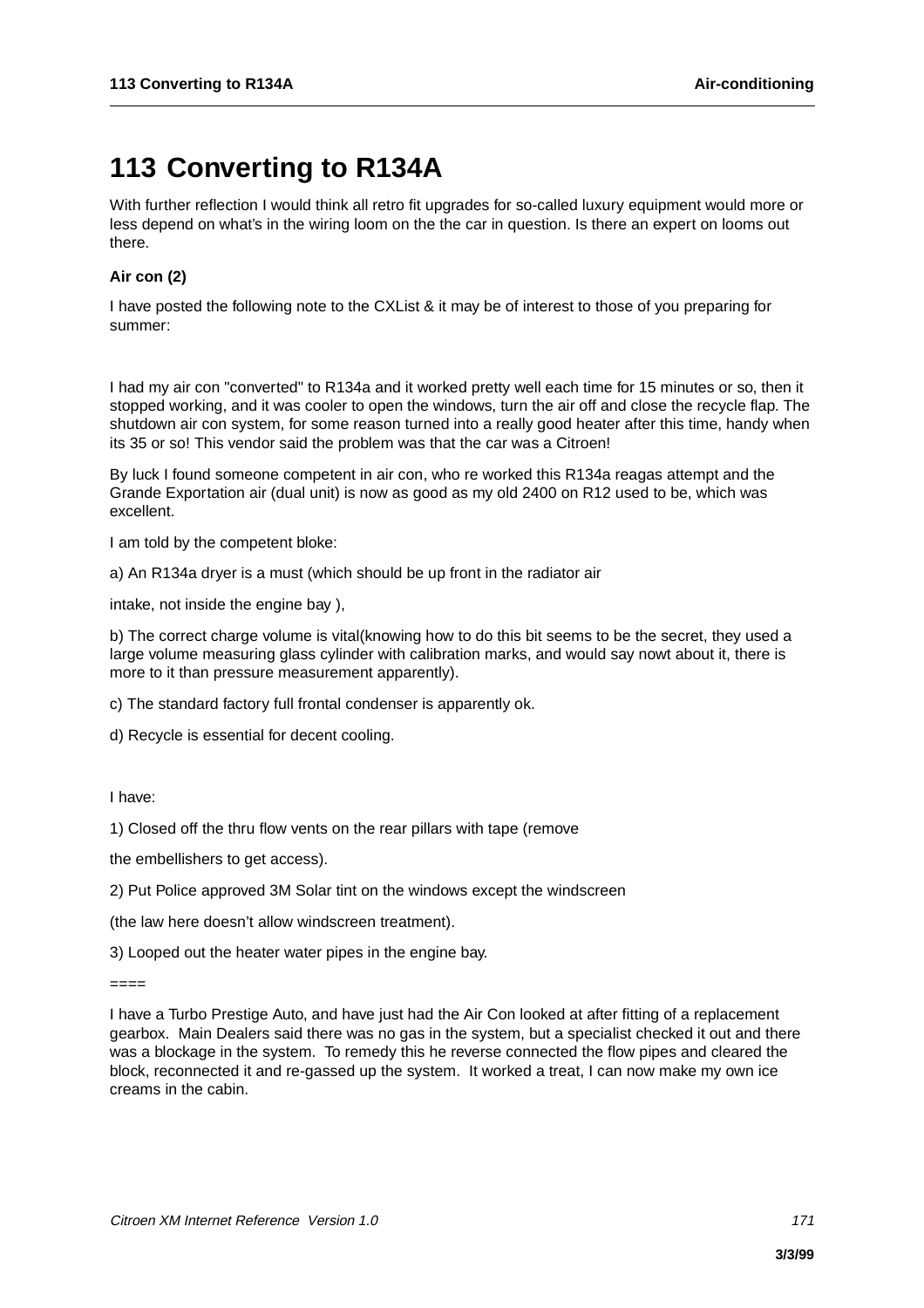# 113 Converting to R134A

With further reflection I would think all retro fit upgrades for so-called luxury equipment would more or less depend on what's in the wiring loom on the the car in question. Is there an expert on looms out there.

**Air con (2)**

I have posted the following note to the CXList & it may be of interest to those of you preparing for summer:

I had my air con "converted" to R134a and it worked pretty well each time for 15 minutes or so, then it stopped working, and it was cooler to open the windows, turn the air off and close the recycle flap. The shutdown air con system, for some reason turned into a really good heater after this time, handy when its 35 or so! This vendor said the problem was that the car was a Citroen!

By luck I found someone competent in air con, who re worked this R134a reagas attempt and the Grande Exportation air (dual unit) is now as good as my old 2400 on R12 used to be, which was excellent.

I am told by the competent bloke:

a) An R134a dryer is a must (which should be up front in the radiator air

intake, not inside the engine bay ),

b) The correct charge volume is vital(knowing how to do this bit seems to be the secret, they used a large volume measuring glass cylinder with calibration marks, and would say nowt about it, there is more to it than pressure measurement apparently).

c) The standard factory full frontal condenser is apparently ok.

d) Recycle is essential for decent cooling.

I have:

1) Closed off the thru flow vents on the rear pillars with tape (remove

the embellishers to get access).

2) Put Police approved 3M Solar tint on the windows except the windscreen

(the law here doesn't allow windscreen treatment).

3) Looped out the heater water pipes in the engine bay.

====

I have a Turbo Prestige Auto, and have just had the Air Con looked at after fitting of a replacement gearbox. Main Dealers said there was no gas in the system, but a specialist checked it out and there was a blockage in the system. To remedy this he reverse connected the flow pipes and cleared the block, reconnected it and re-gassed up the system. It worked a treat, I can now make my own ice creams in the cabin.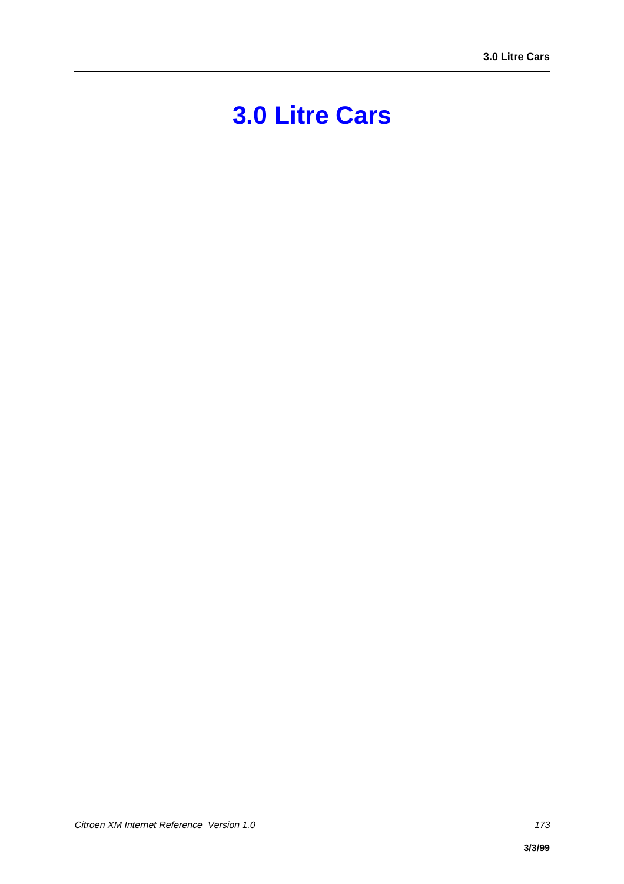# 3.0 Litre Cars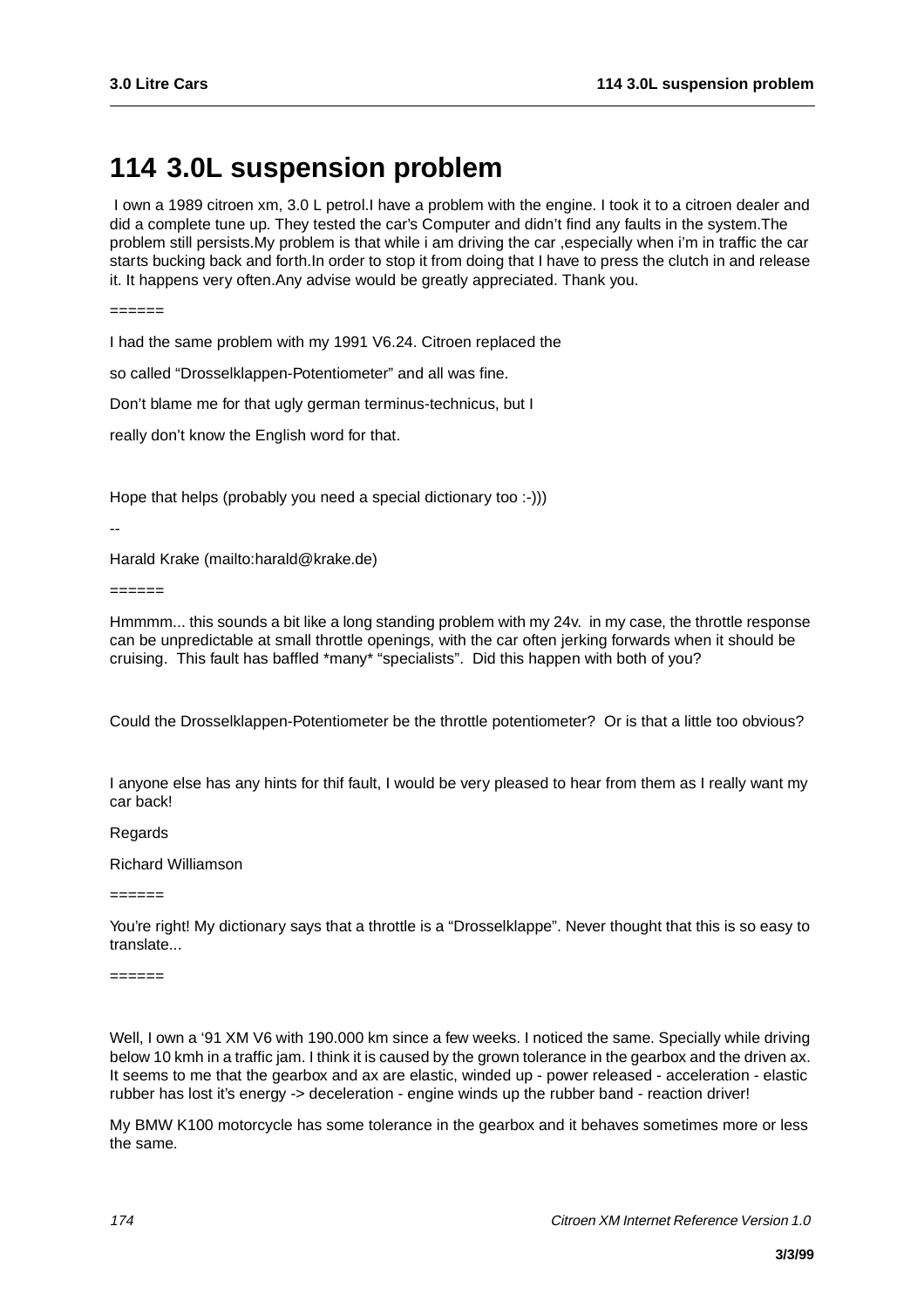# 114 3.0L suspension problem

I own a 1989 citroen xm, 3.0 L petrol.I have a problem with the engine. I took it to a citroen dealer and did a complete tune up. They tested the car's Computer and didn't find any faults in the system.The problem still persists.My problem is that while i am driving the car ,especially when i'm in traffic the car starts bucking back and forth.In order to stop it from doing that I have to press the clutch in and release it. It happens very often.Any advise would be greatly appreciated. Thank you.

======

I had the same problem with my 1991 V6.24. Citroen replaced the

so called "Drosselklappen-Potentiometer" and all was fine.

Don't blame me for that ugly german terminus-technicus, but I

really don't know the English word for that.

Hope that helps (probably you need a special dictionary too :-)))

--

Harald Krake (mailto:harald@krake.de)

======

Hmmmm... this sounds a bit like a long standing problem with my 24v. in my case, the throttle response can be unpredictable at small throttle openings, with the car often jerking forwards when it should be cruising. This fault has baffled *many* "specialists". Did this happen with both of you?

Could the Drosselklappen-Potentiometer be the throttle potentiometer? Or is that a little too obvious?

I anyone else has any hints for thif fault, I would be very pleased to hear from them as I really want my car back!

Regards

Richard Williamson

======

You're right! My dictionary says that a throttle is a "Drosselklappe". Never thought that this is so easy to translate...

======

Well, I own a '91 XM V6 with 190.000 km since a few weeks. I noticed the same. Specially while driving below 10 kmh in a traffic jam. I think it is caused by the grown tolerance in the gearbox and the driven ax. It seems to me that the gearbox and ax are elastic, winded up - power released - acceleration - elastic rubber has lost it's energy -> deceleration - engine winds up the rubber band - reaction driver!

My BMW K100 motorcycle has some tolerance in the gearbox and it behaves sometimes more or less the same.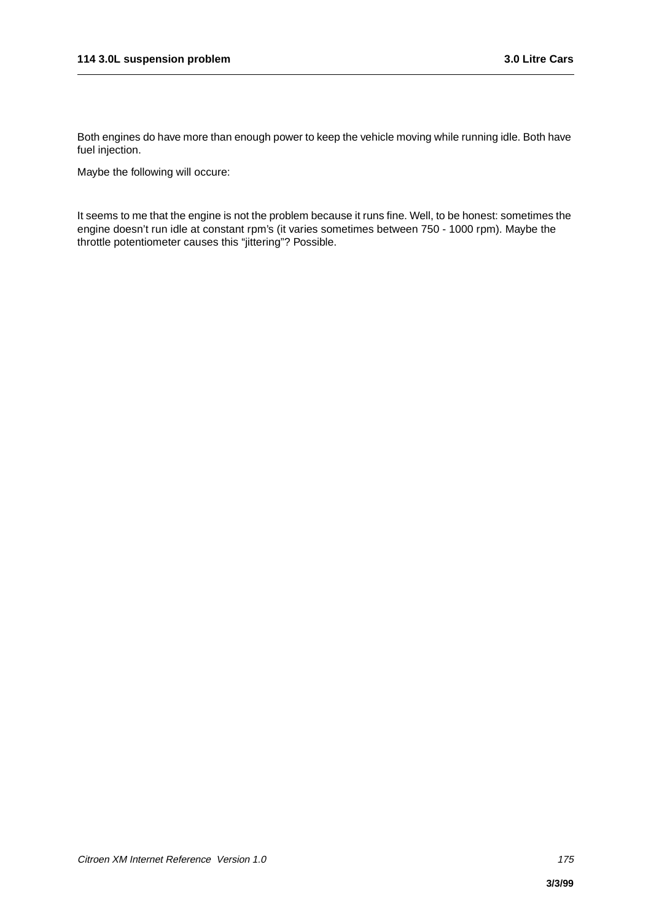Both engines do have more than enough power to keep the vehicle moving while running idle. Both have fuel injection.

Maybe the following will occure:

It seems to me that the engine is not the problem because it runs fine. Well, to be honest: sometimes the engine doesn't run idle at constant rpm's (it varies sometimes between 750 - 1000 rpm). Maybe the throttle potentiometer causes this "jittering"? Possible.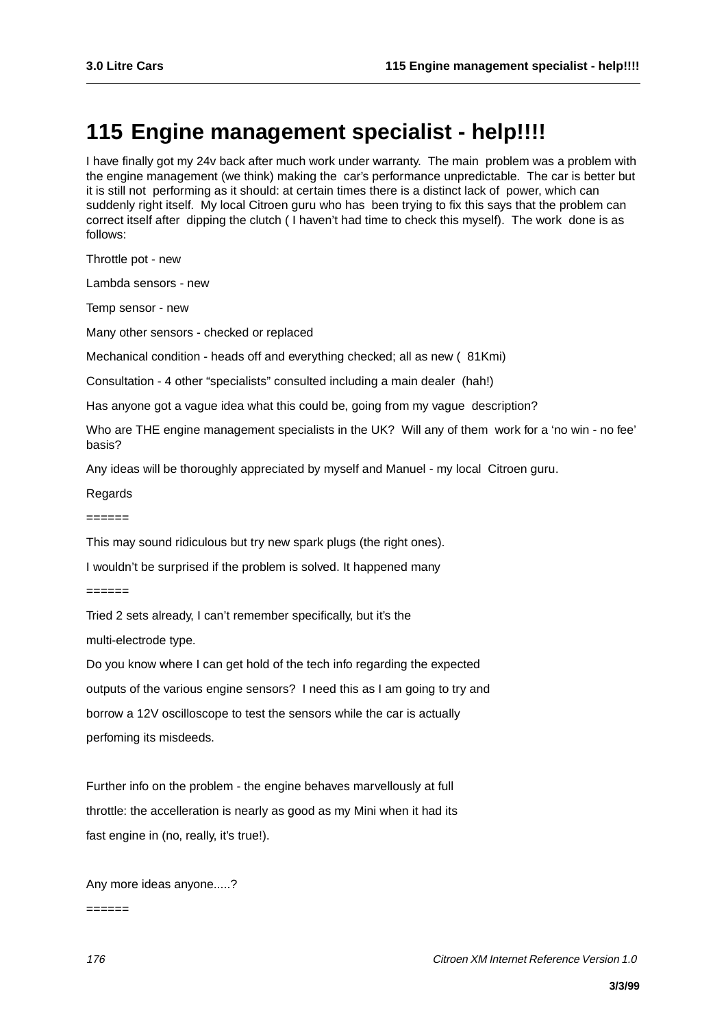# 115 Engine management specialist - help!!!!

I have finally got my 24v back after much work under warranty. The main problem was a problem with the engine management (we think) making the car's performance unpredictable. The car is better but it is still not performing as it should: at certain times there is a distinct lack of power, which can suddenly right itself. My local Citroen guru who has been trying to fix this says that the problem can correct itself after dipping the clutch ( I haven't had time to check this myself). The work done is as follows:

Throttle pot - new

Lambda sensors - new

Temp sensor - new

Many other sensors - checked or replaced

Mechanical condition - heads off and everything checked; all as new ( 81Kmi)

Consultation - 4 other "specialists" consulted including a main dealer (hah!)

Has anyone got a vague idea what this could be, going from my vague description?

Who are THE engine management specialists in the UK? Will any of them work for a 'no win - no fee' basis?

Any ideas will be thoroughly appreciated by myself and Manuel - my local Citroen guru.

Regards

======

This may sound ridiculous but try new spark plugs (the right ones).

I wouldn't be surprised if the problem is solved. It happened many

======

Tried 2 sets already, I can't remember specifically, but it's the

multi-electrode type.

Do you know where I can get hold of the tech info regarding the expected

outputs of the various engine sensors? I need this as I am going to try and

borrow a 12V oscilloscope to test the sensors while the car is actually

perfoming its misdeeds.

Further info on the problem - the engine behaves marvellously at full

throttle: the accelleration is nearly as good as my Mini when it had its

fast engine in (no, really, it's true!).

Any more ideas anyone.....?

======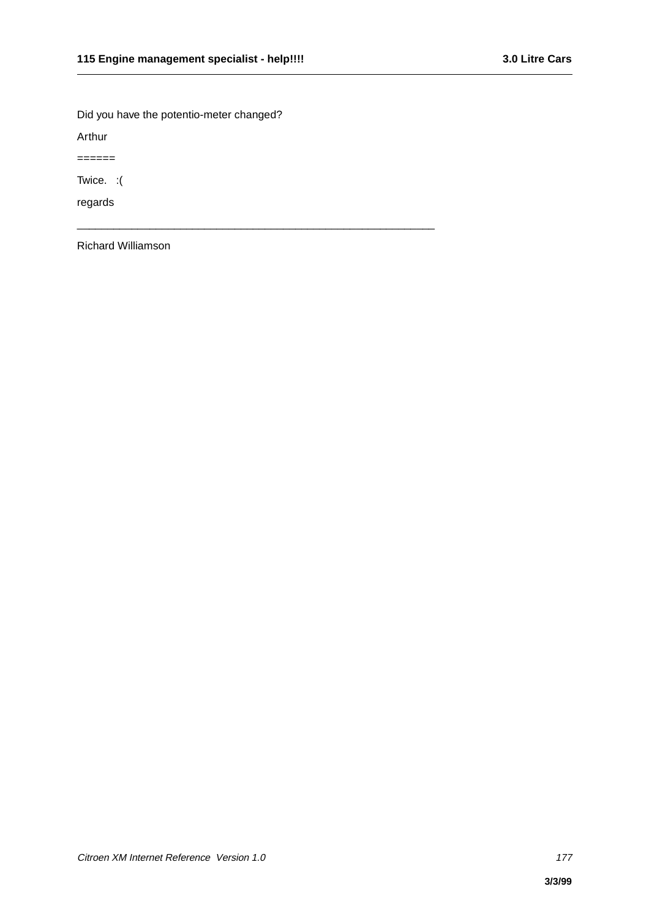Did you have the potentio-meter changed?

Arthur

======

Twice.   :(

regards

\_\_\_\_\_\_\_\_\_\_\_\_\_\_\_\_\_\_\_\_\_\_\_\_\_\_\_\_\_\_\_\_\_\_\_\_\_\_\_\_\_\_\_\_\_\_\_\_\_\_\_\_\_\_\_\_\_\_\_\_\_

Richard Williamson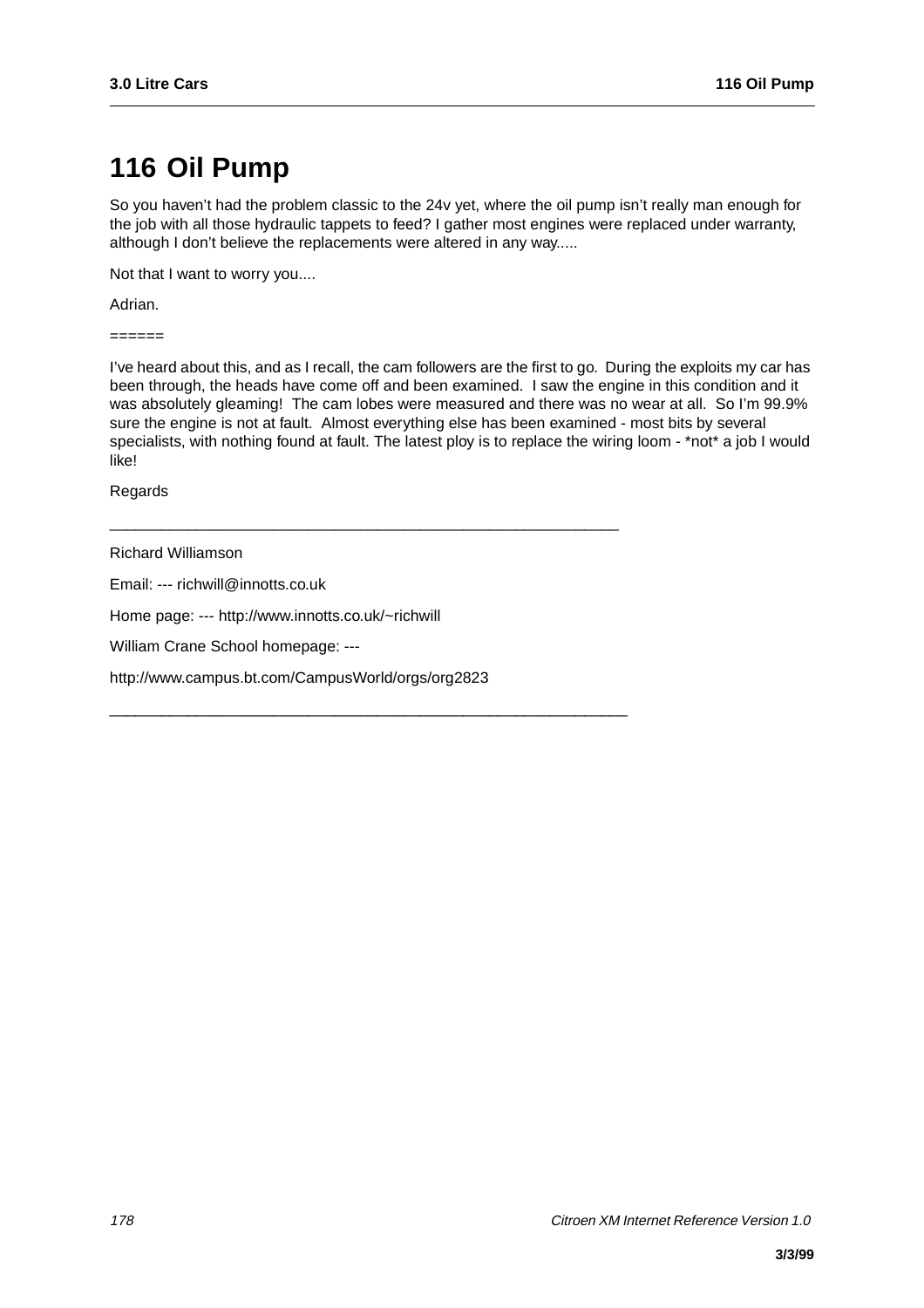# 116 Oil Pump

So you haven't had the problem classic to the 24v yet, where the oil pump isn't really man enough for the job with all those hydraulic tappets to feed? I gather most engines were replaced under warranty, although I don't believe the replacements were altered in any way.....

Not that I want to worry you....

Adrian.

======

I've heard about this, and as I recall, the cam followers are the first to go. During the exploits my car has been through, the heads have come off and been examined. I saw the engine in this condition and it was absolutely gleaming! The cam lobes were measured and there was no wear at all. So I'm 99.9% sure the engine is not at fault. Almost everything else has been examined - most bits by several specialists, with nothing found at fault. The latest ploy is to replace the wiring loom - *not* a job I would like!

Regards

_____________________________________________________________

Richard Williamson

Email: --- richwill@innotts.co.uk

Home page: --- http://www.innotts.co.uk/~richwill

William Crane School homepage: ---

http://www.campus.bt.com/CampusWorld/orgs/org2823

_____________________________________________________________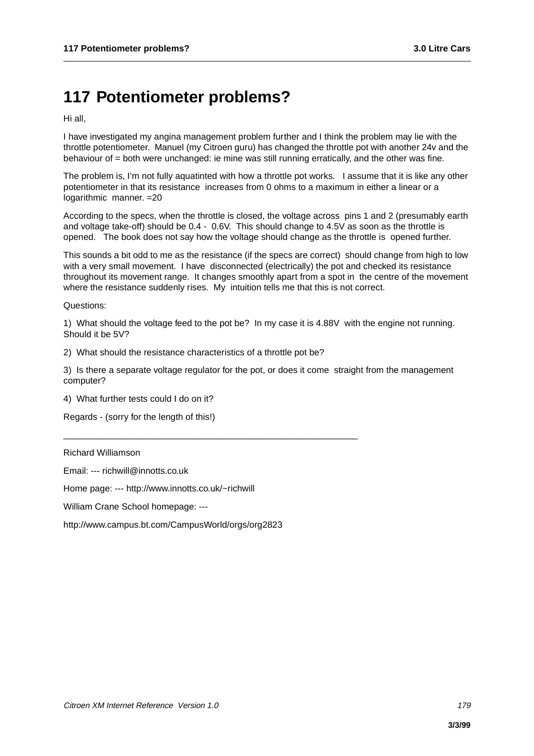# 117 Potentiometer problems?

Hi all,

I have investigated my angina management problem further and I think the problem may lie with the throttle potentiometer. Manuel (my Citroen guru) has changed the throttle pot with another 24v and the behaviour of = both were unchanged: ie mine was still running erratically, and the other was fine.

The problem is, I'm not fully aquatinted with how a throttle pot works. I assume that it is like any other potentiometer in that its resistance increases from 0 ohms to a maximum in either a linear or a logarithmic manner. =20

According to the specs, when the throttle is closed, the voltage across pins 1 and 2 (presumably earth and voltage take-off) should be 0.4 - 0.6V. This should change to 4.5V as soon as the throttle is opened. The book does not say how the voltage should change as the throttle is opened further.

This sounds a bit odd to me as the resistance (if the specs are correct) should change from high to low with a very small movement. I have disconnected (electrically) the pot and checked its resistance throughout its movement range. It changes smoothly apart from a spot in the centre of the movement where the resistance suddenly rises. My intuition tells me that this is not correct.

Questions:

1) What should the voltage feed to the pot be? In my case it is 4.88V with the engine not running. Should it be 5V?

2) What should the resistance characteristics of a throttle pot be?

3) Is there a separate voltage regulator for the pot, or does it come straight from the management computer?

4) What further tests could I do on it?

Regards - (sorry for the length of this!)

___________________________________________________________

Richard Williamson

Email: --- richwill@innotts.co.uk

Home page: --- http://www.innotts.co.uk/~richwill

William Crane School homepage: ---

http://www.campus.bt.com/CampusWorld/orgs/org2823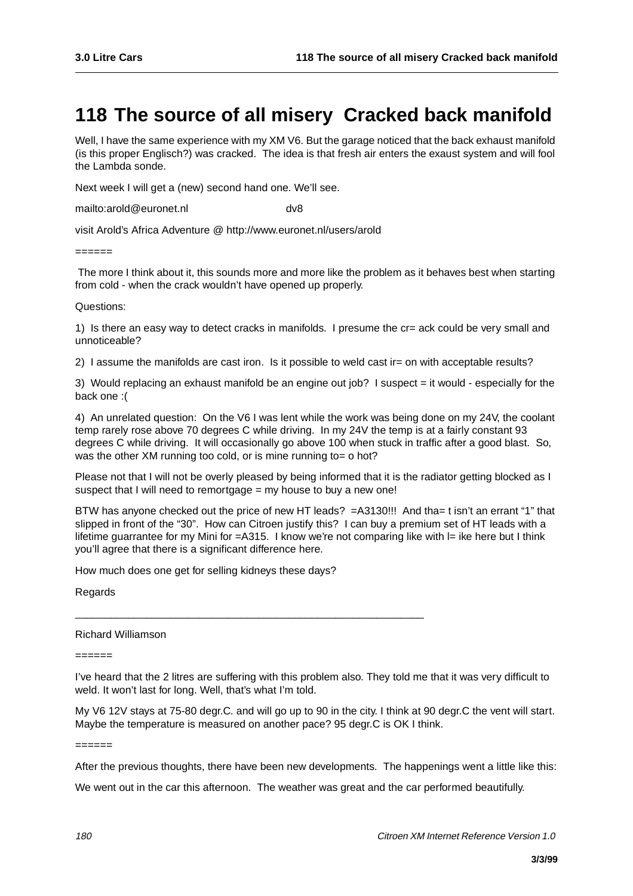# 118 The source of all misery Cracked back manifold

Well, I have the same experience with my XM V6. But the garage noticed that the back exhaust manifold (is this proper Englisch?) was cracked. The idea is that fresh air enters the exaust system and will fool the Lambda sonde.

Next week I will get a (new) second hand one. We'll see.

mailto:arold@euronet.nl dv8

visit Arold's Africa Adventure @ http://www.euronet.nl/users/arold

======

The more I think about it, this sounds more and more like the problem as it behaves best when starting from cold - when the crack wouldn't have opened up properly.

Questions:

1) Is there an easy way to detect cracks in manifolds. I presume the cr= ack could be very small and unnoticeable?

2) I assume the manifolds are cast iron. Is it possible to weld cast ir= on with acceptable results?

3) Would replacing an exhaust manifold be an engine out job? I suspect = it would - especially for the back one :(

4) An unrelated question: On the V6 I was lent while the work was being done on my 24V, the coolant temp rarely rose above 70 degrees C while driving. In my 24V the temp is at a fairly constant 93 degrees C while driving. It will occasionally go above 100 when stuck in traffic after a good blast. So, was the other XM running too cold, or is mine running to= o hot?

Please not that I will not be overly pleased by being informed that it is the radiator getting blocked as I suspect that I will need to remortgage = my house to buy a new one!

BTW has anyone checked out the price of new HT leads? =A3130!!! And tha= t isn't an errant "1" that slipped in front of the "30". How can Citroen justify this? I can buy a premium set of HT leads with a lifetime guarrantee for my Mini for =A315. I know we're not comparing like with l= ike here but I think you'll agree that there is a significant difference here.

How much does one get for selling kidneys these days?

Regards

______________________________________________________________

Richard Williamson

======

I've heard that the 2 litres are suffering with this problem also. They told me that it was very difficult to weld. It won't last for long. Well, that's what I'm told.

My V6 12V stays at 75-80 degr.C. and will go up to 90 in the city. I think at 90 degr.C the vent will start. Maybe the temperature is measured on another pace? 95 degr.C is OK I think.

======

After the previous thoughts, there have been new developments. The happenings went a little like this:

We went out in the car this afternoon. The weather was great and the car performed beautifully.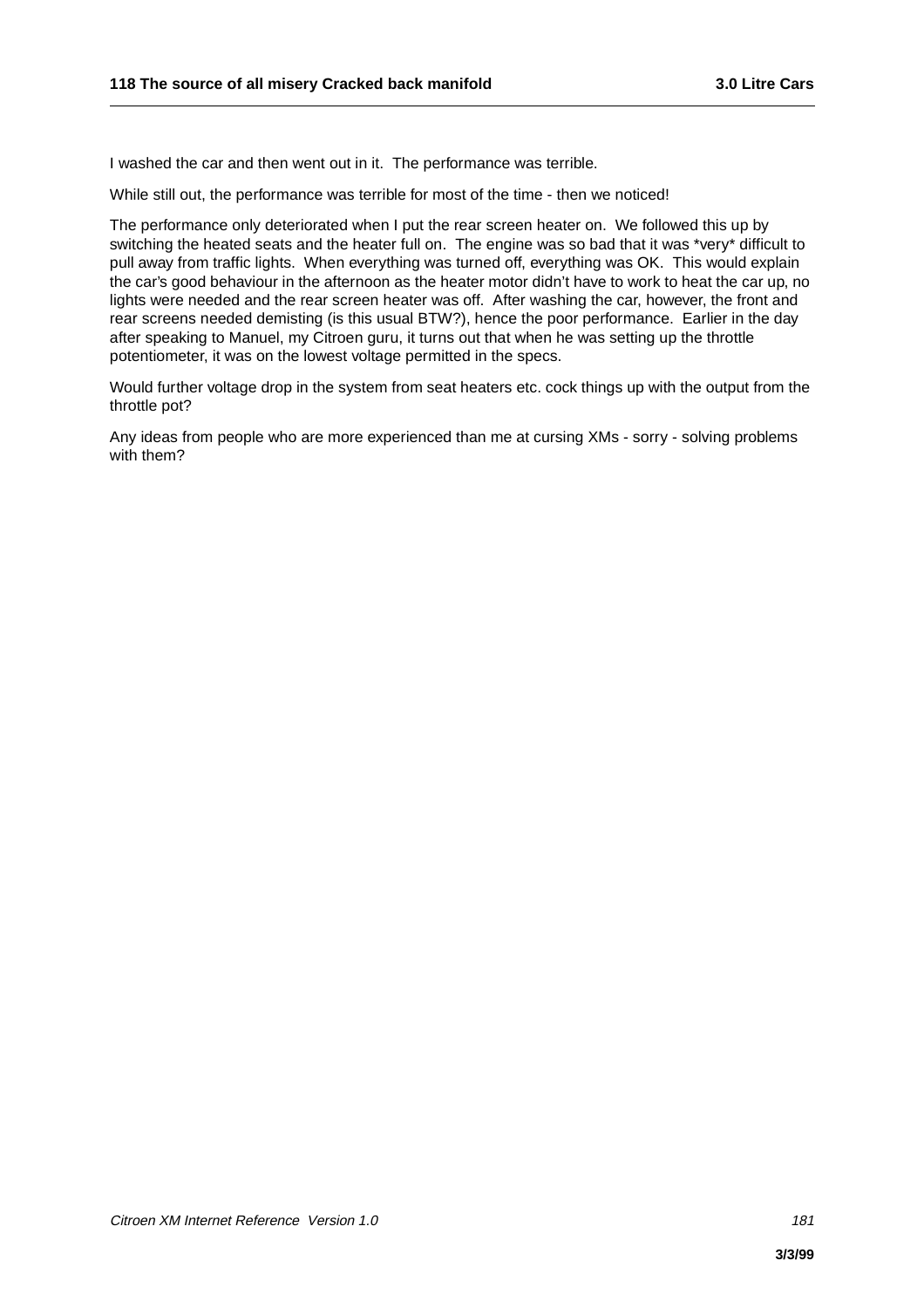I washed the car and then went out in it.  The performance was terrible.

While still out, the performance was terrible for most of the time - then we noticed!

The performance only deteriorated when I put the rear screen heater on.  We followed this up by switching the heated seats and the heater full on.  The engine was so bad that it was *very* difficult to pull away from traffic lights.  When everything was turned off, everything was OK.  This would explain the car's good behaviour in the afternoon as the heater motor didn't have to work to heat the car up, no lights were needed and the rear screen heater was off.  After washing the car, however, the front and rear screens needed demisting (is this usual BTW?), hence the poor performance.  Earlier in the day after speaking to Manuel, my Citroen guru, it turns out that when he was setting up the throttle potentiometer, it was on the lowest voltage permitted in the specs.

Would further voltage drop in the system from seat heaters etc. cock things up with the output from the throttle pot?

Any ideas from people who are more experienced than me at cursing XMs - sorry - solving problems with them?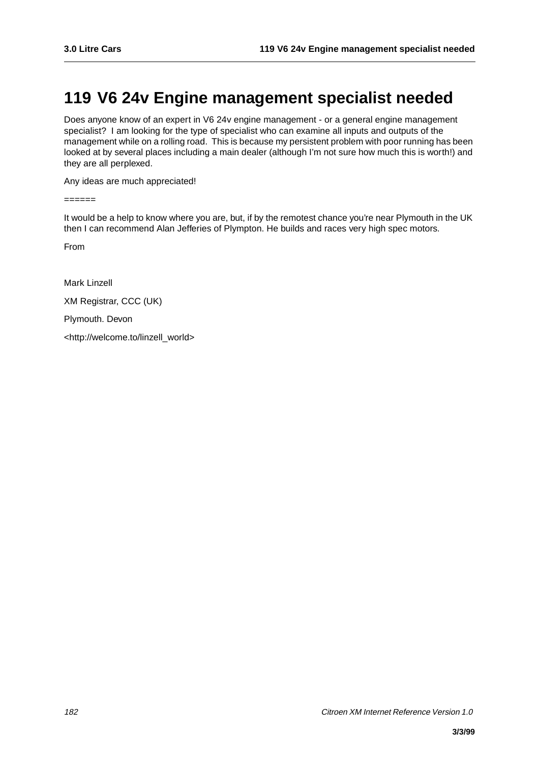# 119 V6 24v Engine management specialist needed

Does anyone know of an expert in V6 24v engine management - or a general engine management specialist? I am looking for the type of specialist who can examine all inputs and outputs of the management while on a rolling road. This is because my persistent problem with poor running has been looked at by several places including a main dealer (although I'm not sure how much this is worth!) and they are all perplexed.

Any ideas are much appreciated!

======

It would be a help to know where you are, but, if by the remotest chance you're near Plymouth in the UK then I can recommend Alan Jefferies of Plympton. He builds and races very high spec motors.

From

Mark Linzell

XM Registrar, CCC (UK)

Plymouth. Devon

<http://welcome.to/linzell_world>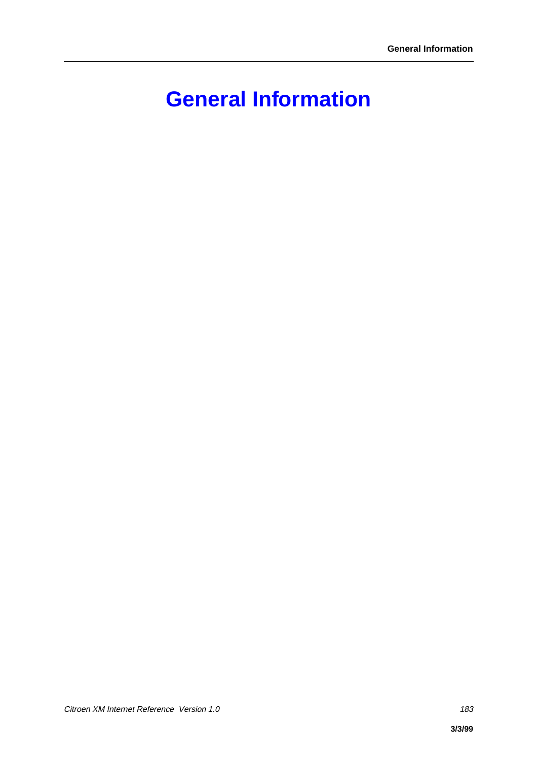# General Information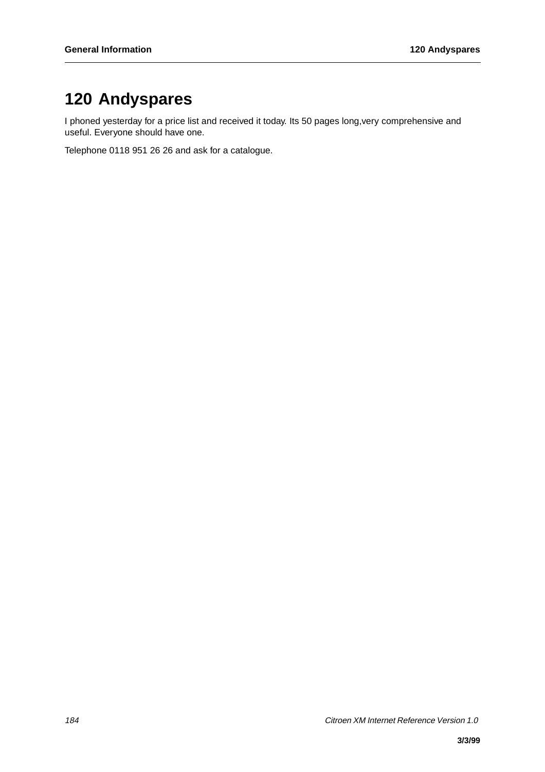# 120 Andyspares

I phoned yesterday for a price list and received it today. Its 50 pages long,very comprehensive and useful. Everyone should have one.

Telephone 0118 951 26 26 and ask for a catalogue.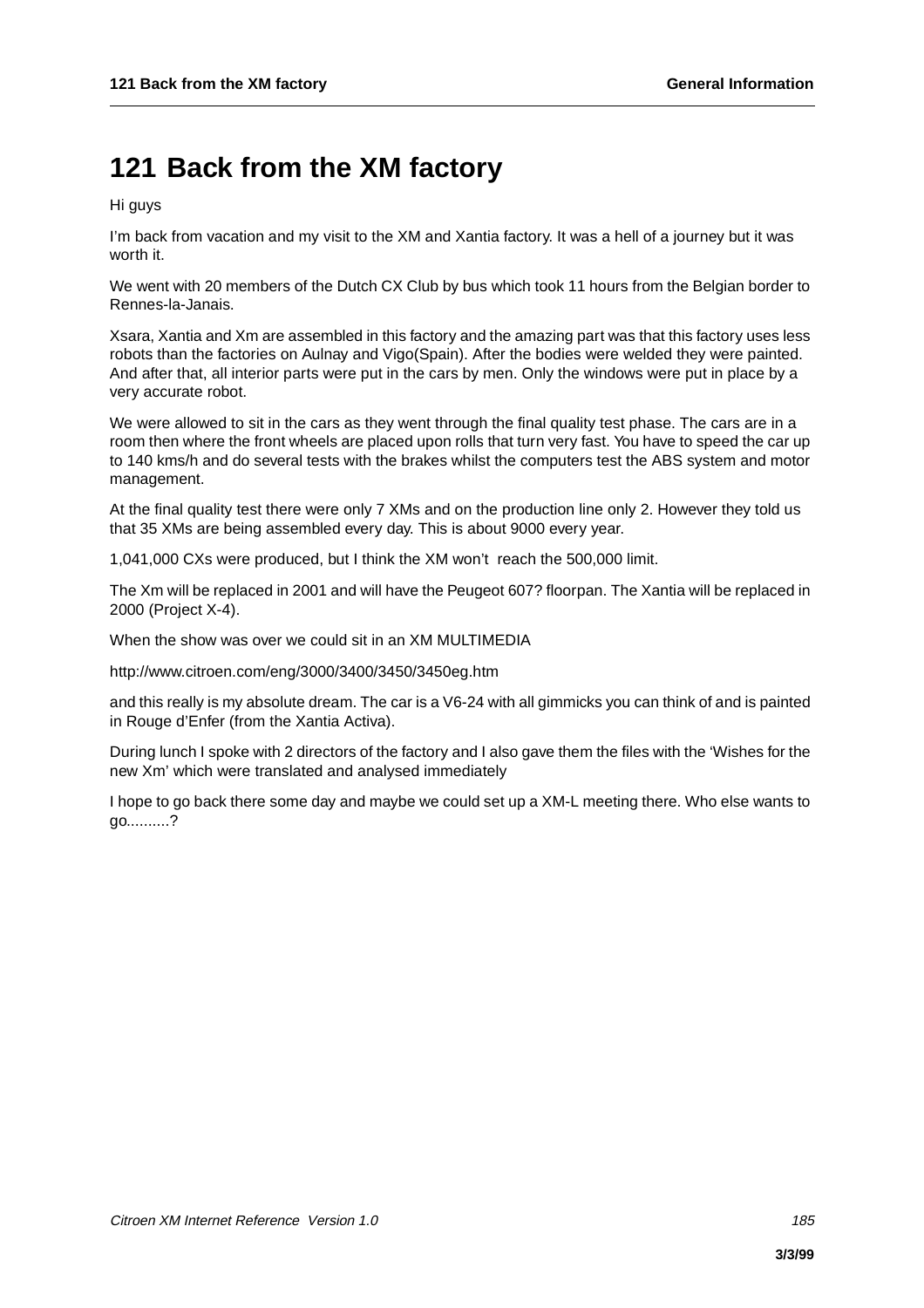# 121 Back from the XM factory

Hi guys

I'm back from vacation and my visit to the XM and Xantia factory. It was a hell of a journey but it was worth it.

We went with 20 members of the Dutch CX Club by bus which took 11 hours from the Belgian border to Rennes-la-Janais.

Xsara, Xantia and Xm are assembled in this factory and the amazing part was that this factory uses less robots than the factories on Aulnay and Vigo(Spain). After the bodies were welded they were painted. And after that, all interior parts were put in the cars by men. Only the windows were put in place by a very accurate robot.

We were allowed to sit in the cars as they went through the final quality test phase. The cars are in a room then where the front wheels are placed upon rolls that turn very fast. You have to speed the car up to 140 kms/h and do several tests with the brakes whilst the computers test the ABS system and motor management.

At the final quality test there were only 7 XMs and on the production line only 2. However they told us that 35 XMs are being assembled every day. This is about 9000 every year.

1,041,000 CXs were produced, but I think the XM won't reach the 500,000 limit.

The Xm will be replaced in 2001 and will have the Peugeot 607? floorpan. The Xantia will be replaced in 2000 (Project X-4).

When the show was over we could sit in an XM MULTIMEDIA

http://www.citroen.com/eng/3000/3400/3450/3450eg.htm

and this really is my absolute dream. The car is a V6-24 with all gimmicks you can think of and is painted in Rouge d'Enfer (from the Xantia Activa).

During lunch I spoke with 2 directors of the factory and I also gave them the files with the 'Wishes for the new Xm' which were translated and analysed immediately

I hope to go back there some day and maybe we could set up a XM-L meeting there. Who else wants to go..........?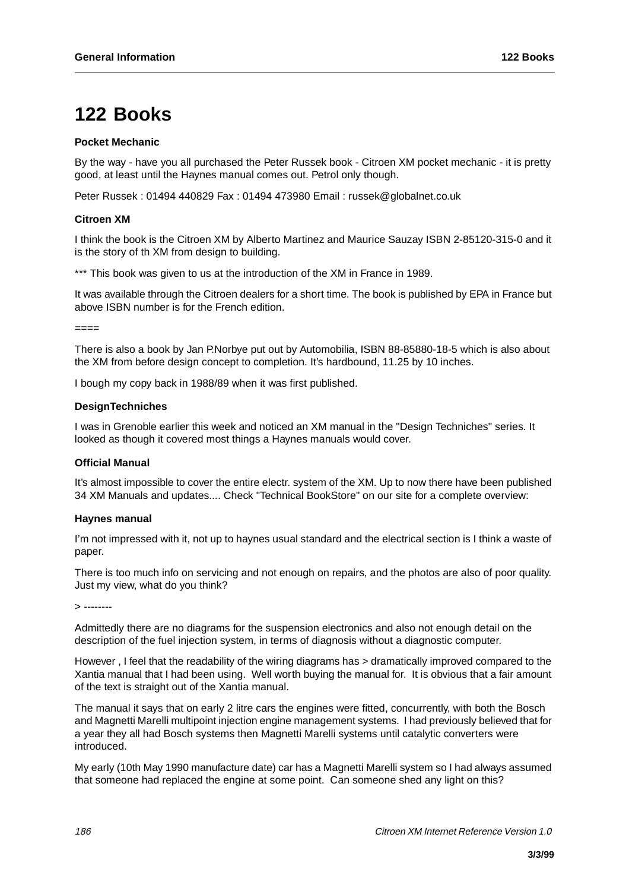# 122 Books

**Pocket Mechanic**

By the way - have you all purchased the Peter Russek book - Citroen XM pocket mechanic - it is pretty good, at least until the Haynes manual comes out. Petrol only though.

Peter Russek : 01494 440829 Fax : 01494 473980 Email : russek@globalnet.co.uk

**Citroen XM**

I think the book is the Citroen XM by Alberto Martinez and Maurice Sauzay ISBN 2-85120-315-0 and it is the story of th XM from design to building.

*** This book was given to us at the introduction of the XM in France in 1989.

It was available through the Citroen dealers for a short time. The book is published by EPA in France but above ISBN number is for the French edition.

====

There is also a book by Jan P.Norbye put out by Automobilia, ISBN 88-85880-18-5 which is also about the XM from before design concept to completion. It's hardbound, 11.25 by 10 inches.

I bough my copy back in 1988/89 when it was first published.

**DesignTechniches**

I was in Grenoble earlier this week and noticed an XM manual in the "Design Techniches" series. It looked as though it covered most things a Haynes manuals would cover.

**Official Manual**

It's almost impossible to cover the entire electr. system of the XM. Up to now there have been published 34 XM Manuals and updates.... Check "Technical BookStore" on our site for a complete overview:

**Haynes manual**

I'm not impressed with it, not up to haynes usual standard and the electrical section is I think a waste of paper.

There is too much info on servicing and not enough on repairs, and the photos are also of poor quality. Just my view, what do you think?

> --------

Admittedly there are no diagrams for the suspension electronics and also not enough detail on the description of the fuel injection system, in terms of diagnosis without a diagnostic computer.

However , I feel that the readability of the wiring diagrams has > dramatically improved compared to the Xantia manual that I had been using. Well worth buying the manual for. It is obvious that a fair amount of the text is straight out of the Xantia manual.

The manual it says that on early 2 litre cars the engines were fitted, concurrently, with both the Bosch and Magnetti Marelli multipoint injection engine management systems. I had previously believed that for a year they all had Bosch systems then Magnetti Marelli systems until catalytic converters were introduced.

My early (10th May 1990 manufacture date) car has a Magnetti Marelli system so I had always assumed that someone had replaced the engine at some point. Can someone shed any light on this?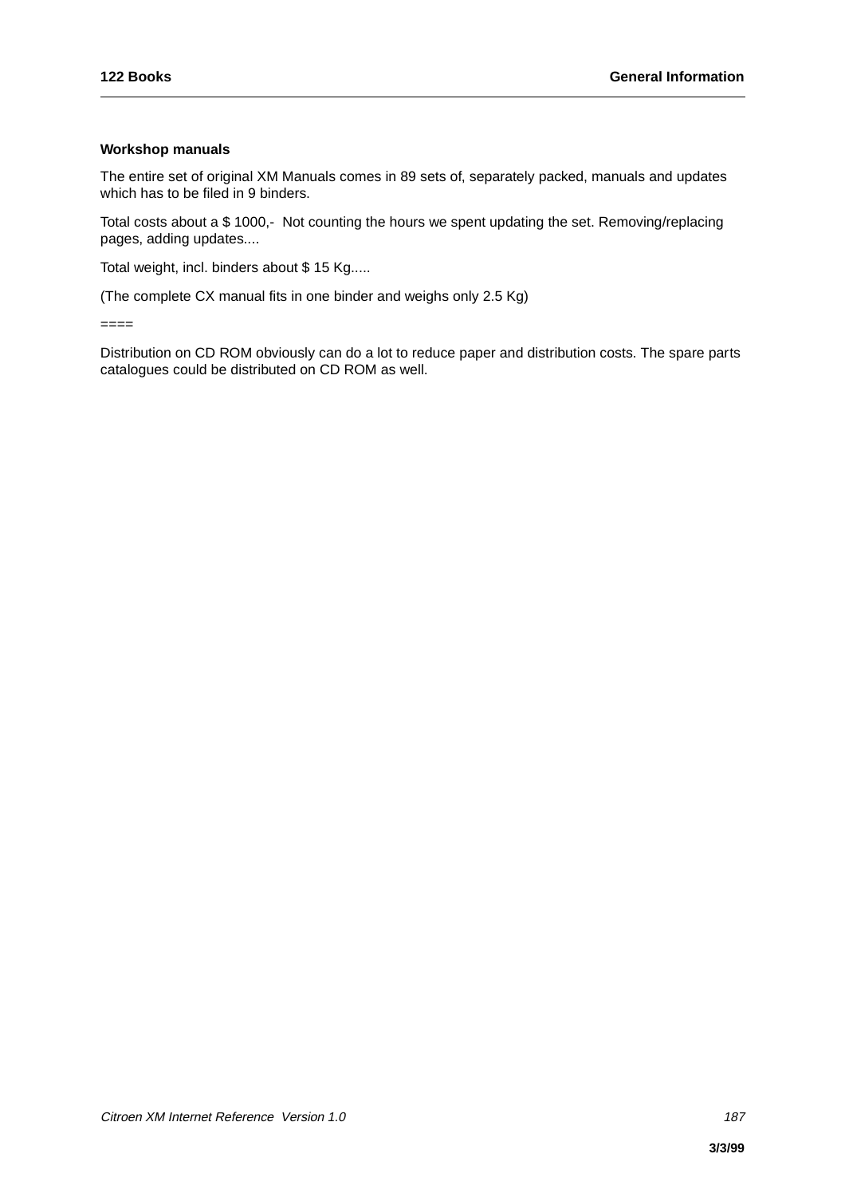**Workshop manuals**

The entire set of original XM Manuals comes in 89 sets of, separately packed, manuals and updates which has to be filed in 9 binders.

Total costs about a $ 1000,-  Not counting the hours we spent updating the set. Removing/replacing pages, adding updates....

Total weight, incl. binders about $ 15 Kg.....

(The complete CX manual fits in one binder and weighs only 2.5 Kg)

====

Distribution on CD ROM obviously can do a lot to reduce paper and distribution costs. The spare parts catalogues could be distributed on CD ROM as well.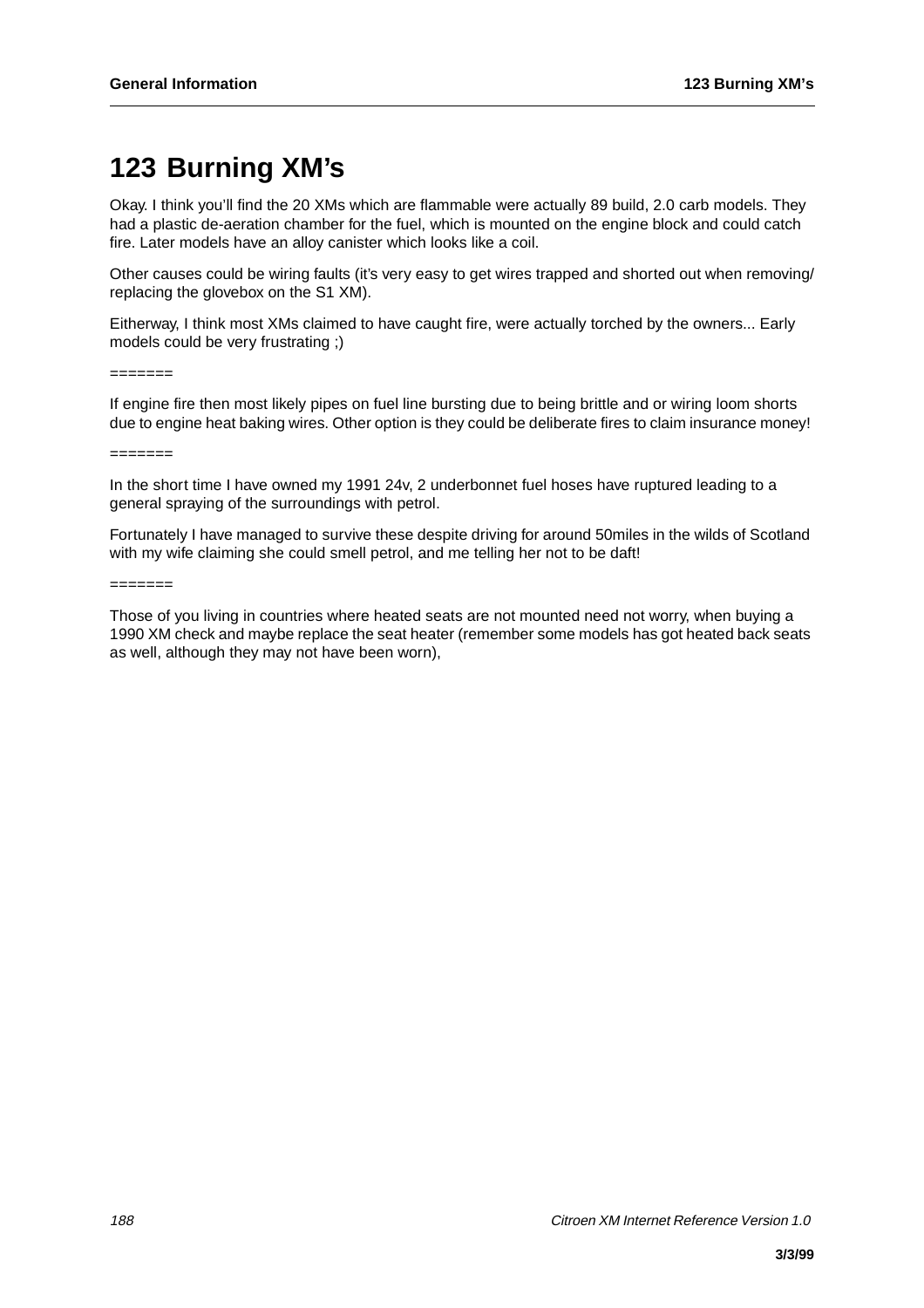# 123 Burning XM's

Okay. I think you'll find the 20 XMs which are flammable were actually 89 build, 2.0 carb models. They had a plastic de-aeration chamber for the fuel, which is mounted on the engine block and could catch fire. Later models have an alloy canister which looks like a coil.

Other causes could be wiring faults (it's very easy to get wires trapped and shorted out when removing/ replacing the glovebox on the S1 XM).

Eitherway, I think most XMs claimed to have caught fire, were actually torched by the owners... Early models could be very frustrating ;)

=======

If engine fire then most likely pipes on fuel line bursting due to being brittle and or wiring loom shorts due to engine heat baking wires. Other option is they could be deliberate fires to claim insurance money!

=======

In the short time I have owned my 1991 24v, 2 underbonnet fuel hoses have ruptured leading to a general spraying of the surroundings with petrol.

Fortunately I have managed to survive these despite driving for around 50miles in the wilds of Scotland with my wife claiming she could smell petrol, and me telling her not to be daft!

=======

Those of you living in countries where heated seats are not mounted need not worry, when buying a 1990 XM check and maybe replace the seat heater (remember some models has got heated back seats as well, although they may not have been worn),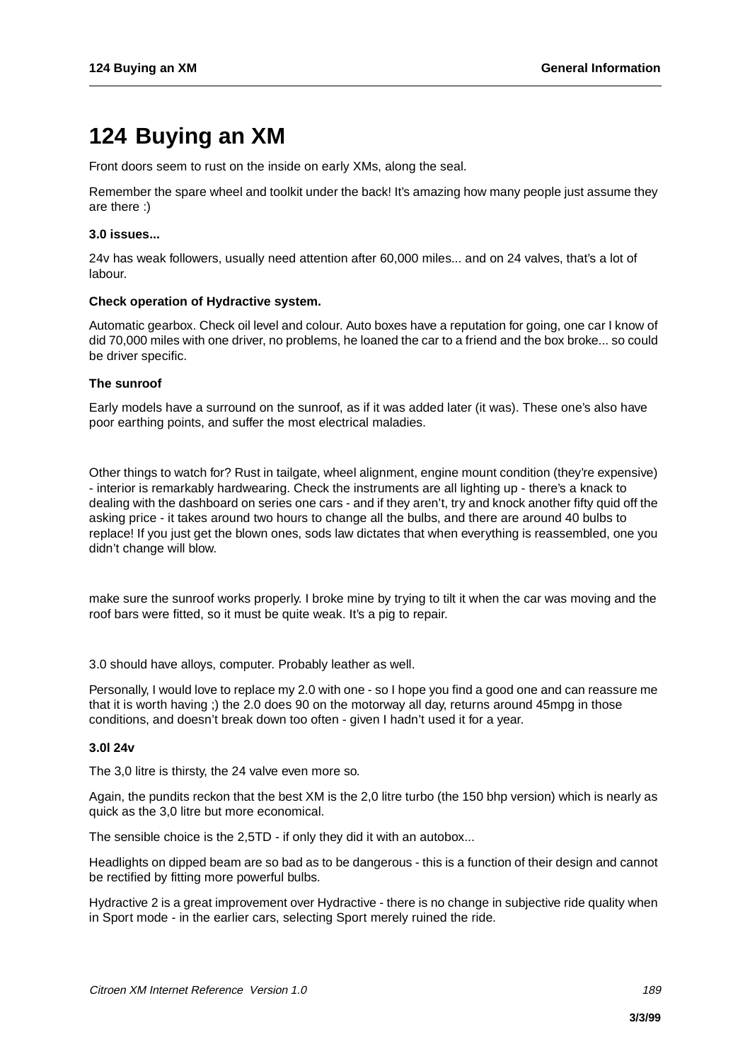# 124 Buying an XM

Front doors seem to rust on the inside on early XMs, along the seal.

Remember the spare wheel and toolkit under the back! It's amazing how many people just assume they are there :)

**3.0 issues...**

24v has weak followers, usually need attention after 60,000 miles... and on 24 valves, that's a lot of labour.

**Check operation of Hydractive system.**

Automatic gearbox. Check oil level and colour. Auto boxes have a reputation for going, one car I know of did 70,000 miles with one driver, no problems, he loaned the car to a friend and the box broke... so could be driver specific.

**The sunroof**

Early models have a surround on the sunroof, as if it was added later (it was). These one's also have poor earthing points, and suffer the most electrical maladies.

Other things to watch for? Rust in tailgate, wheel alignment, engine mount condition (they're expensive) - interior is remarkably hardwearing. Check the instruments are all lighting up - there's a knack to dealing with the dashboard on series one cars - and if they aren't, try and knock another fifty quid off the asking price - it takes around two hours to change all the bulbs, and there are around 40 bulbs to replace! If you just get the blown ones, sods law dictates that when everything is reassembled, one you didn't change will blow.

make sure the sunroof works properly. I broke mine by trying to tilt it when the car was moving and the roof bars were fitted, so it must be quite weak. It's a pig to repair.

3.0 should have alloys, computer. Probably leather as well.

Personally, I would love to replace my 2.0 with one - so I hope you find a good one and can reassure me that it is worth having ;) the 2.0 does 90 on the motorway all day, returns around 45mpg in those conditions, and doesn't break down too often - given I hadn't used it for a year.

**3.0l 24v**

The 3,0 litre is thirsty, the 24 valve even more so.

Again, the pundits reckon that the best XM is the 2,0 litre turbo (the 150 bhp version) which is nearly as quick as the 3,0 litre but more economical.

The sensible choice is the 2,5TD - if only they did it with an autobox...

Headlights on dipped beam are so bad as to be dangerous - this is a function of their design and cannot be rectified by fitting more powerful bulbs.

Hydractive 2 is a great improvement over Hydractive - there is no change in subjective ride quality when in Sport mode - in the earlier cars, selecting Sport merely ruined the ride.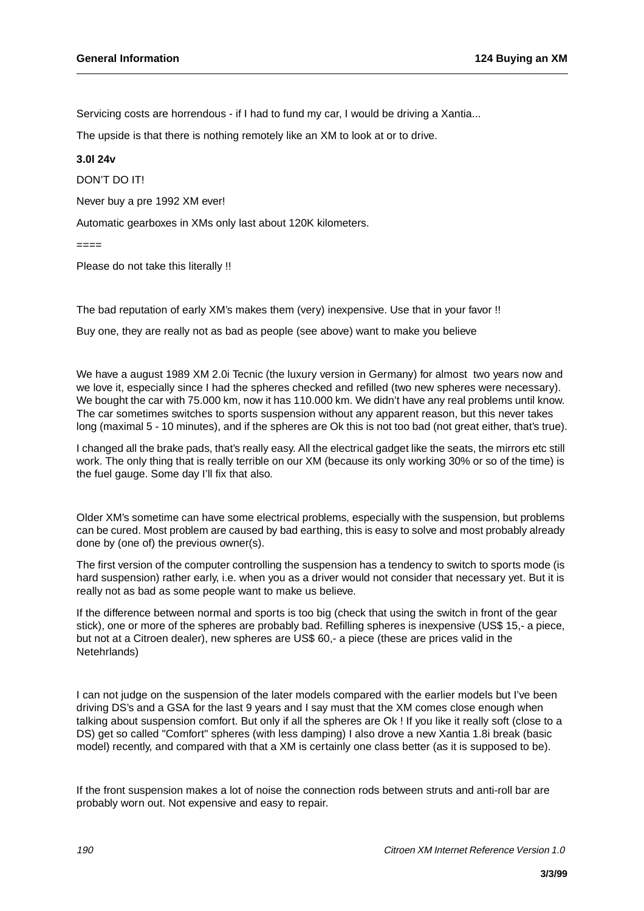Servicing costs are horrendous - if I had to fund my car, I would be driving a Xantia...

The upside is that there is nothing remotely like an XM to look at or to drive.

**3.0l 24v**

DON'T DO IT!

Never buy a pre 1992 XM ever!

Automatic gearboxes in XMs only last about 120K kilometers.

====

Please do not take this literally !!

The bad reputation of early XM's makes them (very) inexpensive. Use that in your favor !!

Buy one, they are really not as bad as people (see above) want to make you believe

We have a august 1989 XM 2.0i Tecnic (the luxury version in Germany) for almost two years now and we love it, especially since I had the spheres checked and refilled (two new spheres were necessary). We bought the car with 75.000 km, now it has 110.000 km. We didn't have any real problems until know. The car sometimes switches to sports suspension without any apparent reason, but this never takes long (maximal 5 - 10 minutes), and if the spheres are Ok this is not too bad (not great either, that's true).

I changed all the brake pads, that's really easy. All the electrical gadget like the seats, the mirrors etc still work. The only thing that is really terrible on our XM (because its only working 30% or so of the time) is the fuel gauge. Some day I'll fix that also.

Older XM's sometime can have some electrical problems, especially with the suspension, but problems can be cured. Most problem are caused by bad earthing, this is easy to solve and most probably already done by (one of) the previous owner(s).

The first version of the computer controlling the suspension has a tendency to switch to sports mode (is hard suspension) rather early, i.e. when you as a driver would not consider that necessary yet. But it is really not as bad as some people want to make us believe.

If the difference between normal and sports is too big (check that using the switch in front of the gear stick), one or more of the spheres are probably bad. Refilling spheres is inexpensive (US$ 15,- a piece, but not at a Citroen dealer), new spheres are US$ 60,- a piece (these are prices valid in the Netehrlands)

I can not judge on the suspension of the later models compared with the earlier models but I've been driving DS's and a GSA for the last 9 years and I say must that the XM comes close enough when talking about suspension comfort. But only if all the spheres are Ok ! If you like it really soft (close to a DS) get so called "Comfort" spheres (with less damping) I also drove a new Xantia 1.8i break (basic model) recently, and compared with that a XM is certainly one class better (as it is supposed to be).

If the front suspension makes a lot of noise the connection rods between struts and anti-roll bar are probably worn out. Not expensive and easy to repair.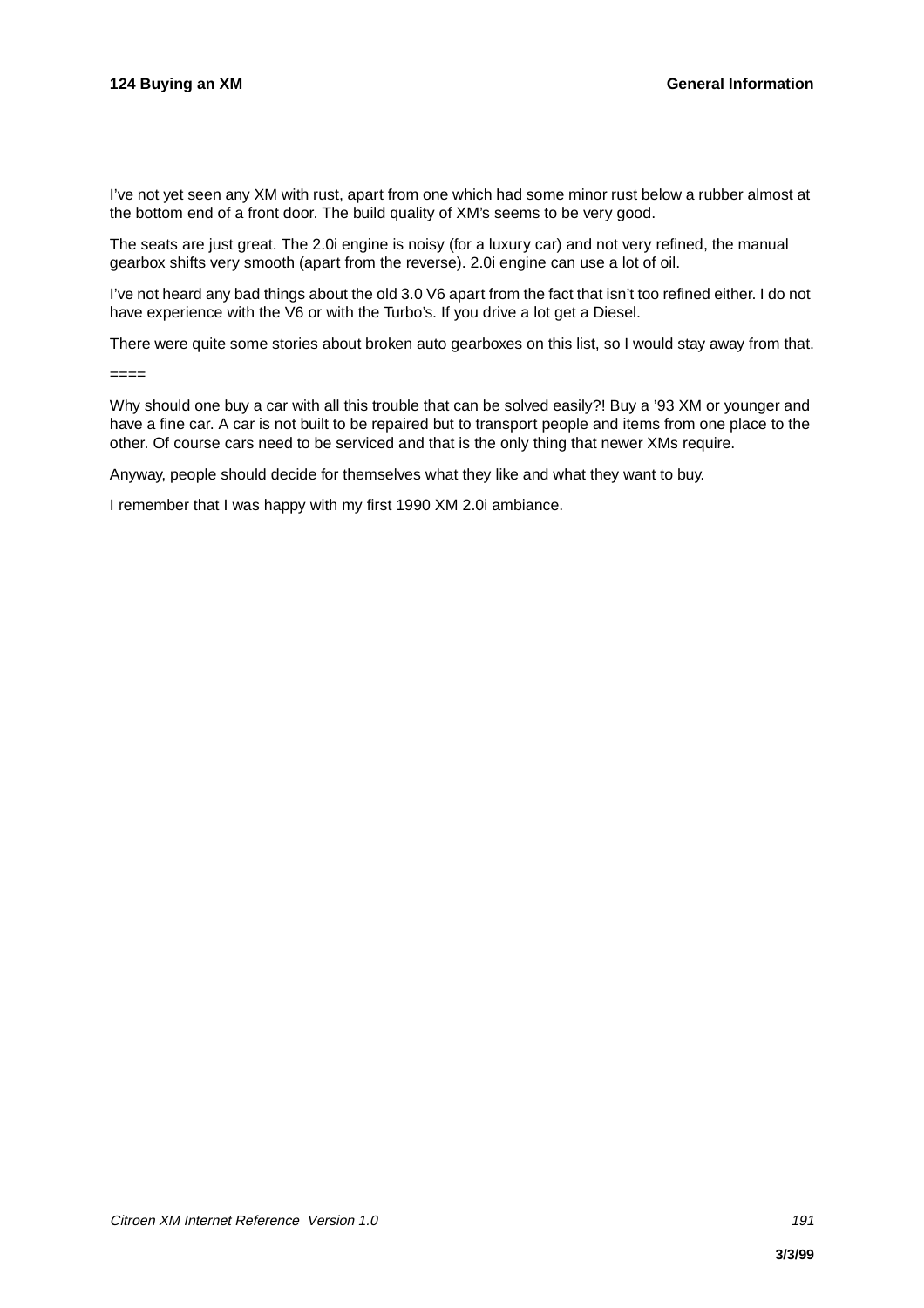I've not yet seen any XM with rust, apart from one which had some minor rust below a rubber almost at the bottom end of a front door. The build quality of XM's seems to be very good.

The seats are just great. The 2.0i engine is noisy (for a luxury car) and not very refined, the manual gearbox shifts very smooth (apart from the reverse). 2.0i engine can use a lot of oil.

I've not heard any bad things about the old 3.0 V6 apart from the fact that isn't too refined either. I do not have experience with the V6 or with the Turbo's. If you drive a lot get a Diesel.

There were quite some stories about broken auto gearboxes on this list, so I would stay away from that.

====

Why should one buy a car with all this trouble that can be solved easily?! Buy a '93 XM or younger and have a fine car. A car is not built to be repaired but to transport people and items from one place to the other. Of course cars need to be serviced and that is the only thing that newer XMs require.

Anyway, people should decide for themselves what they like and what they want to buy.

I remember that I was happy with my first 1990 XM 2.0i ambiance.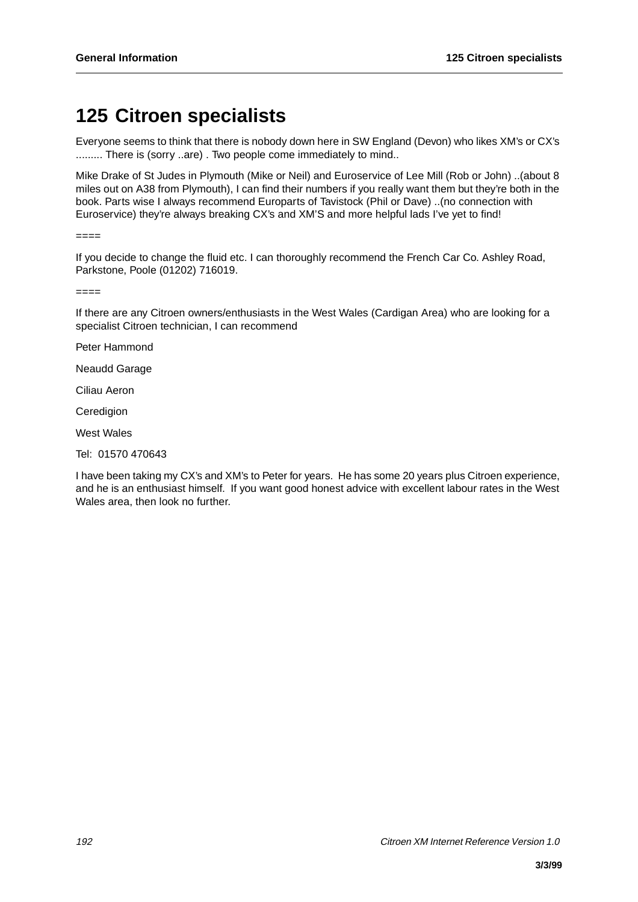# 125 Citroen specialists

Everyone seems to think that there is nobody down here in SW England (Devon) who likes XM's or CX's ......... There is (sorry ..are) . Two people come immediately to mind..

Mike Drake of St Judes in Plymouth (Mike or Neil) and Euroservice of Lee Mill (Rob or John) ..(about 8 miles out on A38 from Plymouth), I can find their numbers if you really want them but they're both in the book. Parts wise I always recommend Europarts of Tavistock (Phil or Dave) ..(no connection with Euroservice) they're always breaking CX's and XM'S and more helpful lads I've yet to find!

====

If you decide to change the fluid etc. I can thoroughly recommend the French Car Co. Ashley Road, Parkstone, Poole (01202) 716019.

====

If there are any Citroen owners/enthusiasts in the West Wales (Cardigan Area) who are looking for a specialist Citroen technician, I can recommend

Peter Hammond

Neaudd Garage

Ciliau Aeron

Ceredigion

West Wales

Tel:  01570 470643

I have been taking my CX's and XM's to Peter for years.  He has some 20 years plus Citroen experience, and he is an enthusiast himself.  If you want good honest advice with excellent labour rates in the West Wales area, then look no further.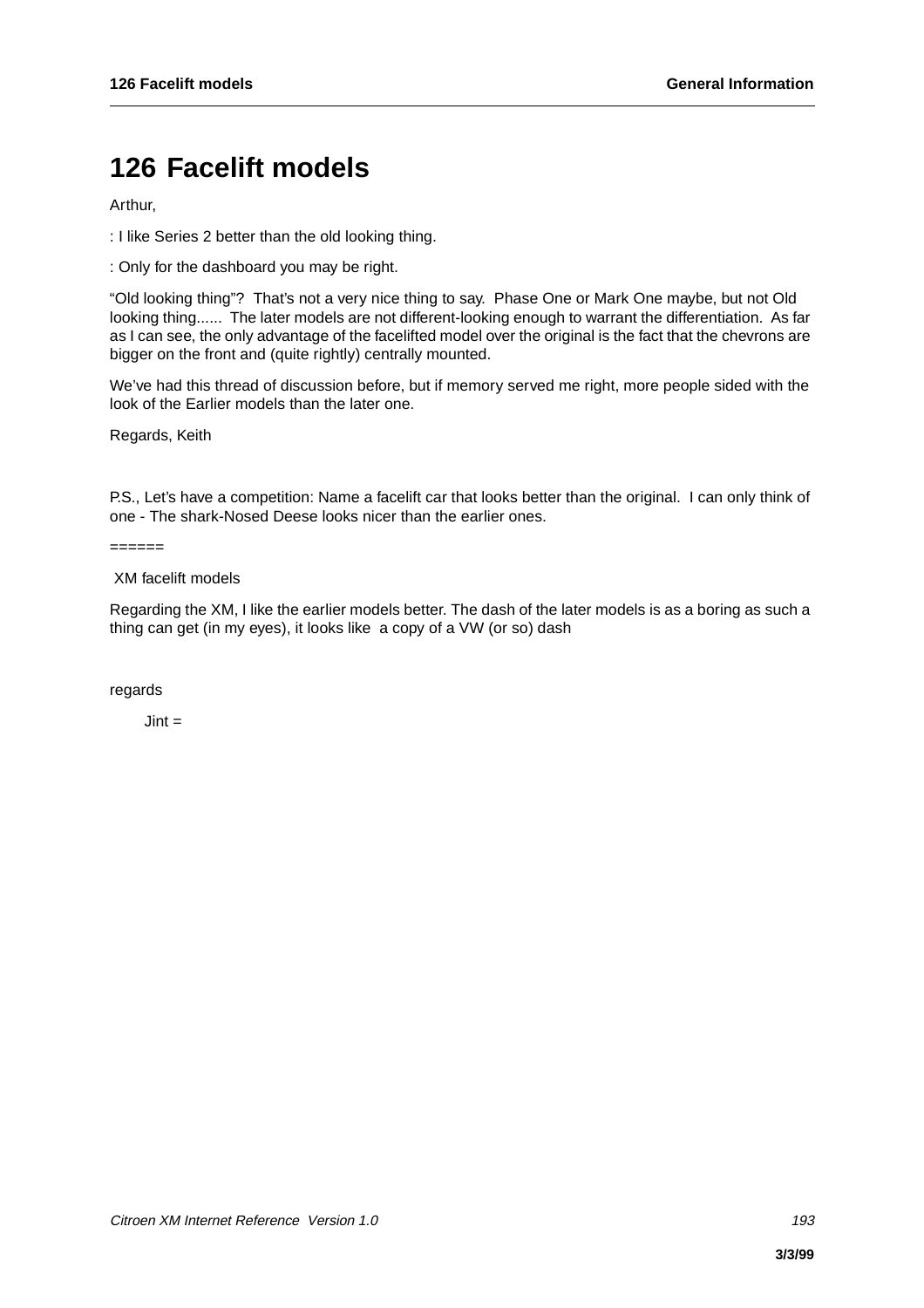# 126 Facelift models

Arthur,

: I like Series 2 better than the old looking thing.

: Only for the dashboard you may be right.

“Old looking thing”? That’s not a very nice thing to say. Phase One or Mark One maybe, but not Old looking thing...... The later models are not different-looking enough to warrant the differentiation. As far as I can see, the only advantage of the facelifted model over the original is the fact that the chevrons are bigger on the front and (quite rightly) centrally mounted.

We’ve had this thread of discussion before, but if memory served me right, more people sided with the look of the Earlier models than the later one.

Regards, Keith

P.S., Let’s have a competition: Name a facelift car that looks better than the original. I can only think of one - The shark-Nosed Deese looks nicer than the earlier ones.

======

XM facelift models

Regarding the XM, I like the earlier models better. The dash of the later models is as a boring as such a thing can get (in my eyes), it looks like a copy of a VW (or so) dash

regards

Jint =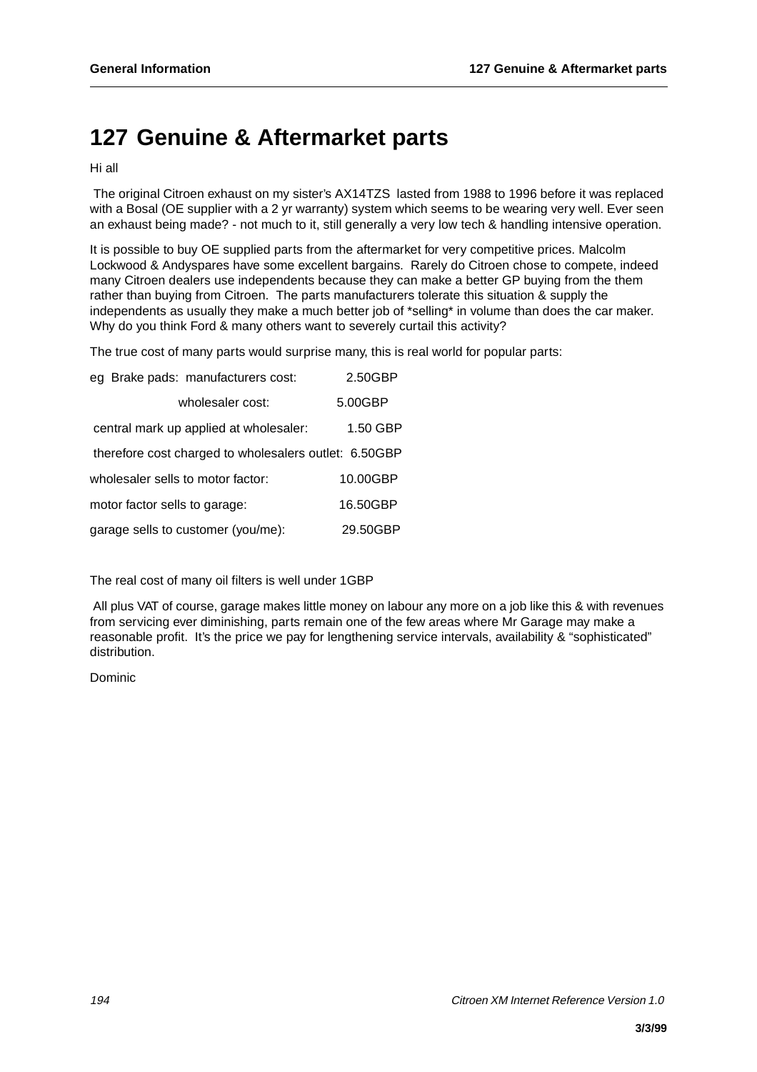# 127 Genuine & Aftermarket parts

Hi all

The original Citroen exhaust on my sister's AX14TZS lasted from 1988 to 1996 before it was replaced with a Bosal (OE supplier with a 2 yr warranty) system which seems to be wearing very well. Ever seen an exhaust being made? - not much to it, still generally a very low tech & handling intensive operation.

It is possible to buy OE supplied parts from the aftermarket for very competitive prices. Malcolm Lockwood & Andyspares have some excellent bargains. Rarely do Citroen chose to compete, indeed many Citroen dealers use independents because they can make a better GP buying from the them rather than buying from Citroen. The parts manufacturers tolerate this situation & supply the independents as usually they make a much better job of *selling* in volume than does the car maker. Why do you think Ford & many others want to severely curtail this activity?

The true cost of many parts would surprise many, this is real world for popular parts:

| | |
|---|---|
| eg Brake pads: manufacturers cost: | 2.50GBP |
| wholesaler cost: | 5.00GBP |
| central mark up applied at wholesaler: | 1.50 GBP |
| therefore cost charged to wholesalers outlet: | 6.50GBP |
| wholesaler sells to motor factor: | 10.00GBP |
| motor factor sells to garage: | 16.50GBP |
| garage sells to customer (you/me): | 29.50GBP |

The real cost of many oil filters is well under 1GBP

All plus VAT of course, garage makes little money on labour any more on a job like this & with revenues from servicing ever diminishing, parts remain one of the few areas where Mr Garage may make a reasonable profit. It's the price we pay for lengthening service intervals, availability & "sophisticated" distribution.

Dominic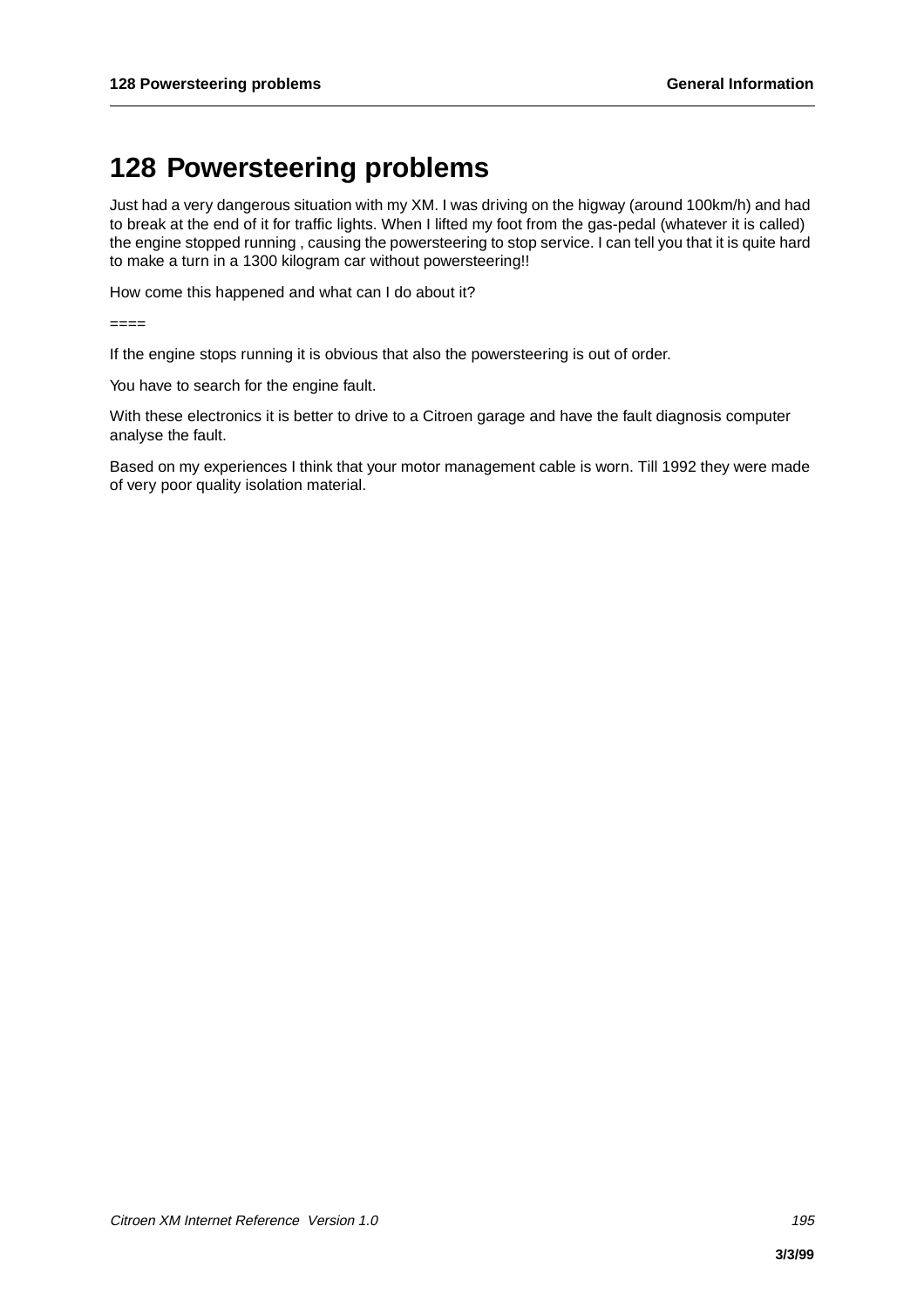# 128 Powersteering problems

Just had a very dangerous situation with my XM. I was driving on the higway (around 100km/h) and had to break at the end of it for traffic lights. When I lifted my foot from the gas-pedal (whatever it is called) the engine stopped running , causing the powersteering to stop service. I can tell you that it is quite hard to make a turn in a 1300 kilogram car without powersteering!!

How come this happened and what can I do about it?

====

If the engine stops running it is obvious that also the powersteering is out of order.

You have to search for the engine fault.

With these electronics it is better to drive to a Citroen garage and have the fault diagnosis computer analyse the fault.

Based on my experiences I think that your motor management cable is worn. Till 1992 they were made of very poor quality isolation material.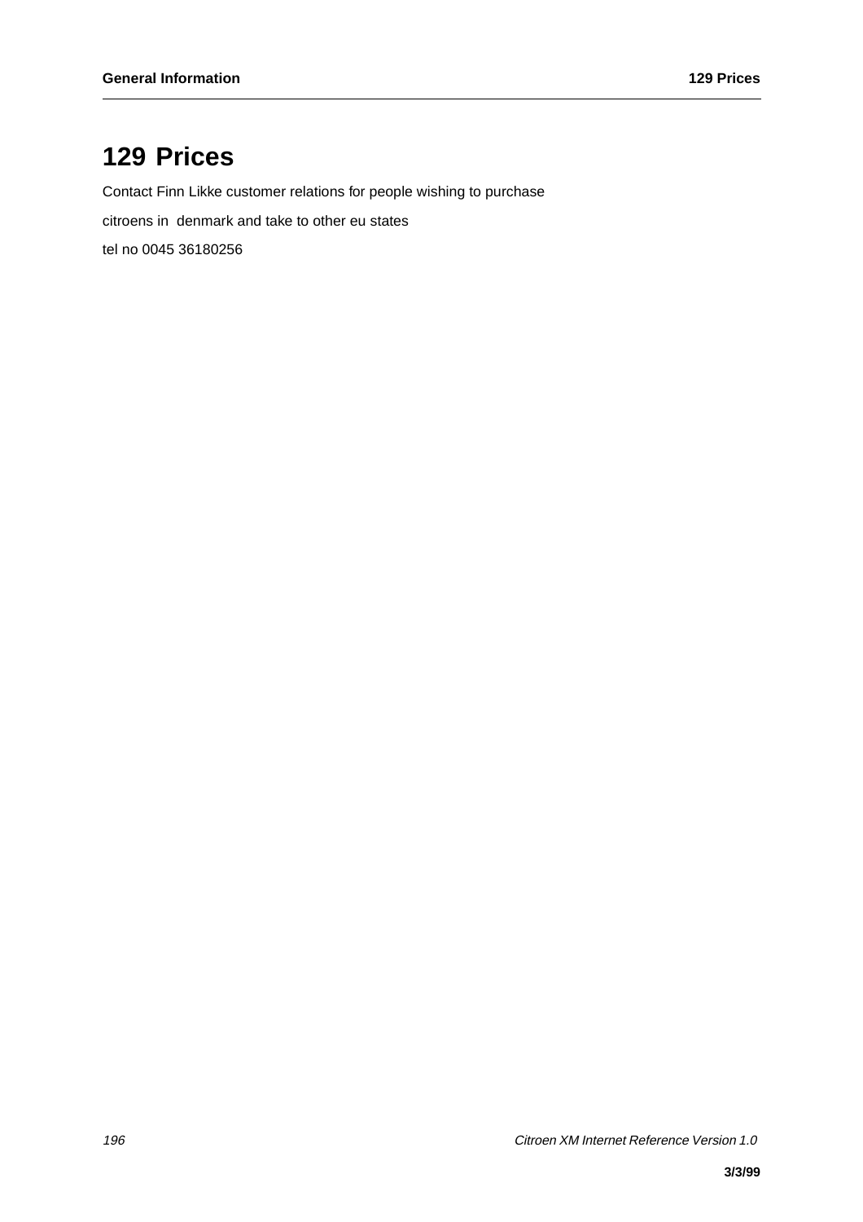# 129 Prices

Contact Finn Likke customer relations for people wishing to purchase

citroens in denmark and take to other eu states

tel no 0045 36180256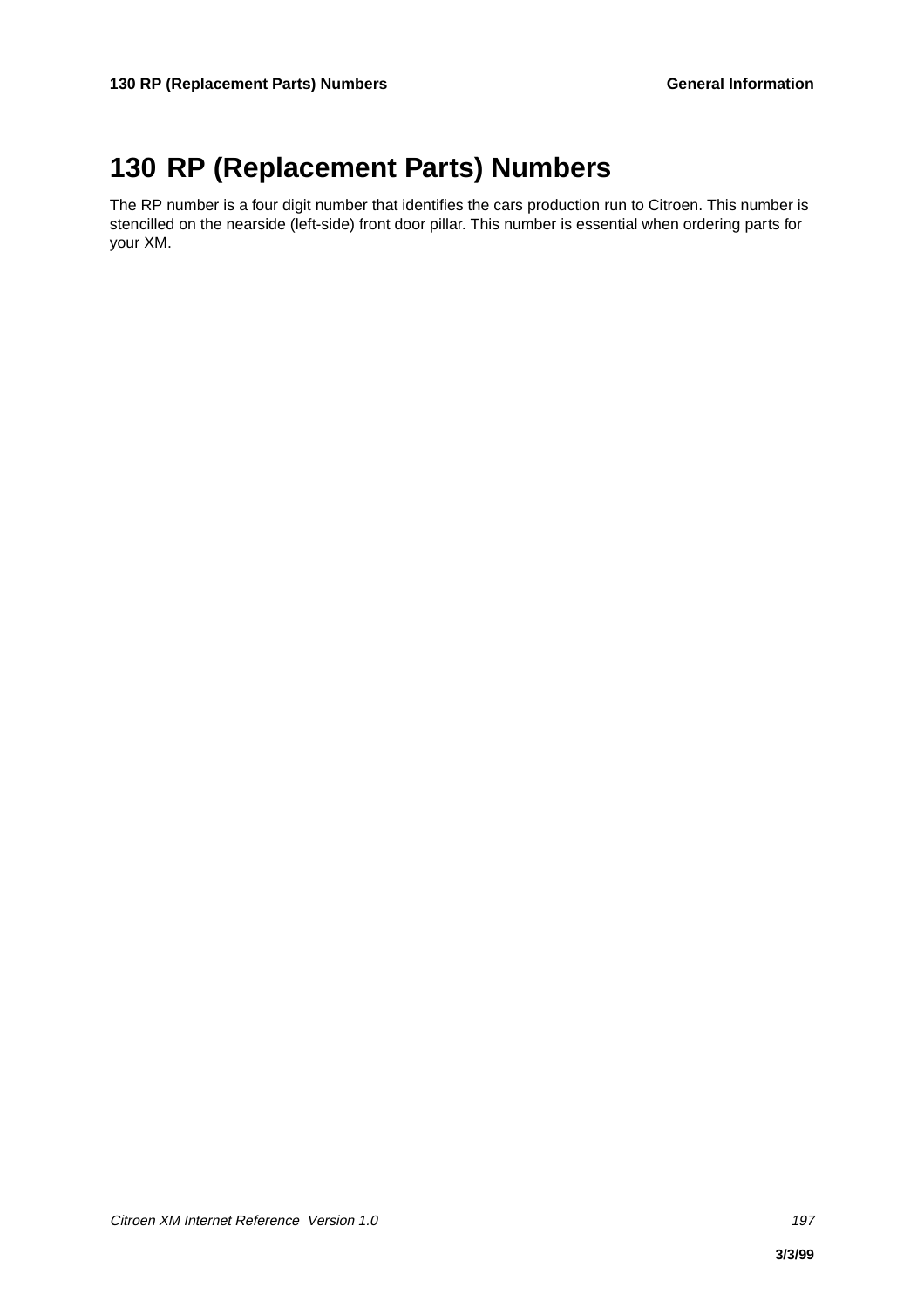# 130 RP (Replacement Parts) Numbers

The RP number is a four digit number that identifies the cars production run to Citroen. This number is stencilled on the nearside (left-side) front door pillar. This number is essential when ordering parts for your XM.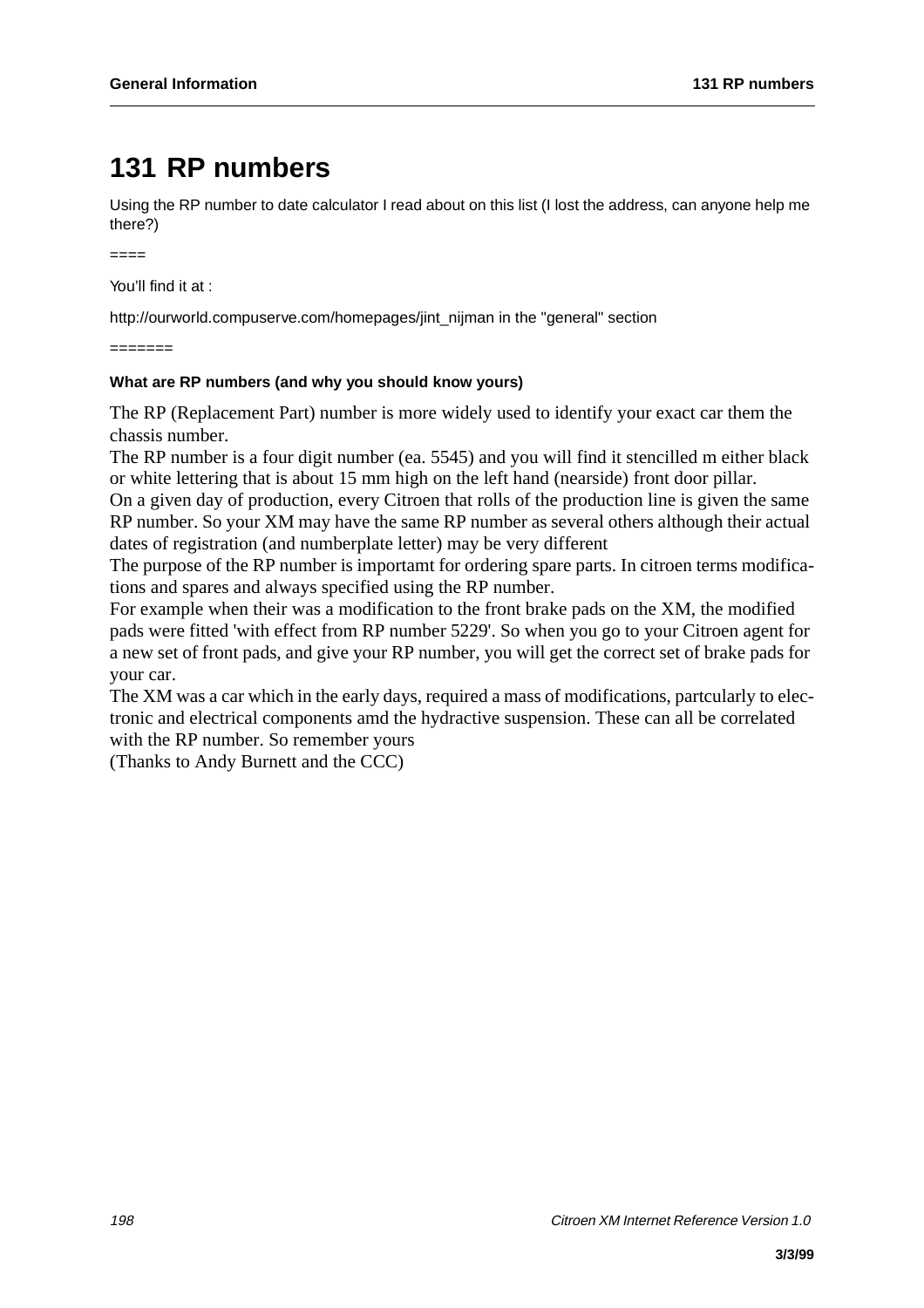# 131 RP numbers

Using the RP number to date calculator I read about on this list (I lost the address, can anyone help me there?)

====

You'll find it at :

http://ourworld.compuserve.com/homepages/jint_nijman in the "general" section

=======

#### What are RP numbers (and why you should know yours)

The RP (Replacement Part) number is more widely used to identify your exact car them the chassis number.
The RP number is a four digit number (ea. 5545) and you will find it stencilled m either black or white lettering that is about 15 mm high on the left hand (nearside) front door pillar.
On a given day of production, every Citroen that rolls of the production line is given the same RP number. So your XM may have the same RP number as several others although their actual dates of registration (and numberplate letter) may be very different
The purpose of the RP number is importamt for ordering spare parts. In citroen terms modifications and spares and always specified using the RP number.
For example when their was a modification to the front brake pads on the XM, the modified pads were fitted 'with effect from RP number 5229'. So when you go to your Citroen agent for a new set of front pads, and give your RP number, you will get the correct set of brake pads for your car.
The XM was a car which in the early days, required a mass of modifications, partcularly to electronic and electrical components amd the hydractive suspension. These can all be correlated with the RP number. So remember yours
(Thanks to Andy Burnett and the CCC)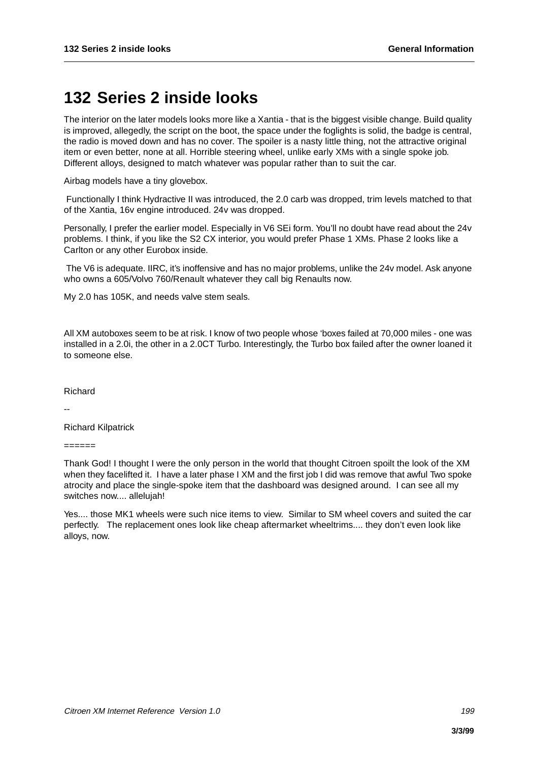# 132 Series 2 inside looks

The interior on the later models looks more like a Xantia - that is the biggest visible change. Build quality is improved, allegedly, the script on the boot, the space under the foglights is solid, the badge is central, the radio is moved down and has no cover. The spoiler is a nasty little thing, not the attractive original item or even better, none at all. Horrible steering wheel, unlike early XMs with a single spoke job. Different alloys, designed to match whatever was popular rather than to suit the car.

Airbag models have a tiny glovebox.

Functionally I think Hydractive II was introduced, the 2.0 carb was dropped, trim levels matched to that of the Xantia, 16v engine introduced. 24v was dropped.

Personally, I prefer the earlier model. Especially in V6 SEi form. You'll no doubt have read about the 24v problems. I think, if you like the S2 CX interior, you would prefer Phase 1 XMs. Phase 2 looks like a Carlton or any other Eurobox inside.

The V6 is adequate. IIRC, it's inoffensive and has no major problems, unlike the 24v model. Ask anyone who owns a 605/Volvo 760/Renault whatever they call big Renaults now.

My 2.0 has 105K, and needs valve stem seals.

All XM autoboxes seem to be at risk. I know of two people whose 'boxes failed at 70,000 miles - one was installed in a 2.0i, the other in a 2.0CT Turbo. Interestingly, the Turbo box failed after the owner loaned it to someone else.

Richard

--

Richard Kilpatrick

======

Thank God! I thought I were the only person in the world that thought Citroen spoilt the look of the XM when they facelifted it. I have a later phase I XM and the first job I did was remove that awful Two spoke atrocity and place the single-spoke item that the dashboard was designed around. I can see all my switches now.... allelujah!

Yes.... those MK1 wheels were such nice items to view. Similar to SM wheel covers and suited the car perfectly. The replacement ones look like cheap aftermarket wheeltrims.... they don't even look like alloys, now.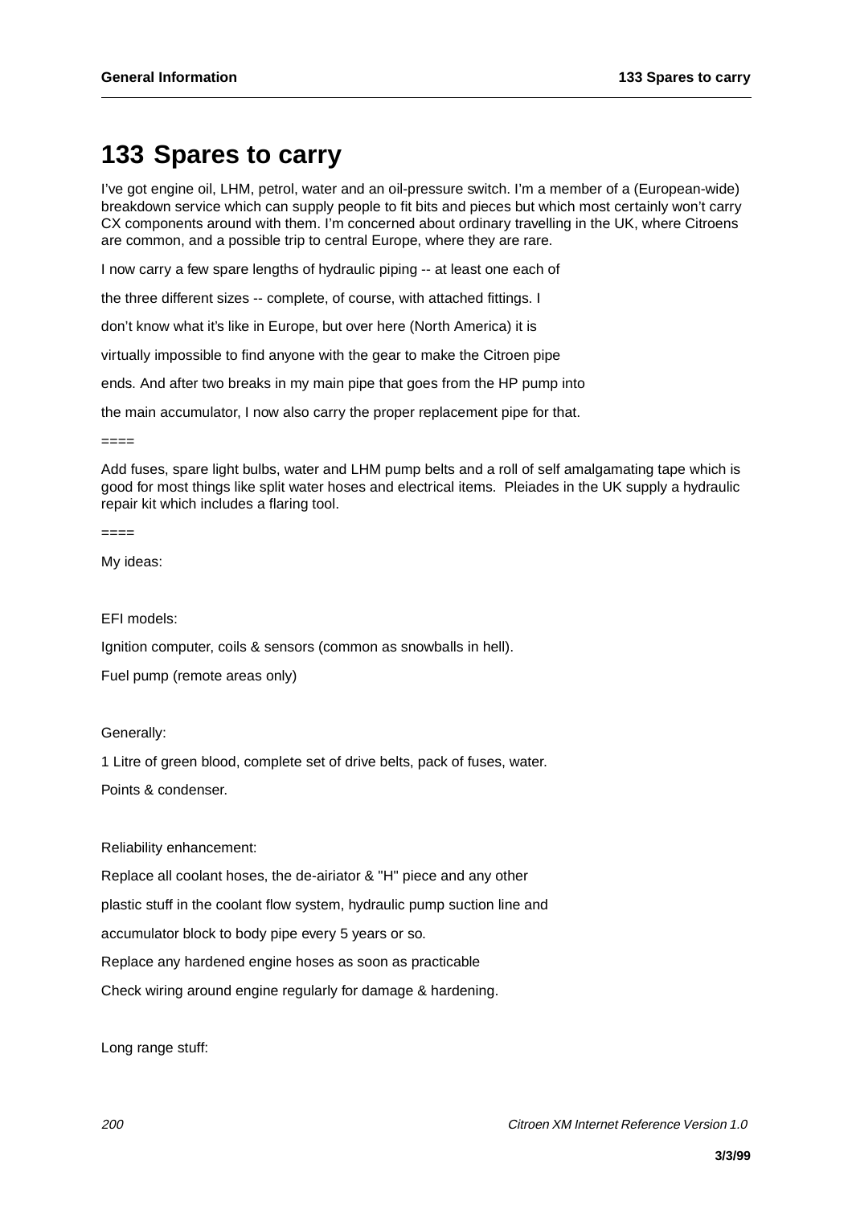# 133 Spares to carry

I've got engine oil, LHM, petrol, water and an oil-pressure switch. I'm a member of a (European-wide) breakdown service which can supply people to fit bits and pieces but which most certainly won't carry CX components around with them. I'm concerned about ordinary travelling in the UK, where Citroens are common, and a possible trip to central Europe, where they are rare.

I now carry a few spare lengths of hydraulic piping -- at least one each of

the three different sizes -- complete, of course, with attached fittings. I

don't know what it's like in Europe, but over here (North America) it is

virtually impossible to find anyone with the gear to make the Citroen pipe

ends. And after two breaks in my main pipe that goes from the HP pump into

the main accumulator, I now also carry the proper replacement pipe for that.

====

Add fuses, spare light bulbs, water and LHM pump belts and a roll of self amalgamating tape which is good for most things like split water hoses and electrical items. Pleiades in the UK supply a hydraulic repair kit which includes a flaring tool.

====

My ideas:

EFI models:

Ignition computer, coils & sensors (common as snowballs in hell).

Fuel pump (remote areas only)

Generally:

1 Litre of green blood, complete set of drive belts, pack of fuses, water.

Points & condenser.

Reliability enhancement:

Replace all coolant hoses, the de-airiator & "H" piece and any other

plastic stuff in the coolant flow system, hydraulic pump suction line and

accumulator block to body pipe every 5 years or so.

Replace any hardened engine hoses as soon as practicable

Check wiring around engine regularly for damage & hardening.

Long range stuff: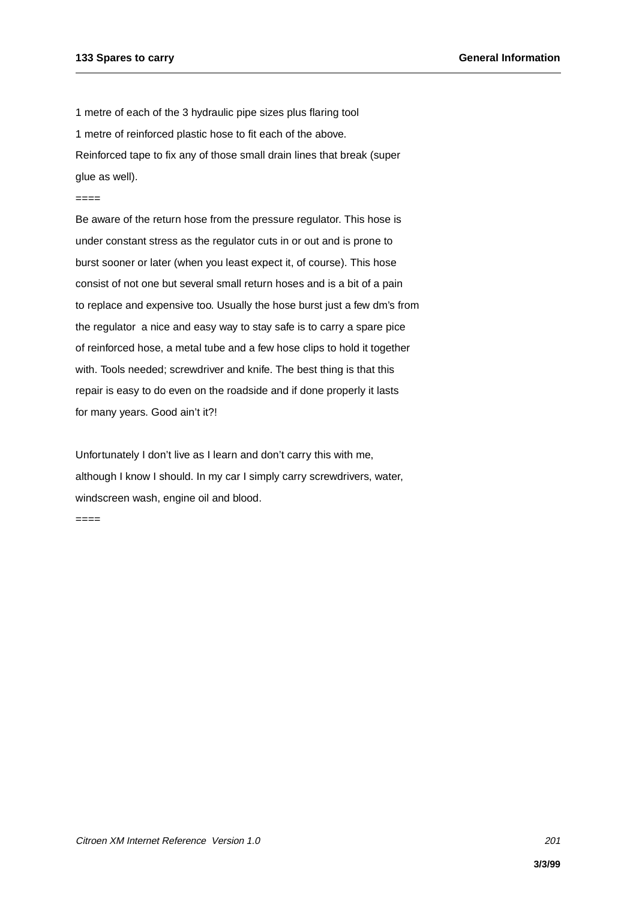1 metre of each of the 3 hydraulic pipe sizes plus flaring tool

1 metre of reinforced plastic hose to fit each of the above.

Reinforced tape to fix any of those small drain lines that break (super glue as well).

====

Be aware of the return hose from the pressure regulator. This hose is under constant stress as the regulator cuts in or out and is prone to burst sooner or later (when you least expect it, of course). This hose consist of not one but several small return hoses and is a bit of a pain to replace and expensive too. Usually the hose burst just a few dm's from the regulator  a nice and easy way to stay safe is to carry a spare pice of reinforced hose, a metal tube and a few hose clips to hold it together with. Tools needed; screwdriver and knife. The best thing is that this repair is easy to do even on the roadside and if done properly it lasts for many years. Good ain't it?!

Unfortunately I don't live as I learn and don't carry this with me, although I know I should. In my car I simply carry screwdrivers, water, windscreen wash, engine oil and blood.

====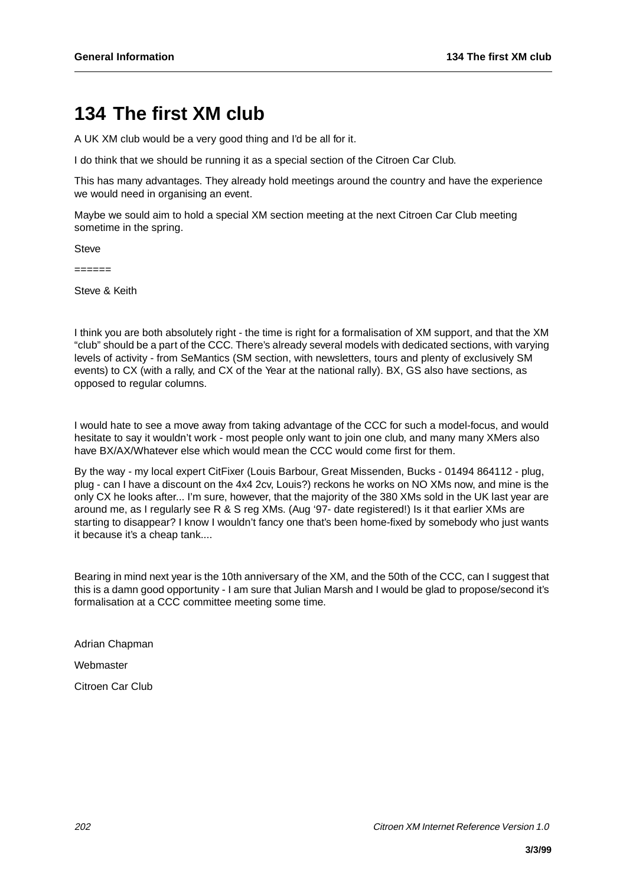# 134 The first XM club

A UK XM club would be a very good thing and I'd be all for it.

I do think that we should be running it as a special section of the Citroen Car Club.

This has many advantages. They already hold meetings around the country and have the experience we would need in organising an event.

Maybe we sould aim to hold a special XM section meeting at the next Citroen Car Club meeting sometime in the spring.

Steve

======

Steve & Keith

I think you are both absolutely right - the time is right for a formalisation of XM support, and that the XM "club" should be a part of the CCC. There's already several models with dedicated sections, with varying levels of activity - from SeMantics (SM section, with newsletters, tours and plenty of exclusively SM events) to CX (with a rally, and CX of the Year at the national rally). BX, GS also have sections, as opposed to regular columns.

I would hate to see a move away from taking advantage of the CCC for such a model-focus, and would hesitate to say it wouldn't work - most people only want to join one club, and many many XMers also have BX/AX/Whatever else which would mean the CCC would come first for them.

By the way - my local expert CitFixer (Louis Barbour, Great Missenden, Bucks - 01494 864112 - plug, plug - can I have a discount on the 4x4 2cv, Louis?) reckons he works on NO XMs now, and mine is the only CX he looks after... I'm sure, however, that the majority of the 380 XMs sold in the UK last year are around me, as I regularly see R & S reg XMs. (Aug '97- date registered!) Is it that earlier XMs are starting to disappear? I know I wouldn't fancy one that's been home-fixed by somebody who just wants it because it's a cheap tank....

Bearing in mind next year is the 10th anniversary of the XM, and the 50th of the CCC, can I suggest that this is a damn good opportunity - I am sure that Julian Marsh and I would be glad to propose/second it's formalisation at a CCC committee meeting some time.

Adrian Chapman

Webmaster

Citroen Car Club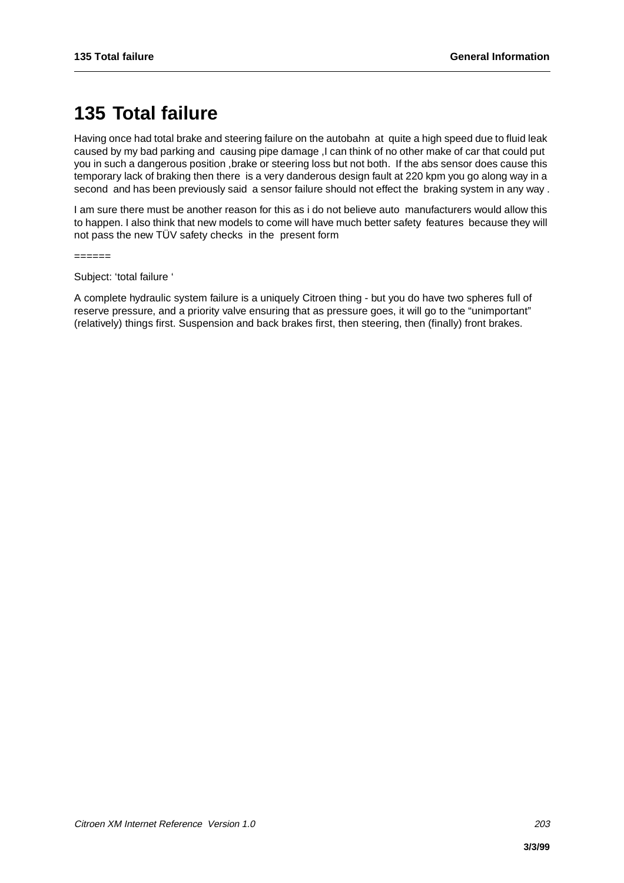# 135 Total failure

Having once had total brake and steering failure on the autobahn at quite a high speed due to fluid leak caused by my bad parking and causing pipe damage ,I can think of no other make of car that could put you in such a dangerous position ,brake or steering loss but not both. If the abs sensor does cause this temporary lack of braking then there is a very danderous design fault at 220 kpm you go along way in a second and has been previously said a sensor failure should not effect the braking system in any way .

I am sure there must be another reason for this as i do not believe auto manufacturers would allow this to happen. I also think that new models to come will have much better safety features because they will not pass the new TÜV safety checks in the present form

======

Subject: 'total failure '

A complete hydraulic system failure is a uniquely Citroen thing - but you do have two spheres full of reserve pressure, and a priority valve ensuring that as pressure goes, it will go to the "unimportant" (relatively) things first. Suspension and back brakes first, then steering, then (finally) front brakes.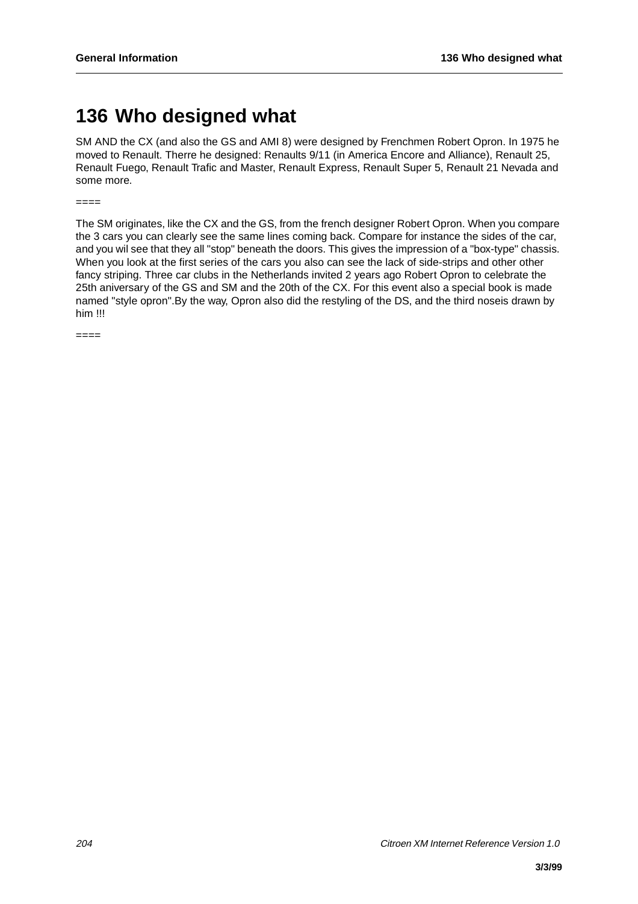# 136 Who designed what

SM AND the CX (and also the GS and AMI 8) were designed by Frenchmen Robert Opron. In 1975 he moved to Renault. Therre he designed: Renaults 9/11 (in America Encore and Alliance), Renault 25, Renault Fuego, Renault Trafic and Master, Renault Express, Renault Super 5, Renault 21 Nevada and some more.

====

The SM originates, like the CX and the GS, from the french designer Robert Opron. When you compare the 3 cars you can clearly see the same lines coming back. Compare for instance the sides of the car, and you wil see that they all "stop" beneath the doors. This gives the impression of a "box-type" chassis. When you look at the first series of the cars you also can see the lack of side-strips and other other fancy striping. Three car clubs in the Netherlands invited 2 years ago Robert Opron to celebrate the 25th aniversary of the GS and SM and the 20th of the CX. For this event also a special book is made named "style opron".By the way, Opron also did the restyling of the DS, and the third noseis drawn by him !!!

====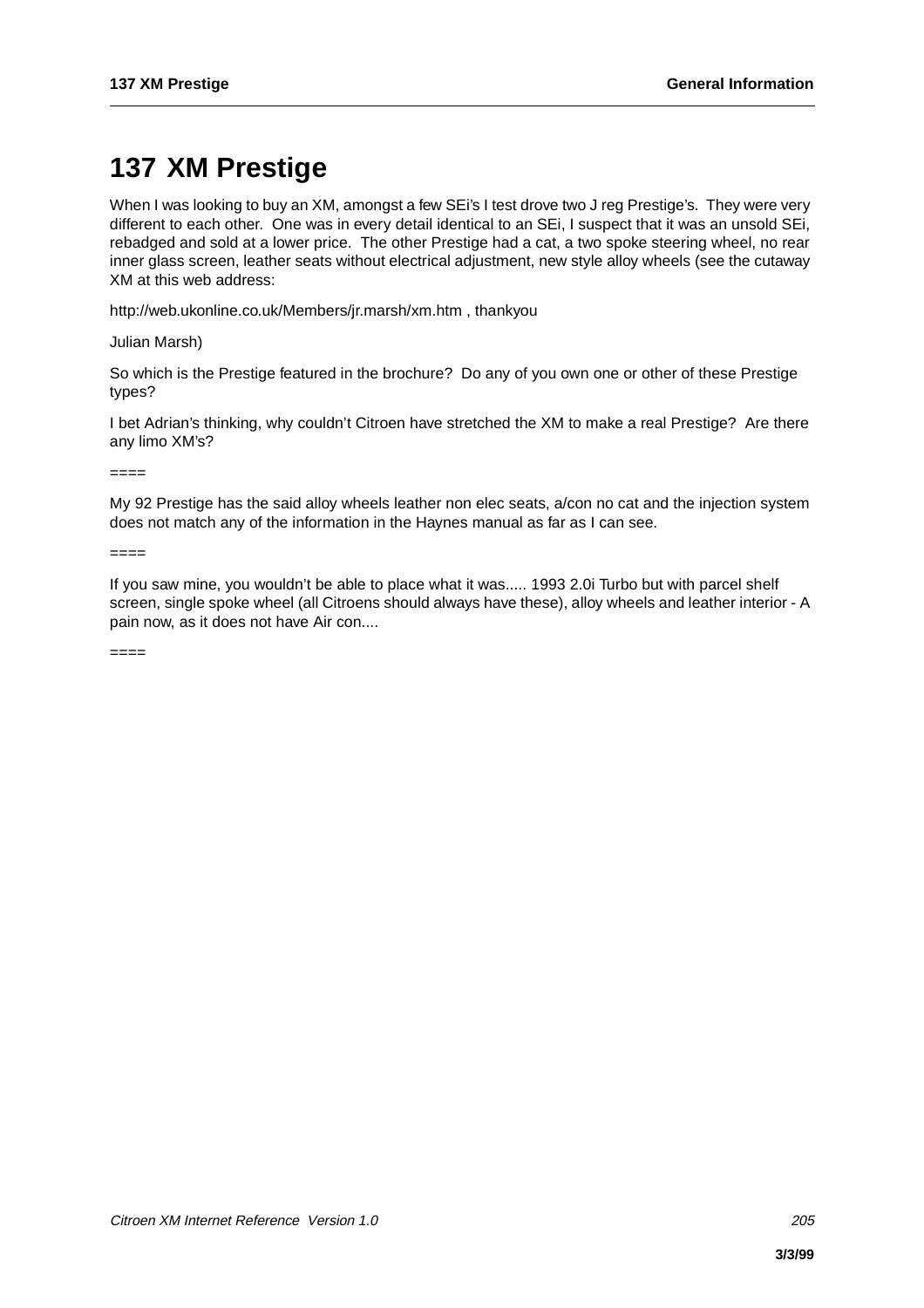# 137 XM Prestige

When I was looking to buy an XM, amongst a few SEi's I test drove two J reg Prestige's. They were very different to each other. One was in every detail identical to an SEi, I suspect that it was an unsold SEi, rebadged and sold at a lower price. The other Prestige had a cat, a two spoke steering wheel, no rear inner glass screen, leather seats without electrical adjustment, new style alloy wheels (see the cutaway XM at this web address:

http://web.ukonline.co.uk/Members/jr.marsh/xm.htm , thankyou

Julian Marsh)

So which is the Prestige featured in the brochure? Do any of you own one or other of these Prestige types?

I bet Adrian's thinking, why couldn't Citroen have stretched the XM to make a real Prestige? Are there any limo XM's?

====

My 92 Prestige has the said alloy wheels leather non elec seats, a/con no cat and the injection system does not match any of the information in the Haynes manual as far as I can see.

====

If you saw mine, you wouldn't be able to place what it was..... 1993 2.0i Turbo but with parcel shelf screen, single spoke wheel (all Citroens should always have these), alloy wheels and leather interior - A pain now, as it does not have Air con....

====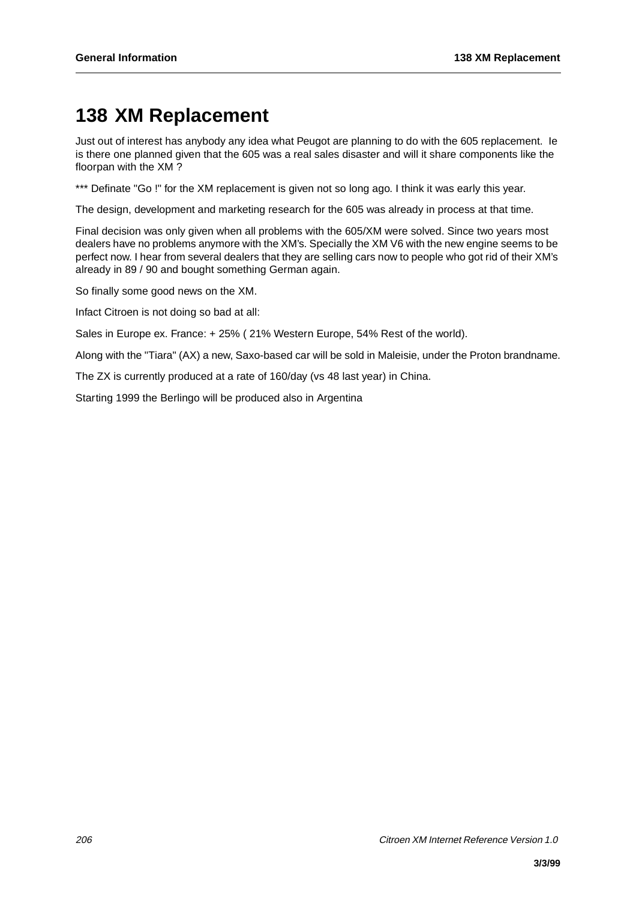# 138 XM Replacement

Just out of interest has anybody any idea what Peugot are planning to do with the 605 replacement. Ie is there one planned given that the 605 was a real sales disaster and will it share components like the floorpan with the XM ?

*** Definate "Go !" for the XM replacement is given not so long ago. I think it was early this year.

The design, development and marketing research for the 605 was already in process at that time.

Final decision was only given when all problems with the 605/XM were solved. Since two years most dealers have no problems anymore with the XM's. Specially the XM V6 with the new engine seems to be perfect now. I hear from several dealers that they are selling cars now to people who got rid of their XM's already in 89 / 90 and bought something German again.

So finally some good news on the XM.

Infact Citroen is not doing so bad at all:

Sales in Europe ex. France: + 25% ( 21% Western Europe, 54% Rest of the world).

Along with the "Tiara" (AX) a new, Saxo-based car will be sold in Maleisie, under the Proton brandname.

The ZX is currently produced at a rate of 160/day (vs 48 last year) in China.

Starting 1999 the Berlingo will be produced also in Argentina